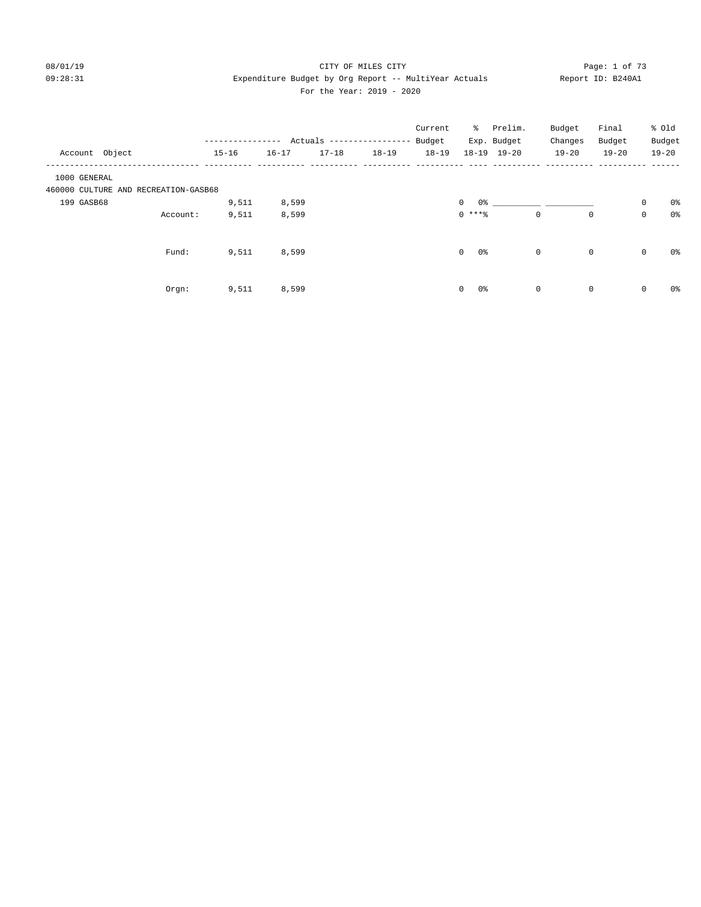CITY OF MILES CITY

Expenditure Budget by Org Report -- MultiYear Actuals

For the Year: 2019 - 2020

08/01/19 09:28:31 Report ID: B240A1

| Account Object | Actuals 15-16 | Actuals 16-17 | Actuals 17-18 | Actuals 18-19 | Current Budget 18-19 | % Exp. 18-19 | Prelim. Budget 19-20 | Budget Changes 19-20 | Final Budget 19-20 | % Old Budget 19-20 |
|---|---|---|---|---|---|---|---|---|---|---|
| 1000 GENERAL | | | | | | | | | | |
| 460000 CULTURE AND RECREATION-GASB68 | | | | | | | | | | |
| 199 GASB68 | 9,511 | 8,599 | | | 0 | 0% | __________ | __________ | 0 | 0% |
| Account: | 9,511 | 8,599 | | | 0 | ***% | 0 | 0 | 0 | 0% |
| Fund: | 9,511 | 8,599 | | | 0 | 0% | 0 | 0 | 0 | 0% |
| Orgn: | 9,511 | 8,599 | | | 0 | 0% | 0 | 0 | 0 | 0% |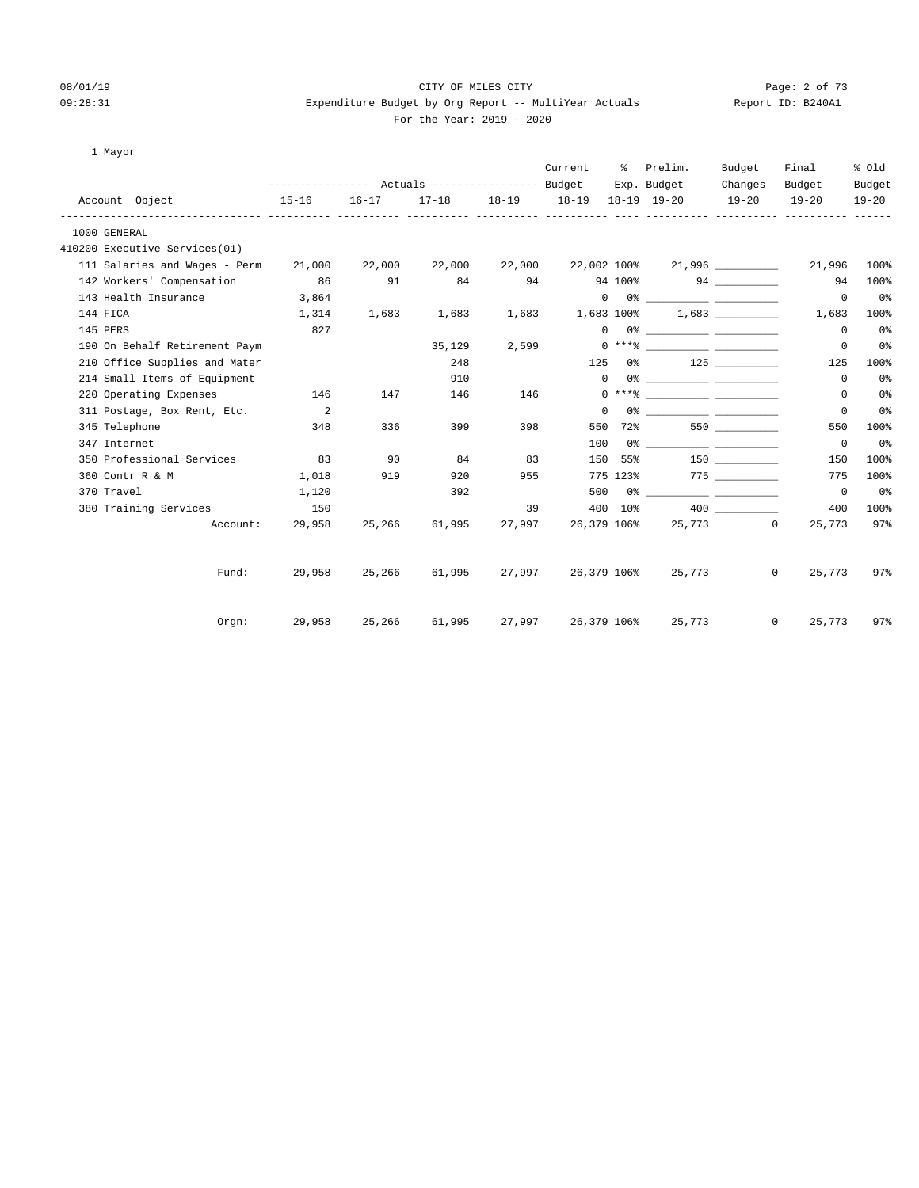CITY OF MILES CITY

Expenditure Budget by Org Report -- MultiYear Actuals

For the Year: 2019 - 2020

08/01/19 09:28:31 Report ID: B240A1

1 Mayor

| Account Object | Actuals 15-16 | Actuals 16-17 | Actuals 17-18 | Actuals 18-19 | Current Budget 18-19 | % Exp. 18-19 | Prelim. Budget 19-20 | Budget Changes 19-20 | Final Budget 19-20 | % Old Budget 19-20 |
|---|---|---|---|---|---|---|---|---|---|---|
| 1000 GENERAL | | | | | | | | | | |
| 410200 Executive Services(01) | | | | | | | | | | |
| 111 Salaries and Wages - Perm | 21,000 | 22,000 | 22,000 | 22,000 | 22,002 | 100% | 21,996 | __________ | 21,996 | 100% |
| 142 Workers' Compensation | 86 | 91 | 84 | 94 | 94 | 100% | 94 | __________ | 94 | 100% |
| 143 Health Insurance | 3,864 | | | | 0 | 0% | __________ | __________ | 0 | 0% |
| 144 FICA | 1,314 | 1,683 | 1,683 | 1,683 | 1,683 | 100% | 1,683 | __________ | 1,683 | 100% |
| 145 PERS | 827 | | | | 0 | 0% | __________ | __________ | 0 | 0% |
| 190 On Behalf Retirement Paym | | | 35,129 | 2,599 | 0 | ***% | __________ | __________ | 0 | 0% |
| 210 Office Supplies and Mater | | | 248 | | 125 | 0% | 125 | __________ | 125 | 100% |
| 214 Small Items of Equipment | | | 910 | | 0 | 0% | __________ | __________ | 0 | 0% |
| 220 Operating Expenses | 146 | 147 | 146 | 146 | 0 | ***% | __________ | __________ | 0 | 0% |
| 311 Postage, Box Rent, Etc. | 2 | | | | 0 | 0% | __________ | __________ | 0 | 0% |
| 345 Telephone | 348 | 336 | 399 | 398 | 550 | 72% | 550 | __________ | 550 | 100% |
| 347 Internet | | | | | 100 | 0% | __________ | __________ | 0 | 0% |
| 350 Professional Services | 83 | 90 | 84 | 83 | 150 | 55% | 150 | __________ | 150 | 100% |
| 360 Contr R & M | 1,018 | 919 | 920 | 955 | 775 | 123% | 775 | __________ | 775 | 100% |
| 370 Travel | 1,120 | | 392 | | 500 | 0% | __________ | __________ | 0 | 0% |
| 380 Training Services | 150 | | | 39 | 400 | 10% | 400 | __________ | 400 | 100% |
| Account: | 29,958 | 25,266 | 61,995 | 27,997 | 26,379 | 106% | 25,773 | 0 | 25,773 | 97% |
| Fund: | 29,958 | 25,266 | 61,995 | 27,997 | 26,379 | 106% | 25,773 | 0 | 25,773 | 97% |
| Orgn: | 29,958 | 25,266 | 61,995 | 27,997 | 26,379 | 106% | 25,773 | 0 | 25,773 | 97% |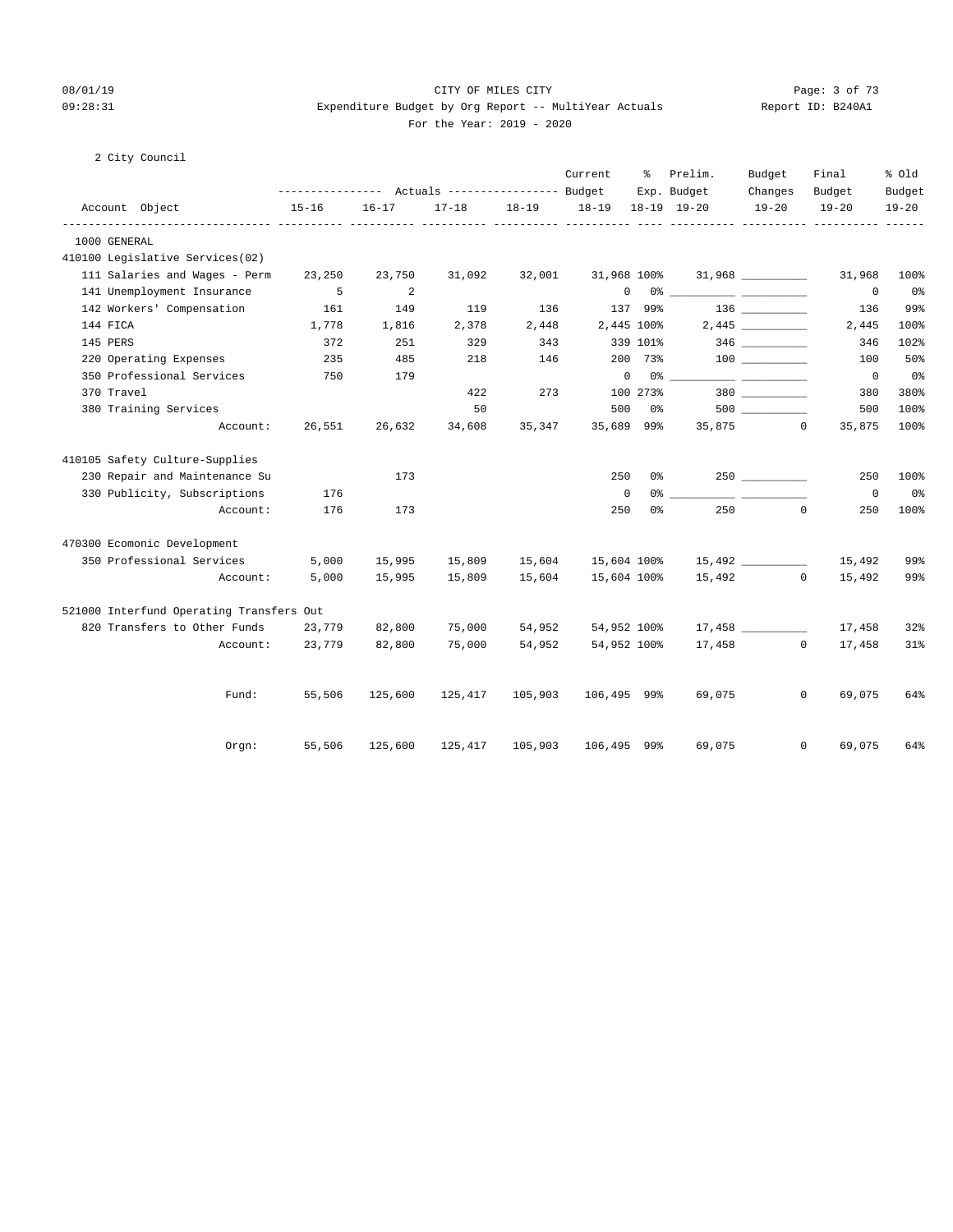CITY OF MILES CITY

Expenditure Budget by Org Report -- MultiYear Actuals

For the Year: 2019 - 2020

08/01/19 09:28:31 Report ID: B240A1

2 City Council

| Account Object | Actuals 15-16 | Actuals 16-17 | Actuals 17-18 | Actuals 18-19 | Current Budget 18-19 | % Exp. 18-19 | Prelim. Budget 19-20 | Budget Changes 19-20 | Final Budget 19-20 | % Old Budget 19-20 |
|---|---|---|---|---|---|---|---|---|---|---|
| 1000 GENERAL | | | | | | | | | | |
| 410100 Legislative Services(02) | | | | | | | | | | |
| 111 Salaries and Wages - Perm | 23,250 | 23,750 | 31,092 | 32,001 | 31,968 | 100% | 31,968 | __________ | 31,968 | 100% |
| 141 Unemployment Insurance | 5 | 2 | | | 0 | 0% | __________ | __________ | 0 | 0% |
| 142 Workers' Compensation | 161 | 149 | 119 | 136 | 137 | 99% | 136 | __________ | 136 | 99% |
| 144 FICA | 1,778 | 1,816 | 2,378 | 2,448 | 2,445 | 100% | 2,445 | __________ | 2,445 | 100% |
| 145 PERS | 372 | 251 | 329 | 343 | 339 | 101% | 346 | __________ | 346 | 102% |
| 220 Operating Expenses | 235 | 485 | 218 | 146 | 200 | 73% | 100 | __________ | 100 | 50% |
| 350 Professional Services | 750 | 179 | | | 0 | 0% | __________ | __________ | 0 | 0% |
| 370 Travel | | | 422 | 273 | 100 | 273% | 380 | __________ | 380 | 380% |
| 380 Training Services | | | 50 | | 500 | 0% | 500 | __________ | 500 | 100% |
| Account: | 26,551 | 26,632 | 34,608 | 35,347 | 35,689 | 99% | 35,875 | 0 | 35,875 | 100% |
| 410105 Safety Culture-Supplies | | | | | | | | | | |
| 230 Repair and Maintenance Su | | 173 | | | 250 | 0% | 250 | __________ | 250 | 100% |
| 330 Publicity, Subscriptions | 176 | | | | 0 | 0% | __________ | __________ | 0 | 0% |
| Account: | 176 | 173 | | | 250 | 0% | 250 | 0 | 250 | 100% |
| 470300 Ecomonic Development | | | | | | | | | | |
| 350 Professional Services | 5,000 | 15,995 | 15,809 | 15,604 | 15,604 | 100% | 15,492 | __________ | 15,492 | 99% |
| Account: | 5,000 | 15,995 | 15,809 | 15,604 | 15,604 | 100% | 15,492 | 0 | 15,492 | 99% |
| 521000 Interfund Operating Transfers Out | | | | | | | | | | |
| 820 Transfers to Other Funds | 23,779 | 82,800 | 75,000 | 54,952 | 54,952 | 100% | 17,458 | __________ | 17,458 | 32% |
| Account: | 23,779 | 82,800 | 75,000 | 54,952 | 54,952 | 100% | 17,458 | 0 | 17,458 | 31% |
| Fund: | 55,506 | 125,600 | 125,417 | 105,903 | 106,495 | 99% | 69,075 | 0 | 69,075 | 64% |
| Orgn: | 55,506 | 125,600 | 125,417 | 105,903 | 106,495 | 99% | 69,075 | 0 | 69,075 | 64% |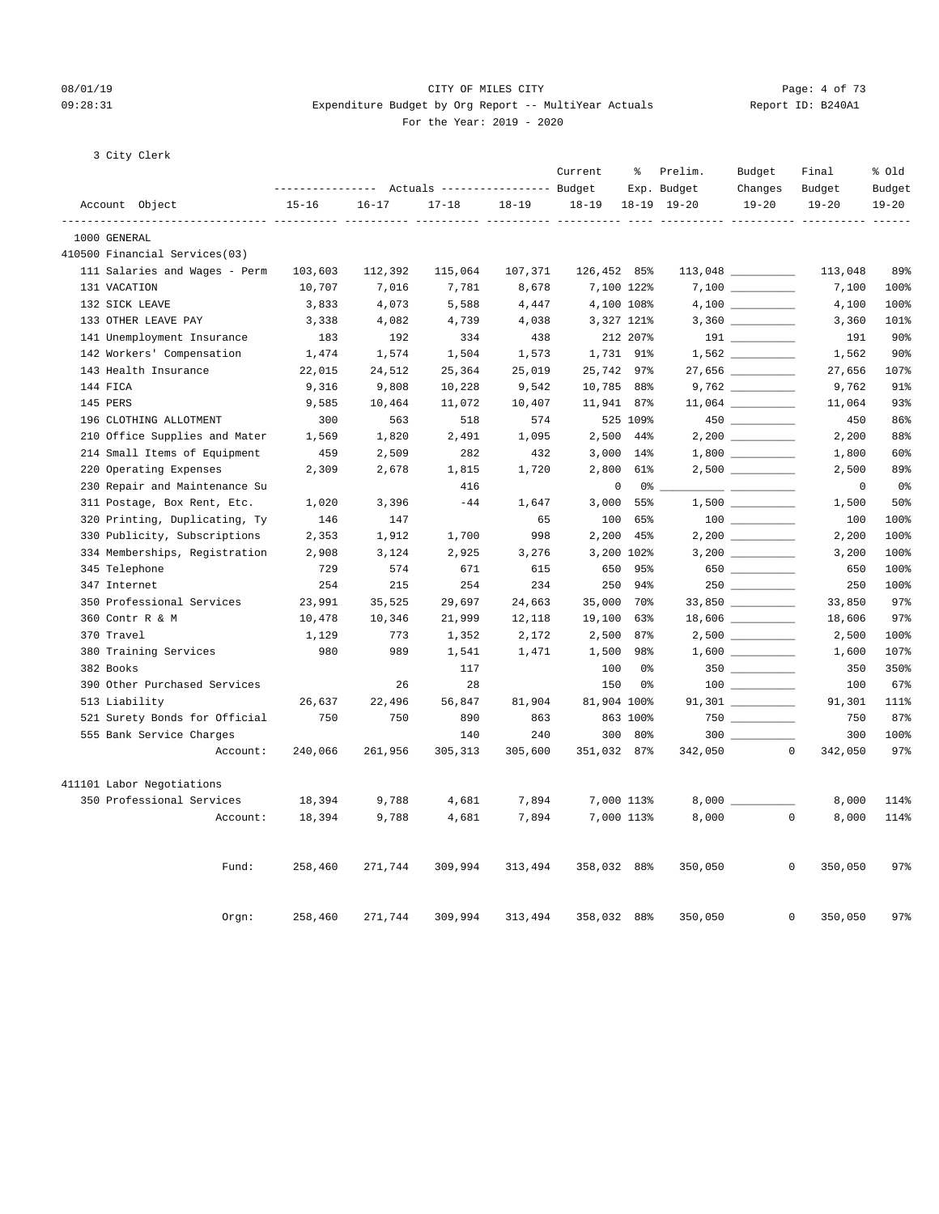CITY OF MILES CITY

Expenditure Budget by Org Report -- MultiYear Actuals

For the Year: 2019 - 2020

3 City Clerk

| Account Object | Actuals 15-16 | Actuals 16-17 | Actuals 17-18 | Actuals 18-19 | Current Budget 18-19 | % Exp. 18-19 | Prelim. Budget 19-20 | Budget Changes 19-20 | Final Budget 19-20 | % Old Budget 19-20 |
|---|---|---|---|---|---|---|---|---|---|---|
| 1000 GENERAL | | | | | | | | | | |
| 410500 Financial Services(03) | | | | | | | | | | |
| 111 Salaries and Wages - Perm | 103,603 | 112,392 | 115,064 | 107,371 | 126,452 | 85% | 113,048 | | 113,048 | 89% |
| 131 VACATION | 10,707 | 7,016 | 7,781 | 8,678 | 7,100 | 122% | 7,100 | | 7,100 | 100% |
| 132 SICK LEAVE | 3,833 | 4,073 | 5,588 | 4,447 | 4,100 | 108% | 4,100 | | 4,100 | 100% |
| 133 OTHER LEAVE PAY | 3,338 | 4,082 | 4,739 | 4,038 | 3,327 | 121% | 3,360 | | 3,360 | 101% |
| 141 Unemployment Insurance | 183 | 192 | 334 | 438 | 212 | 207% | 191 | | 191 | 90% |
| 142 Workers' Compensation | 1,474 | 1,574 | 1,504 | 1,573 | 1,731 | 91% | 1,562 | | 1,562 | 90% |
| 143 Health Insurance | 22,015 | 24,512 | 25,364 | 25,019 | 25,742 | 97% | 27,656 | | 27,656 | 107% |
| 144 FICA | 9,316 | 9,808 | 10,228 | 9,542 | 10,785 | 88% | 9,762 | | 9,762 | 91% |
| 145 PERS | 9,585 | 10,464 | 11,072 | 10,407 | 11,941 | 87% | 11,064 | | 11,064 | 93% |
| 196 CLOTHING ALLOTMENT | 300 | 563 | 518 | 574 | 525 | 109% | 450 | | 450 | 86% |
| 210 Office Supplies and Mater | 1,569 | 1,820 | 2,491 | 1,095 | 2,500 | 44% | 2,200 | | 2,200 | 88% |
| 214 Small Items of Equipment | 459 | 2,509 | 282 | 432 | 3,000 | 14% | 1,800 | | 1,800 | 60% |
| 220 Operating Expenses | 2,309 | 2,678 | 1,815 | 1,720 | 2,800 | 61% | 2,500 | | 2,500 | 89% |
| 230 Repair and Maintenance Su | | | 416 | | 0 | 0% | | | 0 | 0% |
| 311 Postage, Box Rent, Etc. | 1,020 | 3,396 | -44 | 1,647 | 3,000 | 55% | 1,500 | | 1,500 | 50% |
| 320 Printing, Duplicating, Ty | 146 | 147 | | 65 | 100 | 65% | 100 | | 100 | 100% |
| 330 Publicity, Subscriptions | 2,353 | 1,912 | 1,700 | 998 | 2,200 | 45% | 2,200 | | 2,200 | 100% |
| 334 Memberships, Registration | 2,908 | 3,124 | 2,925 | 3,276 | 3,200 | 102% | 3,200 | | 3,200 | 100% |
| 345 Telephone | 729 | 574 | 671 | 615 | 650 | 95% | 650 | | 650 | 100% |
| 347 Internet | 254 | 215 | 254 | 234 | 250 | 94% | 250 | | 250 | 100% |
| 350 Professional Services | 23,991 | 35,525 | 29,697 | 24,663 | 35,000 | 70% | 33,850 | | 33,850 | 97% |
| 360 Contr R & M | 10,478 | 10,346 | 21,999 | 12,118 | 19,100 | 63% | 18,606 | | 18,606 | 97% |
| 370 Travel | 1,129 | 773 | 1,352 | 2,172 | 2,500 | 87% | 2,500 | | 2,500 | 100% |
| 380 Training Services | 980 | 989 | 1,541 | 1,471 | 1,500 | 98% | 1,600 | | 1,600 | 107% |
| 382 Books | | | 117 | | 100 | 0% | 350 | | 350 | 350% |
| 390 Other Purchased Services | | 26 | 28 | | 150 | 0% | 100 | | 100 | 67% |
| 513 Liability | 26,637 | 22,496 | 56,847 | 81,904 | 81,904 | 100% | 91,301 | | 91,301 | 111% |
| 521 Surety Bonds for Official | 750 | 750 | 890 | 863 | 863 | 100% | 750 | | 750 | 87% |
| 555 Bank Service Charges | | | 140 | 240 | 300 | 80% | 300 | | 300 | 100% |
| Account: | 240,066 | 261,956 | 305,313 | 305,600 | 351,032 | 87% | 342,050 | 0 | 342,050 | 97% |
| 411101 Labor Negotiations | | | | | | | | | | |
| 350 Professional Services | 18,394 | 9,788 | 4,681 | 7,894 | 7,000 | 113% | 8,000 | | 8,000 | 114% |
| Account: | 18,394 | 9,788 | 4,681 | 7,894 | 7,000 | 113% | 8,000 | 0 | 8,000 | 114% |
| Fund: | 258,460 | 271,744 | 309,994 | 313,494 | 358,032 | 88% | 350,050 | 0 | 350,050 | 97% |
| Orgn: | 258,460 | 271,744 | 309,994 | 313,494 | 358,032 | 88% | 350,050 | 0 | 350,050 | 97% |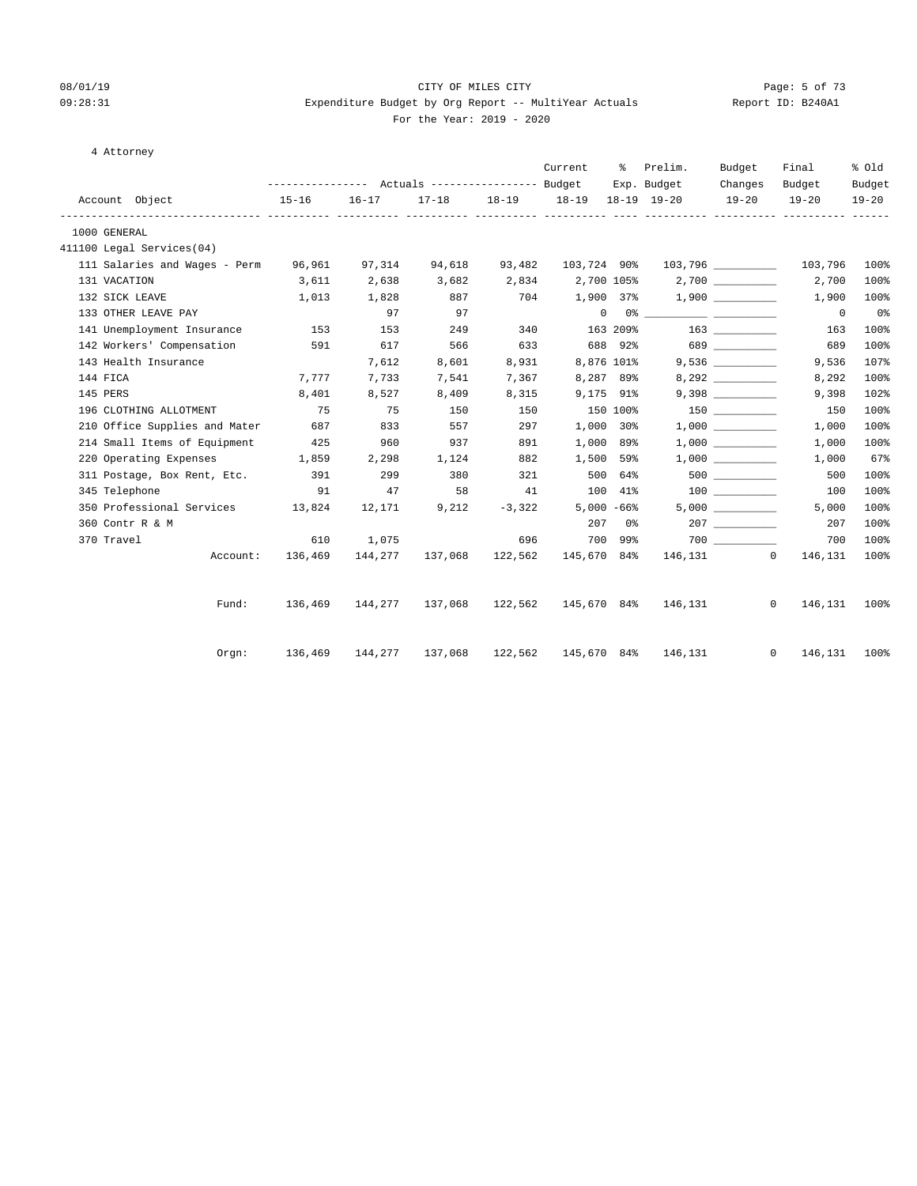CITY OF MILES CITY

Expenditure Budget by Org Report -- MultiYear Actuals

For the Year: 2019 - 2020

08/01/19 09:28:31 Report ID: B240A1

4 Attorney

| Account Object | Actuals 15-16 | Actuals 16-17 | Actuals 17-18 | Actuals 18-19 | Current Budget 18-19 | % Exp. 18-19 | Prelim. Budget 19-20 | Budget Changes 19-20 | Final Budget 19-20 | % Old Budget 19-20 |
|---|---|---|---|---|---|---|---|---|---|---|
| 1000 GENERAL | | | | | | | | | | |
| 411100 Legal Services(04) | | | | | | | | | | |
| 111 Salaries and Wages - Perm | 96,961 | 97,314 | 94,618 | 93,482 | 103,724 | 90% | 103,796 | __________ | 103,796 | 100% |
| 131 VACATION | 3,611 | 2,638 | 3,682 | 2,834 | 2,700 | 105% | 2,700 | __________ | 2,700 | 100% |
| 132 SICK LEAVE | 1,013 | 1,828 | 887 | 704 | 1,900 | 37% | 1,900 | __________ | 1,900 | 100% |
| 133 OTHER LEAVE PAY | | 97 | 97 | | 0 | 0% | __________ | __________ | 0 | 0% |
| 141 Unemployment Insurance | 153 | 153 | 249 | 340 | 163 | 209% | 163 | __________ | 163 | 100% |
| 142 Workers' Compensation | 591 | 617 | 566 | 633 | 688 | 92% | 689 | __________ | 689 | 100% |
| 143 Health Insurance | | 7,612 | 8,601 | 8,931 | 8,876 | 101% | 9,536 | __________ | 9,536 | 107% |
| 144 FICA | 7,777 | 7,733 | 7,541 | 7,367 | 8,287 | 89% | 8,292 | __________ | 8,292 | 100% |
| 145 PERS | 8,401 | 8,527 | 8,409 | 8,315 | 9,175 | 91% | 9,398 | __________ | 9,398 | 102% |
| 196 CLOTHING ALLOTMENT | 75 | 75 | 150 | 150 | 150 | 100% | 150 | __________ | 150 | 100% |
| 210 Office Supplies and Mater | 687 | 833 | 557 | 297 | 1,000 | 30% | 1,000 | __________ | 1,000 | 100% |
| 214 Small Items of Equipment | 425 | 960 | 937 | 891 | 1,000 | 89% | 1,000 | __________ | 1,000 | 100% |
| 220 Operating Expenses | 1,859 | 2,298 | 1,124 | 882 | 1,500 | 59% | 1,000 | __________ | 1,000 | 67% |
| 311 Postage, Box Rent, Etc. | 391 | 299 | 380 | 321 | 500 | 64% | 500 | __________ | 500 | 100% |
| 345 Telephone | 91 | 47 | 58 | 41 | 100 | 41% | 100 | __________ | 100 | 100% |
| 350 Professional Services | 13,824 | 12,171 | 9,212 | -3,322 | 5,000 | -66% | 5,000 | __________ | 5,000 | 100% |
| 360 Contr R & M | | | | | 207 | 0% | 207 | __________ | 207 | 100% |
| 370 Travel | 610 | 1,075 | | 696 | 700 | 99% | 700 | __________ | 700 | 100% |
| Account: | 136,469 | 144,277 | 137,068 | 122,562 | 145,670 | 84% | 146,131 | 0 | 146,131 | 100% |
| Fund: | 136,469 | 144,277 | 137,068 | 122,562 | 145,670 | 84% | 146,131 | 0 | 146,131 | 100% |
| Orgn: | 136,469 | 144,277 | 137,068 | 122,562 | 145,670 | 84% | 146,131 | 0 | 146,131 | 100% |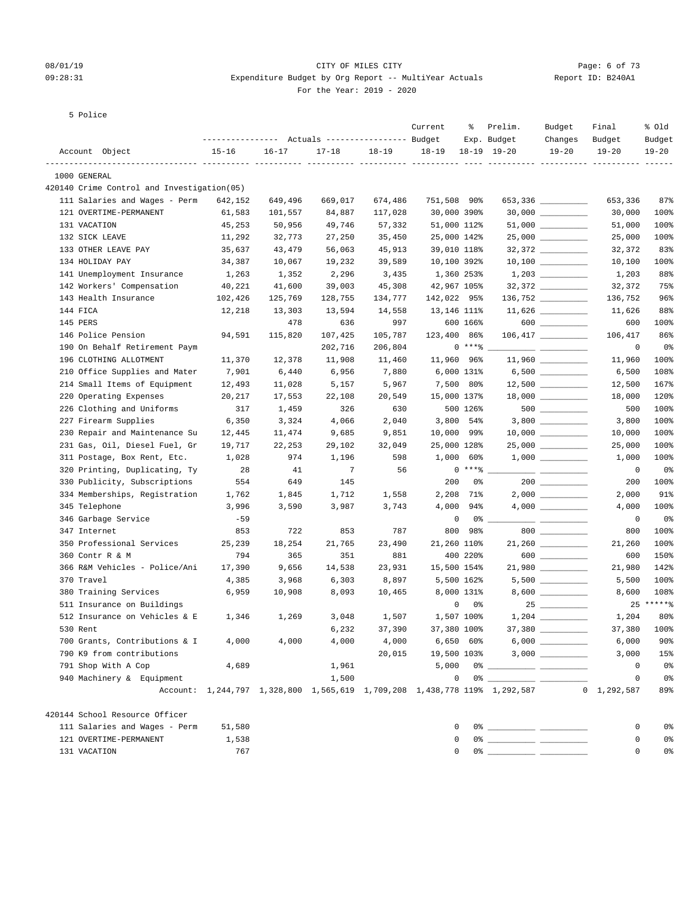CITY OF MILES CITY
Expenditure Budget by Org Report -- MultiYear Actuals
For the Year: 2019 - 2020

08/01/19 09:28:31 — Report ID: B240A1

5 Police

| Account Object | Actuals 15-16 | Actuals 16-17 | Actuals 17-18 | Actuals 18-19 | Current Budget 18-19 | % Exp. 18-19 | Prelim. Budget 19-20 | Budget Changes 19-20 | Final Budget 19-20 | % Old Budget 19-20 |
|---|---|---|---|---|---|---|---|---|---|---|
| 1000 GENERAL | | | | | | | | | | |
| 420140 Crime Control and Investigation(05) | | | | | | | | | | |
| 111 Salaries and Wages - Perm | 642,152 | 649,496 | 669,017 | 674,486 | 751,508 | 90% | 653,336 | __________ | 653,336 | 87% |
| 121 OVERTIME-PERMANENT | 61,583 | 101,557 | 84,887 | 117,028 | 30,000 | 390% | 30,000 | __________ | 30,000 | 100% |
| 131 VACATION | 45,253 | 50,956 | 49,746 | 57,332 | 51,000 | 112% | 51,000 | __________ | 51,000 | 100% |
| 132 SICK LEAVE | 11,292 | 32,773 | 27,250 | 35,450 | 25,000 | 142% | 25,000 | __________ | 25,000 | 100% |
| 133 OTHER LEAVE PAY | 35,637 | 43,479 | 56,063 | 45,913 | 39,010 | 118% | 32,372 | __________ | 32,372 | 83% |
| 134 HOLIDAY PAY | 34,387 | 10,067 | 19,232 | 39,589 | 10,100 | 392% | 10,100 | __________ | 10,100 | 100% |
| 141 Unemployment Insurance | 1,263 | 1,352 | 2,296 | 3,435 | 1,360 | 253% | 1,203 | __________ | 1,203 | 88% |
| 142 Workers' Compensation | 40,221 | 41,600 | 39,003 | 45,308 | 42,967 | 105% | 32,372 | __________ | 32,372 | 75% |
| 143 Health Insurance | 102,426 | 125,769 | 128,755 | 134,777 | 142,022 | 95% | 136,752 | __________ | 136,752 | 96% |
| 144 FICA | 12,218 | 13,303 | 13,594 | 14,558 | 13,146 | 111% | 11,626 | __________ | 11,626 | 88% |
| 145 PERS | | 478 | 636 | 997 | 600 | 166% | 600 | __________ | 600 | 100% |
| 146 Police Pension | 94,591 | 115,820 | 107,425 | 105,787 | 123,400 | 86% | 106,417 | __________ | 106,417 | 86% |
| 190 On Behalf Retirement Paym | | | 202,716 | 206,804 | 0 | ***% | __________ | __________ | 0 | 0% |
| 196 CLOTHING ALLOTMENT | 11,370 | 12,378 | 11,908 | 11,460 | 11,960 | 96% | 11,960 | __________ | 11,960 | 100% |
| 210 Office Supplies and Mater | 7,901 | 6,440 | 6,956 | 7,880 | 6,000 | 131% | 6,500 | __________ | 6,500 | 108% |
| 214 Small Items of Equipment | 12,493 | 11,028 | 5,157 | 5,967 | 7,500 | 80% | 12,500 | __________ | 12,500 | 167% |
| 220 Operating Expenses | 20,217 | 17,553 | 22,108 | 20,549 | 15,000 | 137% | 18,000 | __________ | 18,000 | 120% |
| 226 Clothing and Uniforms | 317 | 1,459 | 326 | 630 | 500 | 126% | 500 | __________ | 500 | 100% |
| 227 Firearm Supplies | 6,350 | 3,324 | 4,066 | 2,040 | 3,800 | 54% | 3,800 | __________ | 3,800 | 100% |
| 230 Repair and Maintenance Su | 12,445 | 11,474 | 9,685 | 9,851 | 10,000 | 99% | 10,000 | __________ | 10,000 | 100% |
| 231 Gas, Oil, Diesel Fuel, Gr | 19,717 | 22,253 | 29,102 | 32,049 | 25,000 | 128% | 25,000 | __________ | 25,000 | 100% |
| 311 Postage, Box Rent, Etc. | 1,028 | 974 | 1,196 | 598 | 1,000 | 60% | 1,000 | __________ | 1,000 | 100% |
| 320 Printing, Duplicating, Ty | 28 | 41 | 7 | 56 | 0 | ***% | __________ | __________ | 0 | 0% |
| 330 Publicity, Subscriptions | 554 | 649 | 145 | | 200 | 0% | 200 | __________ | 200 | 100% |
| 334 Memberships, Registration | 1,762 | 1,845 | 1,712 | 1,558 | 2,208 | 71% | 2,000 | __________ | 2,000 | 91% |
| 345 Telephone | 3,996 | 3,590 | 3,987 | 3,743 | 4,000 | 94% | 4,000 | __________ | 4,000 | 100% |
| 346 Garbage Service | -59 | | | | 0 | 0% | __________ | __________ | 0 | 0% |
| 347 Internet | 853 | 722 | 853 | 787 | 800 | 98% | 800 | __________ | 800 | 100% |
| 350 Professional Services | 25,239 | 18,254 | 21,765 | 23,490 | 21,260 | 110% | 21,260 | __________ | 21,260 | 100% |
| 360 Contr R & M | 794 | 365 | 351 | 881 | 400 | 220% | 600 | __________ | 600 | 150% |
| 366 R&M Vehicles - Police/Ani | 17,390 | 9,656 | 14,538 | 23,931 | 15,500 | 154% | 21,980 | __________ | 21,980 | 142% |
| 370 Travel | 4,385 | 3,968 | 6,303 | 8,897 | 5,500 | 162% | 5,500 | __________ | 5,500 | 100% |
| 380 Training Services | 6,959 | 10,908 | 8,093 | 10,465 | 8,000 | 131% | 8,600 | __________ | 8,600 | 108% |
| 511 Insurance on Buildings | | | | | 0 | 0% | 25 | __________ | 25 | *****% |
| 512 Insurance on Vehicles & E | 1,346 | 1,269 | 3,048 | 1,507 | 1,507 | 100% | 1,204 | __________ | 1,204 | 80% |
| 530 Rent | | | 6,232 | 37,390 | 37,380 | 100% | 37,380 | __________ | 37,380 | 100% |
| 700 Grants, Contributions & I | 4,000 | 4,000 | 4,000 | 4,000 | 6,650 | 60% | 6,000 | __________ | 6,000 | 90% |
| 790 K9 from contributions | | | | 20,015 | 19,500 | 103% | 3,000 | __________ | 3,000 | 15% |
| 791 Shop With A Cop | 4,689 | | 1,961 | | 5,000 | 0% | __________ | __________ | 0 | 0% |
| 940 Machinery & Equipment | | | 1,500 | | 0 | 0% | __________ | __________ | 0 | 0% |
| Account: | 1,244,797 | 1,328,800 | 1,565,619 | 1,709,208 | 1,438,778 | 119% | 1,292,587 | 0 | 1,292,587 | 89% |
| 420144 School Resource Officer | | | | | | | | | | |
| 111 Salaries and Wages - Perm | 51,580 | | | | 0 | 0% | __________ | __________ | 0 | 0% |
| 121 OVERTIME-PERMANENT | 1,538 | | | | 0 | 0% | __________ | __________ | 0 | 0% |
| 131 VACATION | 767 | | | | 0 | 0% | __________ | __________ | 0 | 0% |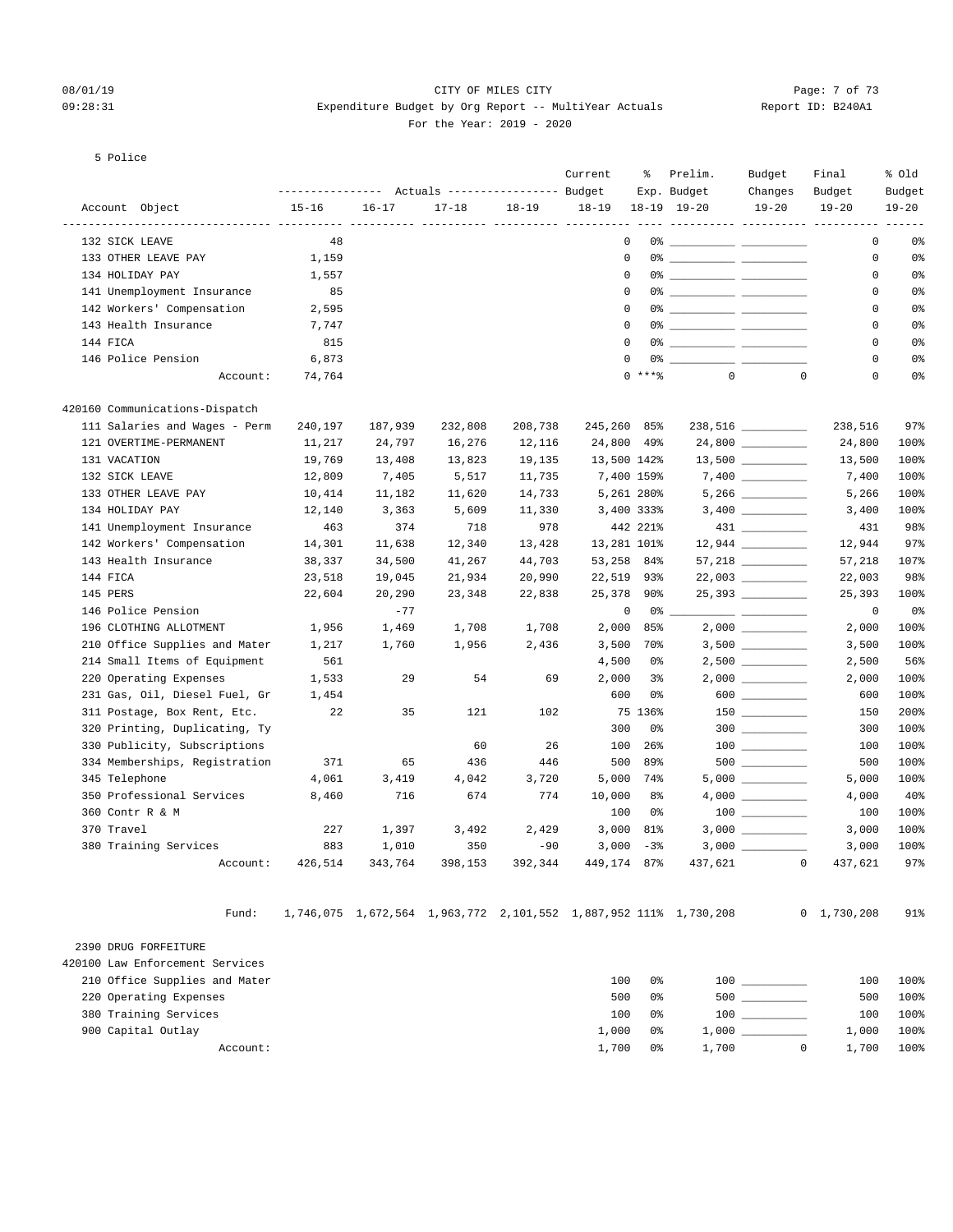CITY OF MILES CITY

Expenditure Budget by Org Report -- MultiYear Actuals

For the Year: 2019 - 2020

5 Police

| Account Object | Actuals 15-16 | Actuals 16-17 | Actuals 17-18 | Actuals 18-19 | Current Budget 18-19 | % Exp. 18-19 | Prelim. Budget 19-20 | Budget Changes 19-20 | Final Budget 19-20 | % Old Budget 19-20 |
|---|---|---|---|---|---|---|---|---|---|---|
| 132 SICK LEAVE | 48 | | | | 0 | 0% | | | 0 | 0% |
| 133 OTHER LEAVE PAY | 1,159 | | | | 0 | 0% | | | 0 | 0% |
| 134 HOLIDAY PAY | 1,557 | | | | 0 | 0% | | | 0 | 0% |
| 141 Unemployment Insurance | 85 | | | | 0 | 0% | | | 0 | 0% |
| 142 Workers' Compensation | 2,595 | | | | 0 | 0% | | | 0 | 0% |
| 143 Health Insurance | 7,747 | | | | 0 | 0% | | | 0 | 0% |
| 144 FICA | 815 | | | | 0 | 0% | | | 0 | 0% |
| 146 Police Pension | 6,873 | | | | 0 | 0% | | | 0 | 0% |
| Account: | 74,764 | | | | 0 | ***% | 0 | 0 | 0 | 0% |
| **420160 Communications-Dispatch** | | | | | | | | | | |
| 111 Salaries and Wages - Perm | 240,197 | 187,939 | 232,808 | 208,738 | 245,260 | 85% | 238,516 | | 238,516 | 97% |
| 121 OVERTIME-PERMANENT | 11,217 | 24,797 | 16,276 | 12,116 | 24,800 | 49% | 24,800 | | 24,800 | 100% |
| 131 VACATION | 19,769 | 13,408 | 13,823 | 19,135 | 13,500 | 142% | 13,500 | | 13,500 | 100% |
| 132 SICK LEAVE | 12,809 | 7,405 | 5,517 | 11,735 | 7,400 | 159% | 7,400 | | 7,400 | 100% |
| 133 OTHER LEAVE PAY | 10,414 | 11,182 | 11,620 | 14,733 | 5,261 | 280% | 5,266 | | 5,266 | 100% |
| 134 HOLIDAY PAY | 12,140 | 3,363 | 5,609 | 11,330 | 3,400 | 333% | 3,400 | | 3,400 | 100% |
| 141 Unemployment Insurance | 463 | 374 | 718 | 978 | 442 | 221% | 431 | | 431 | 98% |
| 142 Workers' Compensation | 14,301 | 11,638 | 12,340 | 13,428 | 13,281 | 101% | 12,944 | | 12,944 | 97% |
| 143 Health Insurance | 38,337 | 34,500 | 41,267 | 44,703 | 53,258 | 84% | 57,218 | | 57,218 | 107% |
| 144 FICA | 23,518 | 19,045 | 21,934 | 20,990 | 22,519 | 93% | 22,003 | | 22,003 | 98% |
| 145 PERS | 22,604 | 20,290 | 23,348 | 22,838 | 25,378 | 90% | 25,393 | | 25,393 | 100% |
| 146 Police Pension | | -77 | | | 0 | 0% | | | 0 | 0% |
| 196 CLOTHING ALLOTMENT | 1,956 | 1,469 | 1,708 | 1,708 | 2,000 | 85% | 2,000 | | 2,000 | 100% |
| 210 Office Supplies and Mater | 1,217 | 1,760 | 1,956 | 2,436 | 3,500 | 70% | 3,500 | | 3,500 | 100% |
| 214 Small Items of Equipment | 561 | | | | 4,500 | 0% | 2,500 | | 2,500 | 56% |
| 220 Operating Expenses | 1,533 | 29 | 54 | 69 | 2,000 | 3% | 2,000 | | 2,000 | 100% |
| 231 Gas, Oil, Diesel Fuel, Gr | 1,454 | | | | 600 | 0% | 600 | | 600 | 100% |
| 311 Postage, Box Rent, Etc. | 22 | 35 | 121 | 102 | 75 | 136% | 150 | | 150 | 200% |
| 320 Printing, Duplicating, Ty | | | | | 300 | 0% | 300 | | 300 | 100% |
| 330 Publicity, Subscriptions | | | 60 | 26 | 100 | 26% | 100 | | 100 | 100% |
| 334 Memberships, Registration | 371 | 65 | 436 | 446 | 500 | 89% | 500 | | 500 | 100% |
| 345 Telephone | 4,061 | 3,419 | 4,042 | 3,720 | 5,000 | 74% | 5,000 | | 5,000 | 100% |
| 350 Professional Services | 8,460 | 716 | 674 | 774 | 10,000 | 8% | 4,000 | | 4,000 | 40% |
| 360 Contr R & M | | | | | 100 | 0% | 100 | | 100 | 100% |
| 370 Travel | 227 | 1,397 | 3,492 | 2,429 | 3,000 | 81% | 3,000 | | 3,000 | 100% |
| 380 Training Services | 883 | 1,010 | 350 | -90 | 3,000 | -3% | 3,000 | | 3,000 | 100% |
| Account: | 426,514 | 343,764 | 398,153 | 392,344 | 449,174 | 87% | 437,621 | 0 | 437,621 | 97% |
| Fund: | 1,746,075 | 1,672,564 | 1,963,772 | 2,101,552 | 1,887,952 | 111% | 1,730,208 | 0 | 1,730,208 | 91% |

2390 DRUG FORFEITURE

| Account Object | Actuals 15-16 | Actuals 16-17 | Actuals 17-18 | Actuals 18-19 | Current Budget 18-19 | % Exp. 18-19 | Prelim. Budget 19-20 | Budget Changes 19-20 | Final Budget 19-20 | % Old Budget 19-20 |
|---|---|---|---|---|---|---|---|---|---|---|
| **420100 Law Enforcement Services** | | | | | | | | | | |
| 210 Office Supplies and Mater | | | | | 100 | 0% | 100 | | 100 | 100% |
| 220 Operating Expenses | | | | | 500 | 0% | 500 | | 500 | 100% |
| 380 Training Services | | | | | 100 | 0% | 100 | | 100 | 100% |
| 900 Capital Outlay | | | | | 1,000 | 0% | 1,000 | | 1,000 | 100% |
| Account: | | | | | 1,700 | 0% | 1,700 | 0 | 1,700 | 100% |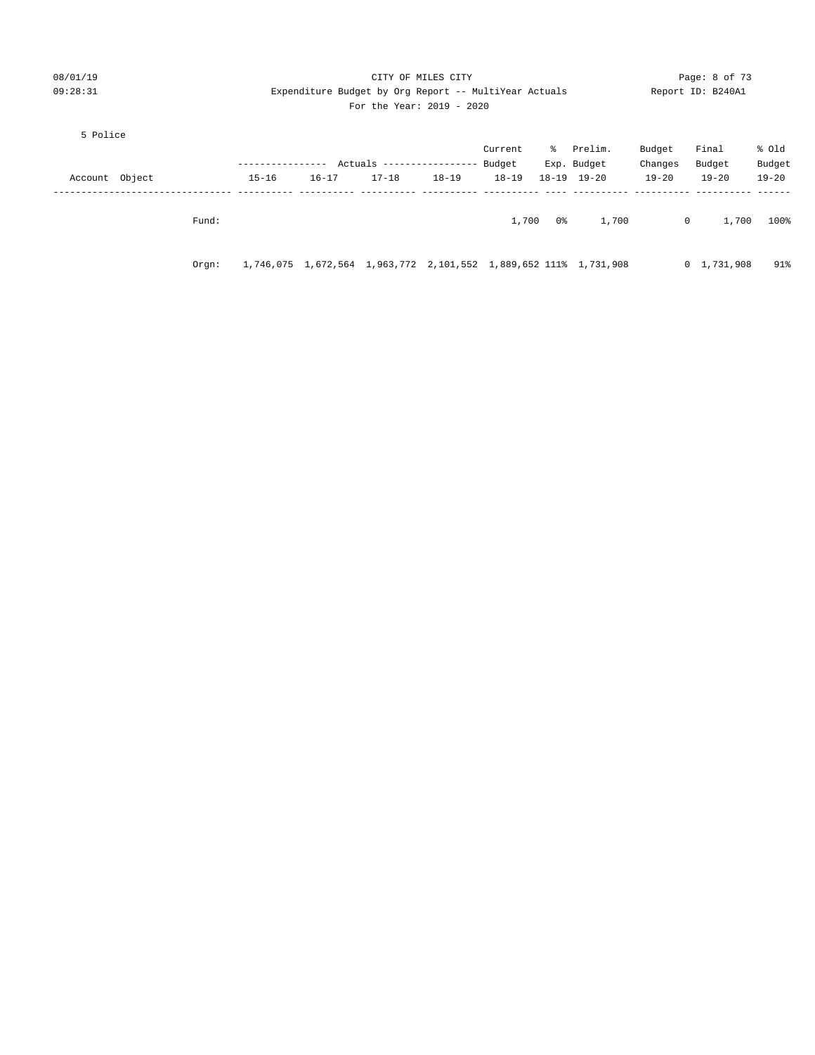CITY OF MILES CITY

Expenditure Budget by Org Report -- MultiYear Actuals

For the Year: 2019 - 2020

5 Police

| Account Object | | Actuals 15-16 | Actuals 16-17 | Actuals 17-18 | Actuals 18-19 | Current Budget 18-19 | % Exp. 18-19 | Prelim. Budget 19-20 | Budget Changes 19-20 | Final Budget 19-20 | % Old Budget 19-20 |
|---|---|---|---|---|---|---|---|---|---|---|---|
| | Fund: | | | | | 1,700 | 0% | 1,700 | 0 | 1,700 | 100% |
| | Orgn: | 1,746,075 | 1,672,564 | 1,963,772 | 2,101,552 | 1,889,652 | 111% | 1,731,908 | 0 | 1,731,908 | 91% |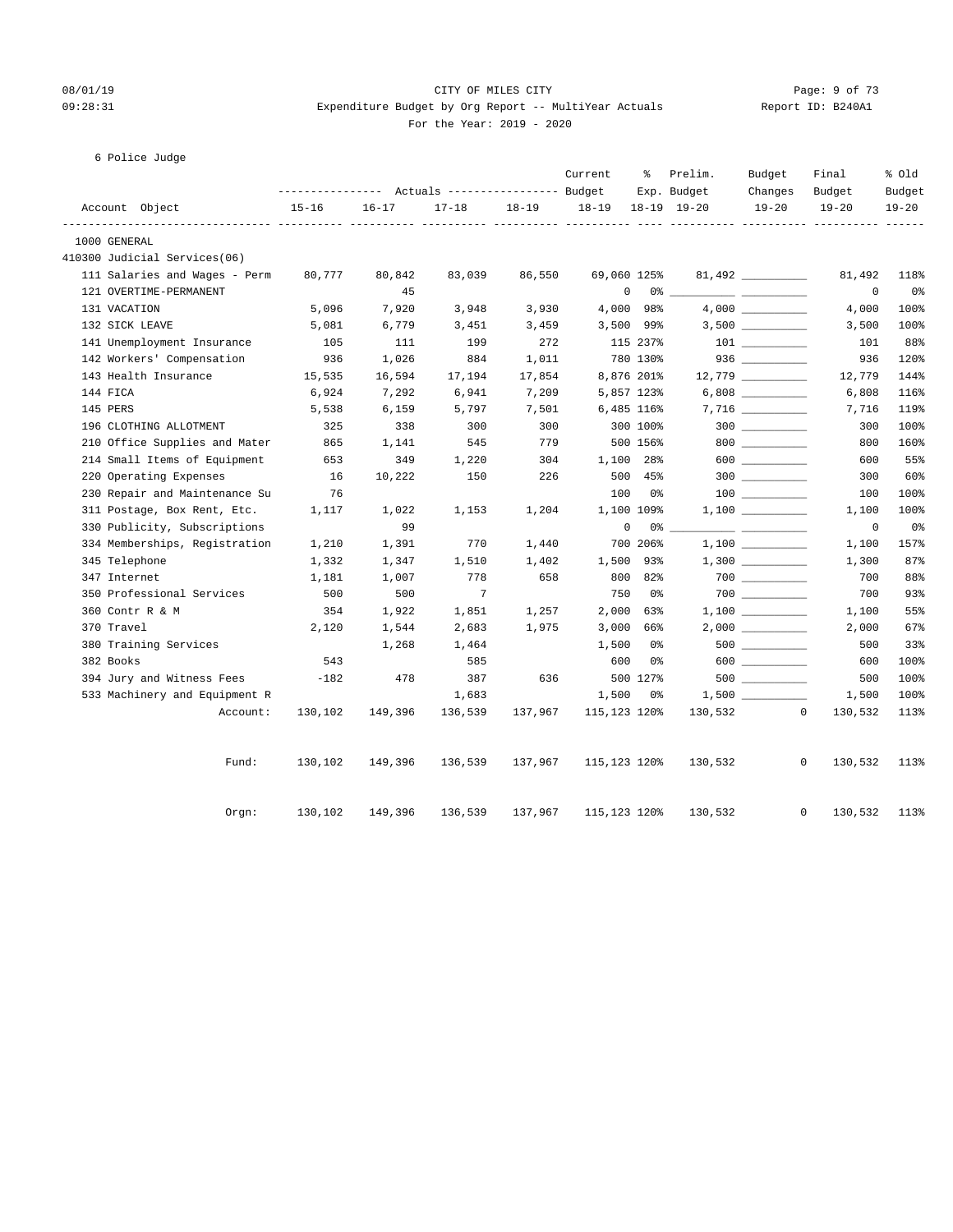CITY OF MILES CITY

Expenditure Budget by Org Report -- MultiYear Actuals

For the Year: 2019 - 2020

6 Police Judge

| Account Object | Actuals 15-16 | Actuals 16-17 | Actuals 17-18 | Actuals 18-19 | Current Budget 18-19 | % Exp. 18-19 | Prelim. Budget 19-20 | Budget Changes 19-20 | Final Budget 19-20 | % Old Budget 19-20 |
|---|---|---|---|---|---|---|---|---|---|---|
| 1000 GENERAL | | | | | | | | | | |
| 410300 Judicial Services(06) | | | | | | | | | | |
| 111 Salaries and Wages - Perm | 80,777 | 80,842 | 83,039 | 86,550 | 69,060 | 125% | 81,492 | __________ | 81,492 | 118% |
| 121 OVERTIME-PERMANENT | | 45 | | | 0 | 0% | __________ | __________ | 0 | 0% |
| 131 VACATION | 5,096 | 7,920 | 3,948 | 3,930 | 4,000 | 98% | 4,000 | __________ | 4,000 | 100% |
| 132 SICK LEAVE | 5,081 | 6,779 | 3,451 | 3,459 | 3,500 | 99% | 3,500 | __________ | 3,500 | 100% |
| 141 Unemployment Insurance | 105 | 111 | 199 | 272 | 115 | 237% | 101 | __________ | 101 | 88% |
| 142 Workers' Compensation | 936 | 1,026 | 884 | 1,011 | 780 | 130% | 936 | __________ | 936 | 120% |
| 143 Health Insurance | 15,535 | 16,594 | 17,194 | 17,854 | 8,876 | 201% | 12,779 | __________ | 12,779 | 144% |
| 144 FICA | 6,924 | 7,292 | 6,941 | 7,209 | 5,857 | 123% | 6,808 | __________ | 6,808 | 116% |
| 145 PERS | 5,538 | 6,159 | 5,797 | 7,501 | 6,485 | 116% | 7,716 | __________ | 7,716 | 119% |
| 196 CLOTHING ALLOTMENT | 325 | 338 | 300 | 300 | 300 | 100% | 300 | __________ | 300 | 100% |
| 210 Office Supplies and Mater | 865 | 1,141 | 545 | 779 | 500 | 156% | 800 | __________ | 800 | 160% |
| 214 Small Items of Equipment | 653 | 349 | 1,220 | 304 | 1,100 | 28% | 600 | __________ | 600 | 55% |
| 220 Operating Expenses | 16 | 10,222 | 150 | 226 | 500 | 45% | 300 | __________ | 300 | 60% |
| 230 Repair and Maintenance Su | 76 | | | | 100 | 0% | 100 | __________ | 100 | 100% |
| 311 Postage, Box Rent, Etc. | 1,117 | 1,022 | 1,153 | 1,204 | 1,100 | 109% | 1,100 | __________ | 1,100 | 100% |
| 330 Publicity, Subscriptions | | 99 | | | 0 | 0% | __________ | __________ | 0 | 0% |
| 334 Memberships, Registration | 1,210 | 1,391 | 770 | 1,440 | 700 | 206% | 1,100 | __________ | 1,100 | 157% |
| 345 Telephone | 1,332 | 1,347 | 1,510 | 1,402 | 1,500 | 93% | 1,300 | __________ | 1,300 | 87% |
| 347 Internet | 1,181 | 1,007 | 778 | 658 | 800 | 82% | 700 | __________ | 700 | 88% |
| 350 Professional Services | 500 | 500 | 7 | | 750 | 0% | 700 | __________ | 700 | 93% |
| 360 Contr R & M | 354 | 1,922 | 1,851 | 1,257 | 2,000 | 63% | 1,100 | __________ | 1,100 | 55% |
| 370 Travel | 2,120 | 1,544 | 2,683 | 1,975 | 3,000 | 66% | 2,000 | __________ | 2,000 | 67% |
| 380 Training Services | | 1,268 | 1,464 | | 1,500 | 0% | 500 | __________ | 500 | 33% |
| 382 Books | 543 | | 585 | | 600 | 0% | 600 | __________ | 600 | 100% |
| 394 Jury and Witness Fees | -182 | 478 | 387 | 636 | 500 | 127% | 500 | __________ | 500 | 100% |
| 533 Machinery and Equipment R | | | 1,683 | | 1,500 | 0% | 1,500 | __________ | 1,500 | 100% |
| Account: | 130,102 | 149,396 | 136,539 | 137,967 | 115,123 | 120% | 130,532 | 0 | 130,532 | 113% |
| Fund: | 130,102 | 149,396 | 136,539 | 137,967 | 115,123 | 120% | 130,532 | 0 | 130,532 | 113% |
| Orgn: | 130,102 | 149,396 | 136,539 | 137,967 | 115,123 | 120% | 130,532 | 0 | 130,532 | 113% |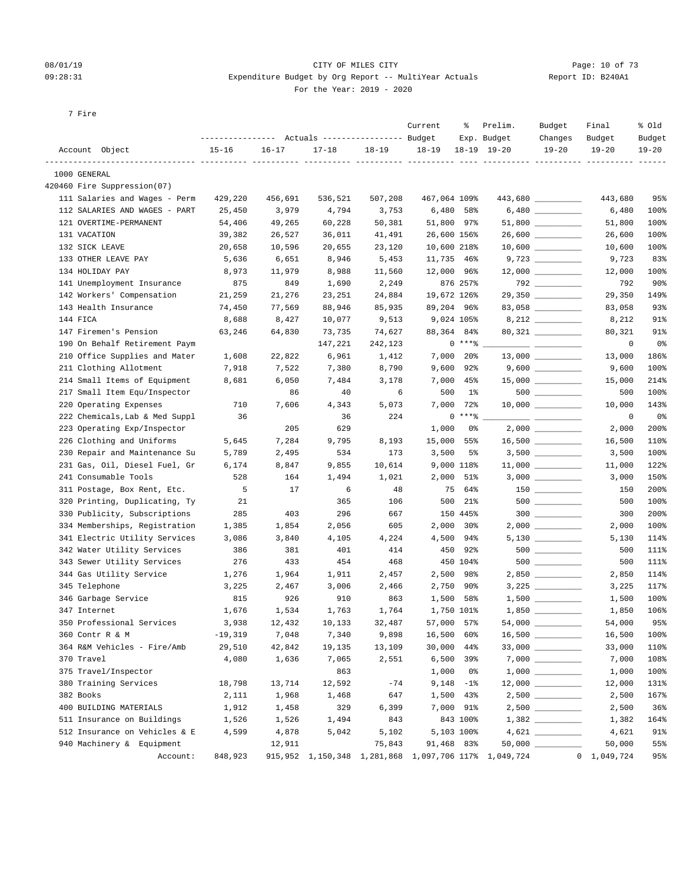CITY OF MILES CITY
Expenditure Budget by Org Report -- MultiYear Actuals
For the Year: 2019 - 2020

08/01/19
09:28:31
Report ID: B240A1

7 Fire

| Account Object | Actuals 15-16 | Actuals 16-17 | Actuals 17-18 | Actuals 18-19 | Current Budget 18-19 | % Exp. 18-19 | Prelim. Budget 19-20 | Budget Changes 19-20 | Final Budget 19-20 | % Old Budget 19-20 |
|---|---|---|---|---|---|---|---|---|---|---|
| 1000 GENERAL | | | | | | | | | | |
| 420460 Fire Suppression(07) | | | | | | | | | | |
| 111 Salaries and Wages - Perm | 429,220 | 456,691 | 536,521 | 507,208 | 467,064 | 109% | 443,680 | __________ | 443,680 | 95% |
| 112 SALARIES AND WAGES - PART | 25,450 | 3,979 | 4,794 | 3,753 | 6,480 | 58% | 6,480 | __________ | 6,480 | 100% |
| 121 OVERTIME-PERMANENT | 54,406 | 49,265 | 60,228 | 50,381 | 51,800 | 97% | 51,800 | __________ | 51,800 | 100% |
| 131 VACATION | 39,382 | 26,527 | 36,011 | 41,491 | 26,600 | 156% | 26,600 | __________ | 26,600 | 100% |
| 132 SICK LEAVE | 20,658 | 10,596 | 20,655 | 23,120 | 10,600 | 218% | 10,600 | __________ | 10,600 | 100% |
| 133 OTHER LEAVE PAY | 5,636 | 6,651 | 8,946 | 5,453 | 11,735 | 46% | 9,723 | __________ | 9,723 | 83% |
| 134 HOLIDAY PAY | 8,973 | 11,979 | 8,988 | 11,560 | 12,000 | 96% | 12,000 | __________ | 12,000 | 100% |
| 141 Unemployment Insurance | 875 | 849 | 1,690 | 2,249 | 876 | 257% | 792 | __________ | 792 | 90% |
| 142 Workers' Compensation | 21,259 | 21,276 | 23,251 | 24,884 | 19,672 | 126% | 29,350 | __________ | 29,350 | 149% |
| 143 Health Insurance | 74,450 | 77,569 | 88,946 | 85,935 | 89,204 | 96% | 83,058 | __________ | 83,058 | 93% |
| 144 FICA | 8,688 | 8,427 | 10,077 | 9,513 | 9,024 | 105% | 8,212 | __________ | 8,212 | 91% |
| 147 Firemen's Pension | 63,246 | 64,830 | 73,735 | 74,627 | 88,364 | 84% | 80,321 | __________ | 80,321 | 91% |
| 190 On Behalf Retirement Paym | | | 147,221 | 242,123 | 0 | ***% | __________ | __________ | 0 | 0% |
| 210 Office Supplies and Mater | 1,608 | 22,822 | 6,961 | 1,412 | 7,000 | 20% | 13,000 | __________ | 13,000 | 186% |
| 211 Clothing Allotment | 7,918 | 7,522 | 7,380 | 8,790 | 9,600 | 92% | 9,600 | __________ | 9,600 | 100% |
| 214 Small Items of Equipment | 8,681 | 6,050 | 7,484 | 3,178 | 7,000 | 45% | 15,000 | __________ | 15,000 | 214% |
| 217 Small Item Equ/Inspector | | 86 | 40 | 6 | 500 | 1% | 500 | __________ | 500 | 100% |
| 220 Operating Expenses | 710 | 7,606 | 4,343 | 5,073 | 7,000 | 72% | 10,000 | __________ | 10,000 | 143% |
| 222 Chemicals,Lab & Med Suppl | 36 | | 36 | 224 | 0 | ***% | __________ | __________ | 0 | 0% |
| 223 Operating Exp/Inspector | | 205 | 629 | | 1,000 | 0% | 2,000 | __________ | 2,000 | 200% |
| 226 Clothing and Uniforms | 5,645 | 7,284 | 9,795 | 8,193 | 15,000 | 55% | 16,500 | __________ | 16,500 | 110% |
| 230 Repair and Maintenance Su | 5,789 | 2,495 | 534 | 173 | 3,500 | 5% | 3,500 | __________ | 3,500 | 100% |
| 231 Gas, Oil, Diesel Fuel, Gr | 6,174 | 8,847 | 9,855 | 10,614 | 9,000 | 118% | 11,000 | __________ | 11,000 | 122% |
| 241 Consumable Tools | 528 | 164 | 1,494 | 1,021 | 2,000 | 51% | 3,000 | __________ | 3,000 | 150% |
| 311 Postage, Box Rent, Etc. | 5 | 17 | 6 | 48 | 75 | 64% | 150 | __________ | 150 | 200% |
| 320 Printing, Duplicating, Ty | 21 | | 365 | 106 | 500 | 21% | 500 | __________ | 500 | 100% |
| 330 Publicity, Subscriptions | 285 | 403 | 296 | 667 | 150 | 445% | 300 | __________ | 300 | 200% |
| 334 Memberships, Registration | 1,385 | 1,854 | 2,056 | 605 | 2,000 | 30% | 2,000 | __________ | 2,000 | 100% |
| 341 Electric Utility Services | 3,086 | 3,840 | 4,105 | 4,224 | 4,500 | 94% | 5,130 | __________ | 5,130 | 114% |
| 342 Water Utility Services | 386 | 381 | 401 | 414 | 450 | 92% | 500 | __________ | 500 | 111% |
| 343 Sewer Utility Services | 276 | 433 | 454 | 468 | 450 | 104% | 500 | __________ | 500 | 111% |
| 344 Gas Utility Service | 1,276 | 1,964 | 1,911 | 2,457 | 2,500 | 98% | 2,850 | __________ | 2,850 | 114% |
| 345 Telephone | 3,225 | 2,467 | 3,006 | 2,466 | 2,750 | 90% | 3,225 | __________ | 3,225 | 117% |
| 346 Garbage Service | 815 | 926 | 910 | 863 | 1,500 | 58% | 1,500 | __________ | 1,500 | 100% |
| 347 Internet | 1,676 | 1,534 | 1,763 | 1,764 | 1,750 | 101% | 1,850 | __________ | 1,850 | 106% |
| 350 Professional Services | 3,938 | 12,432 | 10,133 | 32,487 | 57,000 | 57% | 54,000 | __________ | 54,000 | 95% |
| 360 Contr R & M | -19,319 | 7,048 | 7,340 | 9,898 | 16,500 | 60% | 16,500 | __________ | 16,500 | 100% |
| 364 R&M Vehicles - Fire/Amb | 29,510 | 42,842 | 19,135 | 13,109 | 30,000 | 44% | 33,000 | __________ | 33,000 | 110% |
| 370 Travel | 4,080 | 1,636 | 7,065 | 2,551 | 6,500 | 39% | 7,000 | __________ | 7,000 | 108% |
| 375 Travel/Inspector | | | 863 | | 1,000 | 0% | 1,000 | __________ | 1,000 | 100% |
| 380 Training Services | 18,798 | 13,714 | 12,592 | -74 | 9,148 | -1% | 12,000 | __________ | 12,000 | 131% |
| 382 Books | 2,111 | 1,968 | 1,468 | 647 | 1,500 | 43% | 2,500 | __________ | 2,500 | 167% |
| 400 BUILDING MATERIALS | 1,912 | 1,458 | 329 | 6,399 | 7,000 | 91% | 2,500 | __________ | 2,500 | 36% |
| 511 Insurance on Buildings | 1,526 | 1,526 | 1,494 | 843 | 843 | 100% | 1,382 | __________ | 1,382 | 164% |
| 512 Insurance on Vehicles & E | 4,599 | 4,878 | 5,042 | 5,102 | 5,103 | 100% | 4,621 | __________ | 4,621 | 91% |
| 940 Machinery & Equipment | | 12,911 | | 75,843 | 91,468 | 83% | 50,000 | __________ | 50,000 | 55% |
| Account: | 848,923 | 915,952 | 1,150,348 | 1,281,868 | 1,097,706 | 117% | 1,049,724 | 0 | 1,049,724 | 95% |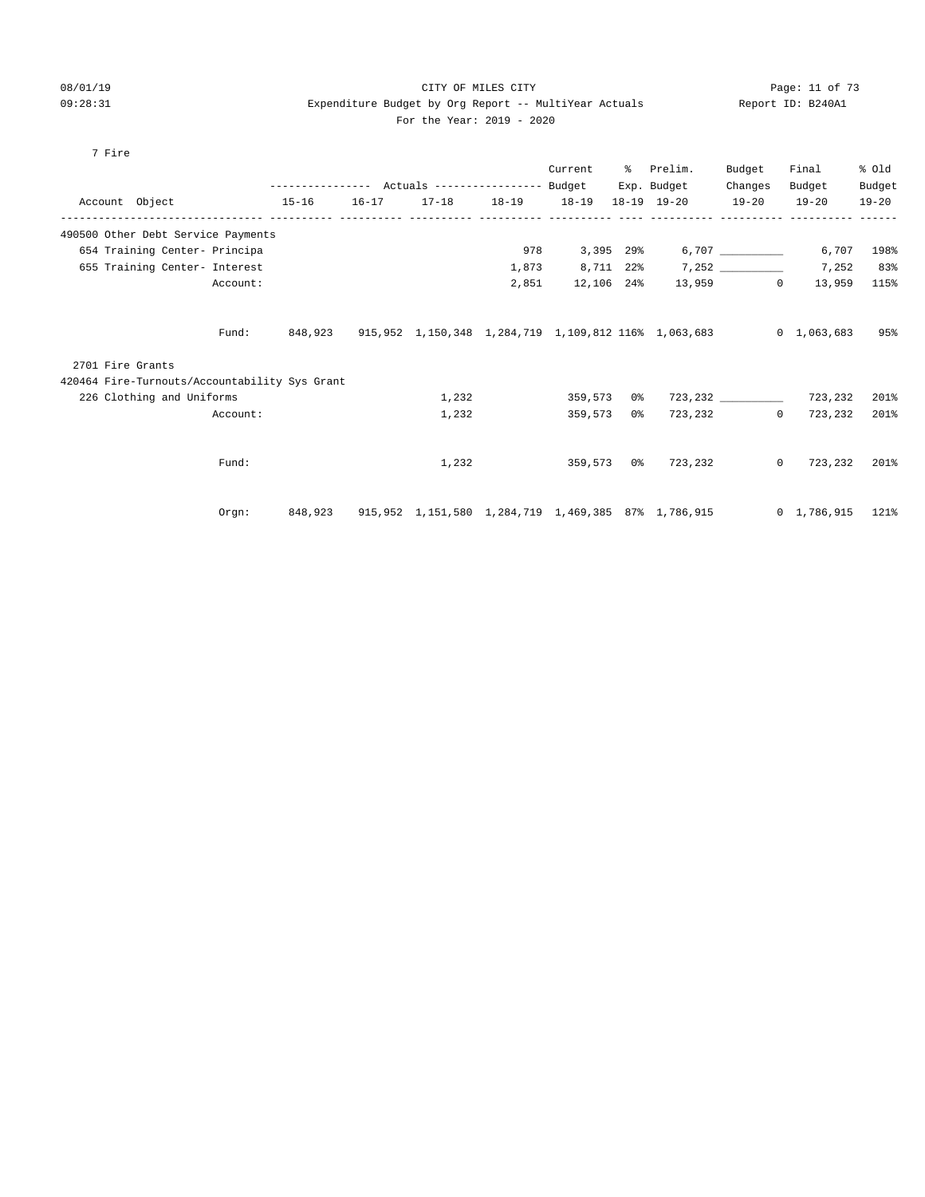CITY OF MILES CITY

Expenditure Budget by Org Report -- MultiYear Actuals

For the Year: 2019 - 2020

08/01/19 09:28:31 — Report ID: B240A1

7 Fire

| Account Object | Actuals 15-16 | Actuals 16-17 | Actuals 17-18 | Actuals 18-19 | Current Budget 18-19 | % Exp. 18-19 | Prelim. Budget 19-20 | Budget Changes 19-20 | Final Budget 19-20 | % Old Budget 19-20 |
|---|---|---|---|---|---|---|---|---|---|---|
| 490500 Other Debt Service Payments | | | | | | | | | | |
| 654 Training Center- Principa | | | | 978 | 3,395 | 29% | 6,707 | __________ | 6,707 | 198% |
| 655 Training Center- Interest | | | | 1,873 | 8,711 | 22% | 7,252 | __________ | 7,252 | 83% |
| Account: | | | | 2,851 | 12,106 | 24% | 13,959 | 0 | 13,959 | 115% |
| Fund: | 848,923 | 915,952 | 1,150,348 | 1,284,719 | 1,109,812 | 116% | 1,063,683 | 0 | 1,063,683 | 95% |
| 2701 Fire Grants | | | | | | | | | | |
| 420464 Fire-Turnouts/Accountability Sys Grant | | | | | | | | | | |
| 226 Clothing and Uniforms | | | 1,232 | | 359,573 | 0% | 723,232 | __________ | 723,232 | 201% |
| Account: | | | 1,232 | | 359,573 | 0% | 723,232 | 0 | 723,232 | 201% |
| Fund: | | | 1,232 | | 359,573 | 0% | 723,232 | 0 | 723,232 | 201% |
| Orgn: | 848,923 | 915,952 | 1,151,580 | 1,284,719 | 1,469,385 | 87% | 1,786,915 | 0 | 1,786,915 | 121% |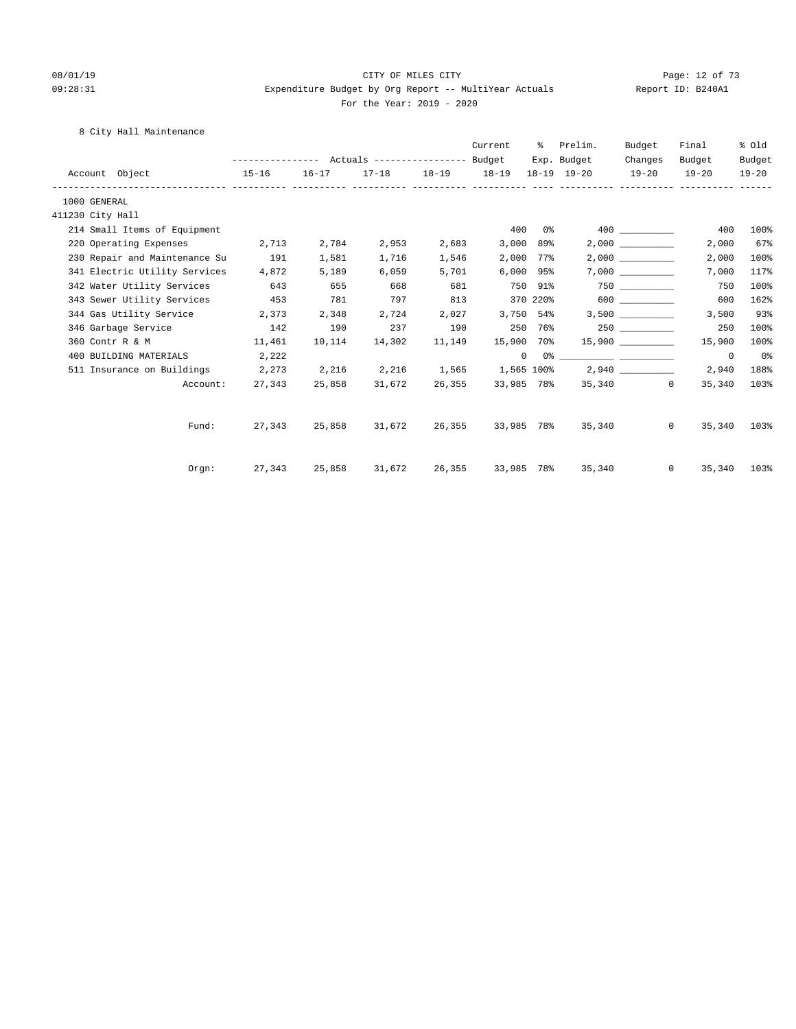CITY OF MILES CITY

Expenditure Budget by Org Report -- MultiYear Actuals

For the Year: 2019 - 2020

08/01/19 09:28:31 Report ID: B240A1

8 City Hall Maintenance

| Account Object | Actuals 15-16 | Actuals 16-17 | Actuals 17-18 | Actuals 18-19 | Current Budget 18-19 | % Exp. 18-19 | Prelim. Budget 19-20 | Budget Changes 19-20 | Final Budget 19-20 | % Old Budget 19-20 |
|---|---|---|---|---|---|---|---|---|---|---|
| 1000 GENERAL | | | | | | | | | | |
| 411230 City Hall | | | | | | | | | | |
| 214 Small Items of Equipment | | | | | 400 | 0% | 400 | __________ | 400 | 100% |
| 220 Operating Expenses | 2,713 | 2,784 | 2,953 | 2,683 | 3,000 | 89% | 2,000 | __________ | 2,000 | 67% |
| 230 Repair and Maintenance Su | 191 | 1,581 | 1,716 | 1,546 | 2,000 | 77% | 2,000 | __________ | 2,000 | 100% |
| 341 Electric Utility Services | 4,872 | 5,189 | 6,059 | 5,701 | 6,000 | 95% | 7,000 | __________ | 7,000 | 117% |
| 342 Water Utility Services | 643 | 655 | 668 | 681 | 750 | 91% | 750 | __________ | 750 | 100% |
| 343 Sewer Utility Services | 453 | 781 | 797 | 813 | 370 | 220% | 600 | __________ | 600 | 162% |
| 344 Gas Utility Service | 2,373 | 2,348 | 2,724 | 2,027 | 3,750 | 54% | 3,500 | __________ | 3,500 | 93% |
| 346 Garbage Service | 142 | 190 | 237 | 190 | 250 | 76% | 250 | __________ | 250 | 100% |
| 360 Contr R & M | 11,461 | 10,114 | 14,302 | 11,149 | 15,900 | 70% | 15,900 | __________ | 15,900 | 100% |
| 400 BUILDING MATERIALS | 2,222 | | | | 0 | 0% | __________ | __________ | 0 | 0% |
| 511 Insurance on Buildings | 2,273 | 2,216 | 2,216 | 1,565 | 1,565 | 100% | 2,940 | __________ | 2,940 | 188% |
| Account: | 27,343 | 25,858 | 31,672 | 26,355 | 33,985 | 78% | 35,340 | 0 | 35,340 | 103% |
| Fund: | 27,343 | 25,858 | 31,672 | 26,355 | 33,985 | 78% | 35,340 | 0 | 35,340 | 103% |
| Orgn: | 27,343 | 25,858 | 31,672 | 26,355 | 33,985 | 78% | 35,340 | 0 | 35,340 | 103% |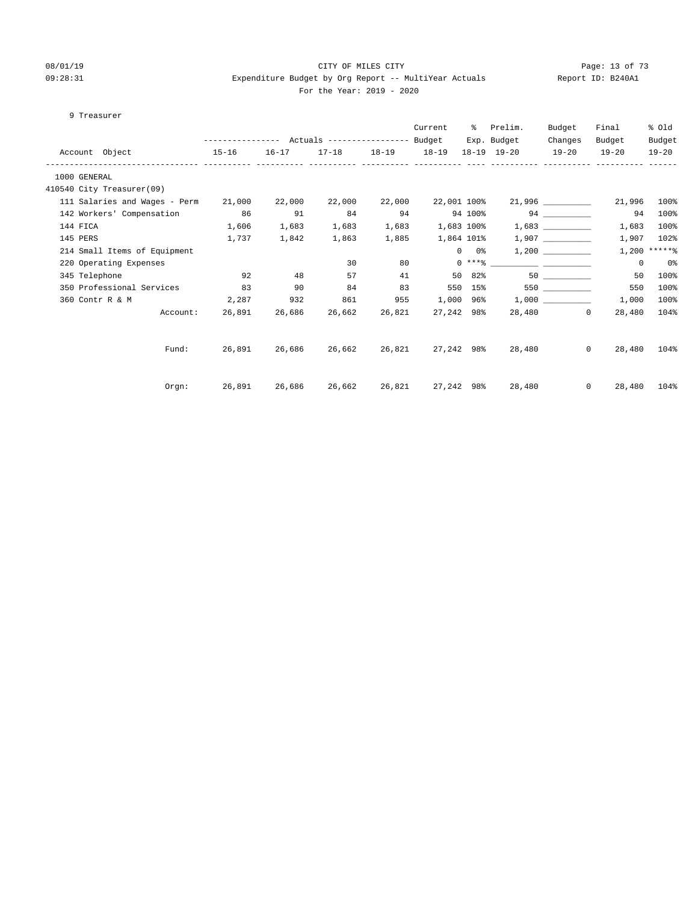CITY OF MILES CITY

Expenditure Budget by Org Report -- MultiYear Actuals

For the Year: 2019 - 2020

08/01/19 09:28:31 Report ID: B240A1

9 Treasurer

| Account Object | Actuals 15-16 | Actuals 16-17 | Actuals 17-18 | Actuals 18-19 | Current Budget 18-19 | % Exp. 18-19 | Prelim. Budget 19-20 | Budget Changes 19-20 | Final Budget 19-20 | % Old Budget 19-20 |
|---|---|---|---|---|---|---|---|---|---|---|
| 1000 GENERAL | | | | | | | | | | |
| 410540 City Treasurer(09) | | | | | | | | | | |
| 111 Salaries and Wages - Perm | 21,000 | 22,000 | 22,000 | 22,000 | 22,001 | 100% | 21,996 | __________ | 21,996 | 100% |
| 142 Workers' Compensation | 86 | 91 | 84 | 94 | 94 | 100% | 94 | __________ | 94 | 100% |
| 144 FICA | 1,606 | 1,683 | 1,683 | 1,683 | 1,683 | 100% | 1,683 | __________ | 1,683 | 100% |
| 145 PERS | 1,737 | 1,842 | 1,863 | 1,885 | 1,864 | 101% | 1,907 | __________ | 1,907 | 102% |
| 214 Small Items of Equipment | | | | | 0 | 0% | 1,200 | __________ | 1,200 | *****% |
| 220 Operating Expenses | | | 30 | 80 | 0 | ***% | __________ | __________ | 0 | 0% |
| 345 Telephone | 92 | 48 | 57 | 41 | 50 | 82% | 50 | __________ | 50 | 100% |
| 350 Professional Services | 83 | 90 | 84 | 83 | 550 | 15% | 550 | __________ | 550 | 100% |
| 360 Contr R & M | 2,287 | 932 | 861 | 955 | 1,000 | 96% | 1,000 | __________ | 1,000 | 100% |
| Account: | 26,891 | 26,686 | 26,662 | 26,821 | 27,242 | 98% | 28,480 | 0 | 28,480 | 104% |
| Fund: | 26,891 | 26,686 | 26,662 | 26,821 | 27,242 | 98% | 28,480 | 0 | 28,480 | 104% |
| Orgn: | 26,891 | 26,686 | 26,662 | 26,821 | 27,242 | 98% | 28,480 | 0 | 28,480 | 104% |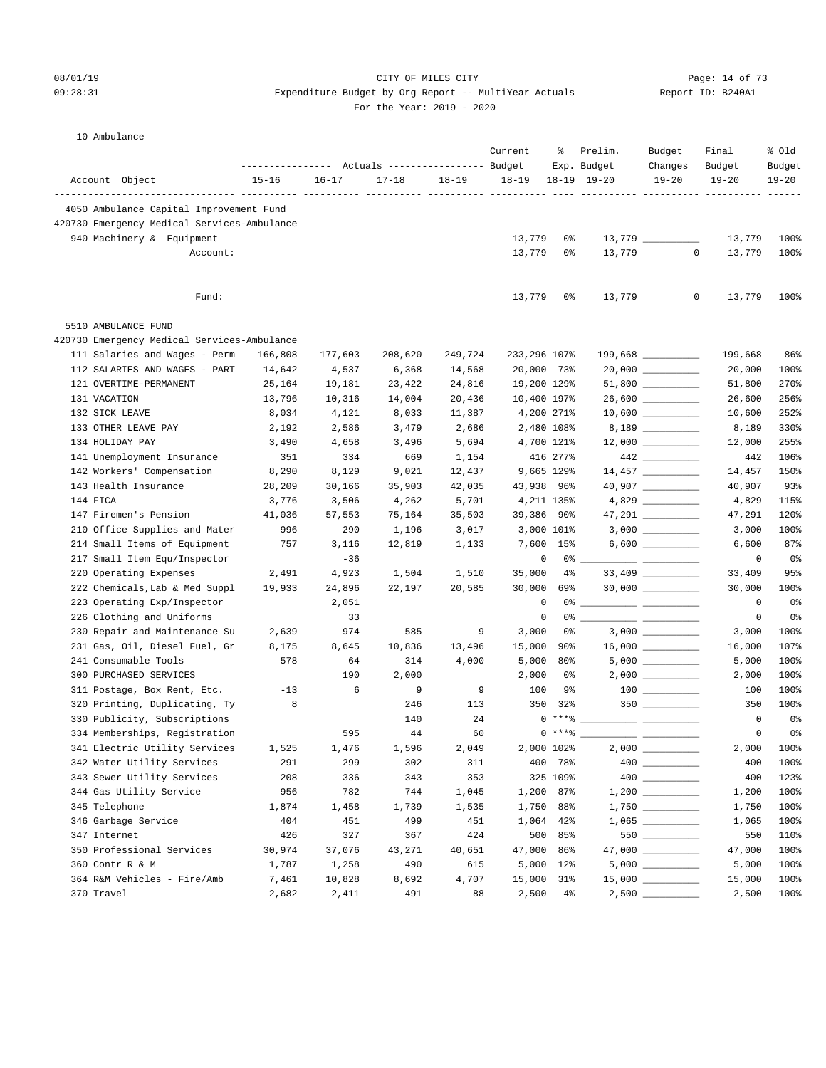CITY OF MILES CITY
Expenditure Budget by Org Report -- MultiYear Actuals
For the Year: 2019 - 2020

08/01/19 09:28:31 — Report ID: B240A1

10 Ambulance

| Account Object | Actuals 15-16 | Actuals 16-17 | Actuals 17-18 | Actuals 18-19 | Current Budget 18-19 | % Exp. 18-19 | Prelim. Budget 19-20 | Budget Changes 19-20 | Final Budget 19-20 | % Old Budget 19-20 |
|---|---|---|---|---|---|---|---|---|---|---|
| **4050 Ambulance Capital Improvement Fund** | | | | | | | | | | |
| **420730 Emergency Medical Services-Ambulance** | | | | | | | | | | |
| 940 Machinery & Equipment | | | | | 13,779 | 0% | 13,779 | | 13,779 | 100% |
| Account: | | | | | 13,779 | 0% | 13,779 | 0 | 13,779 | 100% |
| Fund: | | | | | 13,779 | 0% | 13,779 | 0 | 13,779 | 100% |
| **5510 AMBULANCE FUND** | | | | | | | | | | |
| **420730 Emergency Medical Services-Ambulance** | | | | | | | | | | |
| 111 Salaries and Wages - Perm | 166,808 | 177,603 | 208,620 | 249,724 | 233,296 | 107% | 199,668 | | 199,668 | 86% |
| 112 SALARIES AND WAGES - PART | 14,642 | 4,537 | 6,368 | 14,568 | 20,000 | 73% | 20,000 | | 20,000 | 100% |
| 121 OVERTIME-PERMANENT | 25,164 | 19,181 | 23,422 | 24,816 | 19,200 | 129% | 51,800 | | 51,800 | 270% |
| 131 VACATION | 13,796 | 10,316 | 14,004 | 20,436 | 10,400 | 197% | 26,600 | | 26,600 | 256% |
| 132 SICK LEAVE | 8,034 | 4,121 | 8,033 | 11,387 | 4,200 | 271% | 10,600 | | 10,600 | 252% |
| 133 OTHER LEAVE PAY | 2,192 | 2,586 | 3,479 | 2,686 | 2,480 | 108% | 8,189 | | 8,189 | 330% |
| 134 HOLIDAY PAY | 3,490 | 4,658 | 3,496 | 5,694 | 4,700 | 121% | 12,000 | | 12,000 | 255% |
| 141 Unemployment Insurance | 351 | 334 | 669 | 1,154 | 416 | 277% | 442 | | 442 | 106% |
| 142 Workers' Compensation | 8,290 | 8,129 | 9,021 | 12,437 | 9,665 | 129% | 14,457 | | 14,457 | 150% |
| 143 Health Insurance | 28,209 | 30,166 | 35,903 | 42,035 | 43,938 | 96% | 40,907 | | 40,907 | 93% |
| 144 FICA | 3,776 | 3,506 | 4,262 | 5,701 | 4,211 | 135% | 4,829 | | 4,829 | 115% |
| 147 Firemen's Pension | 41,036 | 57,553 | 75,164 | 35,503 | 39,386 | 90% | 47,291 | | 47,291 | 120% |
| 210 Office Supplies and Mater | 996 | 290 | 1,196 | 3,017 | 3,000 | 101% | 3,000 | | 3,000 | 100% |
| 214 Small Items of Equipment | 757 | 3,116 | 12,819 | 1,133 | 7,600 | 15% | 6,600 | | 6,600 | 87% |
| 217 Small Item Equ/Inspector | | -36 | | | 0 | 0% | | | 0 | 0% |
| 220 Operating Expenses | 2,491 | 4,923 | 1,504 | 1,510 | 35,000 | 4% | 33,409 | | 33,409 | 95% |
| 222 Chemicals,Lab & Med Suppl | 19,933 | 24,896 | 22,197 | 20,585 | 30,000 | 69% | 30,000 | | 30,000 | 100% |
| 223 Operating Exp/Inspector | | 2,051 | | | 0 | 0% | | | 0 | 0% |
| 226 Clothing and Uniforms | | 33 | | | 0 | 0% | | | 0 | 0% |
| 230 Repair and Maintenance Su | 2,639 | 974 | 585 | 9 | 3,000 | 0% | 3,000 | | 3,000 | 100% |
| 231 Gas, Oil, Diesel Fuel, Gr | 8,175 | 8,645 | 10,836 | 13,496 | 15,000 | 90% | 16,000 | | 16,000 | 107% |
| 241 Consumable Tools | 578 | 64 | 314 | 4,000 | 5,000 | 80% | 5,000 | | 5,000 | 100% |
| 300 PURCHASED SERVICES | | 190 | 2,000 | | 2,000 | 0% | 2,000 | | 2,000 | 100% |
| 311 Postage, Box Rent, Etc. | -13 | 6 | 9 | 9 | 100 | 9% | 100 | | 100 | 100% |
| 320 Printing, Duplicating, Ty | 8 | | 246 | 113 | 350 | 32% | 350 | | 350 | 100% |
| 330 Publicity, Subscriptions | | | 140 | 24 | 0 | ***% | | | 0 | 0% |
| 334 Memberships, Registration | | 595 | 44 | 60 | 0 | ***% | | | 0 | 0% |
| 341 Electric Utility Services | 1,525 | 1,476 | 1,596 | 2,049 | 2,000 | 102% | 2,000 | | 2,000 | 100% |
| 342 Water Utility Services | 291 | 299 | 302 | 311 | 400 | 78% | 400 | | 400 | 100% |
| 343 Sewer Utility Services | 208 | 336 | 343 | 353 | 325 | 109% | 400 | | 400 | 123% |
| 344 Gas Utility Service | 956 | 782 | 744 | 1,045 | 1,200 | 87% | 1,200 | | 1,200 | 100% |
| 345 Telephone | 1,874 | 1,458 | 1,739 | 1,535 | 1,750 | 88% | 1,750 | | 1,750 | 100% |
| 346 Garbage Service | 404 | 451 | 499 | 451 | 1,064 | 42% | 1,065 | | 1,065 | 100% |
| 347 Internet | 426 | 327 | 367 | 424 | 500 | 85% | 550 | | 550 | 110% |
| 350 Professional Services | 30,974 | 37,076 | 43,271 | 40,651 | 47,000 | 86% | 47,000 | | 47,000 | 100% |
| 360 Contr R & M | 1,787 | 1,258 | 490 | 615 | 5,000 | 12% | 5,000 | | 5,000 | 100% |
| 364 R&M Vehicles - Fire/Amb | 7,461 | 10,828 | 8,692 | 4,707 | 15,000 | 31% | 15,000 | | 15,000 | 100% |
| 370 Travel | 2,682 | 2,411 | 491 | 88 | 2,500 | 4% | 2,500 | | 2,500 | 100% |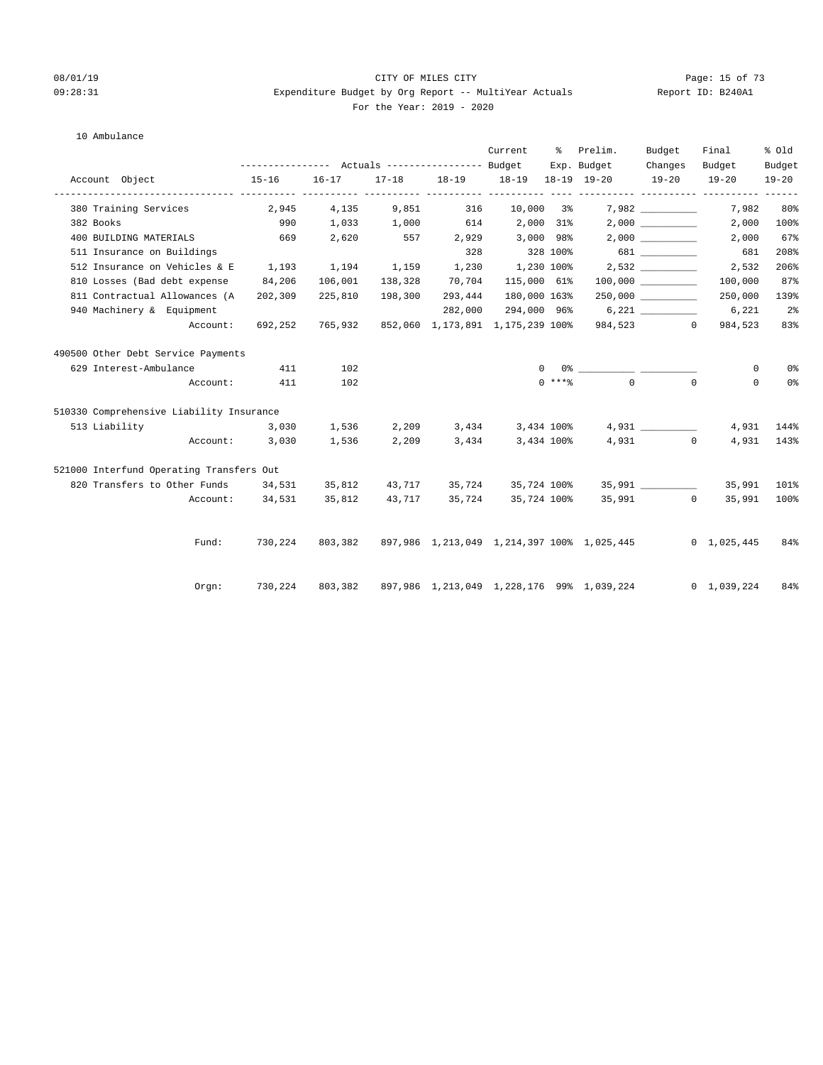CITY OF MILES CITY

Expenditure Budget by Org Report -- MultiYear Actuals

For the Year: 2019 - 2020

08/01/19 09:28:31 — Report ID: B240A1

10 Ambulance

| Account Object | Actuals 15-16 | Actuals 16-17 | Actuals 17-18 | Actuals 18-19 | Current Budget 18-19 | % Exp. 18-19 | Prelim. Budget 19-20 | Budget Changes 19-20 | Final Budget 19-20 | % Old Budget 19-20 |
|---|---|---|---|---|---|---|---|---|---|---|
| 380 Training Services | 2,945 | 4,135 | 9,851 | 316 | 10,000 | 3% | 7,982 | __________ | 7,982 | 80% |
| 382 Books | 990 | 1,033 | 1,000 | 614 | 2,000 | 31% | 2,000 | __________ | 2,000 | 100% |
| 400 BUILDING MATERIALS | 669 | 2,620 | 557 | 2,929 | 3,000 | 98% | 2,000 | __________ | 2,000 | 67% |
| 511 Insurance on Buildings | | | | 328 | 328 | 100% | 681 | __________ | 681 | 208% |
| 512 Insurance on Vehicles & E | 1,193 | 1,194 | 1,159 | 1,230 | 1,230 | 100% | 2,532 | __________ | 2,532 | 206% |
| 810 Losses (Bad debt expense | 84,206 | 106,001 | 138,328 | 70,704 | 115,000 | 61% | 100,000 | __________ | 100,000 | 87% |
| 811 Contractual Allowances (A | 202,309 | 225,810 | 198,300 | 293,444 | 180,000 | 163% | 250,000 | __________ | 250,000 | 139% |
| 940 Machinery & Equipment | | | | 282,000 | 294,000 | 96% | 6,221 | __________ | 6,221 | 2% |
| Account: | 692,252 | 765,932 | 852,060 | 1,173,891 | 1,175,239 | 100% | 984,523 | 0 | 984,523 | 83% |
| **490500 Other Debt Service Payments** | | | | | | | | | | |
| 629 Interest-Ambulance | 411 | 102 | | | 0 | 0% | __________ | __________ | 0 | 0% |
| Account: | 411 | 102 | | | 0 | ***% | 0 | 0 | 0 | 0% |
| **510330 Comprehensive Liability Insurance** | | | | | | | | | | |
| 513 Liability | 3,030 | 1,536 | 2,209 | 3,434 | 3,434 | 100% | 4,931 | __________ | 4,931 | 144% |
| Account: | 3,030 | 1,536 | 2,209 | 3,434 | 3,434 | 100% | 4,931 | 0 | 4,931 | 143% |
| **521000 Interfund Operating Transfers Out** | | | | | | | | | | |
| 820 Transfers to Other Funds | 34,531 | 35,812 | 43,717 | 35,724 | 35,724 | 100% | 35,991 | __________ | 35,991 | 101% |
| Account: | 34,531 | 35,812 | 43,717 | 35,724 | 35,724 | 100% | 35,991 | 0 | 35,991 | 100% |
| Fund: | 730,224 | 803,382 | 897,986 | 1,213,049 | 1,214,397 | 100% | 1,025,445 | 0 | 1,025,445 | 84% |
| Orgn: | 730,224 | 803,382 | 897,986 | 1,213,049 | 1,228,176 | 99% | 1,039,224 | 0 | 1,039,224 | 84% |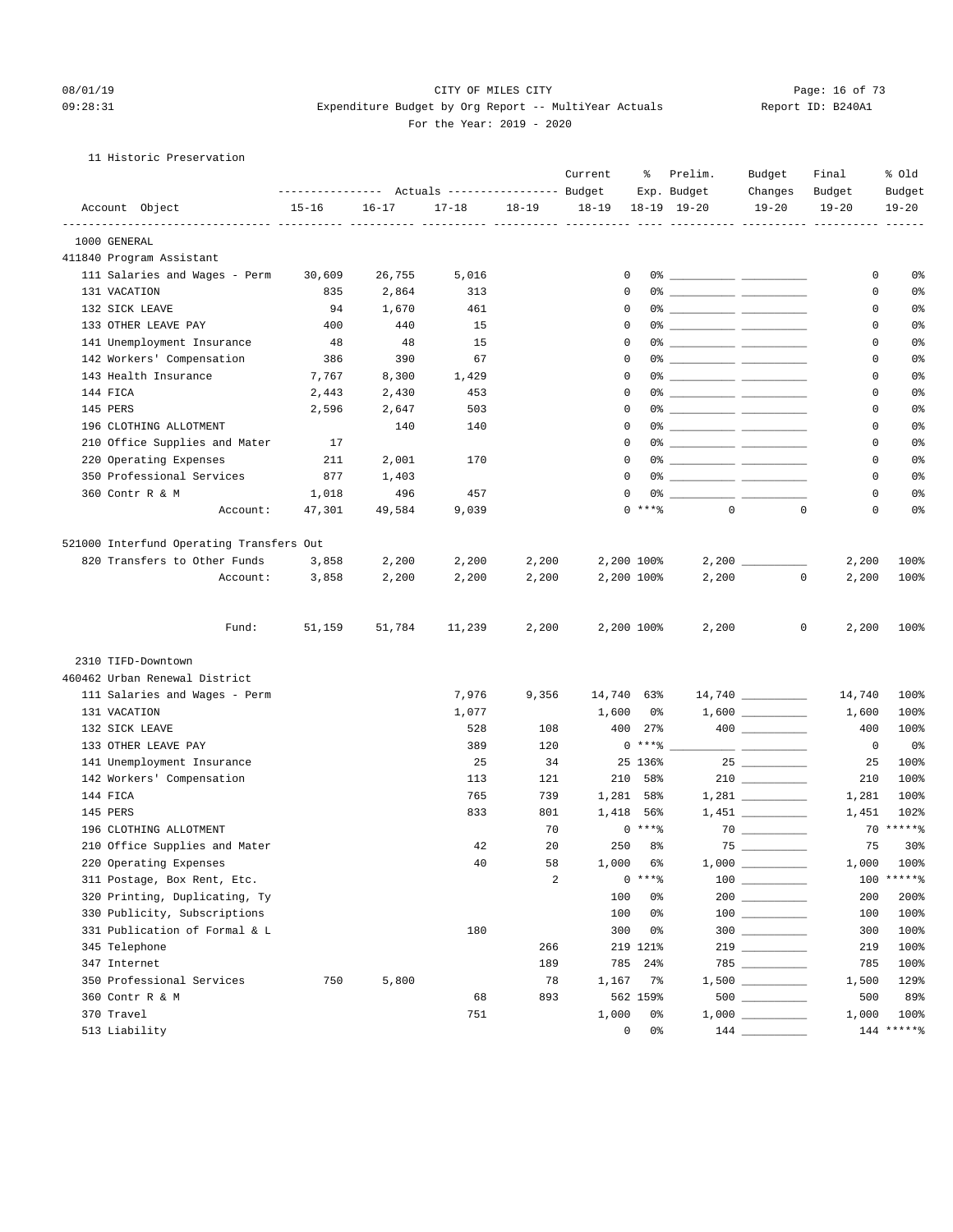CITY OF MILES CITY

Expenditure Budget by Org Report -- MultiYear Actuals

For the Year: 2019 - 2020

08/01/19 09:28:31 Report ID: B240A1

11 Historic Preservation

| Account Object | Actuals 15-16 | Actuals 16-17 | Actuals 17-18 | Actuals 18-19 | Current Budget 18-19 | % Exp. 18-19 | Prelim. Budget 19-20 | Budget Changes 19-20 | Final Budget 19-20 | % Old Budget 19-20 |
|---|---|---|---|---|---|---|---|---|---|---|
| 1000 GENERAL | | | | | | | | | | |
| 411840 Program Assistant | | | | | | | | | | |
| 111 Salaries and Wages - Perm | 30,609 | 26,755 | 5,016 | | 0 | 0% | | | 0 | 0% |
| 131 VACATION | 835 | 2,864 | 313 | | 0 | 0% | | | 0 | 0% |
| 132 SICK LEAVE | 94 | 1,670 | 461 | | 0 | 0% | | | 0 | 0% |
| 133 OTHER LEAVE PAY | 400 | 440 | 15 | | 0 | 0% | | | 0 | 0% |
| 141 Unemployment Insurance | 48 | 48 | 15 | | 0 | 0% | | | 0 | 0% |
| 142 Workers' Compensation | 386 | 390 | 67 | | 0 | 0% | | | 0 | 0% |
| 143 Health Insurance | 7,767 | 8,300 | 1,429 | | 0 | 0% | | | 0 | 0% |
| 144 FICA | 2,443 | 2,430 | 453 | | 0 | 0% | | | 0 | 0% |
| 145 PERS | 2,596 | 2,647 | 503 | | 0 | 0% | | | 0 | 0% |
| 196 CLOTHING ALLOTMENT | | 140 | 140 | | 0 | 0% | | | 0 | 0% |
| 210 Office Supplies and Mater | 17 | | | | 0 | 0% | | | 0 | 0% |
| 220 Operating Expenses | 211 | 2,001 | 170 | | 0 | 0% | | | 0 | 0% |
| 350 Professional Services | 877 | 1,403 | | | 0 | 0% | | | 0 | 0% |
| 360 Contr R & M | 1,018 | 496 | 457 | | 0 | 0% | | | 0 | 0% |
| Account: | 47,301 | 49,584 | 9,039 | | 0 | ***% | 0 | 0 | 0 | 0% |
| 521000 Interfund Operating Transfers Out | | | | | | | | | | |
| 820 Transfers to Other Funds | 3,858 | 2,200 | 2,200 | 2,200 | 2,200 | 100% | 2,200 | | 2,200 | 100% |
| Account: | 3,858 | 2,200 | 2,200 | 2,200 | 2,200 | 100% | 2,200 | 0 | 2,200 | 100% |
| Fund: | 51,159 | 51,784 | 11,239 | 2,200 | 2,200 | 100% | 2,200 | 0 | 2,200 | 100% |
| 2310 TIFD-Downtown | | | | | | | | | | |
| 460462 Urban Renewal District | | | | | | | | | | |
| 111 Salaries and Wages - Perm | | | 7,976 | 9,356 | 14,740 | 63% | 14,740 | | 14,740 | 100% |
| 131 VACATION | | | 1,077 | | 1,600 | 0% | 1,600 | | 1,600 | 100% |
| 132 SICK LEAVE | | | 528 | 108 | 400 | 27% | 400 | | 400 | 100% |
| 133 OTHER LEAVE PAY | | | 389 | 120 | 0 | ***% | | | 0 | 0% |
| 141 Unemployment Insurance | | | 25 | 34 | 25 | 136% | 25 | | 25 | 100% |
| 142 Workers' Compensation | | | 113 | 121 | 210 | 58% | 210 | | 210 | 100% |
| 144 FICA | | | 765 | 739 | 1,281 | 58% | 1,281 | | 1,281 | 100% |
| 145 PERS | | | 833 | 801 | 1,418 | 56% | 1,451 | | 1,451 | 102% |
| 196 CLOTHING ALLOTMENT | | | | 70 | 0 | ***% | 70 | | 70 | *****% |
| 210 Office Supplies and Mater | | | 42 | 20 | 250 | 8% | 75 | | 75 | 30% |
| 220 Operating Expenses | | | 40 | 58 | 1,000 | 6% | 1,000 | | 1,000 | 100% |
| 311 Postage, Box Rent, Etc. | | | | 2 | 0 | ***% | 100 | | 100 | *****% |
| 320 Printing, Duplicating, Ty | | | | | 100 | 0% | 200 | | 200 | 200% |
| 330 Publicity, Subscriptions | | | | | 100 | 0% | 100 | | 100 | 100% |
| 331 Publication of Formal & L | | | 180 | | 300 | 0% | 300 | | 300 | 100% |
| 345 Telephone | | | | 266 | 219 | 121% | 219 | | 219 | 100% |
| 347 Internet | | | | 189 | 785 | 24% | 785 | | 785 | 100% |
| 350 Professional Services | 750 | 5,800 | | 78 | 1,167 | 7% | 1,500 | | 1,500 | 129% |
| 360 Contr R & M | | | 68 | 893 | 562 | 159% | 500 | | 500 | 89% |
| 370 Travel | | | 751 | | 1,000 | 0% | 1,000 | | 1,000 | 100% |
| 513 Liability | | | | | 0 | 0% | 144 | | 144 | *****% |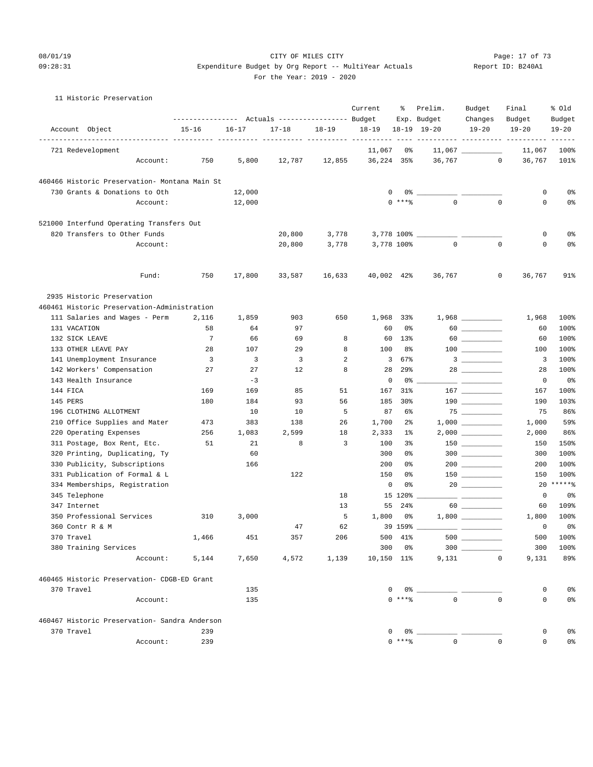CITY OF MILES CITY
Expenditure Budget by Org Report -- MultiYear Actuals
For the Year: 2019 - 2020

Report ID: B240A1

11 Historic Preservation

| Account Object | Actuals 15-16 | Actuals 16-17 | Actuals 17-18 | Actuals 18-19 | Current Budget 18-19 | % Exp. 18-19 | Prelim. Budget 19-20 | Budget Changes 19-20 | Final Budget 19-20 | % Old Budget 19-20 |
|---|---|---|---|---|---|---|---|---|---|---|
| 721 Redevelopment | | | | | 11,067 | 0% | 11,067 | | 11,067 | 100% |
| Account: | 750 | 5,800 | 12,787 | 12,855 | 36,224 | 35% | 36,767 | 0 | 36,767 | 101% |
| **460466 Historic Preservation- Montana Main St** | | | | | | | | | | |
| 730 Grants & Donations to Oth | | 12,000 | | | 0 | 0% | | | 0 | 0% |
| Account: | | 12,000 | | | 0 | ***% | 0 | 0 | 0 | 0% |
| **521000 Interfund Operating Transfers Out** | | | | | | | | | | |
| 820 Transfers to Other Funds | | | 20,800 | 3,778 | 3,778 | 100% | | | 0 | 0% |
| Account: | | | 20,800 | 3,778 | 3,778 | 100% | 0 | 0 | 0 | 0% |
| Fund: | 750 | 17,800 | 33,587 | 16,633 | 40,002 | 42% | 36,767 | 0 | 36,767 | 91% |
| **2935 Historic Preservation** | | | | | | | | | | |
| **460461 Historic Preservation-Administration** | | | | | | | | | | |
| 111 Salaries and Wages - Perm | 2,116 | 1,859 | 903 | 650 | 1,968 | 33% | 1,968 | | 1,968 | 100% |
| 131 VACATION | 58 | 64 | 97 | | 60 | 0% | 60 | | 60 | 100% |
| 132 SICK LEAVE | 7 | 66 | 69 | 8 | 60 | 13% | 60 | | 60 | 100% |
| 133 OTHER LEAVE PAY | 28 | 107 | 29 | 8 | 100 | 8% | 100 | | 100 | 100% |
| 141 Unemployment Insurance | 3 | 3 | 3 | 2 | 3 | 67% | 3 | | 3 | 100% |
| 142 Workers' Compensation | 27 | 27 | 12 | 8 | 28 | 29% | 28 | | 28 | 100% |
| 143 Health Insurance | | -3 | | | 0 | 0% | | | 0 | 0% |
| 144 FICA | 169 | 169 | 85 | 51 | 167 | 31% | 167 | | 167 | 100% |
| 145 PERS | 180 | 184 | 93 | 56 | 185 | 30% | 190 | | 190 | 103% |
| 196 CLOTHING ALLOTMENT | | 10 | 10 | 5 | 87 | 6% | 75 | | 75 | 86% |
| 210 Office Supplies and Mater | 473 | 383 | 138 | 26 | 1,700 | 2% | 1,000 | | 1,000 | 59% |
| 220 Operating Expenses | 256 | 1,083 | 2,599 | 18 | 2,333 | 1% | 2,000 | | 2,000 | 86% |
| 311 Postage, Box Rent, Etc. | 51 | 21 | 8 | 3 | 100 | 3% | 150 | | 150 | 150% |
| 320 Printing, Duplicating, Ty | | 60 | | | 300 | 0% | 300 | | 300 | 100% |
| 330 Publicity, Subscriptions | | 166 | | | 200 | 0% | 200 | | 200 | 100% |
| 331 Publication of Formal & L | | | 122 | | 150 | 0% | 150 | | 150 | 100% |
| 334 Memberships, Registration | | | | | 0 | 0% | 20 | | 20 | *****% |
| 345 Telephone | | | | 18 | 15 | 120% | | | 0 | 0% |
| 347 Internet | | | | 13 | 55 | 24% | 60 | | 60 | 109% |
| 350 Professional Services | 310 | 3,000 | | 5 | 1,800 | 0% | 1,800 | | 1,800 | 100% |
| 360 Contr R & M | | | 47 | 62 | 39 | 159% | | | 0 | 0% |
| 370 Travel | 1,466 | 451 | 357 | 206 | 500 | 41% | 500 | | 500 | 100% |
| 380 Training Services | | | | | 300 | 0% | 300 | | 300 | 100% |
| Account: | 5,144 | 7,650 | 4,572 | 1,139 | 10,150 | 11% | 9,131 | 0 | 9,131 | 89% |
| **460465 Historic Preservation- CDGB-ED Grant** | | | | | | | | | | |
| 370 Travel | | 135 | | | 0 | 0% | | | 0 | 0% |
| Account: | | 135 | | | 0 | ***% | 0 | 0 | 0 | 0% |
| **460467 Historic Preservation- Sandra Anderson** | | | | | | | | | | |
| 370 Travel | 239 | | | | 0 | 0% | | | 0 | 0% |
| Account: | 239 | | | | 0 | ***% | 0 | 0 | 0 | 0% |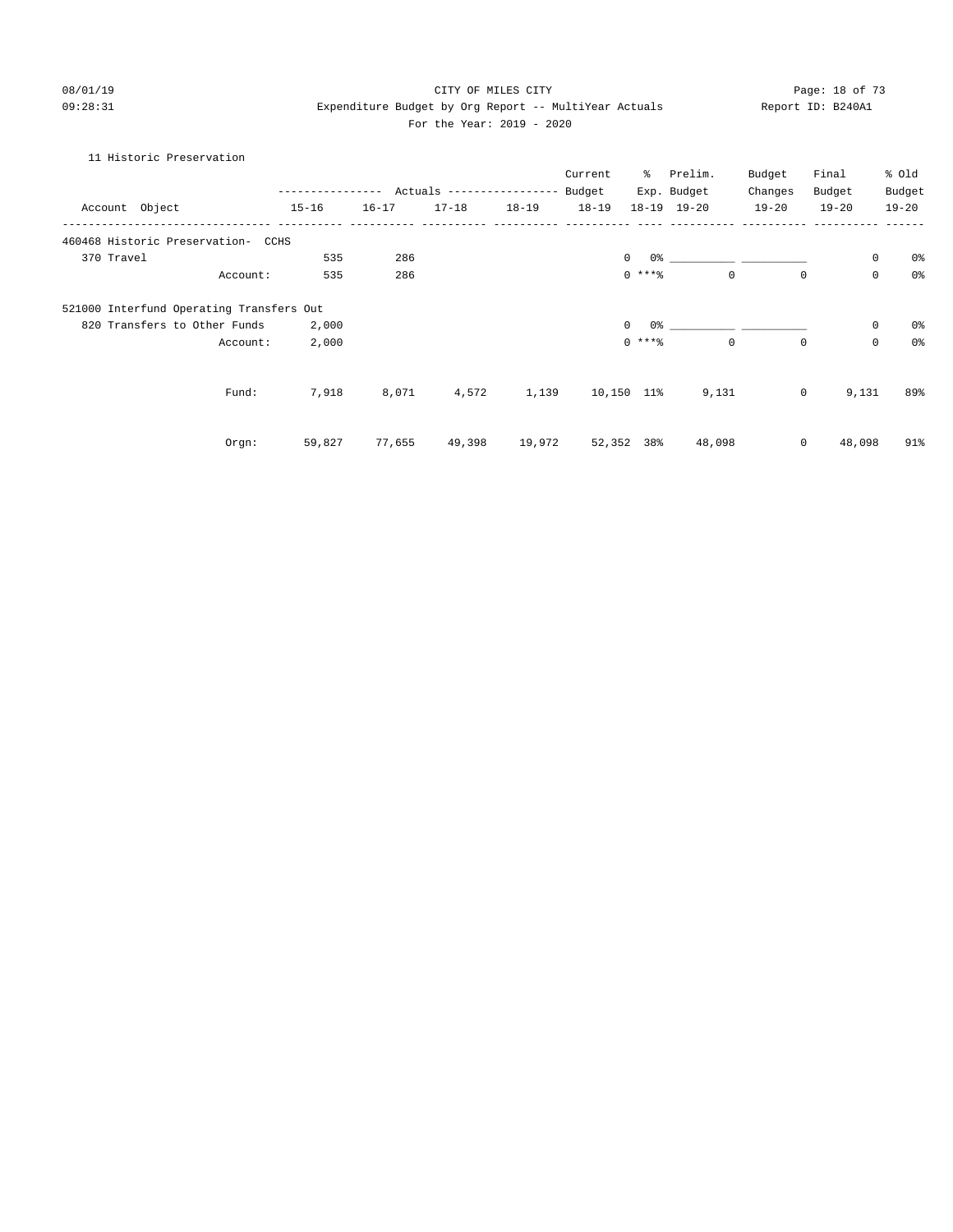CITY OF MILES CITY

Expenditure Budget by Org Report -- MultiYear Actuals

For the Year: 2019 - 2020

08/01/19 09:28:31 — Report ID: B240A1

11 Historic Preservation

| Account Object | Actuals 15-16 | Actuals 16-17 | Actuals 17-18 | Actuals 18-19 | Current Budget 18-19 | % Exp. 18-19 | Prelim. Budget 19-20 | Budget Changes 19-20 | Final Budget 19-20 | % Old Budget 19-20 |
|---|---|---|---|---|---|---|---|---|---|---|
| 460468 Historic Preservation- CCHS | | | | | | | | | | |
| 370 Travel | 535 | 286 | | | 0 | 0% | ___________ | ___________ | 0 | 0% |
| Account: | 535 | 286 | | | 0 | ***% | 0 | 0 | 0 | 0% |
| 521000 Interfund Operating Transfers Out | | | | | | | | | | |
| 820 Transfers to Other Funds | 2,000 | | | | 0 | 0% | ___________ | ___________ | 0 | 0% |
| Account: | 2,000 | | | | 0 | ***% | 0 | 0 | 0 | 0% |
| Fund: | 7,918 | 8,071 | 4,572 | 1,139 | 10,150 | 11% | 9,131 | 0 | 9,131 | 89% |
| Orgn: | 59,827 | 77,655 | 49,398 | 19,972 | 52,352 | 38% | 48,098 | 0 | 48,098 | 91% |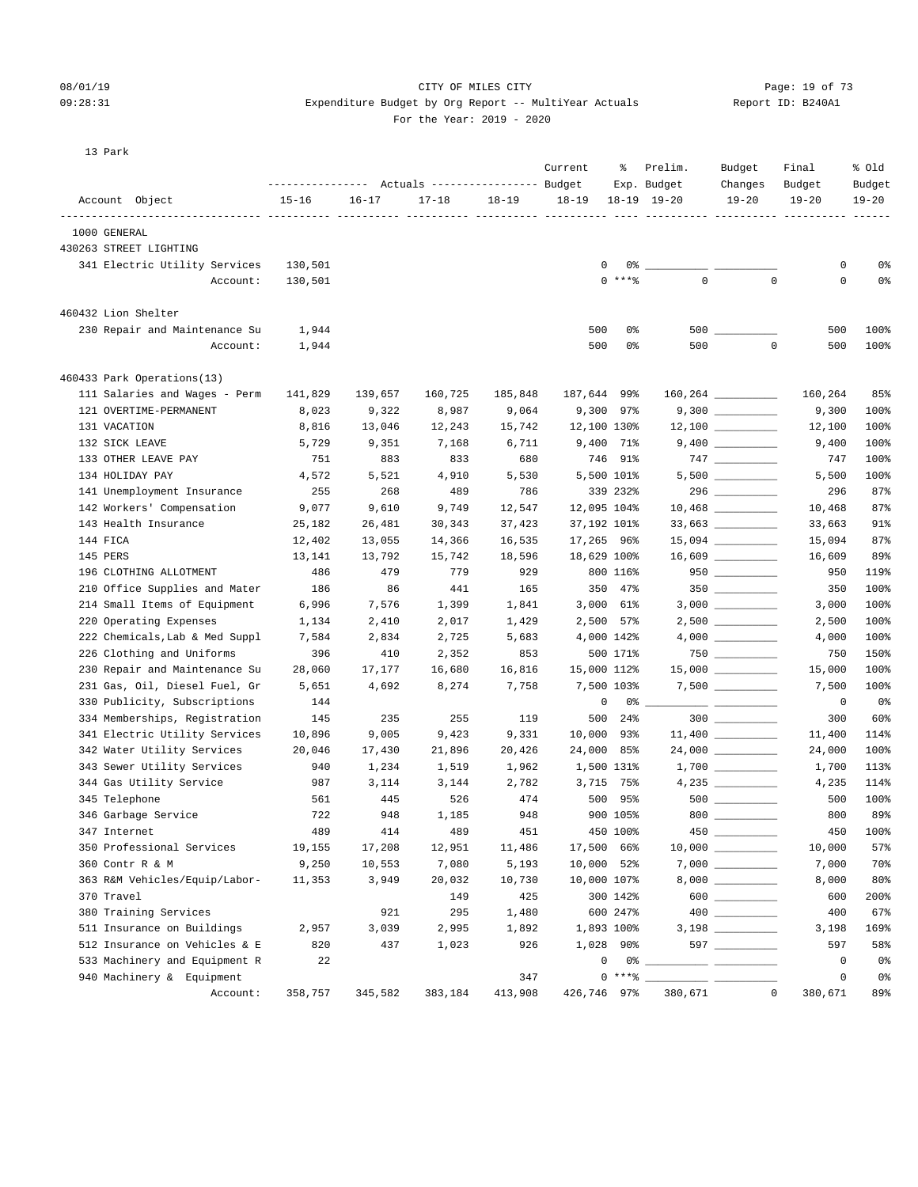CITY OF MILES CITY
Expenditure Budget by Org Report -- MultiYear Actuals
For the Year: 2019 - 2020

13 Park

| Account Object | Actuals 15-16 | Actuals 16-17 | Actuals 17-18 | Actuals 18-19 | Current Budget 18-19 | % Exp. 18-19 | Prelim. Budget 19-20 | Budget Changes 19-20 | Final Budget 19-20 | % Old Budget 19-20 |
|---|---|---|---|---|---|---|---|---|---|---|
| 1000 GENERAL | | | | | | | | | | |
| 430263 STREET LIGHTING | | | | | | | | | | |
| 341 Electric Utility Services | 130,501 | | | | 0 | 0% | | | 0 | 0% |
| Account: | 130,501 | | | | 0 | ***% | 0 | 0 | 0 | 0% |
| 460432 Lion Shelter | | | | | | | | | | |
| 230 Repair and Maintenance Su | 1,944 | | | | 500 | 0% | 500 | | 500 | 100% |
| Account: | 1,944 | | | | 500 | 0% | 500 | 0 | 500 | 100% |
| 460433 Park Operations(13) | | | | | | | | | | |
| 111 Salaries and Wages - Perm | 141,829 | 139,657 | 160,725 | 185,848 | 187,644 | 99% | 160,264 | | 160,264 | 85% |
| 121 OVERTIME-PERMANENT | 8,023 | 9,322 | 8,987 | 9,064 | 9,300 | 97% | 9,300 | | 9,300 | 100% |
| 131 VACATION | 8,816 | 13,046 | 12,243 | 15,742 | 12,100 | 130% | 12,100 | | 12,100 | 100% |
| 132 SICK LEAVE | 5,729 | 9,351 | 7,168 | 6,711 | 9,400 | 71% | 9,400 | | 9,400 | 100% |
| 133 OTHER LEAVE PAY | 751 | 883 | 833 | 680 | 746 | 91% | 747 | | 747 | 100% |
| 134 HOLIDAY PAY | 4,572 | 5,521 | 4,910 | 5,530 | 5,500 | 101% | 5,500 | | 5,500 | 100% |
| 141 Unemployment Insurance | 255 | 268 | 489 | 786 | 339 | 232% | 296 | | 296 | 87% |
| 142 Workers' Compensation | 9,077 | 9,610 | 9,749 | 12,547 | 12,095 | 104% | 10,468 | | 10,468 | 87% |
| 143 Health Insurance | 25,182 | 26,481 | 30,343 | 37,423 | 37,192 | 101% | 33,663 | | 33,663 | 91% |
| 144 FICA | 12,402 | 13,055 | 14,366 | 16,535 | 17,265 | 96% | 15,094 | | 15,094 | 87% |
| 145 PERS | 13,141 | 13,792 | 15,742 | 18,596 | 18,629 | 100% | 16,609 | | 16,609 | 89% |
| 196 CLOTHING ALLOTMENT | 486 | 479 | 779 | 929 | 800 | 116% | 950 | | 950 | 119% |
| 210 Office Supplies and Mater | 186 | 86 | 441 | 165 | 350 | 47% | 350 | | 350 | 100% |
| 214 Small Items of Equipment | 6,996 | 7,576 | 1,399 | 1,841 | 3,000 | 61% | 3,000 | | 3,000 | 100% |
| 220 Operating Expenses | 1,134 | 2,410 | 2,017 | 1,429 | 2,500 | 57% | 2,500 | | 2,500 | 100% |
| 222 Chemicals,Lab & Med Suppl | 7,584 | 2,834 | 2,725 | 5,683 | 4,000 | 142% | 4,000 | | 4,000 | 100% |
| 226 Clothing and Uniforms | 396 | 410 | 2,352 | 853 | 500 | 171% | 750 | | 750 | 150% |
| 230 Repair and Maintenance Su | 28,060 | 17,177 | 16,680 | 16,816 | 15,000 | 112% | 15,000 | | 15,000 | 100% |
| 231 Gas, Oil, Diesel Fuel, Gr | 5,651 | 4,692 | 8,274 | 7,758 | 7,500 | 103% | 7,500 | | 7,500 | 100% |
| 330 Publicity, Subscriptions | 144 | | | | 0 | 0% | | | 0 | 0% |
| 334 Memberships, Registration | 145 | 235 | 255 | 119 | 500 | 24% | 300 | | 300 | 60% |
| 341 Electric Utility Services | 10,896 | 9,005 | 9,423 | 9,331 | 10,000 | 93% | 11,400 | | 11,400 | 114% |
| 342 Water Utility Services | 20,046 | 17,430 | 21,896 | 20,426 | 24,000 | 85% | 24,000 | | 24,000 | 100% |
| 343 Sewer Utility Services | 940 | 1,234 | 1,519 | 1,962 | 1,500 | 131% | 1,700 | | 1,700 | 113% |
| 344 Gas Utility Service | 987 | 3,114 | 3,144 | 2,782 | 3,715 | 75% | 4,235 | | 4,235 | 114% |
| 345 Telephone | 561 | 445 | 526 | 474 | 500 | 95% | 500 | | 500 | 100% |
| 346 Garbage Service | 722 | 948 | 1,185 | 948 | 900 | 105% | 800 | | 800 | 89% |
| 347 Internet | 489 | 414 | 489 | 451 | 450 | 100% | 450 | | 450 | 100% |
| 350 Professional Services | 19,155 | 17,208 | 12,951 | 11,486 | 17,500 | 66% | 10,000 | | 10,000 | 57% |
| 360 Contr R & M | 9,250 | 10,553 | 7,080 | 5,193 | 10,000 | 52% | 7,000 | | 7,000 | 70% |
| 363 R&M Vehicles/Equip/Labor- | 11,353 | 3,949 | 20,032 | 10,730 | 10,000 | 107% | 8,000 | | 8,000 | 80% |
| 370 Travel | | | 149 | 425 | 300 | 142% | 600 | | 600 | 200% |
| 380 Training Services | | 921 | 295 | 1,480 | 600 | 247% | 400 | | 400 | 67% |
| 511 Insurance on Buildings | 2,957 | 3,039 | 2,995 | 1,892 | 1,893 | 100% | 3,198 | | 3,198 | 169% |
| 512 Insurance on Vehicles & E | 820 | 437 | 1,023 | 926 | 1,028 | 90% | 597 | | 597 | 58% |
| 533 Machinery and Equipment R | 22 | | | | 0 | 0% | | | 0 | 0% |
| 940 Machinery & Equipment | | | | 347 | 0 | ***% | | | 0 | 0% |
| Account: | 358,757 | 345,582 | 383,184 | 413,908 | 426,746 | 97% | 380,671 | 0 | 380,671 | 89% |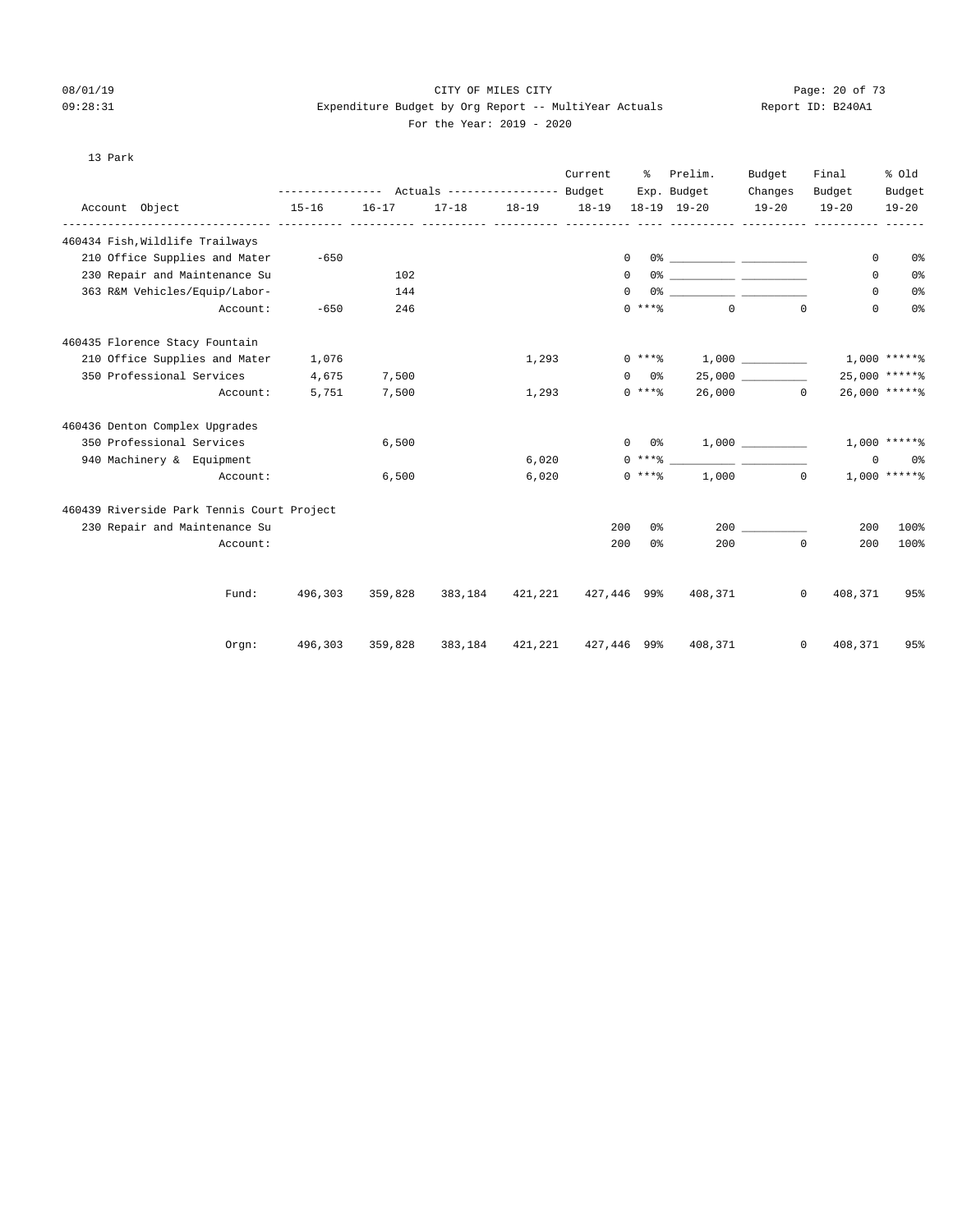CITY OF MILES CITY

Expenditure Budget by Org Report -- MultiYear Actuals

For the Year: 2019 - 2020

08/01/19 09:28:31 — Report ID: B240A1

13 Park

| Account Object | Actuals 15-16 | Actuals 16-17 | Actuals 17-18 | Actuals 18-19 | Current Budget 18-19 | % Exp. 18-19 | Prelim. Budget 19-20 | Budget Changes 19-20 | Final Budget 19-20 | % Old Budget 19-20 |
|---|---|---|---|---|---|---|---|---|---|---|
| **460434 Fish,Wildlife Trailways** | | | | | | | | | | |
| 210 Office Supplies and Mater | -650 | | | | 0 | 0% | | | 0 | 0% |
| 230 Repair and Maintenance Su | | 102 | | | 0 | 0% | | | 0 | 0% |
| 363 R&M Vehicles/Equip/Labor- | | 144 | | | 0 | 0% | | | 0 | 0% |
| Account: | -650 | 246 | | | 0 | ***% | 0 | 0 | 0 | 0% |
| **460435 Florence Stacy Fountain** | | | | | | | | | | |
| 210 Office Supplies and Mater | 1,076 | | | 1,293 | 0 | ***% | 1,000 | | 1,000 | *****% |
| 350 Professional Services | 4,675 | 7,500 | | | 0 | 0% | 25,000 | | 25,000 | *****% |
| Account: | 5,751 | 7,500 | | 1,293 | 0 | ***% | 26,000 | 0 | 26,000 | *****% |
| **460436 Denton Complex Upgrades** | | | | | | | | | | |
| 350 Professional Services | | 6,500 | | | 0 | 0% | 1,000 | | 1,000 | *****% |
| 940 Machinery & Equipment | | | | 6,020 | 0 | ***% | | | 0 | 0% |
| Account: | | 6,500 | | 6,020 | 0 | ***% | 1,000 | 0 | 1,000 | *****% |
| **460439 Riverside Park Tennis Court Project** | | | | | | | | | | |
| 230 Repair and Maintenance Su | | | | | 200 | 0% | 200 | | 200 | 100% |
| Account: | | | | | 200 | 0% | 200 | 0 | 200 | 100% |
| Fund: | 496,303 | 359,828 | 383,184 | 421,221 | 427,446 | 99% | 408,371 | 0 | 408,371 | 95% |
| Orgn: | 496,303 | 359,828 | 383,184 | 421,221 | 427,446 | 99% | 408,371 | 0 | 408,371 | 95% |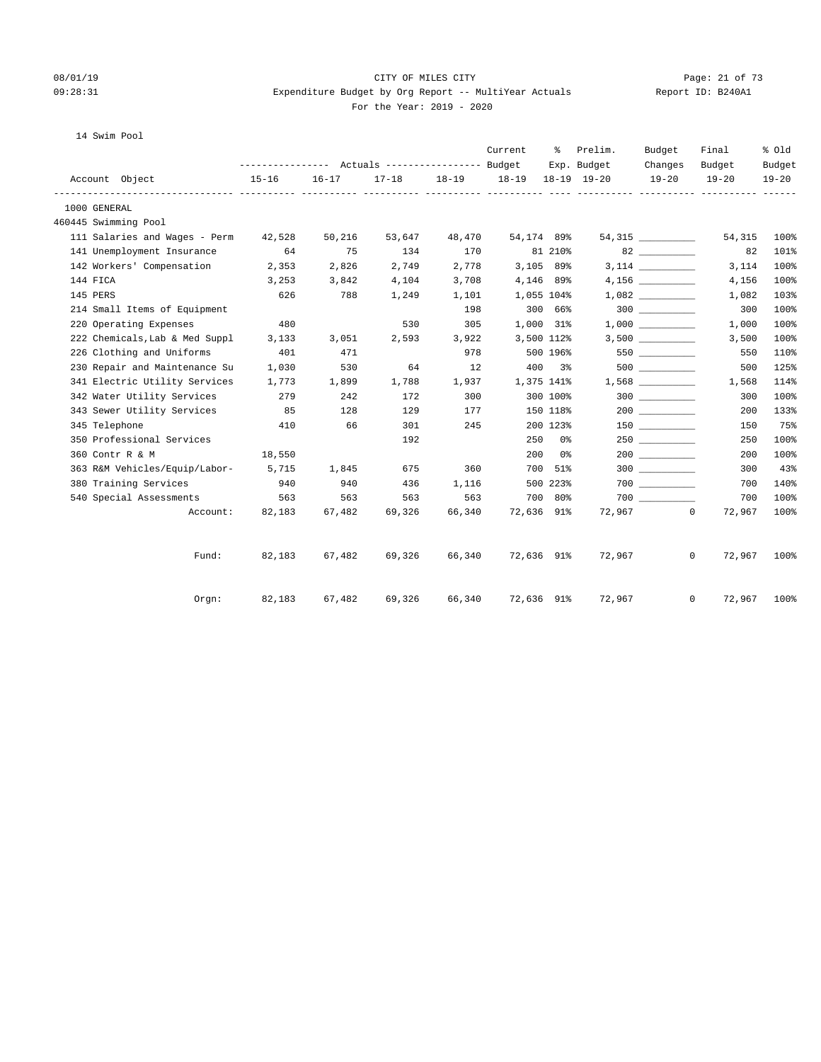CITY OF MILES CITY
Expenditure Budget by Org Report -- MultiYear Actuals
For the Year: 2019 - 2020

08/01/19
09:28:31
Report ID: B240A1

14 Swim Pool

| Account Object | Actuals 15-16 | Actuals 16-17 | Actuals 17-18 | Actuals 18-19 | Current Budget 18-19 | % Exp. 18-19 | Prelim. Budget 19-20 | Budget Changes 19-20 | Final Budget 19-20 | % Old Budget 19-20 |
|---|---|---|---|---|---|---|---|---|---|---|
| 1000 GENERAL | | | | | | | | | | |
| 460445 Swimming Pool | | | | | | | | | | |
| 111 Salaries and Wages - Perm | 42,528 | 50,216 | 53,647 | 48,470 | 54,174 | 89% | 54,315 | __________ | 54,315 | 100% |
| 141 Unemployment Insurance | 64 | 75 | 134 | 170 | 81 | 210% | 82 | __________ | 82 | 101% |
| 142 Workers' Compensation | 2,353 | 2,826 | 2,749 | 2,778 | 3,105 | 89% | 3,114 | __________ | 3,114 | 100% |
| 144 FICA | 3,253 | 3,842 | 4,104 | 3,708 | 4,146 | 89% | 4,156 | __________ | 4,156 | 100% |
| 145 PERS | 626 | 788 | 1,249 | 1,101 | 1,055 | 104% | 1,082 | __________ | 1,082 | 103% |
| 214 Small Items of Equipment | | | | 198 | 300 | 66% | 300 | __________ | 300 | 100% |
| 220 Operating Expenses | 480 | | 530 | 305 | 1,000 | 31% | 1,000 | __________ | 1,000 | 100% |
| 222 Chemicals,Lab & Med Suppl | 3,133 | 3,051 | 2,593 | 3,922 | 3,500 | 112% | 3,500 | __________ | 3,500 | 100% |
| 226 Clothing and Uniforms | 401 | 471 | | 978 | 500 | 196% | 550 | __________ | 550 | 110% |
| 230 Repair and Maintenance Su | 1,030 | 530 | 64 | 12 | 400 | 3% | 500 | __________ | 500 | 125% |
| 341 Electric Utility Services | 1,773 | 1,899 | 1,788 | 1,937 | 1,375 | 141% | 1,568 | __________ | 1,568 | 114% |
| 342 Water Utility Services | 279 | 242 | 172 | 300 | 300 | 100% | 300 | __________ | 300 | 100% |
| 343 Sewer Utility Services | 85 | 128 | 129 | 177 | 150 | 118% | 200 | __________ | 200 | 133% |
| 345 Telephone | 410 | 66 | 301 | 245 | 200 | 123% | 150 | __________ | 150 | 75% |
| 350 Professional Services | | | 192 | | 250 | 0% | 250 | __________ | 250 | 100% |
| 360 Contr R & M | 18,550 | | | | 200 | 0% | 200 | __________ | 200 | 100% |
| 363 R&M Vehicles/Equip/Labor- | 5,715 | 1,845 | 675 | 360 | 700 | 51% | 300 | __________ | 300 | 43% |
| 380 Training Services | 940 | 940 | 436 | 1,116 | 500 | 223% | 700 | __________ | 700 | 140% |
| 540 Special Assessments | 563 | 563 | 563 | 563 | 700 | 80% | 700 | __________ | 700 | 100% |
| Account: | 82,183 | 67,482 | 69,326 | 66,340 | 72,636 | 91% | 72,967 | 0 | 72,967 | 100% |
| Fund: | 82,183 | 67,482 | 69,326 | 66,340 | 72,636 | 91% | 72,967 | 0 | 72,967 | 100% |
| Orgn: | 82,183 | 67,482 | 69,326 | 66,340 | 72,636 | 91% | 72,967 | 0 | 72,967 | 100% |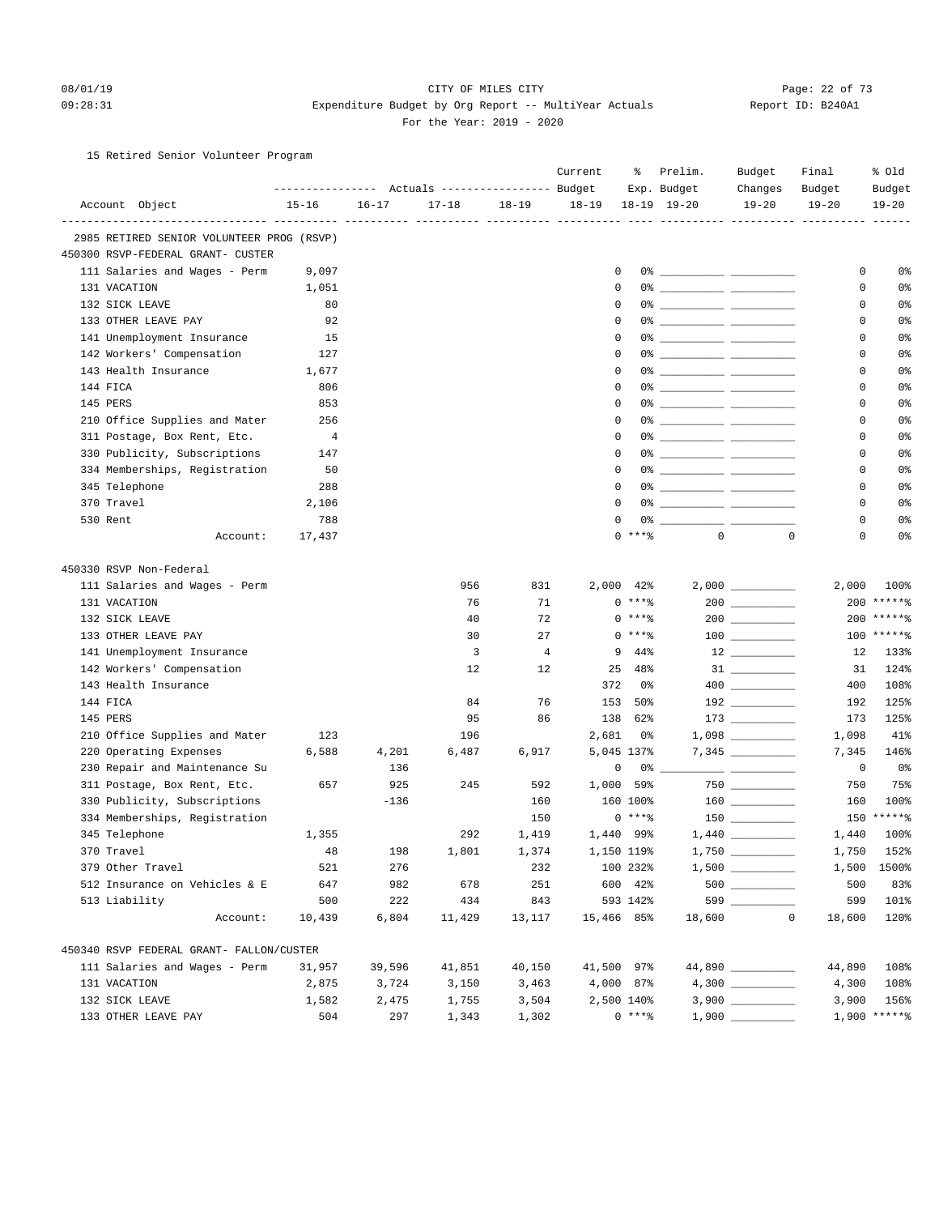CITY OF MILES CITY

Expenditure Budget by Org Report -- MultiYear Actuals

For the Year: 2019 - 2020

08/01/19 09:28:31 Report ID: B240A1

15 Retired Senior Volunteer Program

| Account Object | Actuals 15-16 | Actuals 16-17 | Actuals 17-18 | Actuals 18-19 | Current Budget 18-19 | % Exp. 18-19 | Prelim. Budget 19-20 | Budget Changes 19-20 | Final Budget 19-20 | % Old Budget 19-20 |
|---|---|---|---|---|---|---|---|---|---|---|
| **2985 RETIRED SENIOR VOLUNTEER PROG (RSVP)** | | | | | | | | | | |
| **450300 RSVP-FEDERAL GRANT- CUSTER** | | | | | | | | | | |
| 111 Salaries and Wages - Perm | 9,097 | | | | 0 | 0% | | | 0 | 0% |
| 131 VACATION | 1,051 | | | | 0 | 0% | | | 0 | 0% |
| 132 SICK LEAVE | 80 | | | | 0 | 0% | | | 0 | 0% |
| 133 OTHER LEAVE PAY | 92 | | | | 0 | 0% | | | 0 | 0% |
| 141 Unemployment Insurance | 15 | | | | 0 | 0% | | | 0 | 0% |
| 142 Workers' Compensation | 127 | | | | 0 | 0% | | | 0 | 0% |
| 143 Health Insurance | 1,677 | | | | 0 | 0% | | | 0 | 0% |
| 144 FICA | 806 | | | | 0 | 0% | | | 0 | 0% |
| 145 PERS | 853 | | | | 0 | 0% | | | 0 | 0% |
| 210 Office Supplies and Mater | 256 | | | | 0 | 0% | | | 0 | 0% |
| 311 Postage, Box Rent, Etc. | 4 | | | | 0 | 0% | | | 0 | 0% |
| 330 Publicity, Subscriptions | 147 | | | | 0 | 0% | | | 0 | 0% |
| 334 Memberships, Registration | 50 | | | | 0 | 0% | | | 0 | 0% |
| 345 Telephone | 288 | | | | 0 | 0% | | | 0 | 0% |
| 370 Travel | 2,106 | | | | 0 | 0% | | | 0 | 0% |
| 530 Rent | 788 | | | | 0 | 0% | | | 0 | 0% |
| Account: | 17,437 | | | | 0 | ***% | 0 | 0 | 0 | 0% |
| **450330 RSVP Non-Federal** | | | | | | | | | | |
| 111 Salaries and Wages - Perm | | | 956 | 831 | 2,000 | 42% | 2,000 | | 2,000 | 100% |
| 131 VACATION | | | 76 | 71 | 0 | ***% | 200 | | 200 | *****% |
| 132 SICK LEAVE | | | 40 | 72 | 0 | ***% | 200 | | 200 | *****% |
| 133 OTHER LEAVE PAY | | | 30 | 27 | 0 | ***% | 100 | | 100 | *****% |
| 141 Unemployment Insurance | | | 3 | 4 | 9 | 44% | 12 | | 12 | 133% |
| 142 Workers' Compensation | | | 12 | 12 | 25 | 48% | 31 | | 31 | 124% |
| 143 Health Insurance | | | | | 372 | 0% | 400 | | 400 | 108% |
| 144 FICA | | | 84 | 76 | 153 | 50% | 192 | | 192 | 125% |
| 145 PERS | | | 95 | 86 | 138 | 62% | 173 | | 173 | 125% |
| 210 Office Supplies and Mater | 123 | | 196 | | 2,681 | 0% | 1,098 | | 1,098 | 41% |
| 220 Operating Expenses | 6,588 | 4,201 | 6,487 | 6,917 | 5,045 | 137% | 7,345 | | 7,345 | 146% |
| 230 Repair and Maintenance Su | | 136 | | | 0 | 0% | | | 0 | 0% |
| 311 Postage, Box Rent, Etc. | 657 | 925 | 245 | 592 | 1,000 | 59% | 750 | | 750 | 75% |
| 330 Publicity, Subscriptions | | -136 | | 160 | 160 | 100% | 160 | | 160 | 100% |
| 334 Memberships, Registration | | | | 150 | 0 | ***% | 150 | | 150 | *****% |
| 345 Telephone | 1,355 | | 292 | 1,419 | 1,440 | 99% | 1,440 | | 1,440 | 100% |
| 370 Travel | 48 | 198 | 1,801 | 1,374 | 1,150 | 119% | 1,750 | | 1,750 | 152% |
| 379 Other Travel | 521 | 276 | | 232 | 100 | 232% | 1,500 | | 1,500 | 1500% |
| 512 Insurance on Vehicles & E | 647 | 982 | 678 | 251 | 600 | 42% | 500 | | 500 | 83% |
| 513 Liability | 500 | 222 | 434 | 843 | 593 | 142% | 599 | | 599 | 101% |
| Account: | 10,439 | 6,804 | 11,429 | 13,117 | 15,466 | 85% | 18,600 | 0 | 18,600 | 120% |
| **450340 RSVP FEDERAL GRANT- FALLON/CUSTER** | | | | | | | | | | |
| 111 Salaries and Wages - Perm | 31,957 | 39,596 | 41,851 | 40,150 | 41,500 | 97% | 44,890 | | 44,890 | 108% |
| 131 VACATION | 2,875 | 3,724 | 3,150 | 3,463 | 4,000 | 87% | 4,300 | | 4,300 | 108% |
| 132 SICK LEAVE | 1,582 | 2,475 | 1,755 | 3,504 | 2,500 | 140% | 3,900 | | 3,900 | 156% |
| 133 OTHER LEAVE PAY | 504 | 297 | 1,343 | 1,302 | 0 | ***% | 1,900 | | 1,900 | *****% |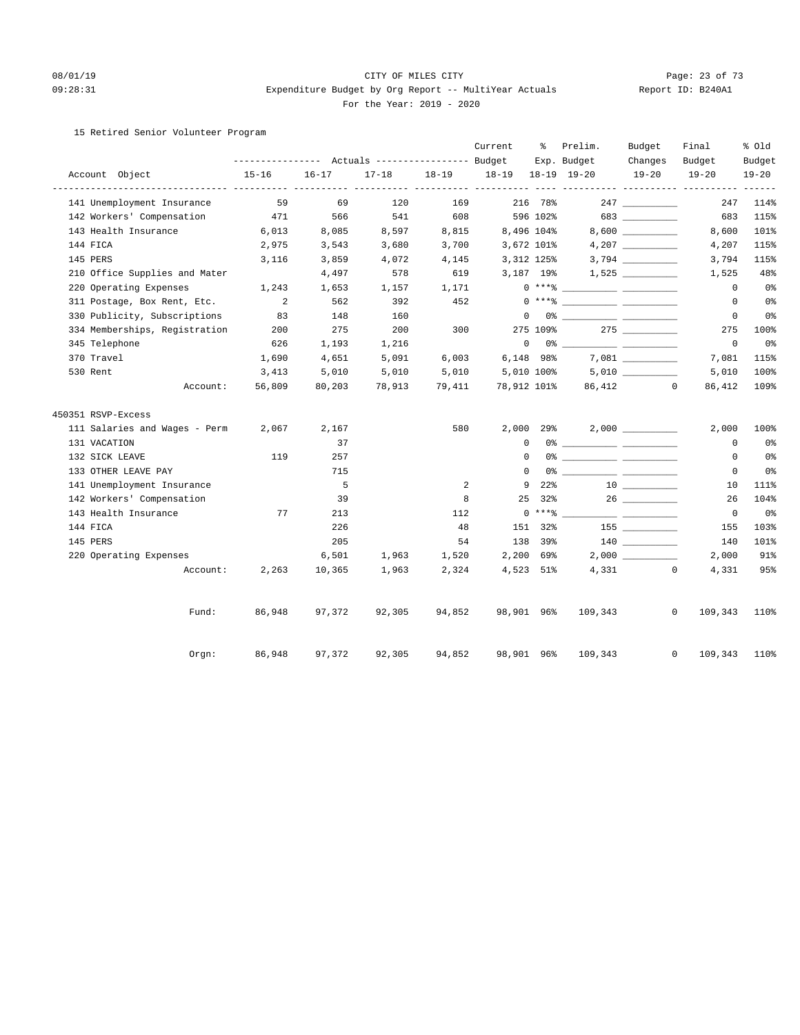CITY OF MILES CITY

Expenditure Budget by Org Report -- MultiYear Actuals

For the Year: 2019 - 2020

15 Retired Senior Volunteer Program

| Account Object | Actuals 15-16 | Actuals 16-17 | Actuals 17-18 | Actuals 18-19 | Current Budget 18-19 | % Exp. 18-19 | Prelim. Budget 19-20 | Budget Changes 19-20 | Final Budget 19-20 | % Old Budget 19-20 |
|---|---|---|---|---|---|---|---|---|---|---|
| 141 Unemployment Insurance | 59 | 69 | 120 | 169 | 216 | 78% | 247 | __________ | 247 | 114% |
| 142 Workers' Compensation | 471 | 566 | 541 | 608 | 596 | 102% | 683 | __________ | 683 | 115% |
| 143 Health Insurance | 6,013 | 8,085 | 8,597 | 8,815 | 8,496 | 104% | 8,600 | __________ | 8,600 | 101% |
| 144 FICA | 2,975 | 3,543 | 3,680 | 3,700 | 3,672 | 101% | 4,207 | __________ | 4,207 | 115% |
| 145 PERS | 3,116 | 3,859 | 4,072 | 4,145 | 3,312 | 125% | 3,794 | __________ | 3,794 | 115% |
| 210 Office Supplies and Mater | | 4,497 | 578 | 619 | 3,187 | 19% | 1,525 | __________ | 1,525 | 48% |
| 220 Operating Expenses | 1,243 | 1,653 | 1,157 | 1,171 | 0 | ***% | __________ | __________ | 0 | 0% |
| 311 Postage, Box Rent, Etc. | 2 | 562 | 392 | 452 | 0 | ***% | __________ | __________ | 0 | 0% |
| 330 Publicity, Subscriptions | 83 | 148 | 160 | | 0 | 0% | __________ | __________ | 0 | 0% |
| 334 Memberships, Registration | 200 | 275 | 200 | 300 | 275 | 109% | 275 | __________ | 275 | 100% |
| 345 Telephone | 626 | 1,193 | 1,216 | | 0 | 0% | __________ | __________ | 0 | 0% |
| 370 Travel | 1,690 | 4,651 | 5,091 | 6,003 | 6,148 | 98% | 7,081 | __________ | 7,081 | 115% |
| 530 Rent | 3,413 | 5,010 | 5,010 | 5,010 | 5,010 | 100% | 5,010 | __________ | 5,010 | 100% |
| Account: | 56,809 | 80,203 | 78,913 | 79,411 | 78,912 | 101% | 86,412 | 0 | 86,412 | 109% |
| **450351 RSVP-Excess** | | | | | | | | | | |
| 111 Salaries and Wages - Perm | 2,067 | 2,167 | | 580 | 2,000 | 29% | 2,000 | __________ | 2,000 | 100% |
| 131 VACATION | | 37 | | | 0 | 0% | __________ | __________ | 0 | 0% |
| 132 SICK LEAVE | 119 | 257 | | | 0 | 0% | __________ | __________ | 0 | 0% |
| 133 OTHER LEAVE PAY | | 715 | | | 0 | 0% | __________ | __________ | 0 | 0% |
| 141 Unemployment Insurance | | 5 | | 2 | 9 | 22% | 10 | __________ | 10 | 111% |
| 142 Workers' Compensation | | 39 | | 8 | 25 | 32% | 26 | __________ | 26 | 104% |
| 143 Health Insurance | 77 | 213 | | 112 | 0 | ***% | __________ | __________ | 0 | 0% |
| 144 FICA | | 226 | | 48 | 151 | 32% | 155 | __________ | 155 | 103% |
| 145 PERS | | 205 | | 54 | 138 | 39% | 140 | __________ | 140 | 101% |
| 220 Operating Expenses | | 6,501 | 1,963 | 1,520 | 2,200 | 69% | 2,000 | __________ | 2,000 | 91% |
| Account: | 2,263 | 10,365 | 1,963 | 2,324 | 4,523 | 51% | 4,331 | 0 | 4,331 | 95% |
| Fund: | 86,948 | 97,372 | 92,305 | 94,852 | 98,901 | 96% | 109,343 | 0 | 109,343 | 110% |
| Orgn: | 86,948 | 97,372 | 92,305 | 94,852 | 98,901 | 96% | 109,343 | 0 | 109,343 | 110% |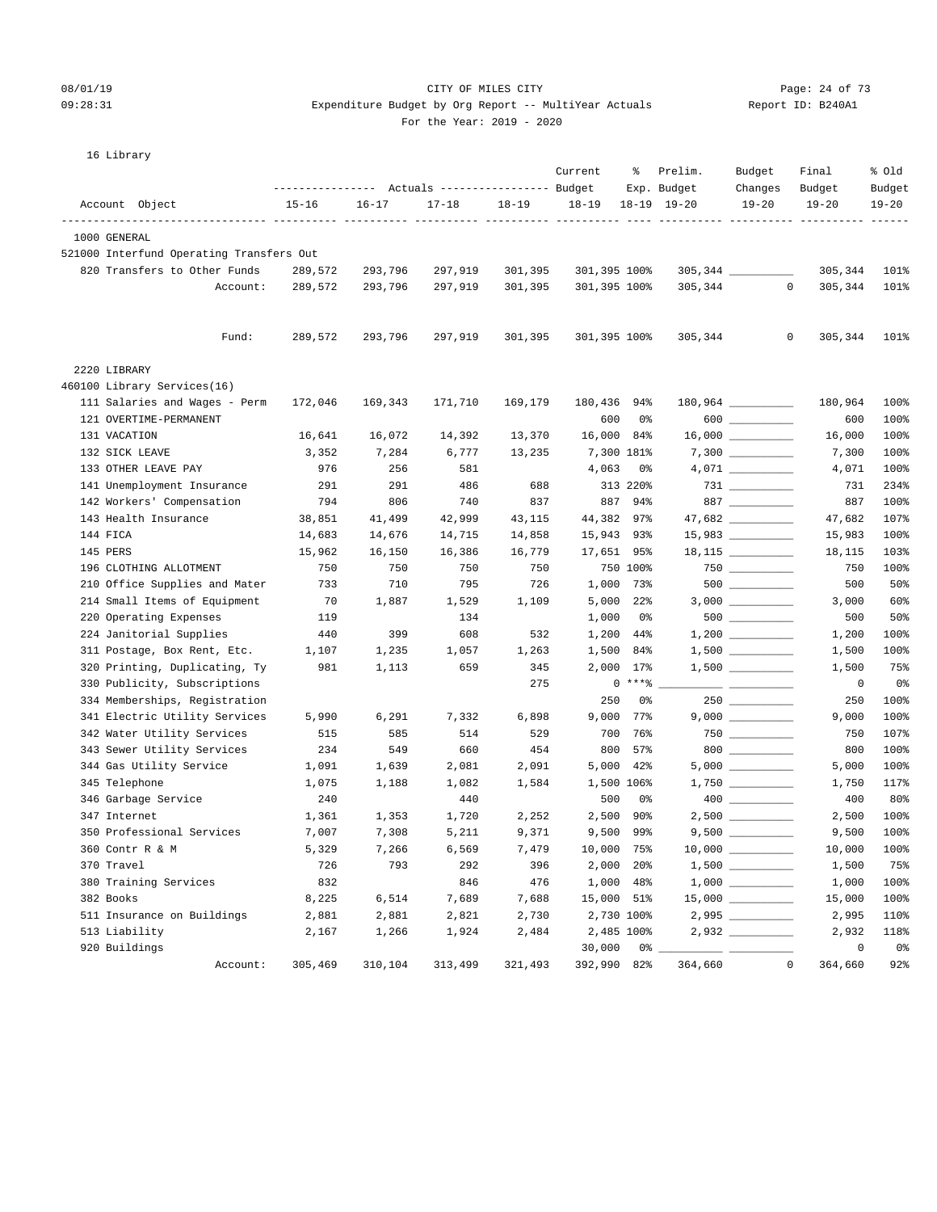CITY OF MILES CITY

Expenditure Budget by Org Report -- MultiYear Actuals

For the Year: 2019 - 2020

08/01/19 09:28:31 — Report ID: B240A1

16 Library

| Account Object | Actuals 15-16 | Actuals 16-17 | Actuals 17-18 | Actuals 18-19 | Current Budget 18-19 | % Exp. 18-19 | Prelim. Budget 19-20 | Budget Changes 19-20 | Final Budget 19-20 | % Old Budget 19-20 |
|---|---|---|---|---|---|---|---|---|---|---|
| **1000 GENERAL** | | | | | | | | | | |
| 521000 Interfund Operating Transfers Out | | | | | | | | | | |
| 820 Transfers to Other Funds | 289,572 | 293,796 | 297,919 | 301,395 | 301,395 | 100% | 305,344 | | 305,344 | 101% |
| Account: | 289,572 | 293,796 | 297,919 | 301,395 | 301,395 | 100% | 305,344 | 0 | 305,344 | 101% |
| Fund: | 289,572 | 293,796 | 297,919 | 301,395 | 301,395 | 100% | 305,344 | 0 | 305,344 | 101% |
| **2220 LIBRARY** | | | | | | | | | | |
| 460100 Library Services(16) | | | | | | | | | | |
| 111 Salaries and Wages - Perm | 172,046 | 169,343 | 171,710 | 169,179 | 180,436 | 94% | 180,964 | | 180,964 | 100% |
| 121 OVERTIME-PERMANENT | | | | | 600 | 0% | 600 | | 600 | 100% |
| 131 VACATION | 16,641 | 16,072 | 14,392 | 13,370 | 16,000 | 84% | 16,000 | | 16,000 | 100% |
| 132 SICK LEAVE | 3,352 | 7,284 | 6,777 | 13,235 | 7,300 | 181% | 7,300 | | 7,300 | 100% |
| 133 OTHER LEAVE PAY | 976 | 256 | 581 | | 4,063 | 0% | 4,071 | | 4,071 | 100% |
| 141 Unemployment Insurance | 291 | 291 | 486 | 688 | 313 | 220% | 731 | | 731 | 234% |
| 142 Workers' Compensation | 794 | 806 | 740 | 837 | 887 | 94% | 887 | | 887 | 100% |
| 143 Health Insurance | 38,851 | 41,499 | 42,999 | 43,115 | 44,382 | 97% | 47,682 | | 47,682 | 107% |
| 144 FICA | 14,683 | 14,676 | 14,715 | 14,858 | 15,943 | 93% | 15,983 | | 15,983 | 100% |
| 145 PERS | 15,962 | 16,150 | 16,386 | 16,779 | 17,651 | 95% | 18,115 | | 18,115 | 103% |
| 196 CLOTHING ALLOTMENT | 750 | 750 | 750 | 750 | 750 | 100% | 750 | | 750 | 100% |
| 210 Office Supplies and Mater | 733 | 710 | 795 | 726 | 1,000 | 73% | 500 | | 500 | 50% |
| 214 Small Items of Equipment | 70 | 1,887 | 1,529 | 1,109 | 5,000 | 22% | 3,000 | | 3,000 | 60% |
| 220 Operating Expenses | 119 | | 134 | | 1,000 | 0% | 500 | | 500 | 50% |
| 224 Janitorial Supplies | 440 | 399 | 608 | 532 | 1,200 | 44% | 1,200 | | 1,200 | 100% |
| 311 Postage, Box Rent, Etc. | 1,107 | 1,235 | 1,057 | 1,263 | 1,500 | 84% | 1,500 | | 1,500 | 100% |
| 320 Printing, Duplicating, Ty | 981 | 1,113 | 659 | 345 | 2,000 | 17% | 1,500 | | 1,500 | 75% |
| 330 Publicity, Subscriptions | | | | 275 | 0 | ***% | | | 0 | 0% |
| 334 Memberships, Registration | | | | | 250 | 0% | 250 | | 250 | 100% |
| 341 Electric Utility Services | 5,990 | 6,291 | 7,332 | 6,898 | 9,000 | 77% | 9,000 | | 9,000 | 100% |
| 342 Water Utility Services | 515 | 585 | 514 | 529 | 700 | 76% | 750 | | 750 | 107% |
| 343 Sewer Utility Services | 234 | 549 | 660 | 454 | 800 | 57% | 800 | | 800 | 100% |
| 344 Gas Utility Service | 1,091 | 1,639 | 2,081 | 2,091 | 5,000 | 42% | 5,000 | | 5,000 | 100% |
| 345 Telephone | 1,075 | 1,188 | 1,082 | 1,584 | 1,500 | 106% | 1,750 | | 1,750 | 117% |
| 346 Garbage Service | 240 | | 440 | | 500 | 0% | 400 | | 400 | 80% |
| 347 Internet | 1,361 | 1,353 | 1,720 | 2,252 | 2,500 | 90% | 2,500 | | 2,500 | 100% |
| 350 Professional Services | 7,007 | 7,308 | 5,211 | 9,371 | 9,500 | 99% | 9,500 | | 9,500 | 100% |
| 360 Contr R & M | 5,329 | 7,266 | 6,569 | 7,479 | 10,000 | 75% | 10,000 | | 10,000 | 100% |
| 370 Travel | 726 | 793 | 292 | 396 | 2,000 | 20% | 1,500 | | 1,500 | 75% |
| 380 Training Services | 832 | | 846 | 476 | 1,000 | 48% | 1,000 | | 1,000 | 100% |
| 382 Books | 8,225 | 6,514 | 7,689 | 7,688 | 15,000 | 51% | 15,000 | | 15,000 | 100% |
| 511 Insurance on Buildings | 2,881 | 2,881 | 2,821 | 2,730 | 2,730 | 100% | 2,995 | | 2,995 | 110% |
| 513 Liability | 2,167 | 1,266 | 1,924 | 2,484 | 2,485 | 100% | 2,932 | | 2,932 | 118% |
| 920 Buildings | | | | | 30,000 | 0% | | | 0 | 0% |
| Account: | 305,469 | 310,104 | 313,499 | 321,493 | 392,990 | 82% | 364,660 | 0 | 364,660 | 92% |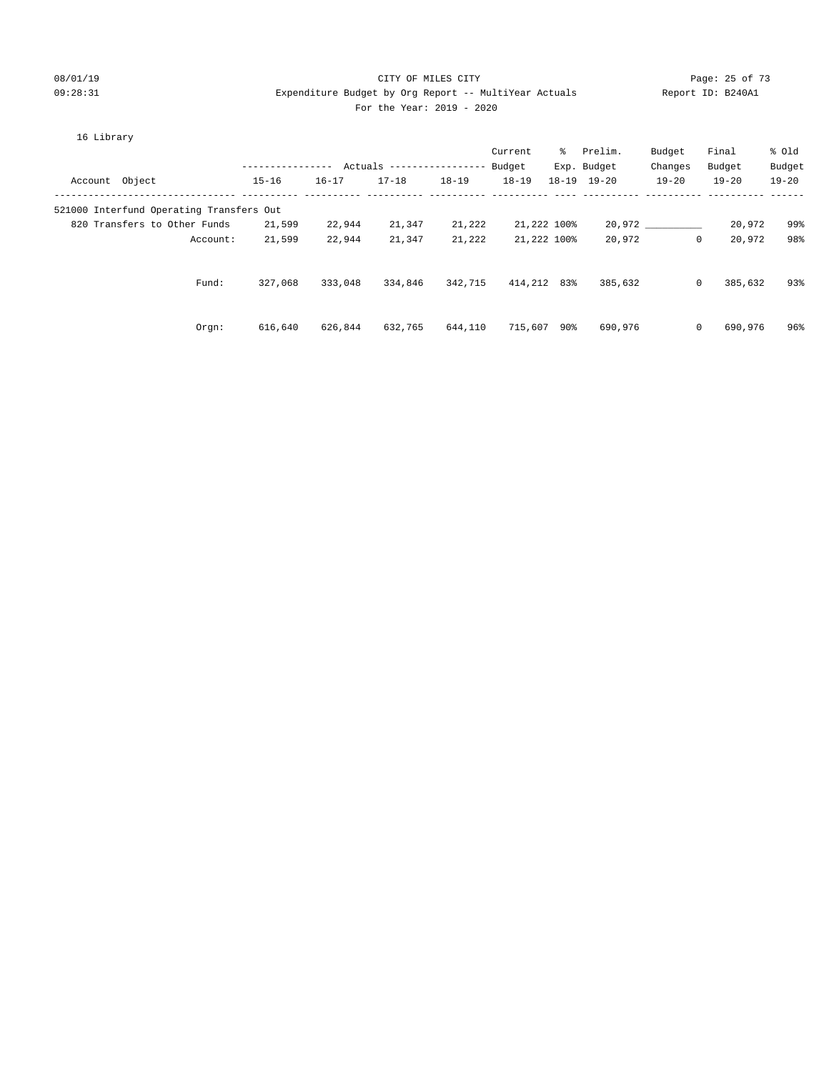CITY OF MILES CITY
Expenditure Budget by Org Report -- MultiYear Actuals
For the Year: 2019 - 2020

08/01/19
09:28:31

Report ID: B240A1

16 Library

| Account Object | Actuals 15-16 | Actuals 16-17 | Actuals 17-18 | Actuals 18-19 | Current Budget 18-19 | % Exp. 18-19 | Prelim. Budget 19-20 | Budget Changes 19-20 | Final Budget 19-20 | % Old Budget 19-20 |
|---|---|---|---|---|---|---|---|---|---|---|
| 521000 Interfund Operating Transfers Out | | | | | | | | | | |
| 820 Transfers to Other Funds | 21,599 | 22,944 | 21,347 | 21,222 | 21,222 | 100% | 20,972 | __________ | 20,972 | 99% |
| Account: | 21,599 | 22,944 | 21,347 | 21,222 | 21,222 | 100% | 20,972 | 0 | 20,972 | 98% |
| Fund: | 327,068 | 333,048 | 334,846 | 342,715 | 414,212 | 83% | 385,632 | 0 | 385,632 | 93% |
| Orgn: | 616,640 | 626,844 | 632,765 | 644,110 | 715,607 | 90% | 690,976 | 0 | 690,976 | 96% |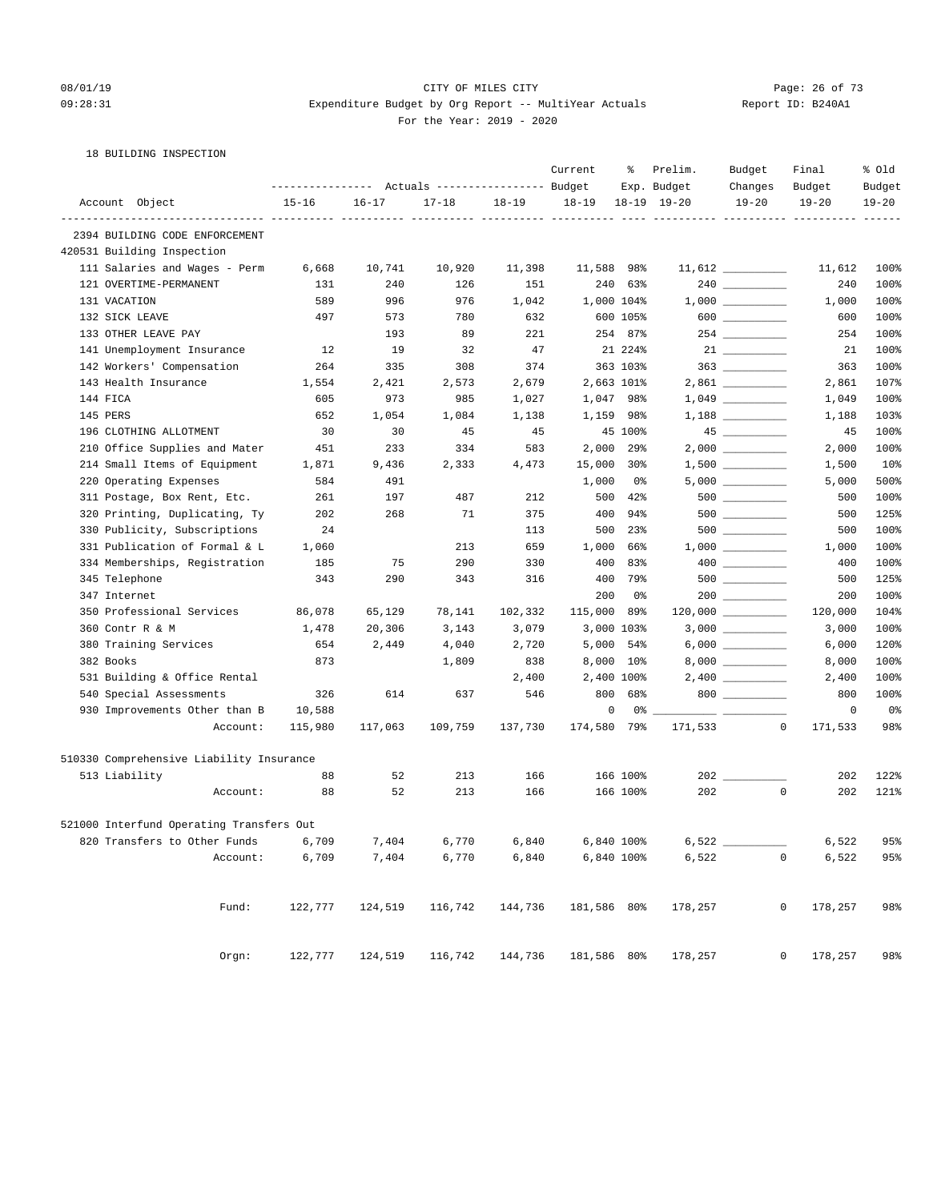CITY OF MILES CITY
Expenditure Budget by Org Report -- MultiYear Actuals
For the Year: 2019 - 2020

08/01/19 09:28:31 — Report ID: B240A1

18 BUILDING INSPECTION

| Account Object | 15-16 Actuals | 16-17 Actuals | 17-18 Actuals | 18-19 Actuals | Current Budget 18-19 | % Exp. 18-19 | Prelim. Budget 19-20 | Budget Changes 19-20 | Final Budget 19-20 | % Old Budget 19-20 |
|---|---|---|---|---|---|---|---|---|---|---|
| **2394 BUILDING CODE ENFORCEMENT** | | | | | | | | | | |
| **420531 Building Inspection** | | | | | | | | | | |
| 111 Salaries and Wages - Perm | 6,668 | 10,741 | 10,920 | 11,398 | 11,588 | 98% | 11,612 | | 11,612 | 100% |
| 121 OVERTIME-PERMANENT | 131 | 240 | 126 | 151 | 240 | 63% | 240 | | 240 | 100% |
| 131 VACATION | 589 | 996 | 976 | 1,042 | 1,000 | 104% | 1,000 | | 1,000 | 100% |
| 132 SICK LEAVE | 497 | 573 | 780 | 632 | 600 | 105% | 600 | | 600 | 100% |
| 133 OTHER LEAVE PAY | | 193 | 89 | 221 | 254 | 87% | 254 | | 254 | 100% |
| 141 Unemployment Insurance | 12 | 19 | 32 | 47 | 21 | 224% | 21 | | 21 | 100% |
| 142 Workers' Compensation | 264 | 335 | 308 | 374 | 363 | 103% | 363 | | 363 | 100% |
| 143 Health Insurance | 1,554 | 2,421 | 2,573 | 2,679 | 2,663 | 101% | 2,861 | | 2,861 | 107% |
| 144 FICA | 605 | 973 | 985 | 1,027 | 1,047 | 98% | 1,049 | | 1,049 | 100% |
| 145 PERS | 652 | 1,054 | 1,084 | 1,138 | 1,159 | 98% | 1,188 | | 1,188 | 103% |
| 196 CLOTHING ALLOTMENT | 30 | 30 | 45 | 45 | 45 | 100% | 45 | | 45 | 100% |
| 210 Office Supplies and Mater | 451 | 233 | 334 | 583 | 2,000 | 29% | 2,000 | | 2,000 | 100% |
| 214 Small Items of Equipment | 1,871 | 9,436 | 2,333 | 4,473 | 15,000 | 30% | 1,500 | | 1,500 | 10% |
| 220 Operating Expenses | 584 | 491 | | | 1,000 | 0% | 5,000 | | 5,000 | 500% |
| 311 Postage, Box Rent, Etc. | 261 | 197 | 487 | 212 | 500 | 42% | 500 | | 500 | 100% |
| 320 Printing, Duplicating, Ty | 202 | 268 | 71 | 375 | 400 | 94% | 500 | | 500 | 125% |
| 330 Publicity, Subscriptions | 24 | | | 113 | 500 | 23% | 500 | | 500 | 100% |
| 331 Publication of Formal & L | 1,060 | | 213 | 659 | 1,000 | 66% | 1,000 | | 1,000 | 100% |
| 334 Memberships, Registration | 185 | 75 | 290 | 330 | 400 | 83% | 400 | | 400 | 100% |
| 345 Telephone | 343 | 290 | 343 | 316 | 400 | 79% | 500 | | 500 | 125% |
| 347 Internet | | | | | 200 | 0% | 200 | | 200 | 100% |
| 350 Professional Services | 86,078 | 65,129 | 78,141 | 102,332 | 115,000 | 89% | 120,000 | | 120,000 | 104% |
| 360 Contr R & M | 1,478 | 20,306 | 3,143 | 3,079 | 3,000 | 103% | 3,000 | | 3,000 | 100% |
| 380 Training Services | 654 | 2,449 | 4,040 | 2,720 | 5,000 | 54% | 6,000 | | 6,000 | 120% |
| 382 Books | 873 | | 1,809 | 838 | 8,000 | 10% | 8,000 | | 8,000 | 100% |
| 531 Building & Office Rental | | | | 2,400 | 2,400 | 100% | 2,400 | | 2,400 | 100% |
| 540 Special Assessments | 326 | 614 | 637 | 546 | 800 | 68% | 800 | | 800 | 100% |
| 930 Improvements Other than B | 10,588 | | | | 0 | 0% | | | 0 | 0% |
| Account: | 115,980 | 117,063 | 109,759 | 137,730 | 174,580 | 79% | 171,533 | 0 | 171,533 | 98% |
| **510330 Comprehensive Liability Insurance** | | | | | | | | | | |
| 513 Liability | 88 | 52 | 213 | 166 | 166 | 100% | 202 | | 202 | 122% |
| Account: | 88 | 52 | 213 | 166 | 166 | 100% | 202 | 0 | 202 | 121% |
| **521000 Interfund Operating Transfers Out** | | | | | | | | | | |
| 820 Transfers to Other Funds | 6,709 | 7,404 | 6,770 | 6,840 | 6,840 | 100% | 6,522 | | 6,522 | 95% |
| Account: | 6,709 | 7,404 | 6,770 | 6,840 | 6,840 | 100% | 6,522 | 0 | 6,522 | 95% |
| Fund: | 122,777 | 124,519 | 116,742 | 144,736 | 181,586 | 80% | 178,257 | 0 | 178,257 | 98% |
| Orgn: | 122,777 | 124,519 | 116,742 | 144,736 | 181,586 | 80% | 178,257 | 0 | 178,257 | 98% |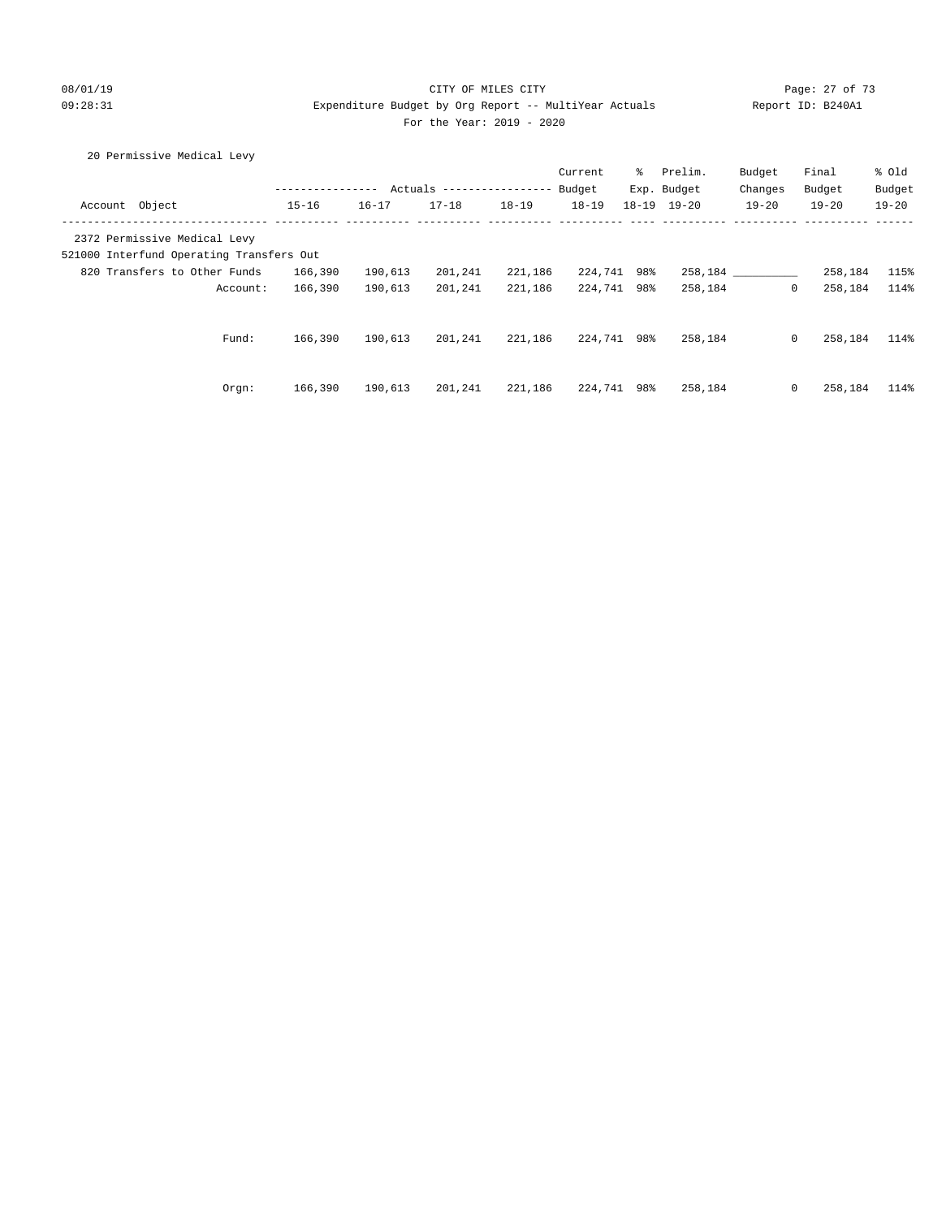CITY OF MILES CITY
Expenditure Budget by Org Report -- MultiYear Actuals
For the Year: 2019 - 2020

08/01/19
09:28:31

Report ID: B240A1

20 Permissive Medical Levy

| Account Object | Actuals 15-16 | Actuals 16-17 | Actuals 17-18 | Actuals 18-19 | Current Budget 18-19 | % Exp. 18-19 | Prelim. Budget 19-20 | Budget Changes 19-20 | Final Budget 19-20 | % Old Budget 19-20 |
|---|---|---|---|---|---|---|---|---|---|---|
| 2372 Permissive Medical Levy | | | | | | | | | | |
| 521000 Interfund Operating Transfers Out | | | | | | | | | | |
| 820 Transfers to Other Funds | 166,390 | 190,613 | 201,241 | 221,186 | 224,741 | 98% | 258,184 | __________ | 258,184 | 115% |
| Account: | 166,390 | 190,613 | 201,241 | 221,186 | 224,741 | 98% | 258,184 | 0 | 258,184 | 114% |
| Fund: | 166,390 | 190,613 | 201,241 | 221,186 | 224,741 | 98% | 258,184 | 0 | 258,184 | 114% |
| Orgn: | 166,390 | 190,613 | 201,241 | 221,186 | 224,741 | 98% | 258,184 | 0 | 258,184 | 114% |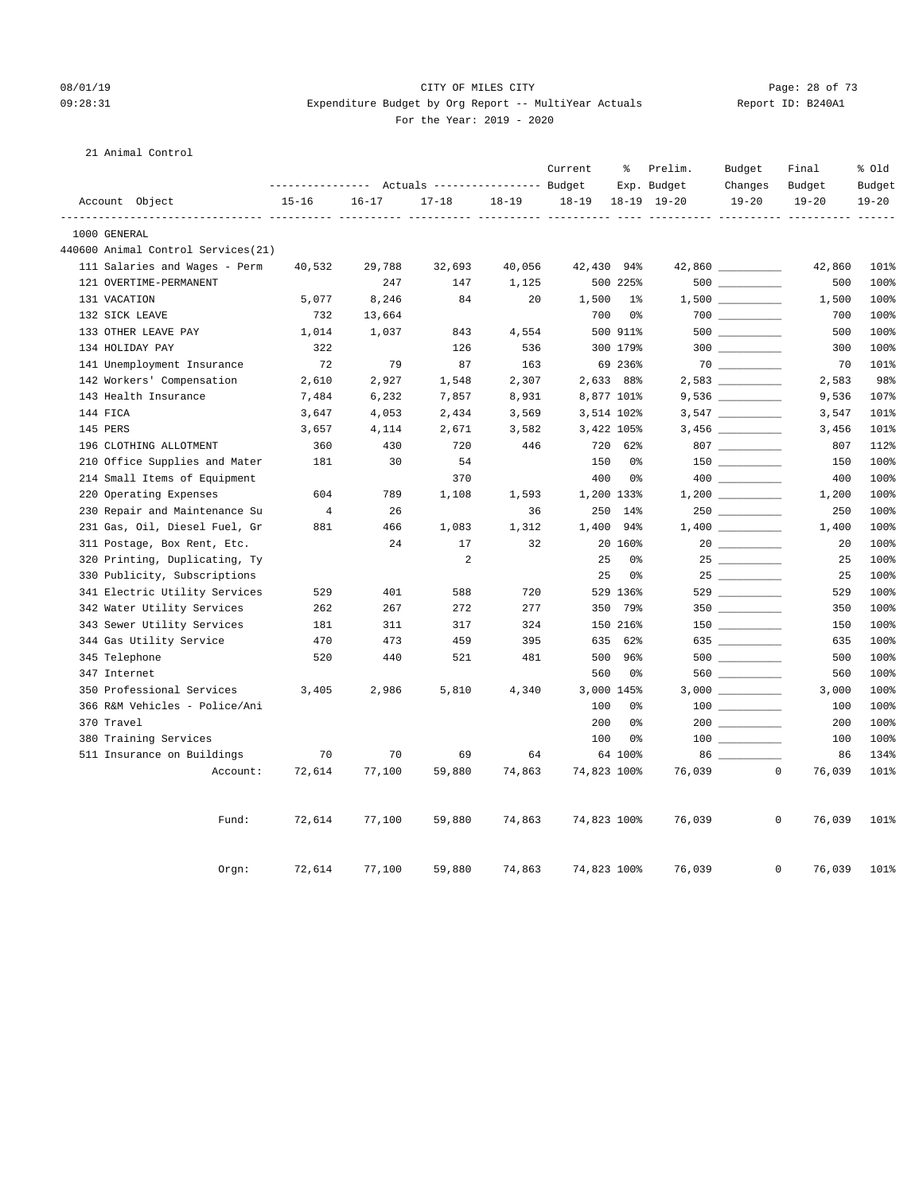CITY OF MILES CITY

Expenditure Budget by Org Report -- MultiYear Actuals

For the Year: 2019 - 2020

08/01/19 09:28:31 Report ID: B240A1

21 Animal Control

| Account Object | Actuals 15-16 | Actuals 16-17 | Actuals 17-18 | Actuals 18-19 | Current Budget 18-19 | % Exp. 18-19 | Prelim. Budget 19-20 | Budget Changes 19-20 | Final Budget 19-20 | % Old Budget 19-20 |
|---|---|---|---|---|---|---|---|---|---|---|
| 1000 GENERAL | | | | | | | | | | |
| 440600 Animal Control Services(21) | | | | | | | | | | |
| 111 Salaries and Wages - Perm | 40,532 | 29,788 | 32,693 | 40,056 | 42,430 | 94% | 42,860 | __________ | 42,860 | 101% |
| 121 OVERTIME-PERMANENT | | 247 | 147 | 1,125 | 500 | 225% | 500 | __________ | 500 | 100% |
| 131 VACATION | 5,077 | 8,246 | 84 | 20 | 1,500 | 1% | 1,500 | __________ | 1,500 | 100% |
| 132 SICK LEAVE | 732 | 13,664 | | | 700 | 0% | 700 | __________ | 700 | 100% |
| 133 OTHER LEAVE PAY | 1,014 | 1,037 | 843 | 4,554 | 500 | 911% | 500 | __________ | 500 | 100% |
| 134 HOLIDAY PAY | 322 | | 126 | 536 | 300 | 179% | 300 | __________ | 300 | 100% |
| 141 Unemployment Insurance | 72 | 79 | 87 | 163 | 69 | 236% | 70 | __________ | 70 | 101% |
| 142 Workers' Compensation | 2,610 | 2,927 | 1,548 | 2,307 | 2,633 | 88% | 2,583 | __________ | 2,583 | 98% |
| 143 Health Insurance | 7,484 | 6,232 | 7,857 | 8,931 | 8,877 | 101% | 9,536 | __________ | 9,536 | 107% |
| 144 FICA | 3,647 | 4,053 | 2,434 | 3,569 | 3,514 | 102% | 3,547 | __________ | 3,547 | 101% |
| 145 PERS | 3,657 | 4,114 | 2,671 | 3,582 | 3,422 | 105% | 3,456 | __________ | 3,456 | 101% |
| 196 CLOTHING ALLOTMENT | 360 | 430 | 720 | 446 | 720 | 62% | 807 | __________ | 807 | 112% |
| 210 Office Supplies and Mater | 181 | 30 | 54 | | 150 | 0% | 150 | __________ | 150 | 100% |
| 214 Small Items of Equipment | | | 370 | | 400 | 0% | 400 | __________ | 400 | 100% |
| 220 Operating Expenses | 604 | 789 | 1,108 | 1,593 | 1,200 | 133% | 1,200 | __________ | 1,200 | 100% |
| 230 Repair and Maintenance Su | 4 | 26 | | 36 | 250 | 14% | 250 | __________ | 250 | 100% |
| 231 Gas, Oil, Diesel Fuel, Gr | 881 | 466 | 1,083 | 1,312 | 1,400 | 94% | 1,400 | __________ | 1,400 | 100% |
| 311 Postage, Box Rent, Etc. | | 24 | 17 | 32 | 20 | 160% | 20 | __________ | 20 | 100% |
| 320 Printing, Duplicating, Ty | | | 2 | | 25 | 0% | 25 | __________ | 25 | 100% |
| 330 Publicity, Subscriptions | | | | | 25 | 0% | 25 | __________ | 25 | 100% |
| 341 Electric Utility Services | 529 | 401 | 588 | 720 | 529 | 136% | 529 | __________ | 529 | 100% |
| 342 Water Utility Services | 262 | 267 | 272 | 277 | 350 | 79% | 350 | __________ | 350 | 100% |
| 343 Sewer Utility Services | 181 | 311 | 317 | 324 | 150 | 216% | 150 | __________ | 150 | 100% |
| 344 Gas Utility Service | 470 | 473 | 459 | 395 | 635 | 62% | 635 | __________ | 635 | 100% |
| 345 Telephone | 520 | 440 | 521 | 481 | 500 | 96% | 500 | __________ | 500 | 100% |
| 347 Internet | | | | | 560 | 0% | 560 | __________ | 560 | 100% |
| 350 Professional Services | 3,405 | 2,986 | 5,810 | 4,340 | 3,000 | 145% | 3,000 | __________ | 3,000 | 100% |
| 366 R&M Vehicles - Police/Ani | | | | | 100 | 0% | 100 | __________ | 100 | 100% |
| 370 Travel | | | | | 200 | 0% | 200 | __________ | 200 | 100% |
| 380 Training Services | | | | | 100 | 0% | 100 | __________ | 100 | 100% |
| 511 Insurance on Buildings | 70 | 70 | 69 | 64 | 64 | 100% | 86 | __________ | 86 | 134% |
| Account: | 72,614 | 77,100 | 59,880 | 74,863 | 74,823 | 100% | 76,039 | 0 | 76,039 | 101% |
| Fund: | 72,614 | 77,100 | 59,880 | 74,863 | 74,823 | 100% | 76,039 | 0 | 76,039 | 101% |
| Orgn: | 72,614 | 77,100 | 59,880 | 74,863 | 74,823 | 100% | 76,039 | 0 | 76,039 | 101% |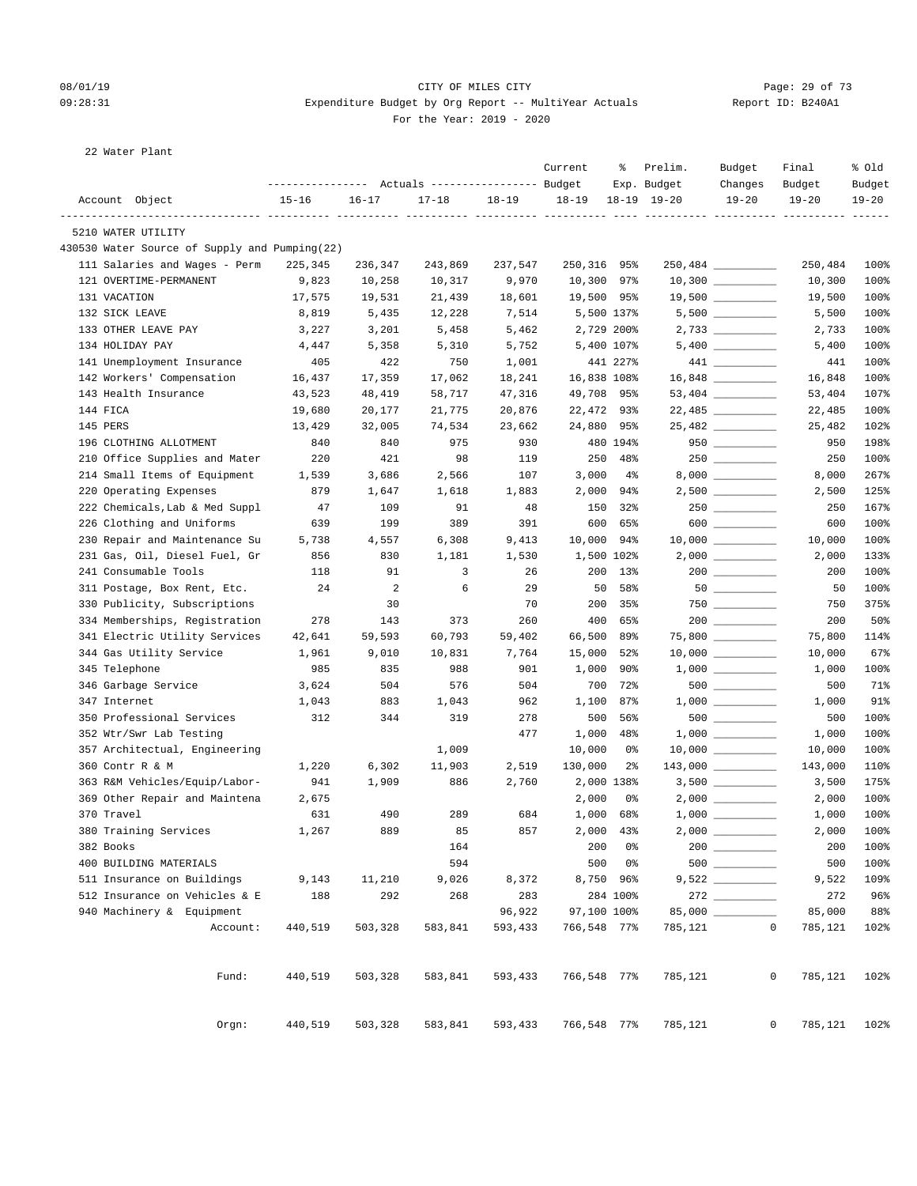08/01/19 CITY OF MILES CITY
09:28:31 Expenditure Budget by Org Report -- MultiYear Actuals Report ID: B240A1
For the Year: 2019 - 2020

22 Water Plant

| Account Object | Actuals 15-16 | Actuals 16-17 | Actuals 17-18 | Actuals 18-19 | Current Budget 18-19 | % Exp. 18-19 | Prelim. Budget 19-20 | Budget Changes 19-20 | Final Budget 19-20 | % Old Budget 19-20 |
|---|---|---|---|---|---|---|---|---|---|---|
| 5210 WATER UTILITY | | | | | | | | | | |
| 430530 Water Source of Supply and Pumping(22) | | | | | | | | | | |
| 111 Salaries and Wages - Perm | 225,345 | 236,347 | 243,869 | 237,547 | 250,316 | 95% | 250,484 | ________ | 250,484 | 100% |
| 121 OVERTIME-PERMANENT | 9,823 | 10,258 | 10,317 | 9,970 | 10,300 | 97% | 10,300 | ________ | 10,300 | 100% |
| 131 VACATION | 17,575 | 19,531 | 21,439 | 18,601 | 19,500 | 95% | 19,500 | ________ | 19,500 | 100% |
| 132 SICK LEAVE | 8,819 | 5,435 | 12,228 | 7,514 | 5,500 | 137% | 5,500 | ________ | 5,500 | 100% |
| 133 OTHER LEAVE PAY | 3,227 | 3,201 | 5,458 | 5,462 | 2,729 | 200% | 2,733 | ________ | 2,733 | 100% |
| 134 HOLIDAY PAY | 4,447 | 5,358 | 5,310 | 5,752 | 5,400 | 107% | 5,400 | ________ | 5,400 | 100% |
| 141 Unemployment Insurance | 405 | 422 | 750 | 1,001 | 441 | 227% | 441 | ________ | 441 | 100% |
| 142 Workers' Compensation | 16,437 | 17,359 | 17,062 | 18,241 | 16,838 | 108% | 16,848 | ________ | 16,848 | 100% |
| 143 Health Insurance | 43,523 | 48,419 | 58,717 | 47,316 | 49,708 | 95% | 53,404 | ________ | 53,404 | 107% |
| 144 FICA | 19,680 | 20,177 | 21,775 | 20,876 | 22,472 | 93% | 22,485 | ________ | 22,485 | 100% |
| 145 PERS | 13,429 | 32,005 | 74,534 | 23,662 | 24,880 | 95% | 25,482 | ________ | 25,482 | 102% |
| 196 CLOTHING ALLOTMENT | 840 | 840 | 975 | 930 | 480 | 194% | 950 | ________ | 950 | 198% |
| 210 Office Supplies and Mater | 220 | 421 | 98 | 119 | 250 | 48% | 250 | ________ | 250 | 100% |
| 214 Small Items of Equipment | 1,539 | 3,686 | 2,566 | 107 | 3,000 | 4% | 8,000 | ________ | 8,000 | 267% |
| 220 Operating Expenses | 879 | 1,647 | 1,618 | 1,883 | 2,000 | 94% | 2,500 | ________ | 2,500 | 125% |
| 222 Chemicals,Lab & Med Suppl | 47 | 109 | 91 | 48 | 150 | 32% | 250 | ________ | 250 | 167% |
| 226 Clothing and Uniforms | 639 | 199 | 389 | 391 | 600 | 65% | 600 | ________ | 600 | 100% |
| 230 Repair and Maintenance Su | 5,738 | 4,557 | 6,308 | 9,413 | 10,000 | 94% | 10,000 | ________ | 10,000 | 100% |
| 231 Gas, Oil, Diesel Fuel, Gr | 856 | 830 | 1,181 | 1,530 | 1,500 | 102% | 2,000 | ________ | 2,000 | 133% |
| 241 Consumable Tools | 118 | 91 | 3 | 26 | 200 | 13% | 200 | ________ | 200 | 100% |
| 311 Postage, Box Rent, Etc. | 24 | 2 | 6 | 29 | 50 | 58% | 50 | ________ | 50 | 100% |
| 330 Publicity, Subscriptions | | 30 | | 70 | 200 | 35% | 750 | ________ | 750 | 375% |
| 334 Memberships, Registration | 278 | 143 | 373 | 260 | 400 | 65% | 200 | ________ | 200 | 50% |
| 341 Electric Utility Services | 42,641 | 59,593 | 60,793 | 59,402 | 66,500 | 89% | 75,800 | ________ | 75,800 | 114% |
| 344 Gas Utility Service | 1,961 | 9,010 | 10,831 | 7,764 | 15,000 | 52% | 10,000 | ________ | 10,000 | 67% |
| 345 Telephone | 985 | 835 | 988 | 901 | 1,000 | 90% | 1,000 | ________ | 1,000 | 100% |
| 346 Garbage Service | 3,624 | 504 | 576 | 504 | 700 | 72% | 500 | ________ | 500 | 71% |
| 347 Internet | 1,043 | 883 | 1,043 | 962 | 1,100 | 87% | 1,000 | ________ | 1,000 | 91% |
| 350 Professional Services | 312 | 344 | 319 | 278 | 500 | 56% | 500 | ________ | 500 | 100% |
| 352 Wtr/Swr Lab Testing | | | | 477 | 1,000 | 48% | 1,000 | ________ | 1,000 | 100% |
| 357 Architectual, Engineering | | | 1,009 | | 10,000 | 0% | 10,000 | ________ | 10,000 | 100% |
| 360 Contr R & M | 1,220 | 6,302 | 11,903 | 2,519 | 130,000 | 2% | 143,000 | ________ | 143,000 | 110% |
| 363 R&M Vehicles/Equip/Labor- | 941 | 1,909 | 886 | 2,760 | 2,000 | 138% | 3,500 | ________ | 3,500 | 175% |
| 369 Other Repair and Maintena | 2,675 | | | | 2,000 | 0% | 2,000 | ________ | 2,000 | 100% |
| 370 Travel | 631 | 490 | 289 | 684 | 1,000 | 68% | 1,000 | ________ | 1,000 | 100% |
| 380 Training Services | 1,267 | 889 | 85 | 857 | 2,000 | 43% | 2,000 | ________ | 2,000 | 100% |
| 382 Books | | | 164 | | 200 | 0% | 200 | ________ | 200 | 100% |
| 400 BUILDING MATERIALS | | | 594 | | 500 | 0% | 500 | ________ | 500 | 100% |
| 511 Insurance on Buildings | 9,143 | 11,210 | 9,026 | 8,372 | 8,750 | 96% | 9,522 | ________ | 9,522 | 109% |
| 512 Insurance on Vehicles & E | 188 | 292 | 268 | 283 | 284 | 100% | 272 | ________ | 272 | 96% |
| 940 Machinery & Equipment | | | | 96,922 | 97,100 | 100% | 85,000 | ________ | 85,000 | 88% |
| Account: | 440,519 | 503,328 | 583,841 | 593,433 | 766,548 | 77% | 785,121 | 0 | 785,121 | 102% |
| Fund: | 440,519 | 503,328 | 583,841 | 593,433 | 766,548 | 77% | 785,121 | 0 | 785,121 | 102% |
| Orgn: | 440,519 | 503,328 | 583,841 | 593,433 | 766,548 | 77% | 785,121 | 0 | 785,121 | 102% |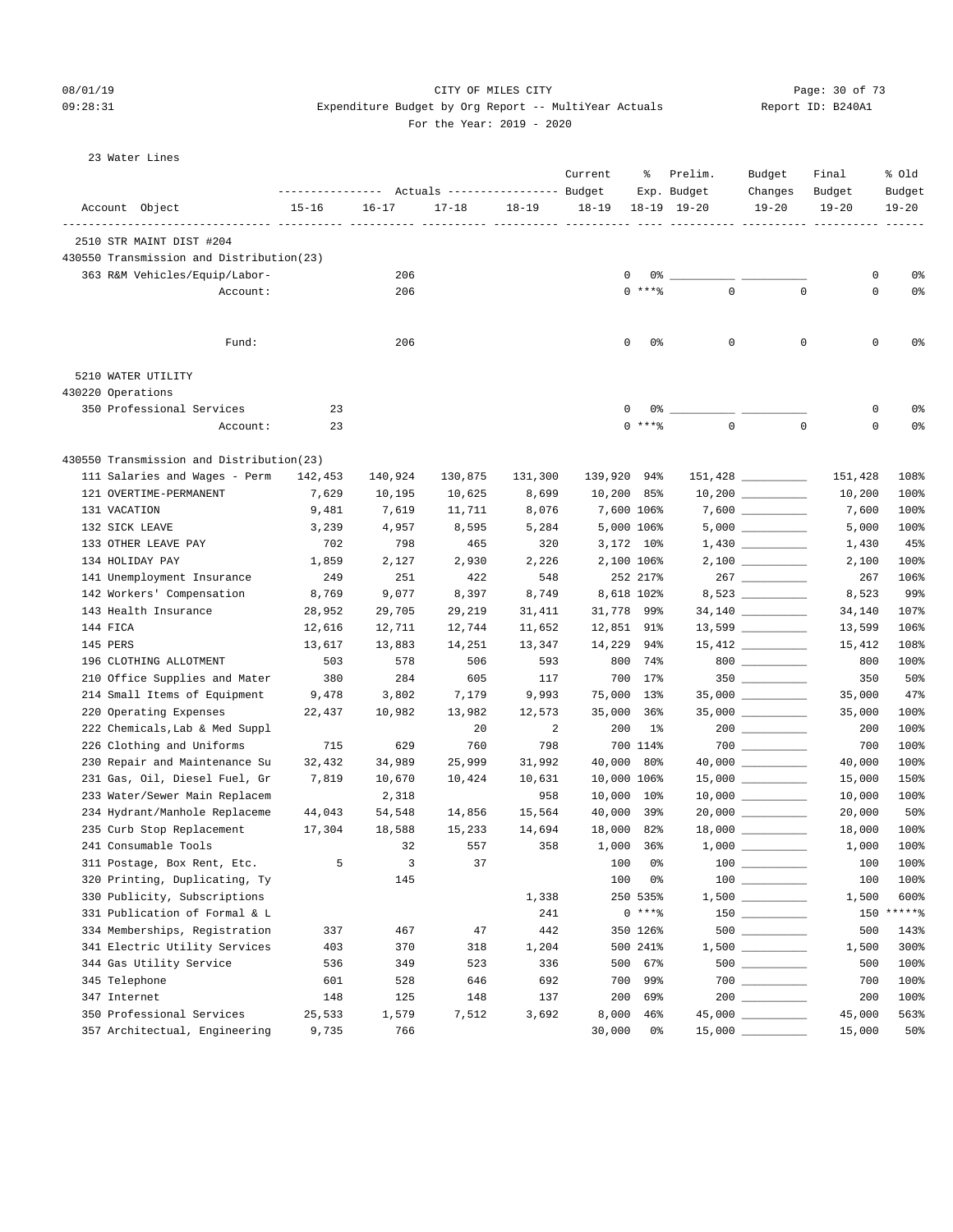CITY OF MILES CITY

Expenditure Budget by Org Report -- MultiYear Actuals

For the Year: 2019 - 2020

23 Water Lines

| Account Object | 15-16 | 16-17 | 17-18 | 18-19 | Current Budget 18-19 | % Exp. 18-19 | Prelim. Budget 19-20 | Budget Changes 19-20 | Final Budget 19-20 | % Old Budget 19-20 |
|---|---|---|---|---|---|---|---|---|---|---|
| 2510 STR MAINT DIST #204 | | | | | | | | | | |
| 430550 Transmission and Distribution(23) | | | | | | | | | | |
| 363 R&M Vehicles/Equip/Labor- | | 206 | | | 0 | 0% | | | 0 | 0% |
| Account: | | 206 | | | 0 | ***% | 0 | 0 | 0 | 0% |
| Fund: | | 206 | | | 0 | 0% | 0 | 0 | 0 | 0% |
| 5210 WATER UTILITY | | | | | | | | | | |
| 430220 Operations | | | | | | | | | | |
| 350 Professional Services | 23 | | | | 0 | 0% | | | 0 | 0% |
| Account: | 23 | | | | 0 | ***% | 0 | 0 | 0 | 0% |
| 430550 Transmission and Distribution(23) | | | | | | | | | | |
| 111 Salaries and Wages - Perm | 142,453 | 140,924 | 130,875 | 131,300 | 139,920 | 94% | 151,428 | | 151,428 | 108% |
| 121 OVERTIME-PERMANENT | 7,629 | 10,195 | 10,625 | 8,699 | 10,200 | 85% | 10,200 | | 10,200 | 100% |
| 131 VACATION | 9,481 | 7,619 | 11,711 | 8,076 | 7,600 | 106% | 7,600 | | 7,600 | 100% |
| 132 SICK LEAVE | 3,239 | 4,957 | 8,595 | 5,284 | 5,000 | 106% | 5,000 | | 5,000 | 100% |
| 133 OTHER LEAVE PAY | 702 | 798 | 465 | 320 | 3,172 | 10% | 1,430 | | 1,430 | 45% |
| 134 HOLIDAY PAY | 1,859 | 2,127 | 2,930 | 2,226 | 2,100 | 106% | 2,100 | | 2,100 | 100% |
| 141 Unemployment Insurance | 249 | 251 | 422 | 548 | 252 | 217% | 267 | | 267 | 106% |
| 142 Workers' Compensation | 8,769 | 9,077 | 8,397 | 8,749 | 8,618 | 102% | 8,523 | | 8,523 | 99% |
| 143 Health Insurance | 28,952 | 29,705 | 29,219 | 31,411 | 31,778 | 99% | 34,140 | | 34,140 | 107% |
| 144 FICA | 12,616 | 12,711 | 12,744 | 11,652 | 12,851 | 91% | 13,599 | | 13,599 | 106% |
| 145 PERS | 13,617 | 13,883 | 14,251 | 13,347 | 14,229 | 94% | 15,412 | | 15,412 | 108% |
| 196 CLOTHING ALLOTMENT | 503 | 578 | 506 | 593 | 800 | 74% | 800 | | 800 | 100% |
| 210 Office Supplies and Mater | 380 | 284 | 605 | 117 | 700 | 17% | 350 | | 350 | 50% |
| 214 Small Items of Equipment | 9,478 | 3,802 | 7,179 | 9,993 | 75,000 | 13% | 35,000 | | 35,000 | 47% |
| 220 Operating Expenses | 22,437 | 10,982 | 13,982 | 12,573 | 35,000 | 36% | 35,000 | | 35,000 | 100% |
| 222 Chemicals,Lab & Med Suppl | | | 20 | 2 | 200 | 1% | 200 | | 200 | 100% |
| 226 Clothing and Uniforms | 715 | 629 | 760 | 798 | 700 | 114% | 700 | | 700 | 100% |
| 230 Repair and Maintenance Su | 32,432 | 34,989 | 25,999 | 31,992 | 40,000 | 80% | 40,000 | | 40,000 | 100% |
| 231 Gas, Oil, Diesel Fuel, Gr | 7,819 | 10,670 | 10,424 | 10,631 | 10,000 | 106% | 15,000 | | 15,000 | 150% |
| 233 Water/Sewer Main Replacem | | 2,318 | | 958 | 10,000 | 10% | 10,000 | | 10,000 | 100% |
| 234 Hydrant/Manhole Replaceme | 44,043 | 54,548 | 14,856 | 15,564 | 40,000 | 39% | 20,000 | | 20,000 | 50% |
| 235 Curb Stop Replacement | 17,304 | 18,588 | 15,233 | 14,694 | 18,000 | 82% | 18,000 | | 18,000 | 100% |
| 241 Consumable Tools | | 32 | 557 | 358 | 1,000 | 36% | 1,000 | | 1,000 | 100% |
| 311 Postage, Box Rent, Etc. | 5 | 3 | 37 | | 100 | 0% | 100 | | 100 | 100% |
| 320 Printing, Duplicating, Ty | | 145 | | | 100 | 0% | 100 | | 100 | 100% |
| 330 Publicity, Subscriptions | | | | 1,338 | 250 | 535% | 1,500 | | 1,500 | 600% |
| 331 Publication of Formal & L | | | | 241 | 0 | ***% | 150 | | 150 | *****% |
| 334 Memberships, Registration | 337 | 467 | 47 | 442 | 350 | 126% | 500 | | 500 | 143% |
| 341 Electric Utility Services | 403 | 370 | 318 | 1,204 | 500 | 241% | 1,500 | | 1,500 | 300% |
| 344 Gas Utility Service | 536 | 349 | 523 | 336 | 500 | 67% | 500 | | 500 | 100% |
| 345 Telephone | 601 | 528 | 646 | 692 | 700 | 99% | 700 | | 700 | 100% |
| 347 Internet | 148 | 125 | 148 | 137 | 200 | 69% | 200 | | 200 | 100% |
| 350 Professional Services | 25,533 | 1,579 | 7,512 | 3,692 | 8,000 | 46% | 45,000 | | 45,000 | 563% |
| 357 Architectual, Engineering | 9,735 | 766 | | | 30,000 | 0% | 15,000 | | 15,000 | 50% |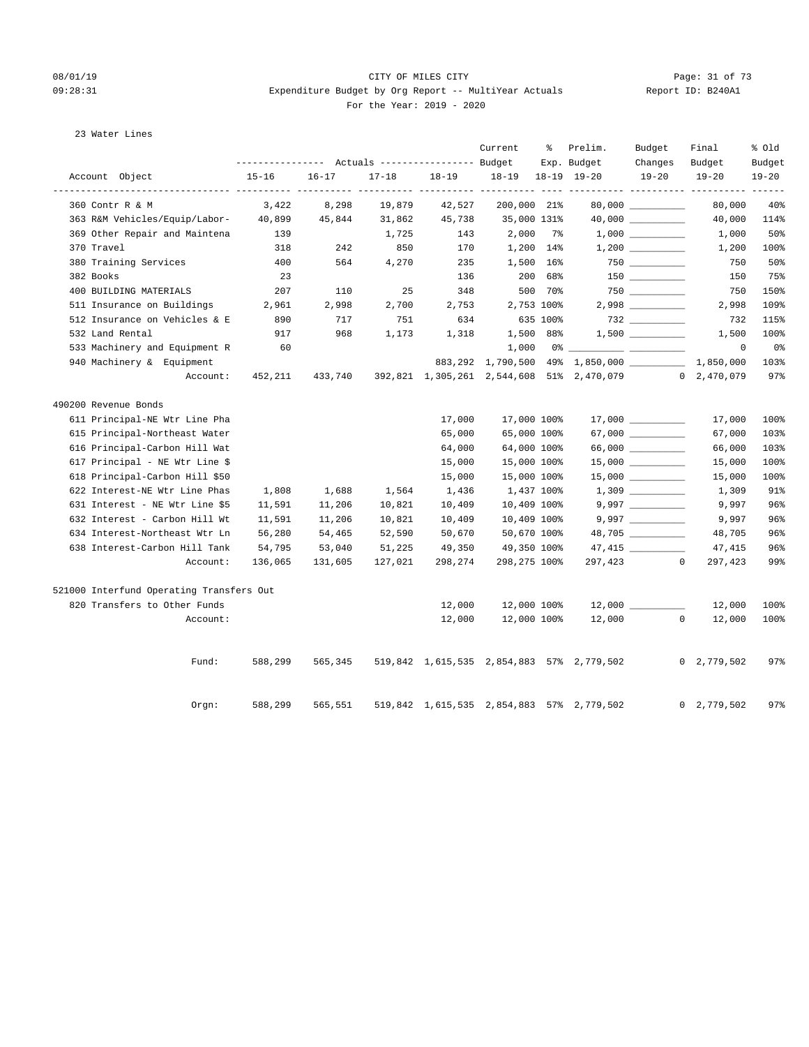CITY OF MILES CITY
Expenditure Budget by Org Report -- MultiYear Actuals
For the Year: 2019 - 2020

23 Water Lines

| Account Object | Actuals 15-16 | Actuals 16-17 | Actuals 17-18 | Actuals 18-19 | Current Budget 18-19 | % Exp. 18-19 | Prelim. Budget 19-20 | Budget Changes 19-20 | Final Budget 19-20 | % Old Budget 19-20 |
|---|---|---|---|---|---|---|---|---|---|---|
| 360 Contr R & M | 3,422 | 8,298 | 19,879 | 42,527 | 200,000 | 21% | 80,000 | __________ | 80,000 | 40% |
| 363 R&M Vehicles/Equip/Labor- | 40,899 | 45,844 | 31,862 | 45,738 | 35,000 | 131% | 40,000 | __________ | 40,000 | 114% |
| 369 Other Repair and Maintena | 139 | | 1,725 | 143 | 2,000 | 7% | 1,000 | __________ | 1,000 | 50% |
| 370 Travel | 318 | 242 | 850 | 170 | 1,200 | 14% | 1,200 | __________ | 1,200 | 100% |
| 380 Training Services | 400 | 564 | 4,270 | 235 | 1,500 | 16% | 750 | __________ | 750 | 50% |
| 382 Books | 23 | | | 136 | 200 | 68% | 150 | __________ | 150 | 75% |
| 400 BUILDING MATERIALS | 207 | 110 | 25 | 348 | 500 | 70% | 750 | __________ | 750 | 150% |
| 511 Insurance on Buildings | 2,961 | 2,998 | 2,700 | 2,753 | 2,753 | 100% | 2,998 | __________ | 2,998 | 109% |
| 512 Insurance on Vehicles & E | 890 | 717 | 751 | 634 | 635 | 100% | 732 | __________ | 732 | 115% |
| 532 Land Rental | 917 | 968 | 1,173 | 1,318 | 1,500 | 88% | 1,500 | __________ | 1,500 | 100% |
| 533 Machinery and Equipment R | 60 | | | | 1,000 | 0% | __________ | __________ | 0 | 0% |
| 940 Machinery & Equipment | | | | 883,292 | 1,790,500 | 49% | 1,850,000 | __________ | 1,850,000 | 103% |
| Account: | 452,211 | 433,740 | 392,821 | 1,305,261 | 2,544,608 | 51% | 2,470,079 | 0 | 2,470,079 | 97% |
| **490200 Revenue Bonds** | | | | | | | | | | |
| 611 Principal-NE Wtr Line Pha | | | | 17,000 | 17,000 | 100% | 17,000 | __________ | 17,000 | 100% |
| 615 Principal-Northeast Water | | | | 65,000 | 65,000 | 100% | 67,000 | __________ | 67,000 | 103% |
| 616 Principal-Carbon Hill Wat | | | | 64,000 | 64,000 | 100% | 66,000 | __________ | 66,000 | 103% |
| 617 Principal - NE Wtr Line $ | | | | 15,000 | 15,000 | 100% | 15,000 | __________ | 15,000 | 100% |
| 618 Principal-Carbon Hill $50 | | | | 15,000 | 15,000 | 100% | 15,000 | __________ | 15,000 | 100% |
| 622 Interest-NE Wtr Line Phas | 1,808 | 1,688 | 1,564 | 1,436 | 1,437 | 100% | 1,309 | __________ | 1,309 | 91% |
| 631 Interest - NE Wtr Line $5 | 11,591 | 11,206 | 10,821 | 10,409 | 10,409 | 100% | 9,997 | __________ | 9,997 | 96% |
| 632 Interest - Carbon Hill Wt | 11,591 | 11,206 | 10,821 | 10,409 | 10,409 | 100% | 9,997 | __________ | 9,997 | 96% |
| 634 Interest-Northeast Wtr Ln | 56,280 | 54,465 | 52,590 | 50,670 | 50,670 | 100% | 48,705 | __________ | 48,705 | 96% |
| 638 Interest-Carbon Hill Tank | 54,795 | 53,040 | 51,225 | 49,350 | 49,350 | 100% | 47,415 | __________ | 47,415 | 96% |
| Account: | 136,065 | 131,605 | 127,021 | 298,274 | 298,275 | 100% | 297,423 | 0 | 297,423 | 99% |
| **521000 Interfund Operating Transfers Out** | | | | | | | | | | |
| 820 Transfers to Other Funds | | | | 12,000 | 12,000 | 100% | 12,000 | __________ | 12,000 | 100% |
| Account: | | | | 12,000 | 12,000 | 100% | 12,000 | 0 | 12,000 | 100% |
| Fund: | 588,299 | 565,345 | 519,842 | 1,615,535 | 2,854,883 | 57% | 2,779,502 | 0 | 2,779,502 | 97% |
| Orgn: | 588,299 | 565,551 | 519,842 | 1,615,535 | 2,854,883 | 57% | 2,779,502 | 0 | 2,779,502 | 97% |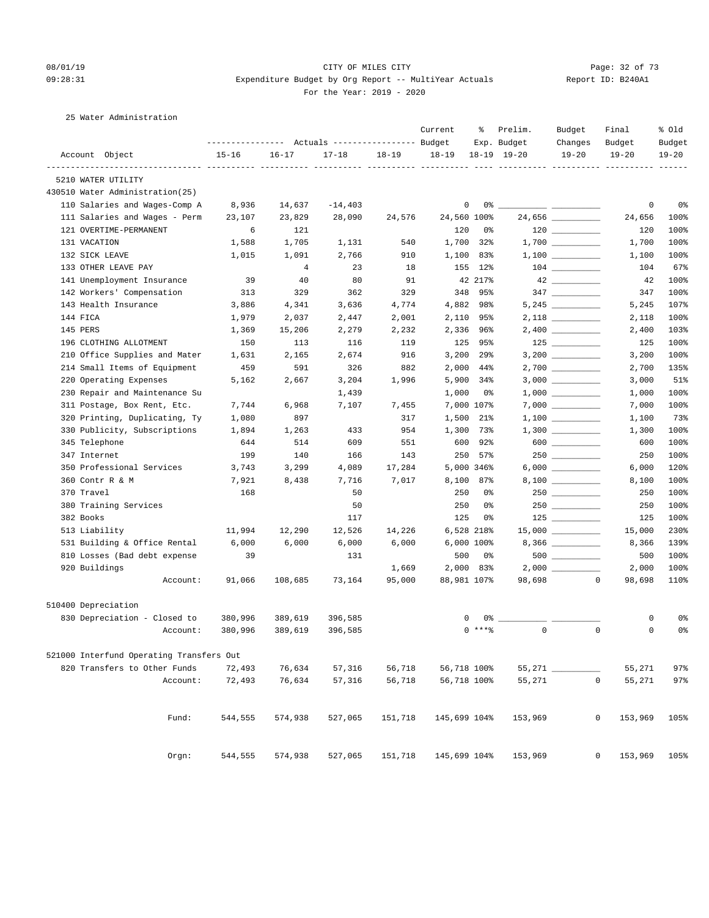CITY OF MILES CITY
Expenditure Budget by Org Report -- MultiYear Actuals
For the Year: 2019 - 2020

08/01/19 09:28:31 — Report ID: B240A1

25 Water Administration

| Account Object | Actuals 15-16 | Actuals 16-17 | Actuals 17-18 | Actuals 18-19 | Current Budget 18-19 | % Exp. 18-19 | Prelim. Budget 19-20 | Budget Changes 19-20 | Final Budget 19-20 | % Old Budget 19-20 |
|---|---|---|---|---|---|---|---|---|---|---|
| 5210 WATER UTILITY | | | | | | | | | | |
| 430510 Water Administration(25) | | | | | | | | | | |
| 110 Salaries and Wages-Comp A | 8,936 | 14,637 | -14,403 | | 0 | 0% | | | 0 | 0% |
| 111 Salaries and Wages - Perm | 23,107 | 23,829 | 28,090 | 24,576 | 24,560 | 100% | 24,656 | | 24,656 | 100% |
| 121 OVERTIME-PERMANENT | 6 | 121 | | | 120 | 0% | 120 | | 120 | 100% |
| 131 VACATION | 1,588 | 1,705 | 1,131 | 540 | 1,700 | 32% | 1,700 | | 1,700 | 100% |
| 132 SICK LEAVE | 1,015 | 1,091 | 2,766 | 910 | 1,100 | 83% | 1,100 | | 1,100 | 100% |
| 133 OTHER LEAVE PAY | | 4 | 23 | 18 | 155 | 12% | 104 | | 104 | 67% |
| 141 Unemployment Insurance | 39 | 40 | 80 | 91 | 42 | 217% | 42 | | 42 | 100% |
| 142 Workers' Compensation | 313 | 329 | 362 | 329 | 348 | 95% | 347 | | 347 | 100% |
| 143 Health Insurance | 3,886 | 4,341 | 3,636 | 4,774 | 4,882 | 98% | 5,245 | | 5,245 | 107% |
| 144 FICA | 1,979 | 2,037 | 2,447 | 2,001 | 2,110 | 95% | 2,118 | | 2,118 | 100% |
| 145 PERS | 1,369 | 15,206 | 2,279 | 2,232 | 2,336 | 96% | 2,400 | | 2,400 | 103% |
| 196 CLOTHING ALLOTMENT | 150 | 113 | 116 | 119 | 125 | 95% | 125 | | 125 | 100% |
| 210 Office Supplies and Mater | 1,631 | 2,165 | 2,674 | 916 | 3,200 | 29% | 3,200 | | 3,200 | 100% |
| 214 Small Items of Equipment | 459 | 591 | 326 | 882 | 2,000 | 44% | 2,700 | | 2,700 | 135% |
| 220 Operating Expenses | 5,162 | 2,667 | 3,204 | 1,996 | 5,900 | 34% | 3,000 | | 3,000 | 51% |
| 230 Repair and Maintenance Su | | | 1,439 | | 1,000 | 0% | 1,000 | | 1,000 | 100% |
| 311 Postage, Box Rent, Etc. | 7,744 | 6,968 | 7,107 | 7,455 | 7,000 | 107% | 7,000 | | 7,000 | 100% |
| 320 Printing, Duplicating, Ty | 1,080 | 897 | | 317 | 1,500 | 21% | 1,100 | | 1,100 | 73% |
| 330 Publicity, Subscriptions | 1,894 | 1,263 | 433 | 954 | 1,300 | 73% | 1,300 | | 1,300 | 100% |
| 345 Telephone | 644 | 514 | 609 | 551 | 600 | 92% | 600 | | 600 | 100% |
| 347 Internet | 199 | 140 | 166 | 143 | 250 | 57% | 250 | | 250 | 100% |
| 350 Professional Services | 3,743 | 3,299 | 4,089 | 17,284 | 5,000 | 346% | 6,000 | | 6,000 | 120% |
| 360 Contr R & M | 7,921 | 8,438 | 7,716 | 7,017 | 8,100 | 87% | 8,100 | | 8,100 | 100% |
| 370 Travel | 168 | | 50 | | 250 | 0% | 250 | | 250 | 100% |
| 380 Training Services | | | 50 | | 250 | 0% | 250 | | 250 | 100% |
| 382 Books | | | 117 | | 125 | 0% | 125 | | 125 | 100% |
| 513 Liability | 11,994 | 12,290 | 12,526 | 14,226 | 6,528 | 218% | 15,000 | | 15,000 | 230% |
| 531 Building & Office Rental | 6,000 | 6,000 | 6,000 | 6,000 | 6,000 | 100% | 8,366 | | 8,366 | 139% |
| 810 Losses (Bad debt expense | 39 | | 131 | | 500 | 0% | 500 | | 500 | 100% |
| 920 Buildings | | | | 1,669 | 2,000 | 83% | 2,000 | | 2,000 | 100% |
| Account: | 91,066 | 108,685 | 73,164 | 95,000 | 88,981 | 107% | 98,698 | 0 | 98,698 | 110% |
| 510400 Depreciation | | | | | | | | | | |
| 830 Depreciation - Closed to | 380,996 | 389,619 | 396,585 | | 0 | 0% | | | 0 | 0% |
| Account: | 380,996 | 389,619 | 396,585 | | 0 | ***% | 0 | 0 | 0 | 0% |
| 521000 Interfund Operating Transfers Out | | | | | | | | | | |
| 820 Transfers to Other Funds | 72,493 | 76,634 | 57,316 | 56,718 | 56,718 | 100% | 55,271 | | 55,271 | 97% |
| Account: | 72,493 | 76,634 | 57,316 | 56,718 | 56,718 | 100% | 55,271 | 0 | 55,271 | 97% |
| Fund: | 544,555 | 574,938 | 527,065 | 151,718 | 145,699 | 104% | 153,969 | 0 | 153,969 | 105% |
| Orgn: | 544,555 | 574,938 | 527,065 | 151,718 | 145,699 | 104% | 153,969 | 0 | 153,969 | 105% |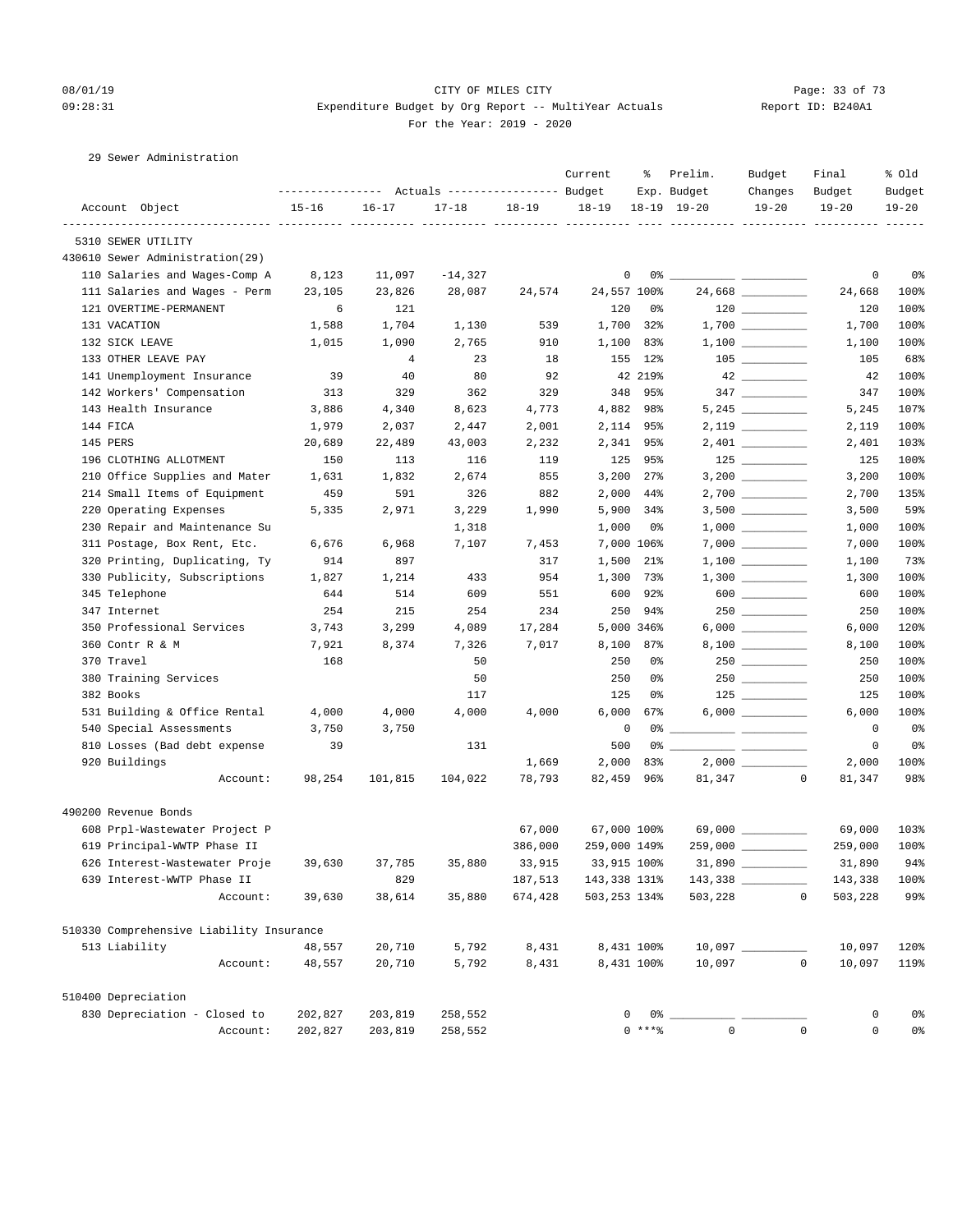CITY OF MILES CITY

Expenditure Budget by Org Report -- MultiYear Actuals

For the Year: 2019 - 2020

08/01/19 09:28:31 Report ID: B240A1

29 Sewer Administration

| Account Object | Actuals 15-16 | Actuals 16-17 | Actuals 17-18 | Actuals 18-19 | Current Budget 18-19 | % Exp. 18-19 | Prelim. Budget 19-20 | Budget Changes 19-20 | Final Budget 19-20 | % Old Budget 19-20 |
|---|---|---|---|---|---|---|---|---|---|---|
| **5310 SEWER UTILITY** | | | | | | | | | | |
| **430610 Sewer Administration(29)** | | | | | | | | | | |
| 110 Salaries and Wages-Comp A | 8,123 | 11,097 | -14,327 | | 0 | 0% | | | 0 | 0% |
| 111 Salaries and Wages - Perm | 23,105 | 23,826 | 28,087 | 24,574 | 24,557 | 100% | 24,668 | | 24,668 | 100% |
| 121 OVERTIME-PERMANENT | 6 | 121 | | | 120 | 0% | 120 | | 120 | 100% |
| 131 VACATION | 1,588 | 1,704 | 1,130 | 539 | 1,700 | 32% | 1,700 | | 1,700 | 100% |
| 132 SICK LEAVE | 1,015 | 1,090 | 2,765 | 910 | 1,100 | 83% | 1,100 | | 1,100 | 100% |
| 133 OTHER LEAVE PAY | | 4 | 23 | 18 | 155 | 12% | 105 | | 105 | 68% |
| 141 Unemployment Insurance | 39 | 40 | 80 | 92 | 42 | 219% | 42 | | 42 | 100% |
| 142 Workers' Compensation | 313 | 329 | 362 | 329 | 348 | 95% | 347 | | 347 | 100% |
| 143 Health Insurance | 3,886 | 4,340 | 8,623 | 4,773 | 4,882 | 98% | 5,245 | | 5,245 | 107% |
| 144 FICA | 1,979 | 2,037 | 2,447 | 2,001 | 2,114 | 95% | 2,119 | | 2,119 | 100% |
| 145 PERS | 20,689 | 22,489 | 43,003 | 2,232 | 2,341 | 95% | 2,401 | | 2,401 | 103% |
| 196 CLOTHING ALLOTMENT | 150 | 113 | 116 | 119 | 125 | 95% | 125 | | 125 | 100% |
| 210 Office Supplies and Mater | 1,631 | 1,832 | 2,674 | 855 | 3,200 | 27% | 3,200 | | 3,200 | 100% |
| 214 Small Items of Equipment | 459 | 591 | 326 | 882 | 2,000 | 44% | 2,700 | | 2,700 | 135% |
| 220 Operating Expenses | 5,335 | 2,971 | 3,229 | 1,990 | 5,900 | 34% | 3,500 | | 3,500 | 59% |
| 230 Repair and Maintenance Su | | | 1,318 | | 1,000 | 0% | 1,000 | | 1,000 | 100% |
| 311 Postage, Box Rent, Etc. | 6,676 | 6,968 | 7,107 | 7,453 | 7,000 | 106% | 7,000 | | 7,000 | 100% |
| 320 Printing, Duplicating, Ty | 914 | 897 | | 317 | 1,500 | 21% | 1,100 | | 1,100 | 73% |
| 330 Publicity, Subscriptions | 1,827 | 1,214 | 433 | 954 | 1,300 | 73% | 1,300 | | 1,300 | 100% |
| 345 Telephone | 644 | 514 | 609 | 551 | 600 | 92% | 600 | | 600 | 100% |
| 347 Internet | 254 | 215 | 254 | 234 | 250 | 94% | 250 | | 250 | 100% |
| 350 Professional Services | 3,743 | 3,299 | 4,089 | 17,284 | 5,000 | 346% | 6,000 | | 6,000 | 120% |
| 360 Contr R & M | 7,921 | 8,374 | 7,326 | 7,017 | 8,100 | 87% | 8,100 | | 8,100 | 100% |
| 370 Travel | 168 | | 50 | | 250 | 0% | 250 | | 250 | 100% |
| 380 Training Services | | | 50 | | 250 | 0% | 250 | | 250 | 100% |
| 382 Books | | | 117 | | 125 | 0% | 125 | | 125 | 100% |
| 531 Building & Office Rental | 4,000 | 4,000 | 4,000 | 4,000 | 6,000 | 67% | 6,000 | | 6,000 | 100% |
| 540 Special Assessments | 3,750 | 3,750 | | | 0 | 0% | | | 0 | 0% |
| 810 Losses (Bad debt expense | 39 | | 131 | | 500 | 0% | | | 0 | 0% |
| 920 Buildings | | | | 1,669 | 2,000 | 83% | 2,000 | | 2,000 | 100% |
| Account: | 98,254 | 101,815 | 104,022 | 78,793 | 82,459 | 96% | 81,347 | 0 | 81,347 | 98% |
| **490200 Revenue Bonds** | | | | | | | | | | |
| 608 Prpl-Wastewater Project P | | | | 67,000 | 67,000 | 100% | 69,000 | | 69,000 | 103% |
| 619 Principal-WWTP Phase II | | | | 386,000 | 259,000 | 149% | 259,000 | | 259,000 | 100% |
| 626 Interest-Wastewater Proje | 39,630 | 37,785 | 35,880 | 33,915 | 33,915 | 100% | 31,890 | | 31,890 | 94% |
| 639 Interest-WWTP Phase II | | 829 | | 187,513 | 143,338 | 131% | 143,338 | | 143,338 | 100% |
| Account: | 39,630 | 38,614 | 35,880 | 674,428 | 503,253 | 134% | 503,228 | 0 | 503,228 | 99% |
| **510330 Comprehensive Liability Insurance** | | | | | | | | | | |
| 513 Liability | 48,557 | 20,710 | 5,792 | 8,431 | 8,431 | 100% | 10,097 | | 10,097 | 120% |
| Account: | 48,557 | 20,710 | 5,792 | 8,431 | 8,431 | 100% | 10,097 | 0 | 10,097 | 119% |
| **510400 Depreciation** | | | | | | | | | | |
| 830 Depreciation - Closed to | 202,827 | 203,819 | 258,552 | | 0 | 0% | | | 0 | 0% |
| Account: | 202,827 | 203,819 | 258,552 | | 0 | ***% | 0 | 0 | 0 | 0% |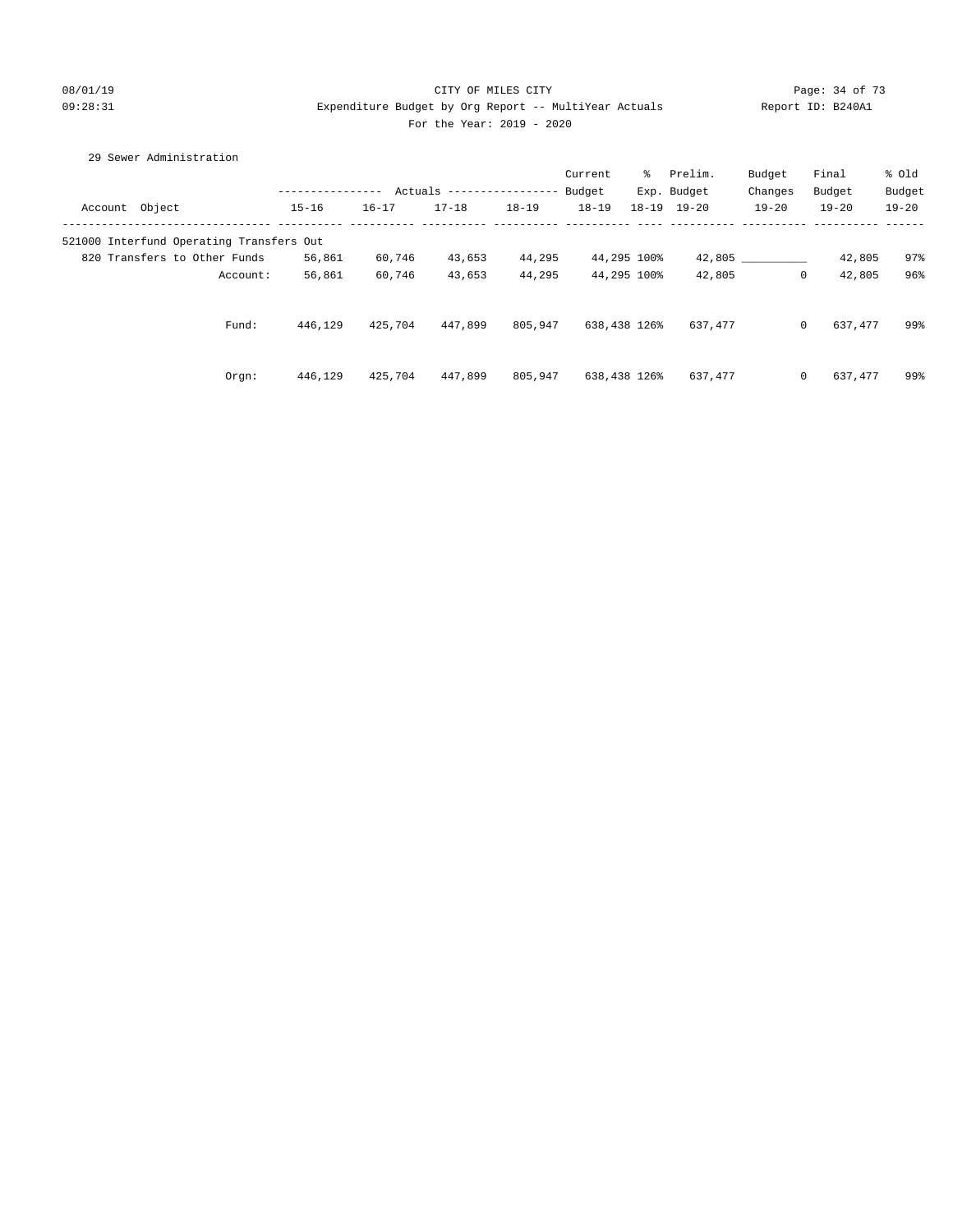CITY OF MILES CITY

Expenditure Budget by Org Report -- MultiYear Actuals

For the Year: 2019 - 2020

29 Sewer Administration

| Account Object | Actuals 15-16 | Actuals 16-17 | Actuals 17-18 | Actuals 18-19 | Current Budget 18-19 | % Exp. 18-19 | Prelim. Budget 19-20 | Budget Changes 19-20 | Final Budget 19-20 | % Old Budget 19-20 |
|---|---|---|---|---|---|---|---|---|---|---|
| 521000 Interfund Operating Transfers Out | | | | | | | | | | |
| 820 Transfers to Other Funds | 56,861 | 60,746 | 43,653 | 44,295 | 44,295 | 100% | 42,805 | __________ | 42,805 | 97% |
| Account: | 56,861 | 60,746 | 43,653 | 44,295 | 44,295 | 100% | 42,805 | 0 | 42,805 | 96% |
| Fund: | 446,129 | 425,704 | 447,899 | 805,947 | 638,438 | 126% | 637,477 | 0 | 637,477 | 99% |
| Orgn: | 446,129 | 425,704 | 447,899 | 805,947 | 638,438 | 126% | 637,477 | 0 | 637,477 | 99% |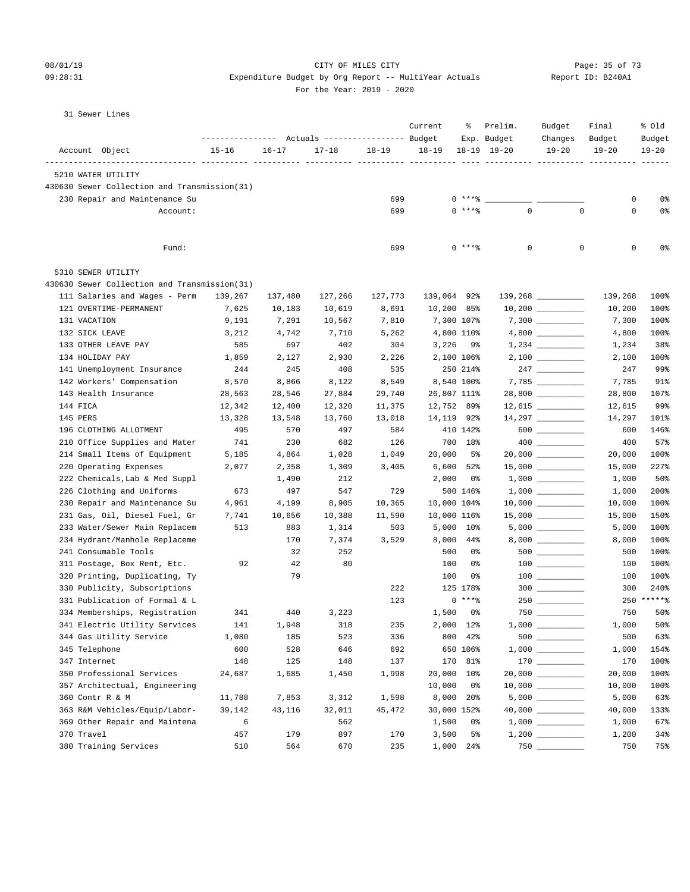CITY OF MILES CITY

Expenditure Budget by Org Report -- MultiYear Actuals

For the Year: 2019 - 2020

08/01/19 09:28:31 Report ID: B240A1

31 Sewer Lines

| Account Object | 15-16 | 16-17 | 17-18 | 18-19 | Current Budget 18-19 | % Exp. 18-19 | Prelim. Budget 19-20 | Budget Changes 19-20 | Final Budget 19-20 | % Old Budget 19-20 |
|---|---|---|---|---|---|---|---|---|---|---|
| 5210 WATER UTILITY | | | | | | | | | | |
| 430630 Sewer Collection and Transmission(31) | | | | | | | | | | |
| 230 Repair and Maintenance Su | | | | 699 | 0 | ***% | | | 0 | 0% |
| Account: | | | | 699 | 0 | ***% | 0 | 0 | 0 | 0% |
| Fund: | | | | 699 | 0 | ***% | 0 | 0 | 0 | 0% |
| 5310 SEWER UTILITY | | | | | | | | | | |
| 430630 Sewer Collection and Transmission(31) | | | | | | | | | | |
| 111 Salaries and Wages - Perm | 139,267 | 137,480 | 127,266 | 127,773 | 139,064 | 92% | 139,268 | | 139,268 | 100% |
| 121 OVERTIME-PERMANENT | 7,625 | 10,183 | 10,619 | 8,691 | 10,200 | 85% | 10,200 | | 10,200 | 100% |
| 131 VACATION | 9,191 | 7,291 | 10,567 | 7,810 | 7,300 | 107% | 7,300 | | 7,300 | 100% |
| 132 SICK LEAVE | 3,212 | 4,742 | 7,710 | 5,262 | 4,800 | 110% | 4,800 | | 4,800 | 100% |
| 133 OTHER LEAVE PAY | 585 | 697 | 402 | 304 | 3,226 | 9% | 1,234 | | 1,234 | 38% |
| 134 HOLIDAY PAY | 1,859 | 2,127 | 2,930 | 2,226 | 2,100 | 106% | 2,100 | | 2,100 | 100% |
| 141 Unemployment Insurance | 244 | 245 | 408 | 535 | 250 | 214% | 247 | | 247 | 99% |
| 142 Workers' Compensation | 8,570 | 8,866 | 8,122 | 8,549 | 8,540 | 100% | 7,785 | | 7,785 | 91% |
| 143 Health Insurance | 28,563 | 28,546 | 27,884 | 29,740 | 26,807 | 111% | 28,800 | | 28,800 | 107% |
| 144 FICA | 12,342 | 12,400 | 12,320 | 11,375 | 12,752 | 89% | 12,615 | | 12,615 | 99% |
| 145 PERS | 13,328 | 13,548 | 13,760 | 13,018 | 14,119 | 92% | 14,297 | | 14,297 | 101% |
| 196 CLOTHING ALLOTMENT | 495 | 570 | 497 | 584 | 410 | 142% | 600 | | 600 | 146% |
| 210 Office Supplies and Mater | 741 | 230 | 682 | 126 | 700 | 18% | 400 | | 400 | 57% |
| 214 Small Items of Equipment | 5,185 | 4,864 | 1,028 | 1,049 | 20,000 | 5% | 20,000 | | 20,000 | 100% |
| 220 Operating Expenses | 2,077 | 2,358 | 1,309 | 3,405 | 6,600 | 52% | 15,000 | | 15,000 | 227% |
| 222 Chemicals,Lab & Med Suppl | | 1,490 | 212 | | 2,000 | 0% | 1,000 | | 1,000 | 50% |
| 226 Clothing and Uniforms | 673 | 497 | 547 | 729 | 500 | 146% | 1,000 | | 1,000 | 200% |
| 230 Repair and Maintenance Su | 4,961 | 4,199 | 8,905 | 10,365 | 10,000 | 104% | 10,000 | | 10,000 | 100% |
| 231 Gas, Oil, Diesel Fuel, Gr | 7,741 | 10,656 | 10,388 | 11,590 | 10,000 | 116% | 15,000 | | 15,000 | 150% |
| 233 Water/Sewer Main Replacem | 513 | 883 | 1,314 | 503 | 5,000 | 10% | 5,000 | | 5,000 | 100% |
| 234 Hydrant/Manhole Replaceme | | 170 | 7,374 | 3,529 | 8,000 | 44% | 8,000 | | 8,000 | 100% |
| 241 Consumable Tools | | 32 | 252 | | 500 | 0% | 500 | | 500 | 100% |
| 311 Postage, Box Rent, Etc. | 92 | 42 | 80 | | 100 | 0% | 100 | | 100 | 100% |
| 320 Printing, Duplicating, Ty | | 79 | | | 100 | 0% | 100 | | 100 | 100% |
| 330 Publicity, Subscriptions | | | | 222 | 125 | 178% | 300 | | 300 | 240% |
| 331 Publication of Formal & L | | | | 123 | 0 | ***% | 250 | | 250 | *****% |
| 334 Memberships, Registration | 341 | 440 | 3,223 | | 1,500 | 0% | 750 | | 750 | 50% |
| 341 Electric Utility Services | 141 | 1,948 | 318 | 235 | 2,000 | 12% | 1,000 | | 1,000 | 50% |
| 344 Gas Utility Service | 1,080 | 185 | 523 | 336 | 800 | 42% | 500 | | 500 | 63% |
| 345 Telephone | 600 | 528 | 646 | 692 | 650 | 106% | 1,000 | | 1,000 | 154% |
| 347 Internet | 148 | 125 | 148 | 137 | 170 | 81% | 170 | | 170 | 100% |
| 350 Professional Services | 24,687 | 1,685 | 1,450 | 1,998 | 20,000 | 10% | 20,000 | | 20,000 | 100% |
| 357 Architectual, Engineering | | | | | 10,000 | 0% | 10,000 | | 10,000 | 100% |
| 360 Contr R & M | 11,788 | 7,853 | 3,312 | 1,598 | 8,000 | 20% | 5,000 | | 5,000 | 63% |
| 363 R&M Vehicles/Equip/Labor- | 39,142 | 43,116 | 32,011 | 45,472 | 30,000 | 152% | 40,000 | | 40,000 | 133% |
| 369 Other Repair and Maintena | 6 | | 562 | | 1,500 | 0% | 1,000 | | 1,000 | 67% |
| 370 Travel | 457 | 179 | 897 | 170 | 3,500 | 5% | 1,200 | | 1,200 | 34% |
| 380 Training Services | 510 | 564 | 670 | 235 | 1,000 | 24% | 750 | | 750 | 75% |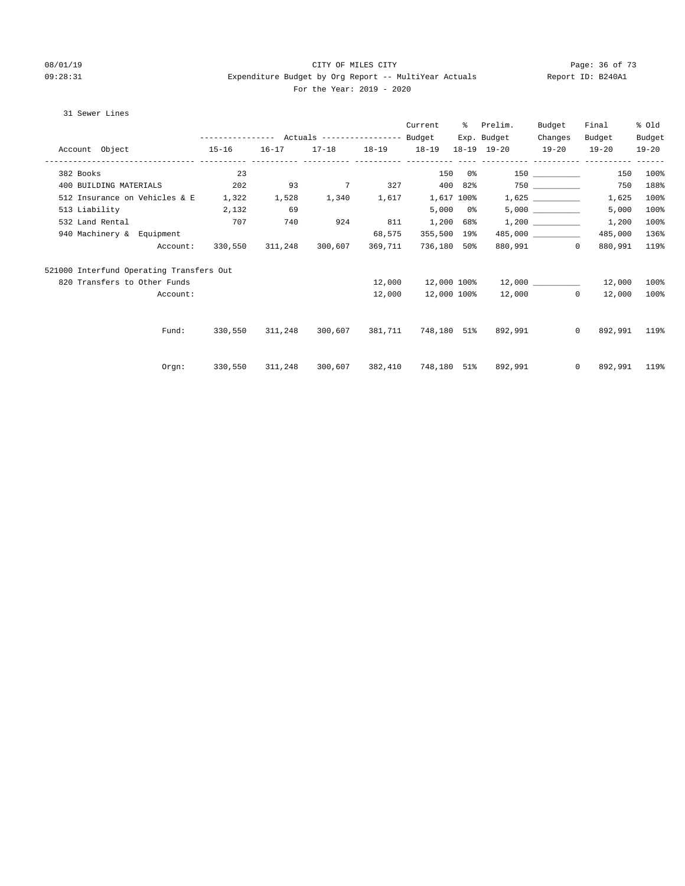08/01/19 CITY OF MILES CITY

09:28:31 Expenditure Budget by Org Report -- MultiYear Actuals Report ID: B240A1

For the Year: 2019 - 2020

31 Sewer Lines

| Account Object | Actuals 15-16 | Actuals 16-17 | Actuals 17-18 | Actuals 18-19 | Current Budget 18-19 | % Exp. 18-19 | Prelim. Budget 19-20 | Budget Changes 19-20 | Final Budget 19-20 | % Old Budget 19-20 |
|---|---|---|---|---|---|---|---|---|---|---|
| 382 Books | 23 | | | | 150 | 0% | 150 | __________ | 150 | 100% |
| 400 BUILDING MATERIALS | 202 | 93 | 7 | 327 | 400 | 82% | 750 | __________ | 750 | 188% |
| 512 Insurance on Vehicles & E | 1,322 | 1,528 | 1,340 | 1,617 | 1,617 | 100% | 1,625 | __________ | 1,625 | 100% |
| 513 Liability | 2,132 | 69 | | | 5,000 | 0% | 5,000 | __________ | 5,000 | 100% |
| 532 Land Rental | 707 | 740 | 924 | 811 | 1,200 | 68% | 1,200 | __________ | 1,200 | 100% |
| 940 Machinery & Equipment | | | | 68,575 | 355,500 | 19% | 485,000 | __________ | 485,000 | 136% |
| Account: | 330,550 | 311,248 | 300,607 | 369,711 | 736,180 | 50% | 880,991 | 0 | 880,991 | 119% |
| 521000 Interfund Operating Transfers Out | | | | | | | | | | |
| 820 Transfers to Other Funds | | | | 12,000 | 12,000 | 100% | 12,000 | __________ | 12,000 | 100% |
| Account: | | | | 12,000 | 12,000 | 100% | 12,000 | 0 | 12,000 | 100% |
| Fund: | 330,550 | 311,248 | 300,607 | 381,711 | 748,180 | 51% | 892,991 | 0 | 892,991 | 119% |
| Orgn: | 330,550 | 311,248 | 300,607 | 382,410 | 748,180 | 51% | 892,991 | 0 | 892,991 | 119% |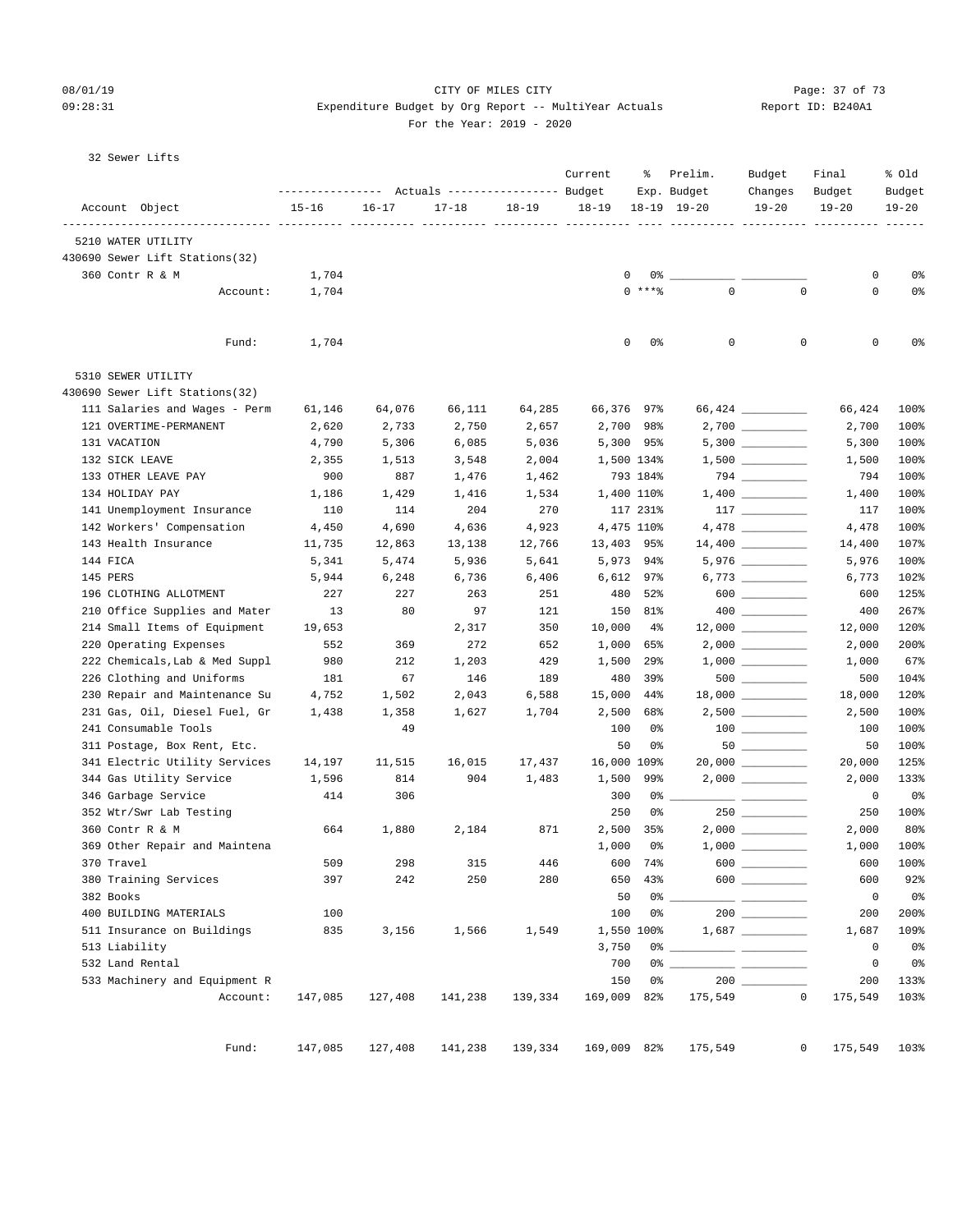CITY OF MILES CITY
Expenditure Budget by Org Report -- MultiYear Actuals
For the Year: 2019 - 2020

08/01/19
09:28:31
Report ID: B240A1

32 Sewer Lifts

| Account Object | Actuals 15-16 | Actuals 16-17 | Actuals 17-18 | Actuals 18-19 | Current Budget 18-19 | % Exp. 18-19 | Prelim. Budget 19-20 | Budget Changes 19-20 | Final Budget 19-20 | % Old Budget 19-20 |
|---|---|---|---|---|---|---|---|---|---|---|
| **5210 WATER UTILITY** | | | | | | | | | | |
| 430690 Sewer Lift Stations(32) | | | | | | | | | | |
| 360 Contr R & M | 1,704 | | | | 0 | 0% | | | 0 | 0% |
| Account: | 1,704 | | | | 0 | ***% | 0 | 0 | 0 | 0% |
| Fund: | 1,704 | | | | 0 | 0% | 0 | 0 | 0 | 0% |
| **5310 SEWER UTILITY** | | | | | | | | | | |
| 430690 Sewer Lift Stations(32) | | | | | | | | | | |
| 111 Salaries and Wages - Perm | 61,146 | 64,076 | 66,111 | 64,285 | 66,376 | 97% | 66,424 | | 66,424 | 100% |
| 121 OVERTIME-PERMANENT | 2,620 | 2,733 | 2,750 | 2,657 | 2,700 | 98% | 2,700 | | 2,700 | 100% |
| 131 VACATION | 4,790 | 5,306 | 6,085 | 5,036 | 5,300 | 95% | 5,300 | | 5,300 | 100% |
| 132 SICK LEAVE | 2,355 | 1,513 | 3,548 | 2,004 | 1,500 | 134% | 1,500 | | 1,500 | 100% |
| 133 OTHER LEAVE PAY | 900 | 887 | 1,476 | 1,462 | 793 | 184% | 794 | | 794 | 100% |
| 134 HOLIDAY PAY | 1,186 | 1,429 | 1,416 | 1,534 | 1,400 | 110% | 1,400 | | 1,400 | 100% |
| 141 Unemployment Insurance | 110 | 114 | 204 | 270 | 117 | 231% | 117 | | 117 | 100% |
| 142 Workers' Compensation | 4,450 | 4,690 | 4,636 | 4,923 | 4,475 | 110% | 4,478 | | 4,478 | 100% |
| 143 Health Insurance | 11,735 | 12,863 | 13,138 | 12,766 | 13,403 | 95% | 14,400 | | 14,400 | 107% |
| 144 FICA | 5,341 | 5,474 | 5,936 | 5,641 | 5,973 | 94% | 5,976 | | 5,976 | 100% |
| 145 PERS | 5,944 | 6,248 | 6,736 | 6,406 | 6,612 | 97% | 6,773 | | 6,773 | 102% |
| 196 CLOTHING ALLOTMENT | 227 | 227 | 263 | 251 | 480 | 52% | 600 | | 600 | 125% |
| 210 Office Supplies and Mater | 13 | 80 | 97 | 121 | 150 | 81% | 400 | | 400 | 267% |
| 214 Small Items of Equipment | 19,653 | | 2,317 | 350 | 10,000 | 4% | 12,000 | | 12,000 | 120% |
| 220 Operating Expenses | 552 | 369 | 272 | 652 | 1,000 | 65% | 2,000 | | 2,000 | 200% |
| 222 Chemicals,Lab & Med Suppl | 980 | 212 | 1,203 | 429 | 1,500 | 29% | 1,000 | | 1,000 | 67% |
| 226 Clothing and Uniforms | 181 | 67 | 146 | 189 | 480 | 39% | 500 | | 500 | 104% |
| 230 Repair and Maintenance Su | 4,752 | 1,502 | 2,043 | 6,588 | 15,000 | 44% | 18,000 | | 18,000 | 120% |
| 231 Gas, Oil, Diesel Fuel, Gr | 1,438 | 1,358 | 1,627 | 1,704 | 2,500 | 68% | 2,500 | | 2,500 | 100% |
| 241 Consumable Tools | | 49 | | | 100 | 0% | 100 | | 100 | 100% |
| 311 Postage, Box Rent, Etc. | | | | | 50 | 0% | 50 | | 50 | 100% |
| 341 Electric Utility Services | 14,197 | 11,515 | 16,015 | 17,437 | 16,000 | 109% | 20,000 | | 20,000 | 125% |
| 344 Gas Utility Service | 1,596 | 814 | 904 | 1,483 | 1,500 | 99% | 2,000 | | 2,000 | 133% |
| 346 Garbage Service | 414 | 306 | | | 300 | 0% | | | 0 | 0% |
| 352 Wtr/Swr Lab Testing | | | | | 250 | 0% | 250 | | 250 | 100% |
| 360 Contr R & M | 664 | 1,880 | 2,184 | 871 | 2,500 | 35% | 2,000 | | 2,000 | 80% |
| 369 Other Repair and Maintena | | | | | 1,000 | 0% | 1,000 | | 1,000 | 100% |
| 370 Travel | 509 | 298 | 315 | 446 | 600 | 74% | 600 | | 600 | 100% |
| 380 Training Services | 397 | 242 | 250 | 280 | 650 | 43% | 600 | | 600 | 92% |
| 382 Books | | | | | 50 | 0% | | | 0 | 0% |
| 400 BUILDING MATERIALS | 100 | | | | 100 | 0% | 200 | | 200 | 200% |
| 511 Insurance on Buildings | 835 | 3,156 | 1,566 | 1,549 | 1,550 | 100% | 1,687 | | 1,687 | 109% |
| 513 Liability | | | | | 3,750 | 0% | | | 0 | 0% |
| 532 Land Rental | | | | | 700 | 0% | | | 0 | 0% |
| 533 Machinery and Equipment R | | | | | 150 | 0% | 200 | | 200 | 133% |
| Account: | 147,085 | 127,408 | 141,238 | 139,334 | 169,009 | 82% | 175,549 | 0 | 175,549 | 103% |
| Fund: | 147,085 | 127,408 | 141,238 | 139,334 | 169,009 | 82% | 175,549 | 0 | 175,549 | 103% |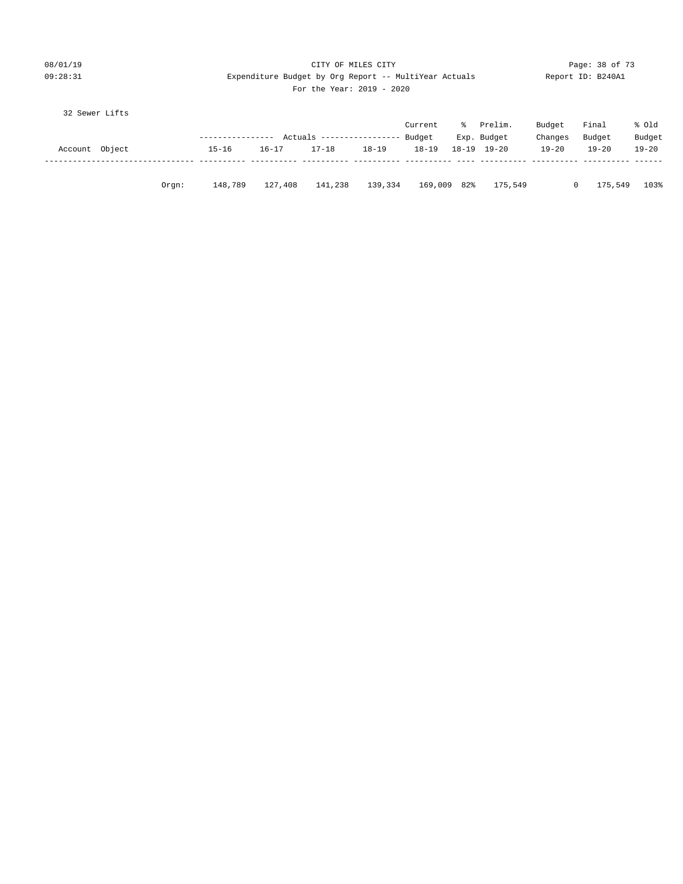CITY OF MILES CITY
Expenditure Budget by Org Report -- MultiYear Actuals
For the Year: 2019 - 2020

Report ID: B240A1

08/01/19
09:28:31

32 Sewer Lifts

| Account Object | | Actuals 15-16 | Actuals 16-17 | Actuals 17-18 | Actuals 18-19 | Current Budget 18-19 | % Exp. 18-19 | Prelim. Budget 19-20 | Budget Changes 19-20 | Final Budget 19-20 | % Old Budget 19-20 |
|---|---|---|---|---|---|---|---|---|---|---|---|
| | Orgn: | 148,789 | 127,408 | 141,238 | 139,334 | 169,009 | 82% | 175,549 | 0 | 175,549 | 103% |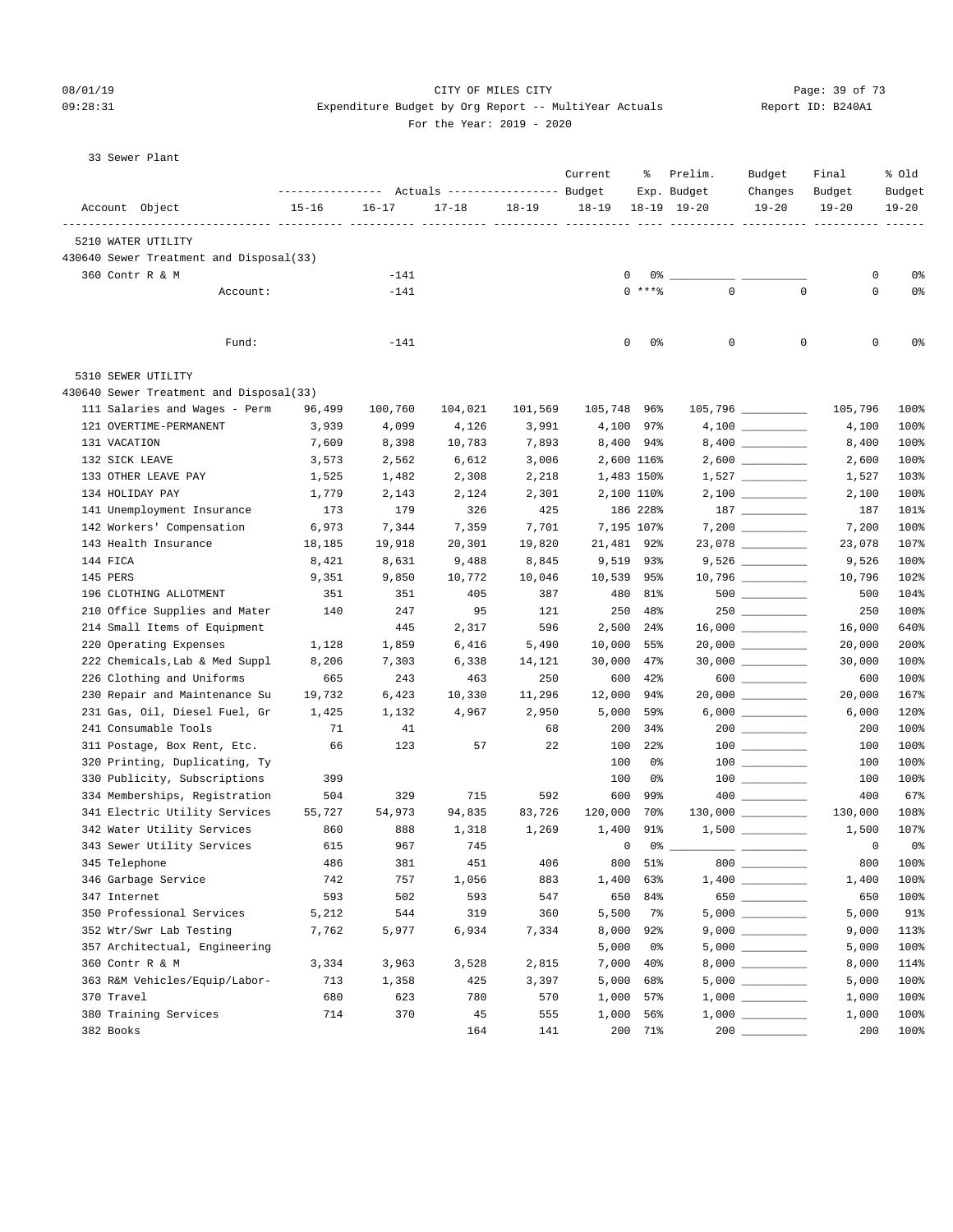CITY OF MILES CITY

Expenditure Budget by Org Report -- MultiYear Actuals

For the Year: 2019 - 2020

08/01/19 09:28:31 — Report ID: B240A1

33 Sewer Plant

| Account Object | Actuals 15-16 | Actuals 16-17 | Actuals 17-18 | Actuals 18-19 | Current Budget 18-19 | % Exp. 18-19 | Prelim. Budget 19-20 | Budget Changes 19-20 | Final Budget 19-20 | % Old Budget 19-20 |
|---|---|---|---|---|---|---|---|---|---|---|
| **5210 WATER UTILITY** | | | | | | | | | | |
| 430640 Sewer Treatment and Disposal(33) | | | | | | | | | | |
| 360 Contr R & M | | -141 | | | 0 | 0% | __________ | __________ | 0 | 0% |
| Account: | | -141 | | | 0 | ***% | 0 | 0 | 0 | 0% |
| Fund: | | -141 | | | 0 | 0% | 0 | 0 | 0 | 0% |
| **5310 SEWER UTILITY** | | | | | | | | | | |
| 430640 Sewer Treatment and Disposal(33) | | | | | | | | | | |
| 111 Salaries and Wages - Perm | 96,499 | 100,760 | 104,021 | 101,569 | 105,748 | 96% | 105,796 | __________ | 105,796 | 100% |
| 121 OVERTIME-PERMANENT | 3,939 | 4,099 | 4,126 | 3,991 | 4,100 | 97% | 4,100 | __________ | 4,100 | 100% |
| 131 VACATION | 7,609 | 8,398 | 10,783 | 7,893 | 8,400 | 94% | 8,400 | __________ | 8,400 | 100% |
| 132 SICK LEAVE | 3,573 | 2,562 | 6,612 | 3,006 | 2,600 | 116% | 2,600 | __________ | 2,600 | 100% |
| 133 OTHER LEAVE PAY | 1,525 | 1,482 | 2,308 | 2,218 | 1,483 | 150% | 1,527 | __________ | 1,527 | 103% |
| 134 HOLIDAY PAY | 1,779 | 2,143 | 2,124 | 2,301 | 2,100 | 110% | 2,100 | __________ | 2,100 | 100% |
| 141 Unemployment Insurance | 173 | 179 | 326 | 425 | 186 | 228% | 187 | __________ | 187 | 101% |
| 142 Workers' Compensation | 6,973 | 7,344 | 7,359 | 7,701 | 7,195 | 107% | 7,200 | __________ | 7,200 | 100% |
| 143 Health Insurance | 18,185 | 19,918 | 20,301 | 19,820 | 21,481 | 92% | 23,078 | __________ | 23,078 | 107% |
| 144 FICA | 8,421 | 8,631 | 9,488 | 8,845 | 9,519 | 93% | 9,526 | __________ | 9,526 | 100% |
| 145 PERS | 9,351 | 9,850 | 10,772 | 10,046 | 10,539 | 95% | 10,796 | __________ | 10,796 | 102% |
| 196 CLOTHING ALLOTMENT | 351 | 351 | 405 | 387 | 480 | 81% | 500 | __________ | 500 | 104% |
| 210 Office Supplies and Mater | 140 | 247 | 95 | 121 | 250 | 48% | 250 | __________ | 250 | 100% |
| 214 Small Items of Equipment | | 445 | 2,317 | 596 | 2,500 | 24% | 16,000 | __________ | 16,000 | 640% |
| 220 Operating Expenses | 1,128 | 1,859 | 6,416 | 5,490 | 10,000 | 55% | 20,000 | __________ | 20,000 | 200% |
| 222 Chemicals,Lab & Med Suppl | 8,206 | 7,303 | 6,338 | 14,121 | 30,000 | 47% | 30,000 | __________ | 30,000 | 100% |
| 226 Clothing and Uniforms | 665 | 243 | 463 | 250 | 600 | 42% | 600 | __________ | 600 | 100% |
| 230 Repair and Maintenance Su | 19,732 | 6,423 | 10,330 | 11,296 | 12,000 | 94% | 20,000 | __________ | 20,000 | 167% |
| 231 Gas, Oil, Diesel Fuel, Gr | 1,425 | 1,132 | 4,967 | 2,950 | 5,000 | 59% | 6,000 | __________ | 6,000 | 120% |
| 241 Consumable Tools | 71 | 41 | | 68 | 200 | 34% | 200 | __________ | 200 | 100% |
| 311 Postage, Box Rent, Etc. | 66 | 123 | 57 | 22 | 100 | 22% | 100 | __________ | 100 | 100% |
| 320 Printing, Duplicating, Ty | | | | | 100 | 0% | 100 | __________ | 100 | 100% |
| 330 Publicity, Subscriptions | 399 | | | | 100 | 0% | 100 | __________ | 100 | 100% |
| 334 Memberships, Registration | 504 | 329 | 715 | 592 | 600 | 99% | 400 | __________ | 400 | 67% |
| 341 Electric Utility Services | 55,727 | 54,973 | 94,835 | 83,726 | 120,000 | 70% | 130,000 | __________ | 130,000 | 108% |
| 342 Water Utility Services | 860 | 888 | 1,318 | 1,269 | 1,400 | 91% | 1,500 | __________ | 1,500 | 107% |
| 343 Sewer Utility Services | 615 | 967 | 745 | | 0 | 0% | __________ | __________ | 0 | 0% |
| 345 Telephone | 486 | 381 | 451 | 406 | 800 | 51% | 800 | __________ | 800 | 100% |
| 346 Garbage Service | 742 | 757 | 1,056 | 883 | 1,400 | 63% | 1,400 | __________ | 1,400 | 100% |
| 347 Internet | 593 | 502 | 593 | 547 | 650 | 84% | 650 | __________ | 650 | 100% |
| 350 Professional Services | 5,212 | 544 | 319 | 360 | 5,500 | 7% | 5,000 | __________ | 5,000 | 91% |
| 352 Wtr/Swr Lab Testing | 7,762 | 5,977 | 6,934 | 7,334 | 8,000 | 92% | 9,000 | __________ | 9,000 | 113% |
| 357 Architectual, Engineering | | | | | 5,000 | 0% | 5,000 | __________ | 5,000 | 100% |
| 360 Contr R & M | 3,334 | 3,963 | 3,528 | 2,815 | 7,000 | 40% | 8,000 | __________ | 8,000 | 114% |
| 363 R&M Vehicles/Equip/Labor- | 713 | 1,358 | 425 | 3,397 | 5,000 | 68% | 5,000 | __________ | 5,000 | 100% |
| 370 Travel | 680 | 623 | 780 | 570 | 1,000 | 57% | 1,000 | __________ | 1,000 | 100% |
| 380 Training Services | 714 | 370 | 45 | 555 | 1,000 | 56% | 1,000 | __________ | 1,000 | 100% |
| 382 Books | | | 164 | 141 | 200 | 71% | 200 | __________ | 200 | 100% |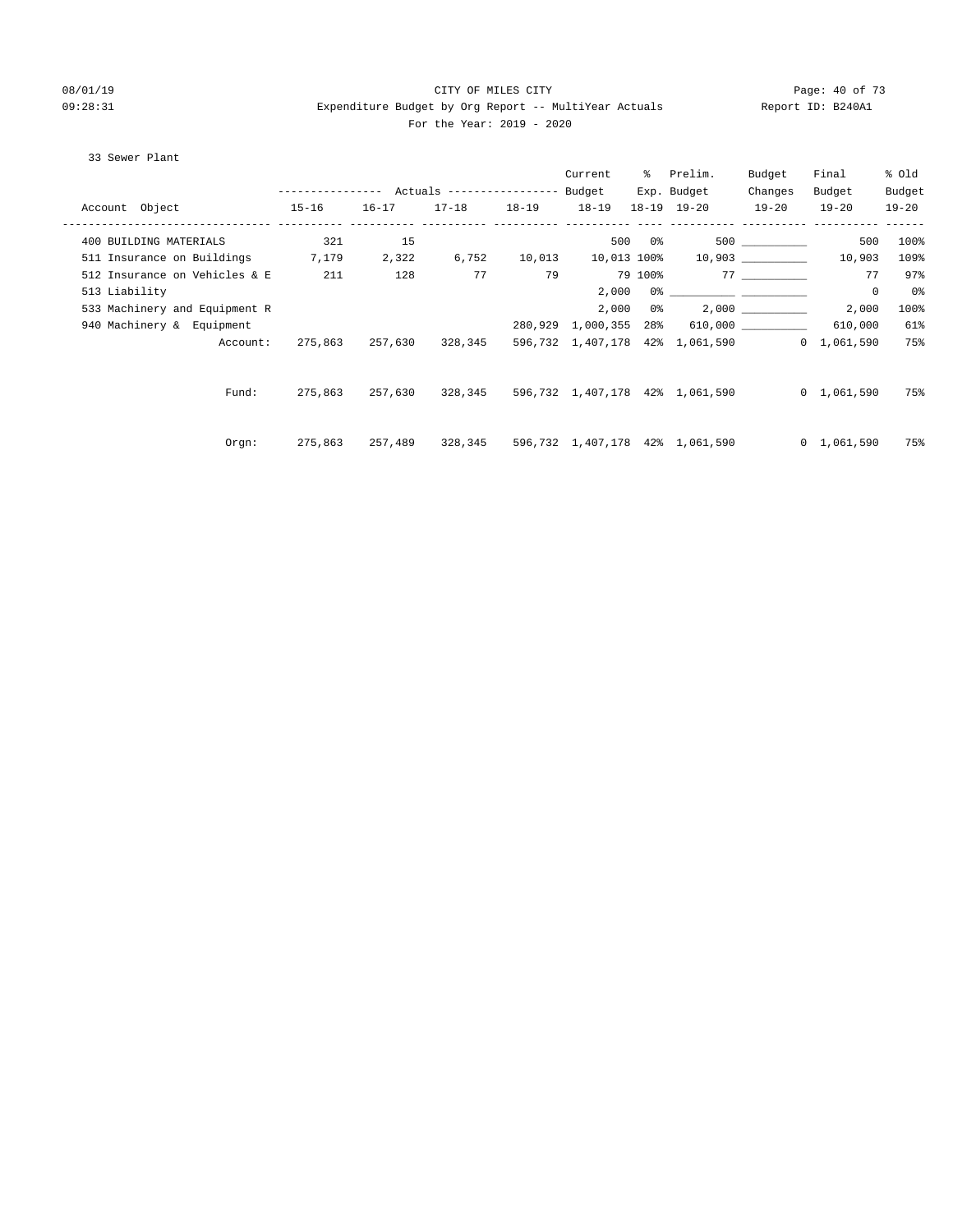CITY OF MILES CITY

Expenditure Budget by Org Report -- MultiYear Actuals

For the Year: 2019 - 2020

08/01/19 09:28:31 — Report ID: B240A1

33 Sewer Plant

| Account Object | Actuals 15-16 | Actuals 16-17 | Actuals 17-18 | Actuals 18-19 | Current Budget 18-19 | % Exp. 18-19 | Prelim. Budget 19-20 | Budget Changes 19-20 | Final Budget 19-20 | % Old Budget 19-20 |
|---|---|---|---|---|---|---|---|---|---|---|
| 400 BUILDING MATERIALS | 321 | 15 | | | 500 | 0% | 500 | __________ | 500 | 100% |
| 511 Insurance on Buildings | 7,179 | 2,322 | 6,752 | 10,013 | 10,013 | 100% | 10,903 | __________ | 10,903 | 109% |
| 512 Insurance on Vehicles & E | 211 | 128 | 77 | 79 | 79 | 100% | 77 | __________ | 77 | 97% |
| 513 Liability | | | | | 2,000 | 0% | __________ | __________ | 0 | 0% |
| 533 Machinery and Equipment R | | | | | 2,000 | 0% | 2,000 | __________ | 2,000 | 100% |
| 940 Machinery & Equipment | | | | 280,929 | 1,000,355 | 28% | 610,000 | __________ | 610,000 | 61% |
| Account: | 275,863 | 257,630 | 328,345 | 596,732 | 1,407,178 | 42% | 1,061,590 | 0 | 1,061,590 | 75% |
| Fund: | 275,863 | 257,630 | 328,345 | 596,732 | 1,407,178 | 42% | 1,061,590 | 0 | 1,061,590 | 75% |
| Orgn: | 275,863 | 257,489 | 328,345 | 596,732 | 1,407,178 | 42% | 1,061,590 | 0 | 1,061,590 | 75% |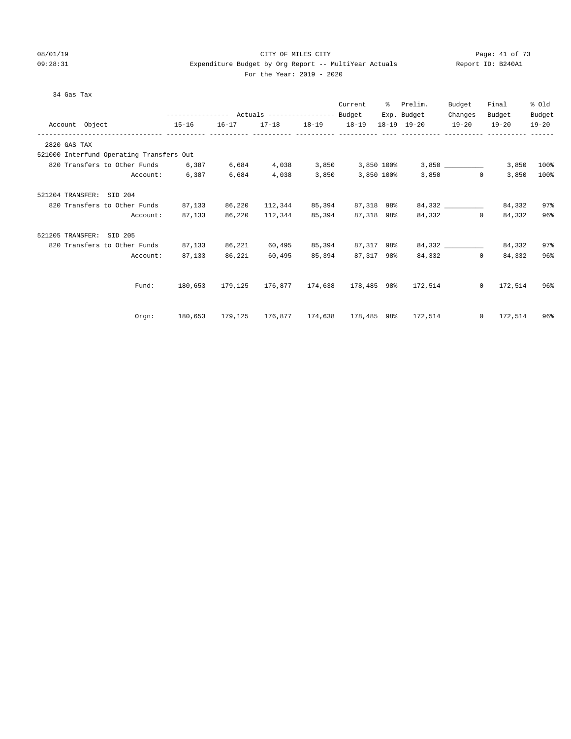CITY OF MILES CITY

Expenditure Budget by Org Report -- MultiYear Actuals

For the Year: 2019 - 2020

08/01/19 09:28:31 Report ID: B240A1

34 Gas Tax

| Account Object | Actuals 15-16 | Actuals 16-17 | Actuals 17-18 | Actuals 18-19 | Current Budget 18-19 | % Exp. 18-19 | Prelim. Budget 19-20 | Budget Changes 19-20 | Final Budget 19-20 | % Old Budget 19-20 |
|---|---|---|---|---|---|---|---|---|---|---|
| 2820 GAS TAX | | | | | | | | | | |
| 521000 Interfund Operating Transfers Out | | | | | | | | | | |
| 820 Transfers to Other Funds | 6,387 | 6,684 | 4,038 | 3,850 | 3,850 | 100% | 3,850 | __________ | 3,850 | 100% |
| Account: | 6,387 | 6,684 | 4,038 | 3,850 | 3,850 | 100% | 3,850 | 0 | 3,850 | 100% |
| 521204 TRANSFER: SID 204 | | | | | | | | | | |
| 820 Transfers to Other Funds | 87,133 | 86,220 | 112,344 | 85,394 | 87,318 | 98% | 84,332 | __________ | 84,332 | 97% |
| Account: | 87,133 | 86,220 | 112,344 | 85,394 | 87,318 | 98% | 84,332 | 0 | 84,332 | 96% |
| 521205 TRANSFER: SID 205 | | | | | | | | | | |
| 820 Transfers to Other Funds | 87,133 | 86,221 | 60,495 | 85,394 | 87,317 | 98% | 84,332 | __________ | 84,332 | 97% |
| Account: | 87,133 | 86,221 | 60,495 | 85,394 | 87,317 | 98% | 84,332 | 0 | 84,332 | 96% |
| Fund: | 180,653 | 179,125 | 176,877 | 174,638 | 178,485 | 98% | 172,514 | 0 | 172,514 | 96% |
| Orgn: | 180,653 | 179,125 | 176,877 | 174,638 | 178,485 | 98% | 172,514 | 0 | 172,514 | 96% |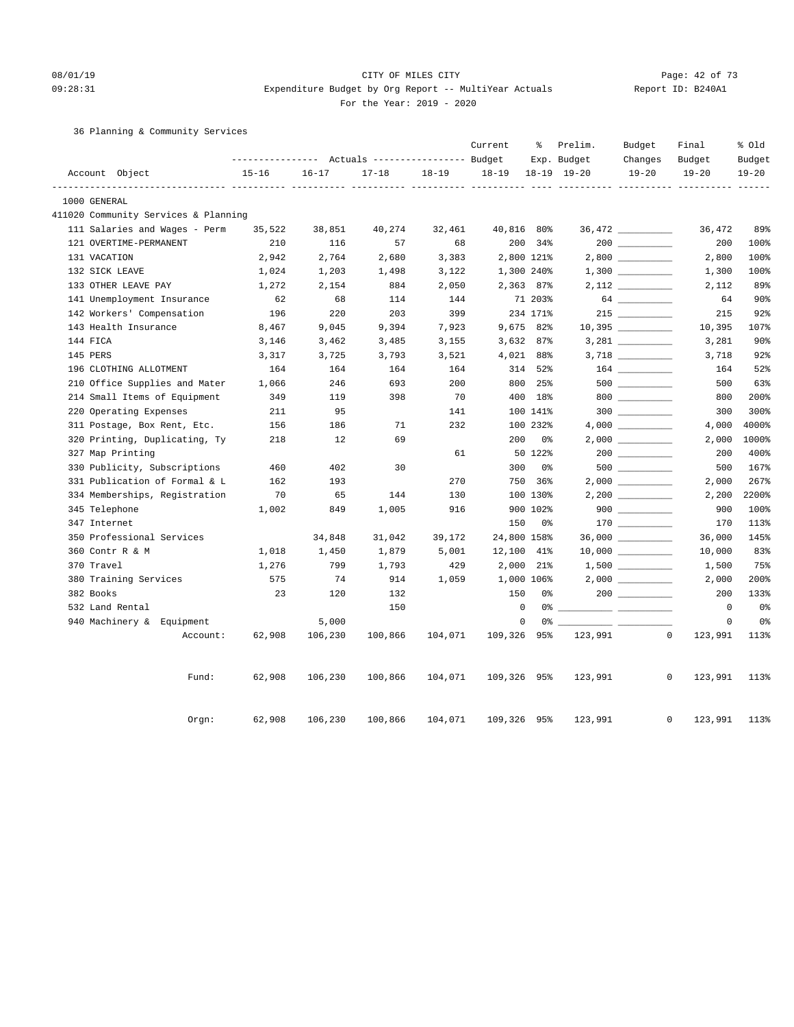CITY OF MILES CITY

Expenditure Budget by Org Report -- MultiYear Actuals

For the Year: 2019 - 2020

36 Planning & Community Services

| Account Object | Actuals 15-16 | Actuals 16-17 | Actuals 17-18 | Actuals 18-19 | Current Budget 18-19 | % Exp. 18-19 | Prelim. Budget 19-20 | Budget Changes 19-20 | Final Budget 19-20 | % Old Budget 19-20 |
|---|---|---|---|---|---|---|---|---|---|---|
| 1000 GENERAL | | | | | | | | | | |
| 411020 Community Services & Planning | | | | | | | | | | |
| 111 Salaries and Wages - Perm | 35,522 | 38,851 | 40,274 | 32,461 | 40,816 | 80% | 36,472 | __________ | 36,472 | 89% |
| 121 OVERTIME-PERMANENT | 210 | 116 | 57 | 68 | 200 | 34% | 200 | __________ | 200 | 100% |
| 131 VACATION | 2,942 | 2,764 | 2,680 | 3,383 | 2,800 | 121% | 2,800 | __________ | 2,800 | 100% |
| 132 SICK LEAVE | 1,024 | 1,203 | 1,498 | 3,122 | 1,300 | 240% | 1,300 | __________ | 1,300 | 100% |
| 133 OTHER LEAVE PAY | 1,272 | 2,154 | 884 | 2,050 | 2,363 | 87% | 2,112 | __________ | 2,112 | 89% |
| 141 Unemployment Insurance | 62 | 68 | 114 | 144 | 71 | 203% | 64 | __________ | 64 | 90% |
| 142 Workers' Compensation | 196 | 220 | 203 | 399 | 234 | 171% | 215 | __________ | 215 | 92% |
| 143 Health Insurance | 8,467 | 9,045 | 9,394 | 7,923 | 9,675 | 82% | 10,395 | __________ | 10,395 | 107% |
| 144 FICA | 3,146 | 3,462 | 3,485 | 3,155 | 3,632 | 87% | 3,281 | __________ | 3,281 | 90% |
| 145 PERS | 3,317 | 3,725 | 3,793 | 3,521 | 4,021 | 88% | 3,718 | __________ | 3,718 | 92% |
| 196 CLOTHING ALLOTMENT | 164 | 164 | 164 | 164 | 314 | 52% | 164 | __________ | 164 | 52% |
| 210 Office Supplies and Mater | 1,066 | 246 | 693 | 200 | 800 | 25% | 500 | __________ | 500 | 63% |
| 214 Small Items of Equipment | 349 | 119 | 398 | 70 | 400 | 18% | 800 | __________ | 800 | 200% |
| 220 Operating Expenses | 211 | 95 | | 141 | 100 | 141% | 300 | __________ | 300 | 300% |
| 311 Postage, Box Rent, Etc. | 156 | 186 | 71 | 232 | 100 | 232% | 4,000 | __________ | 4,000 | 4000% |
| 320 Printing, Duplicating, Ty | 218 | 12 | 69 | | 200 | 0% | 2,000 | __________ | 2,000 | 1000% |
| 327 Map Printing | | | | 61 | 50 | 122% | 200 | __________ | 200 | 400% |
| 330 Publicity, Subscriptions | 460 | 402 | 30 | | 300 | 0% | 500 | __________ | 500 | 167% |
| 331 Publication of Formal & L | 162 | 193 | | 270 | 750 | 36% | 2,000 | __________ | 2,000 | 267% |
| 334 Memberships, Registration | 70 | 65 | 144 | 130 | 100 | 130% | 2,200 | __________ | 2,200 | 2200% |
| 345 Telephone | 1,002 | 849 | 1,005 | 916 | 900 | 102% | 900 | __________ | 900 | 100% |
| 347 Internet | | | | | 150 | 0% | 170 | __________ | 170 | 113% |
| 350 Professional Services | | 34,848 | 31,042 | 39,172 | 24,800 | 158% | 36,000 | __________ | 36,000 | 145% |
| 360 Contr R & M | 1,018 | 1,450 | 1,879 | 5,001 | 12,100 | 41% | 10,000 | __________ | 10,000 | 83% |
| 370 Travel | 1,276 | 799 | 1,793 | 429 | 2,000 | 21% | 1,500 | __________ | 1,500 | 75% |
| 380 Training Services | 575 | 74 | 914 | 1,059 | 1,000 | 106% | 2,000 | __________ | 2,000 | 200% |
| 382 Books | 23 | 120 | 132 | | 150 | 0% | 200 | __________ | 200 | 133% |
| 532 Land Rental | | | 150 | | 0 | 0% | __________ | __________ | 0 | 0% |
| 940 Machinery & Equipment | | 5,000 | | | 0 | 0% | __________ | __________ | 0 | 0% |
| Account: | 62,908 | 106,230 | 100,866 | 104,071 | 109,326 | 95% | 123,991 | 0 | 123,991 | 113% |
| Fund: | 62,908 | 106,230 | 100,866 | 104,071 | 109,326 | 95% | 123,991 | 0 | 123,991 | 113% |
| Orgn: | 62,908 | 106,230 | 100,866 | 104,071 | 109,326 | 95% | 123,991 | 0 | 123,991 | 113% |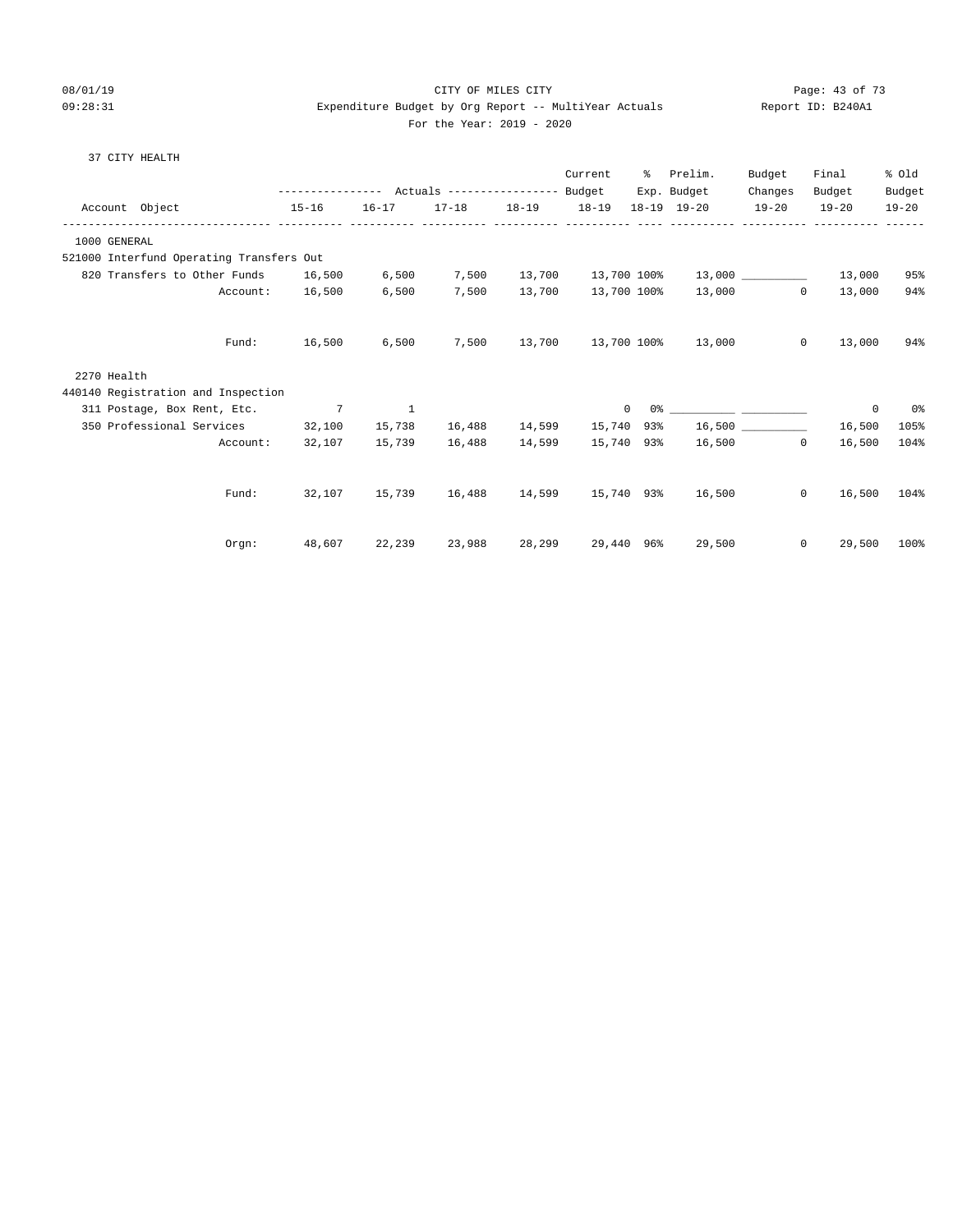CITY OF MILES CITY

Expenditure Budget by Org Report -- MultiYear Actuals

For the Year: 2019 - 2020

08/01/19 09:28:31 Report ID: B240A1

37 CITY HEALTH

| Account Object | Actuals 15-16 | Actuals 16-17 | Actuals 17-18 | Actuals 18-19 | Current Budget 18-19 | % Exp. 18-19 | Prelim. Budget 19-20 | Budget Changes 19-20 | Final Budget 19-20 | % Old Budget 19-20 |
|---|---|---|---|---|---|---|---|---|---|---|
| **1000 GENERAL** | | | | | | | | | | |
| 521000 Interfund Operating Transfers Out | | | | | | | | | | |
| 820 Transfers to Other Funds | 16,500 | 6,500 | 7,500 | 13,700 | 13,700 | 100% | 13,000 | __________ | 13,000 | 95% |
| Account: | 16,500 | 6,500 | 7,500 | 13,700 | 13,700 | 100% | 13,000 | 0 | 13,000 | 94% |
| Fund: | 16,500 | 6,500 | 7,500 | 13,700 | 13,700 | 100% | 13,000 | 0 | 13,000 | 94% |
| **2270 Health** | | | | | | | | | | |
| 440140 Registration and Inspection | | | | | | | | | | |
| 311 Postage, Box Rent, Etc. | 7 | 1 | | | 0 | 0% | __________ | __________ | 0 | 0% |
| 350 Professional Services | 32,100 | 15,738 | 16,488 | 14,599 | 15,740 | 93% | 16,500 | __________ | 16,500 | 105% |
| Account: | 32,107 | 15,739 | 16,488 | 14,599 | 15,740 | 93% | 16,500 | 0 | 16,500 | 104% |
| Fund: | 32,107 | 15,739 | 16,488 | 14,599 | 15,740 | 93% | 16,500 | 0 | 16,500 | 104% |
| Orgn: | 48,607 | 22,239 | 23,988 | 28,299 | 29,440 | 96% | 29,500 | 0 | 29,500 | 100% |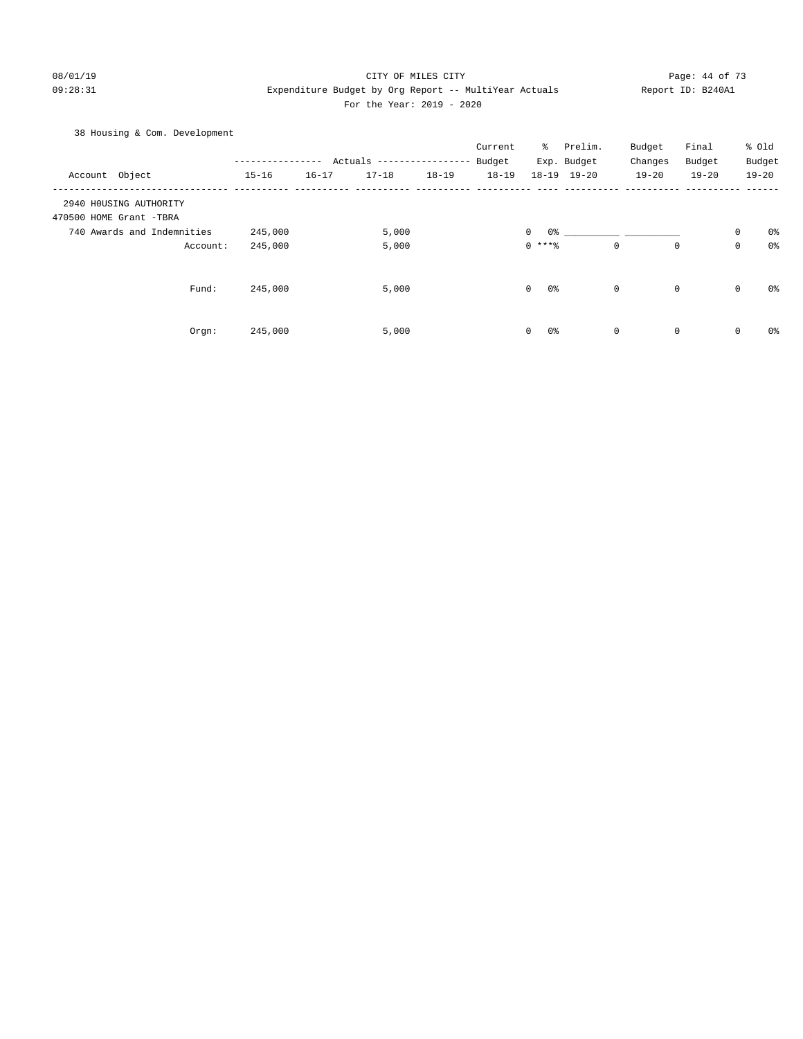CITY OF MILES CITY
Expenditure Budget by Org Report -- MultiYear Actuals
For the Year: 2019 - 2020

08/01/19
09:28:31

Report ID: B240A1

38 Housing & Com. Development

| Account Object | Actuals 15-16 | Actuals 16-17 | Actuals 17-18 | Actuals 18-19 | Current Budget 18-19 | % Exp. 18-19 | Prelim. Budget 19-20 | Budget Changes 19-20 | Final Budget 19-20 | % Old Budget 19-20 |
|---|---|---|---|---|---|---|---|---|---|---|
| 2940 H0USING AUTHORITY | | | | | | | | | | |
| 470500 HOME Grant -TBRA | | | | | | | | | | |
| 740 Awards and Indemnities | 245,000 | | 5,000 | | 0 | 0% | __________ | __________ | 0 | 0% |
| Account: | 245,000 | | 5,000 | | 0 | ***% | 0 | 0 | 0 | 0% |
| Fund: | 245,000 | | 5,000 | | 0 | 0% | 0 | 0 | 0 | 0% |
| Orgn: | 245,000 | | 5,000 | | 0 | 0% | 0 | 0 | 0 | 0% |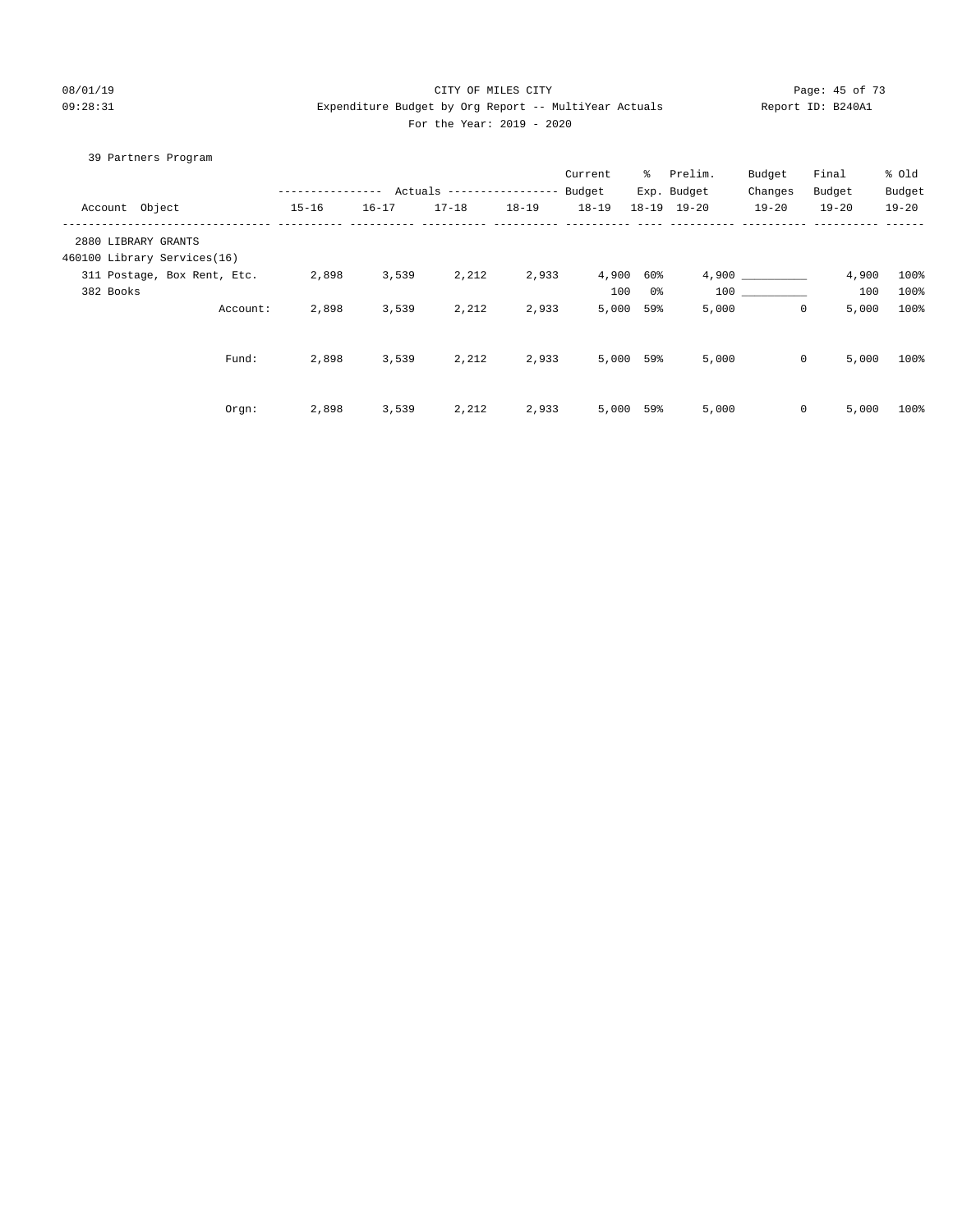CITY OF MILES CITY

Expenditure Budget by Org Report -- MultiYear Actuals

For the Year: 2019 - 2020

08/01/19 09:28:31 Report ID: B240A1

39 Partners Program

| Account Object | Actuals 15-16 | Actuals 16-17 | Actuals 17-18 | Actuals 18-19 | Current Budget 18-19 | % Exp. 18-19 | Prelim. Budget 19-20 | Budget Changes 19-20 | Final Budget 19-20 | % Old Budget 19-20 |
|---|---|---|---|---|---|---|---|---|---|---|
| 2880 LIBRARY GRANTS | | | | | | | | | | |
| 460100 Library Services(16) | | | | | | | | | | |
| 311 Postage, Box Rent, Etc. | 2,898 | 3,539 | 2,212 | 2,933 | 4,900 | 60% | 4,900 | __________ | 4,900 | 100% |
| 382 Books | | | | | 100 | 0% | 100 | __________ | 100 | 100% |
| Account: | 2,898 | 3,539 | 2,212 | 2,933 | 5,000 | 59% | 5,000 | 0 | 5,000 | 100% |
| Fund: | 2,898 | 3,539 | 2,212 | 2,933 | 5,000 | 59% | 5,000 | 0 | 5,000 | 100% |
| Orgn: | 2,898 | 3,539 | 2,212 | 2,933 | 5,000 | 59% | 5,000 | 0 | 5,000 | 100% |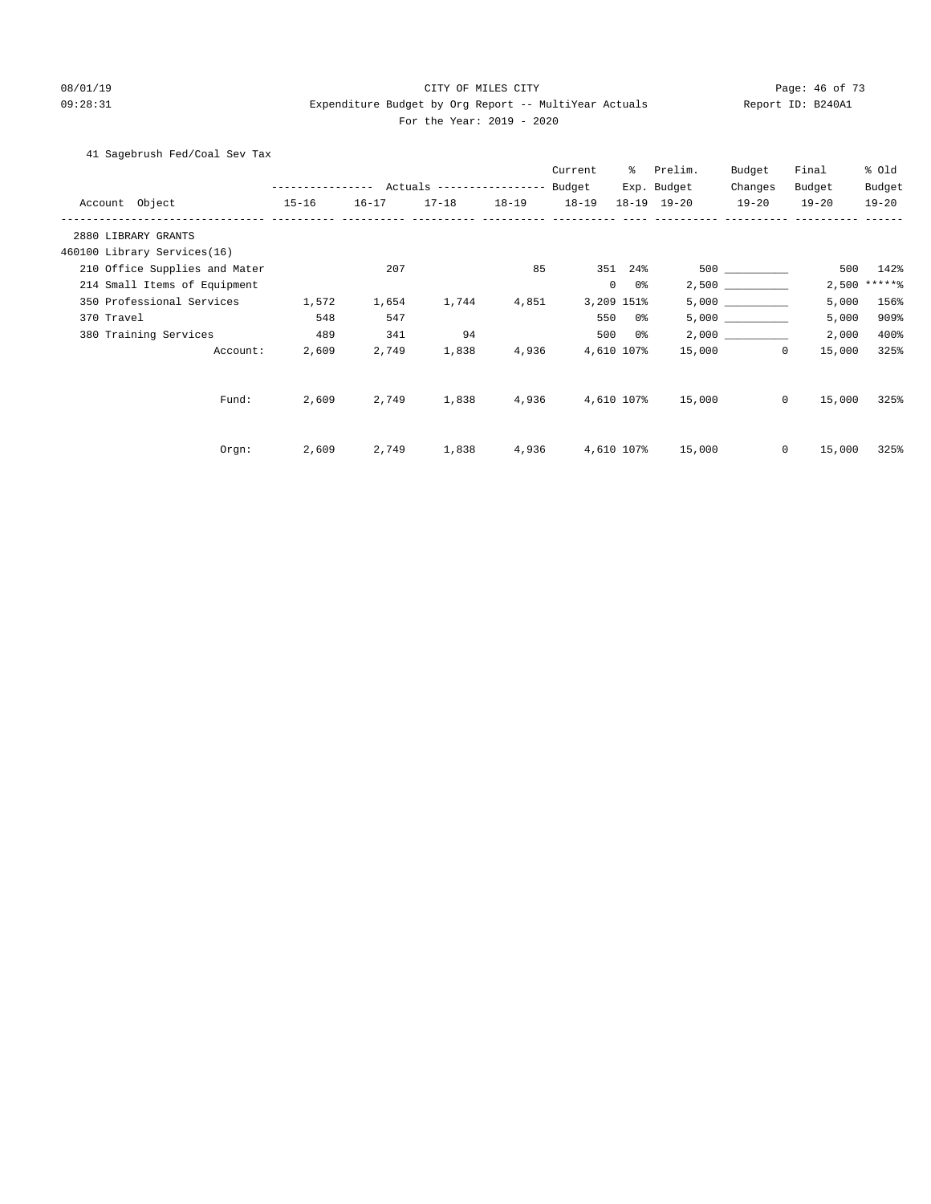CITY OF MILES CITY

Expenditure Budget by Org Report -- MultiYear Actuals

For the Year: 2019 - 2020

08/01/19 09:28:31 Report ID: B240A1

41 Sagebrush Fed/Coal Sev Tax

| Account Object | Actuals 15-16 | Actuals 16-17 | Actuals 17-18 | Actuals 18-19 | Current Budget 18-19 | % Exp. 18-19 | Prelim. Budget 19-20 | Budget Changes 19-20 | Final Budget 19-20 | % Old Budget 19-20 |
|---|---|---|---|---|---|---|---|---|---|---|
| 2880 LIBRARY GRANTS | | | | | | | | | | |
| 460100 Library Services(16) | | | | | | | | | | |
| 210 Office Supplies and Mater | | 207 | | 85 | 351 | 24% | 500 | __________ | 500 | 142% |
| 214 Small Items of Equipment | | | | | 0 | 0% | 2,500 | __________ | 2,500 | *****% |
| 350 Professional Services | 1,572 | 1,654 | 1,744 | 4,851 | 3,209 | 151% | 5,000 | __________ | 5,000 | 156% |
| 370 Travel | 548 | 547 | | | 550 | 0% | 5,000 | __________ | 5,000 | 909% |
| 380 Training Services | 489 | 341 | 94 | | 500 | 0% | 2,000 | __________ | 2,000 | 400% |
| Account: | 2,609 | 2,749 | 1,838 | 4,936 | 4,610 | 107% | 15,000 | 0 | 15,000 | 325% |
| Fund: | 2,609 | 2,749 | 1,838 | 4,936 | 4,610 | 107% | 15,000 | 0 | 15,000 | 325% |
| Orgn: | 2,609 | 2,749 | 1,838 | 4,936 | 4,610 | 107% | 15,000 | 0 | 15,000 | 325% |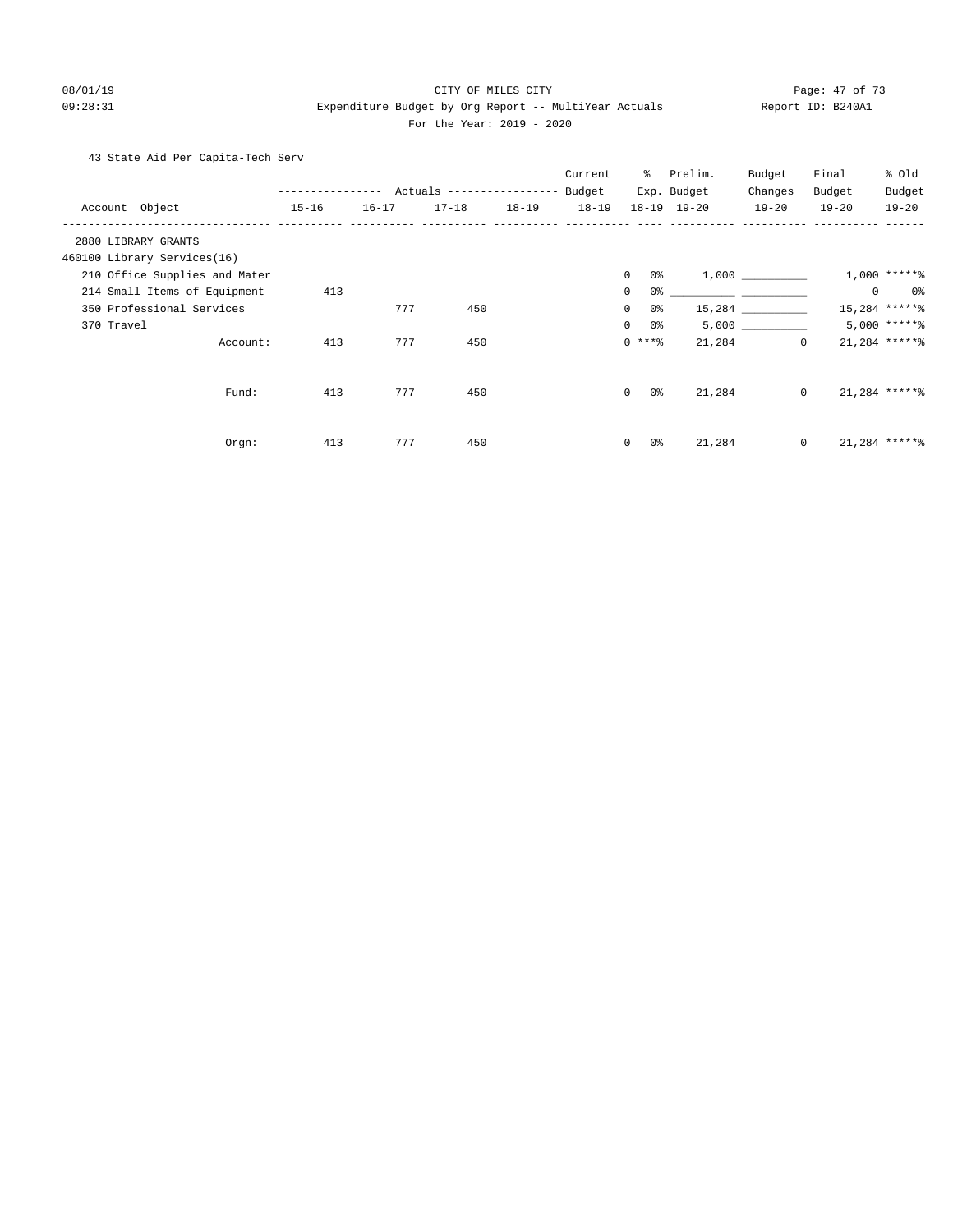CITY OF MILES CITY

Expenditure Budget by Org Report -- MultiYear Actuals

For the Year: 2019 - 2020

08/01/19 09:28:31 Report ID: B240A1

43 State Aid Per Capita-Tech Serv

| Account Object | Actuals 15-16 | Actuals 16-17 | Actuals 17-18 | Actuals 18-19 | Current Budget 18-19 | % Exp. 18-19 | Prelim. Budget 19-20 | Budget Changes 19-20 | Final Budget 19-20 | % Old Budget 19-20 |
|---|---|---|---|---|---|---|---|---|---|---|
| 2880 LIBRARY GRANTS | | | | | | | | | | |
| 460100 Library Services(16) | | | | | | | | | | |
| 210 Office Supplies and Mater | | | | | 0 | 0% | 1,000 | __________ | 1,000 | *****% |
| 214 Small Items of Equipment | 413 | | | | 0 | 0% | __________ | __________ | 0 | 0% |
| 350 Professional Services | | 777 | 450 | | 0 | 0% | 15,284 | __________ | 15,284 | *****% |
| 370 Travel | | | | | 0 | 0% | 5,000 | __________ | 5,000 | *****% |
| Account: | 413 | 777 | 450 | | 0 | ***% | 21,284 | 0 | 21,284 | *****% |
| Fund: | 413 | 777 | 450 | | 0 | 0% | 21,284 | 0 | 21,284 | *****% |
| Orgn: | 413 | 777 | 450 | | 0 | 0% | 21,284 | 0 | 21,284 | *****% |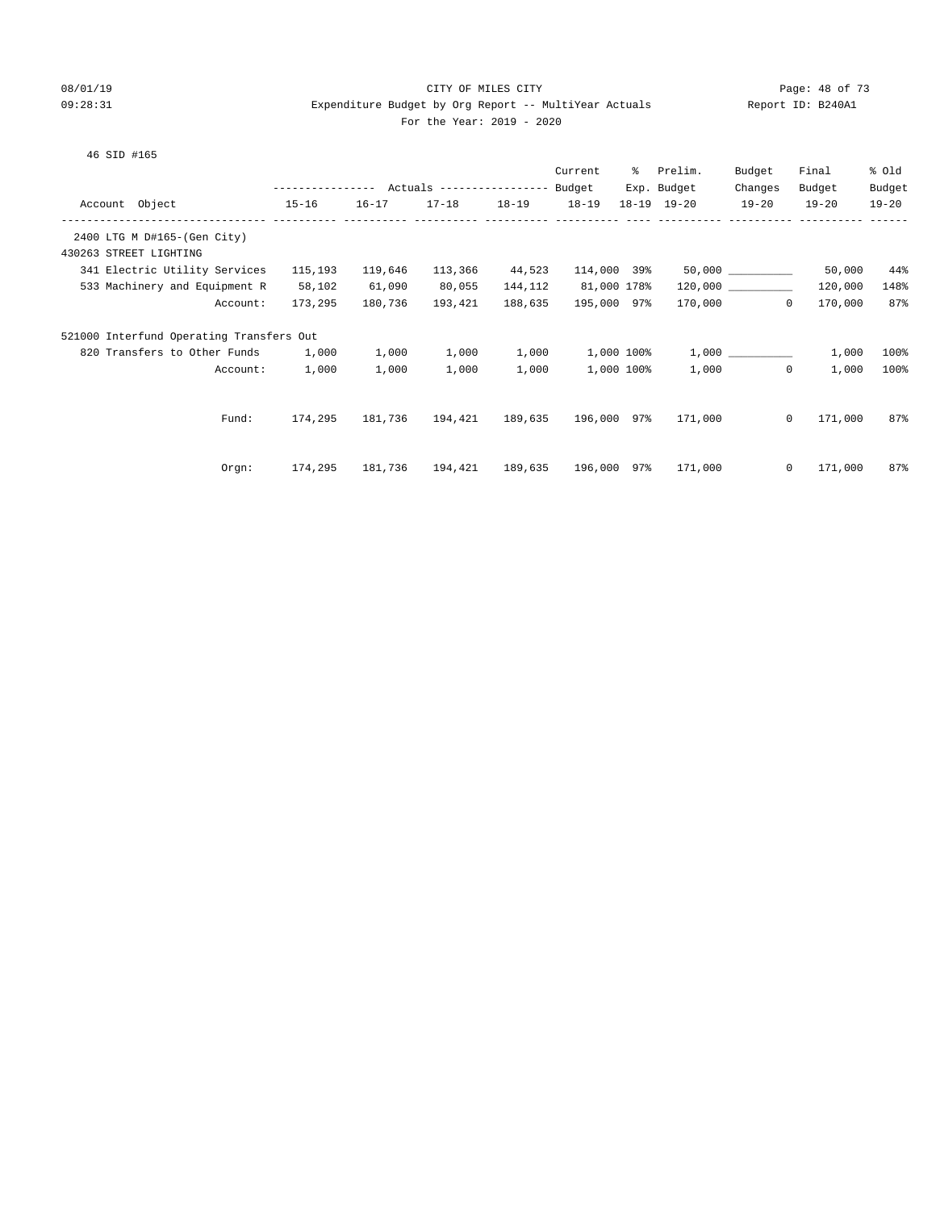CITY OF MILES CITY

Expenditure Budget by Org Report -- MultiYear Actuals

For the Year: 2019 - 2020

08/01/19 09:28:31 Report ID: B240A1

46 SID #165

| Account Object | Actuals 15-16 | Actuals 16-17 | Actuals 17-18 | Actuals 18-19 | Current Budget 18-19 | % Exp. 18-19 | Prelim. Budget 19-20 | Budget Changes 19-20 | Final Budget 19-20 | % Old Budget 19-20 |
|---|---|---|---|---|---|---|---|---|---|---|
| 2400 LTG M D#165-(Gen City) | | | | | | | | | | |
| 430263 STREET LIGHTING | | | | | | | | | | |
| 341 Electric Utility Services | 115,193 | 119,646 | 113,366 | 44,523 | 114,000 | 39% | 50,000 | __________ | 50,000 | 44% |
| 533 Machinery and Equipment R | 58,102 | 61,090 | 80,055 | 144,112 | 81,000 | 178% | 120,000 | __________ | 120,000 | 148% |
| Account: | 173,295 | 180,736 | 193,421 | 188,635 | 195,000 | 97% | 170,000 | 0 | 170,000 | 87% |
| 521000 Interfund Operating Transfers Out | | | | | | | | | | |
| 820 Transfers to Other Funds | 1,000 | 1,000 | 1,000 | 1,000 | 1,000 | 100% | 1,000 | __________ | 1,000 | 100% |
| Account: | 1,000 | 1,000 | 1,000 | 1,000 | 1,000 | 100% | 1,000 | 0 | 1,000 | 100% |
| Fund: | 174,295 | 181,736 | 194,421 | 189,635 | 196,000 | 97% | 171,000 | 0 | 171,000 | 87% |
| Orgn: | 174,295 | 181,736 | 194,421 | 189,635 | 196,000 | 97% | 171,000 | 0 | 171,000 | 87% |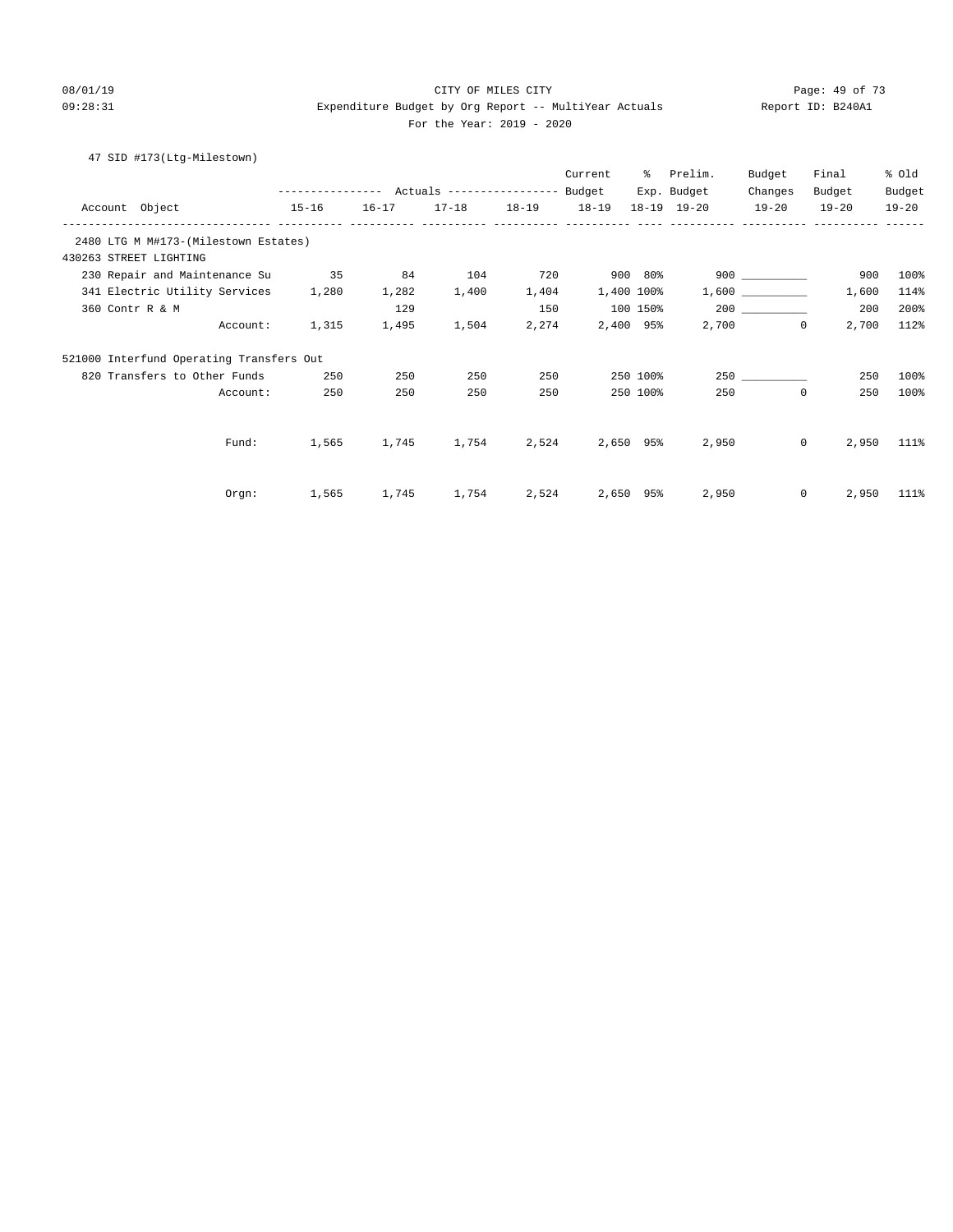CITY OF MILES CITY

Expenditure Budget by Org Report -- MultiYear Actuals

For the Year: 2019 - 2020

47 SID #173(Ltg-Milestown)

| Account Object | Actuals 15-16 | Actuals 16-17 | Actuals 17-18 | Actuals 18-19 | Current Budget 18-19 | % Exp. 18-19 | Prelim. Budget 19-20 | Budget Changes 19-20 | Final Budget 19-20 | % Old Budget 19-20 |
|---|---|---|---|---|---|---|---|---|---|---|
| 2480 LTG M M#173-(Milestown Estates) | | | | | | | | | | |
| 430263 STREET LIGHTING | | | | | | | | | | |
| 230 Repair and Maintenance Su | 35 | 84 | 104 | 720 | 900 | 80% | 900 | __________ | 900 | 100% |
| 341 Electric Utility Services | 1,280 | 1,282 | 1,400 | 1,404 | 1,400 | 100% | 1,600 | __________ | 1,600 | 114% |
| 360 Contr R & M | | 129 | | 150 | 100 | 150% | 200 | __________ | 200 | 200% |
| Account: | 1,315 | 1,495 | 1,504 | 2,274 | 2,400 | 95% | 2,700 | 0 | 2,700 | 112% |
| 521000 Interfund Operating Transfers Out | | | | | | | | | | |
| 820 Transfers to Other Funds | 250 | 250 | 250 | 250 | 250 | 100% | 250 | __________ | 250 | 100% |
| Account: | 250 | 250 | 250 | 250 | 250 | 100% | 250 | 0 | 250 | 100% |
| Fund: | 1,565 | 1,745 | 1,754 | 2,524 | 2,650 | 95% | 2,950 | 0 | 2,950 | 111% |
| Orgn: | 1,565 | 1,745 | 1,754 | 2,524 | 2,650 | 95% | 2,950 | 0 | 2,950 | 111% |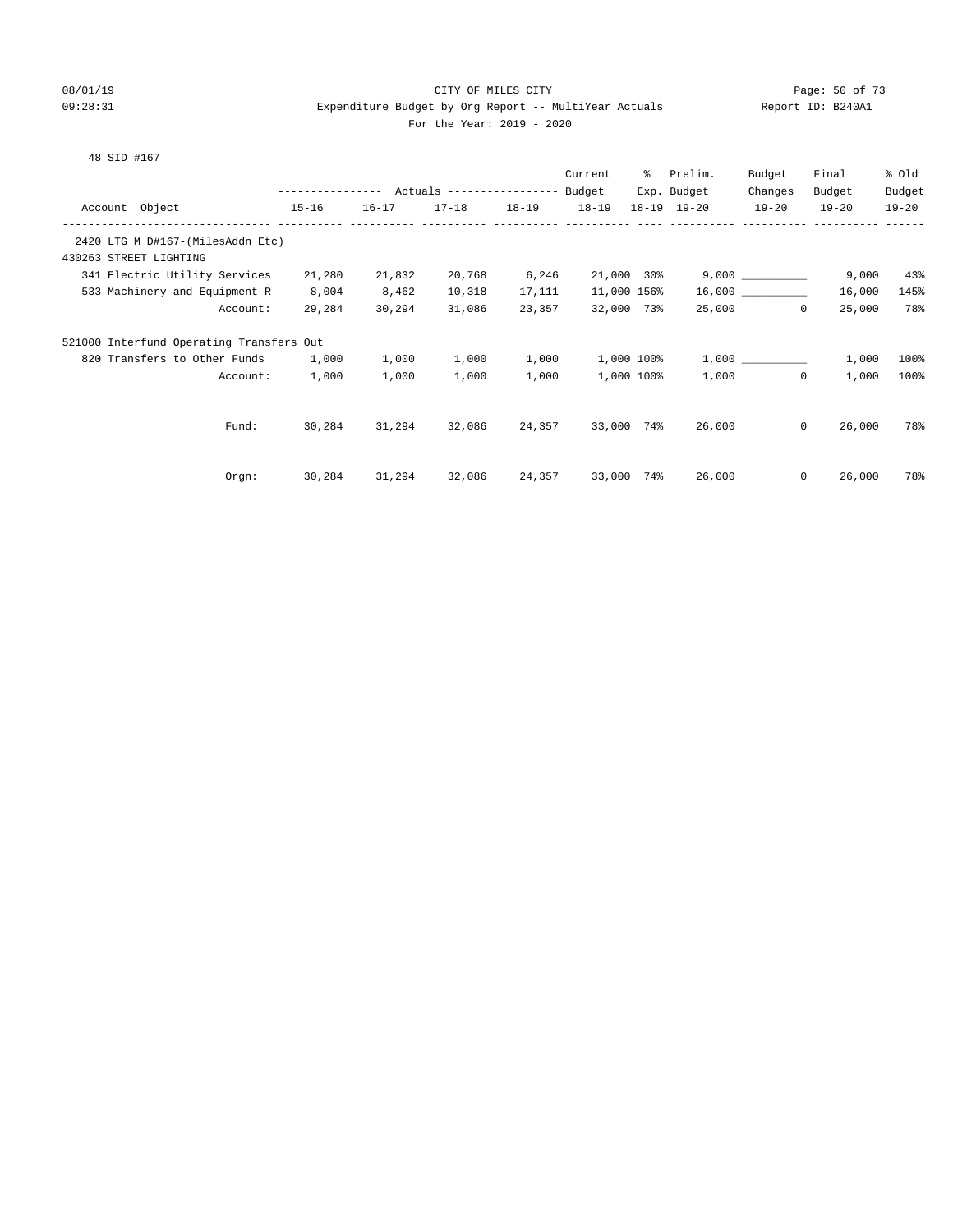CITY OF MILES CITY

Expenditure Budget by Org Report -- MultiYear Actuals

For the Year: 2019 - 2020

08/01/19 09:28:31 Report ID: B240A1

48 SID #167

| Account Object | Actuals 15-16 | Actuals 16-17 | Actuals 17-18 | Actuals 18-19 | Current Budget 18-19 | % Exp. 18-19 | Prelim. Budget 19-20 | Budget Changes 19-20 | Final Budget 19-20 | % Old Budget 19-20 |
|---|---|---|---|---|---|---|---|---|---|---|
| 2420 LTG M D#167-(MilesAddn Etc) | | | | | | | | | | |
| 430263 STREET LIGHTING | | | | | | | | | | |
| 341 Electric Utility Services | 21,280 | 21,832 | 20,768 | 6,246 | 21,000 | 30% | 9,000 | __________ | 9,000 | 43% |
| 533 Machinery and Equipment R | 8,004 | 8,462 | 10,318 | 17,111 | 11,000 | 156% | 16,000 | __________ | 16,000 | 145% |
| Account: | 29,284 | 30,294 | 31,086 | 23,357 | 32,000 | 73% | 25,000 | 0 | 25,000 | 78% |
| 521000 Interfund Operating Transfers Out | | | | | | | | | | |
| 820 Transfers to Other Funds | 1,000 | 1,000 | 1,000 | 1,000 | 1,000 | 100% | 1,000 | __________ | 1,000 | 100% |
| Account: | 1,000 | 1,000 | 1,000 | 1,000 | 1,000 | 100% | 1,000 | 0 | 1,000 | 100% |
| Fund: | 30,284 | 31,294 | 32,086 | 24,357 | 33,000 | 74% | 26,000 | 0 | 26,000 | 78% |
| Orgn: | 30,284 | 31,294 | 32,086 | 24,357 | 33,000 | 74% | 26,000 | 0 | 26,000 | 78% |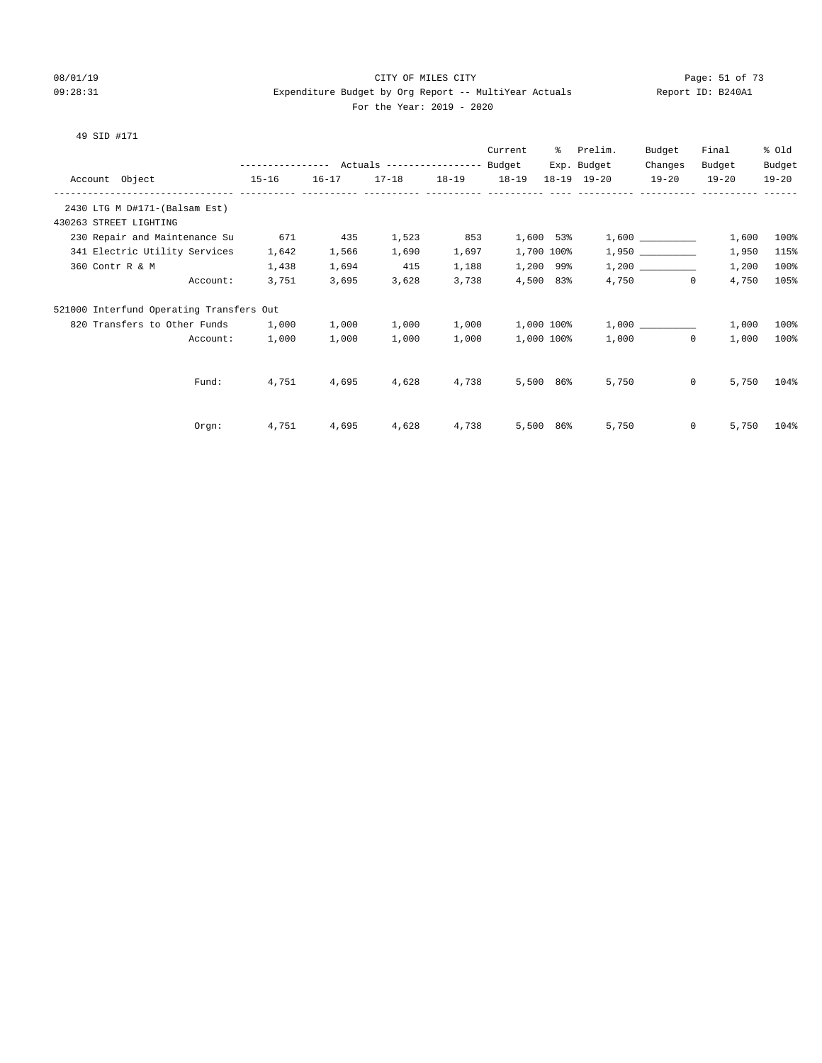CITY OF MILES CITY

Expenditure Budget by Org Report -- MultiYear Actuals

For the Year: 2019 - 2020

49 SID #171

| Account Object | Actuals 15-16 | Actuals 16-17 | Actuals 17-18 | Actuals 18-19 | Current Budget 18-19 | % Exp. 18-19 | Prelim. Budget 19-20 | Budget Changes 19-20 | Final Budget 19-20 | % Old Budget 19-20 |
|---|---|---|---|---|---|---|---|---|---|---|
| 2430 LTG M D#171-(Balsam Est) | | | | | | | | | | |
| 430263 STREET LIGHTING | | | | | | | | | | |
| 230 Repair and Maintenance Su | 671 | 435 | 1,523 | 853 | 1,600 | 53% | 1,600 | __________ | 1,600 | 100% |
| 341 Electric Utility Services | 1,642 | 1,566 | 1,690 | 1,697 | 1,700 | 100% | 1,950 | __________ | 1,950 | 115% |
| 360 Contr R & M | 1,438 | 1,694 | 415 | 1,188 | 1,200 | 99% | 1,200 | __________ | 1,200 | 100% |
| Account: | 3,751 | 3,695 | 3,628 | 3,738 | 4,500 | 83% | 4,750 | 0 | 4,750 | 105% |
| 521000 Interfund Operating Transfers Out | | | | | | | | | | |
| 820 Transfers to Other Funds | 1,000 | 1,000 | 1,000 | 1,000 | 1,000 | 100% | 1,000 | __________ | 1,000 | 100% |
| Account: | 1,000 | 1,000 | 1,000 | 1,000 | 1,000 | 100% | 1,000 | 0 | 1,000 | 100% |
| Fund: | 4,751 | 4,695 | 4,628 | 4,738 | 5,500 | 86% | 5,750 | 0 | 5,750 | 104% |
| Orgn: | 4,751 | 4,695 | 4,628 | 4,738 | 5,500 | 86% | 5,750 | 0 | 5,750 | 104% |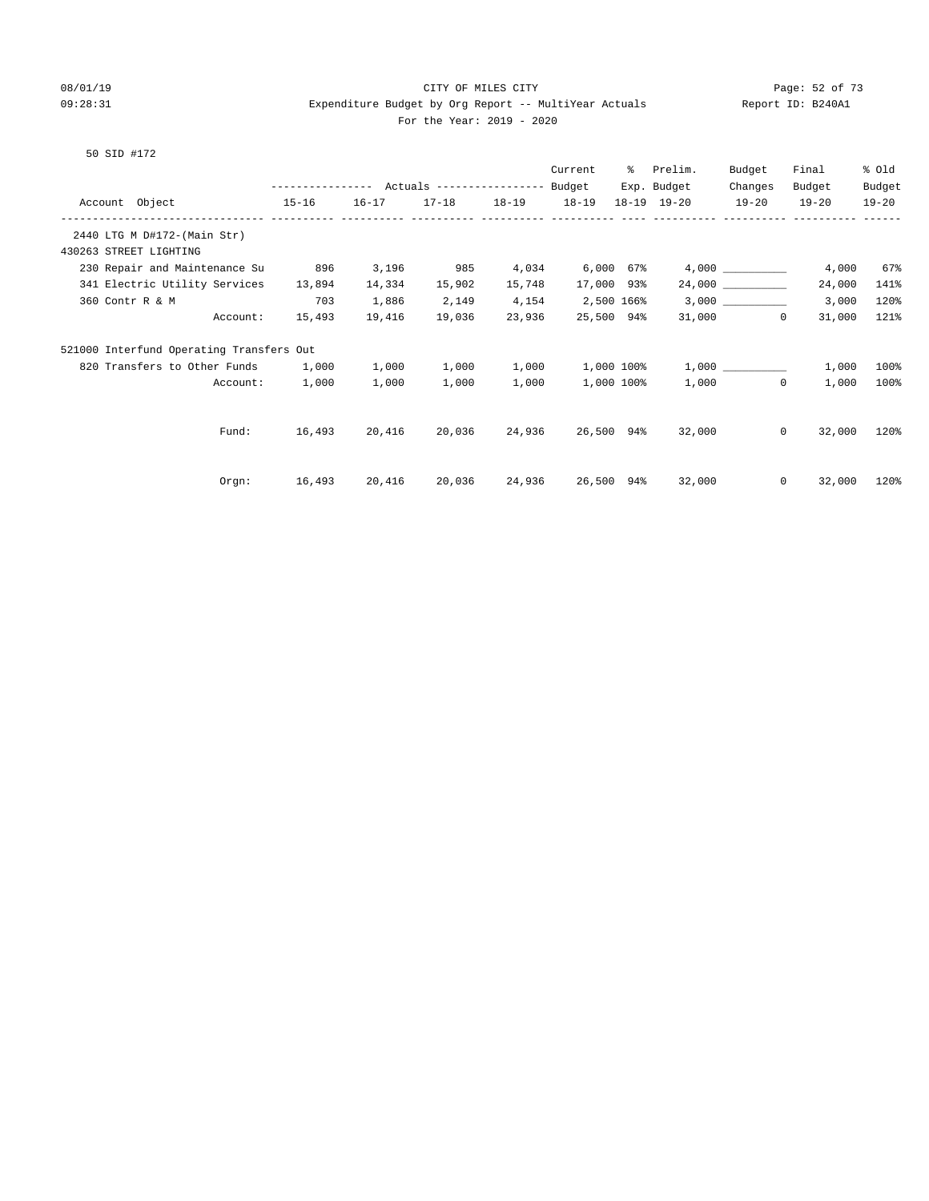CITY OF MILES CITY
Expenditure Budget by Org Report -- MultiYear Actuals
For the Year: 2019 - 2020

08/01/19 09:28:31 — Report ID: B240A1

50 SID #172

| Account Object | Actuals 15-16 | Actuals 16-17 | Actuals 17-18 | Actuals 18-19 | Current Budget 18-19 | % Exp. 18-19 | Prelim. Budget 19-20 | Budget Changes 19-20 | Final Budget 19-20 | % Old Budget 19-20 |
|---|---|---|---|---|---|---|---|---|---|---|
| 2440 LTG M D#172-(Main Str) | | | | | | | | | | |
| 430263 STREET LIGHTING | | | | | | | | | | |
| 230 Repair and Maintenance Su | 896 | 3,196 | 985 | 4,034 | 6,000 | 67% | 4,000 | ___________ | 4,000 | 67% |
| 341 Electric Utility Services | 13,894 | 14,334 | 15,902 | 15,748 | 17,000 | 93% | 24,000 | ___________ | 24,000 | 141% |
| 360 Contr R & M | 703 | 1,886 | 2,149 | 4,154 | 2,500 | 166% | 3,000 | ___________ | 3,000 | 120% |
| Account: | 15,493 | 19,416 | 19,036 | 23,936 | 25,500 | 94% | 31,000 | 0 | 31,000 | 121% |
| 521000 Interfund Operating Transfers Out | | | | | | | | | | |
| 820 Transfers to Other Funds | 1,000 | 1,000 | 1,000 | 1,000 | 1,000 | 100% | 1,000 | ___________ | 1,000 | 100% |
| Account: | 1,000 | 1,000 | 1,000 | 1,000 | 1,000 | 100% | 1,000 | 0 | 1,000 | 100% |
| Fund: | 16,493 | 20,416 | 20,036 | 24,936 | 26,500 | 94% | 32,000 | 0 | 32,000 | 120% |
| Orgn: | 16,493 | 20,416 | 20,036 | 24,936 | 26,500 | 94% | 32,000 | 0 | 32,000 | 120% |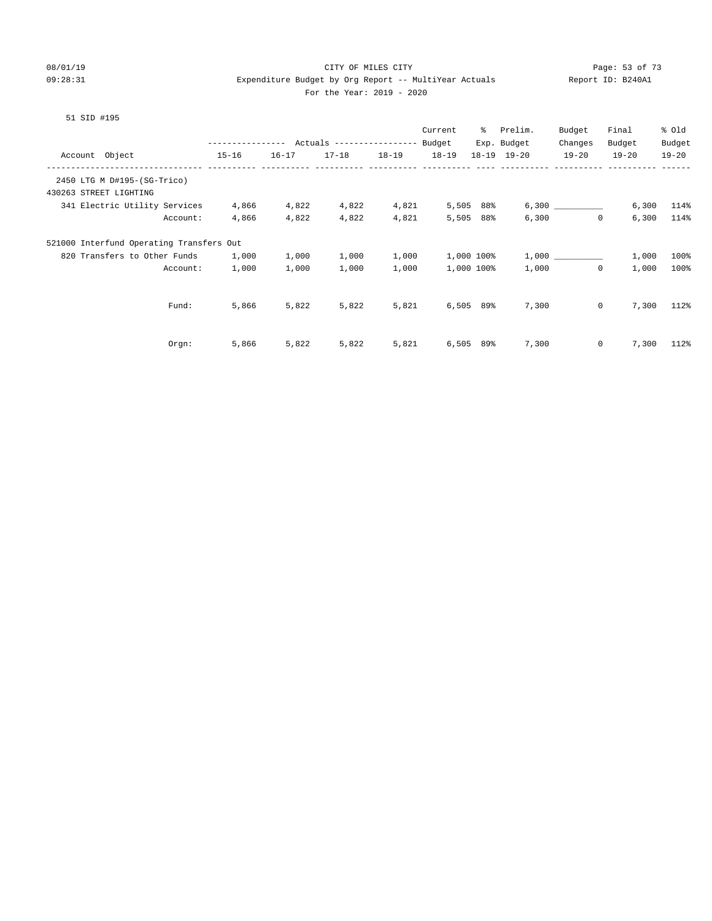CITY OF MILES CITY

Expenditure Budget by Org Report -- MultiYear Actuals

For the Year: 2019 - 2020

08/01/19 09:28:31 Report ID: B240A1

51 SID #195

| Account Object | Actuals 15-16 | Actuals 16-17 | Actuals 17-18 | Actuals 18-19 | Current Budget 18-19 | % Exp. 18-19 | Prelim. Budget 19-20 | Budget Changes 19-20 | Final Budget 19-20 | % Old Budget 19-20 |
|---|---|---|---|---|---|---|---|---|---|---|
| 2450 LTG M D#195-(SG-Trico) | | | | | | | | | | |
| 430263 STREET LIGHTING | | | | | | | | | | |
| 341 Electric Utility Services | 4,866 | 4,822 | 4,822 | 4,821 | 5,505 | 88% | 6,300 | __________ | 6,300 | 114% |
| Account: | 4,866 | 4,822 | 4,822 | 4,821 | 5,505 | 88% | 6,300 | 0 | 6,300 | 114% |
| 521000 Interfund Operating Transfers Out | | | | | | | | | | |
| 820 Transfers to Other Funds | 1,000 | 1,000 | 1,000 | 1,000 | 1,000 | 100% | 1,000 | __________ | 1,000 | 100% |
| Account: | 1,000 | 1,000 | 1,000 | 1,000 | 1,000 | 100% | 1,000 | 0 | 1,000 | 100% |
| Fund: | 5,866 | 5,822 | 5,822 | 5,821 | 6,505 | 89% | 7,300 | 0 | 7,300 | 112% |
| Orgn: | 5,866 | 5,822 | 5,822 | 5,821 | 6,505 | 89% | 7,300 | 0 | 7,300 | 112% |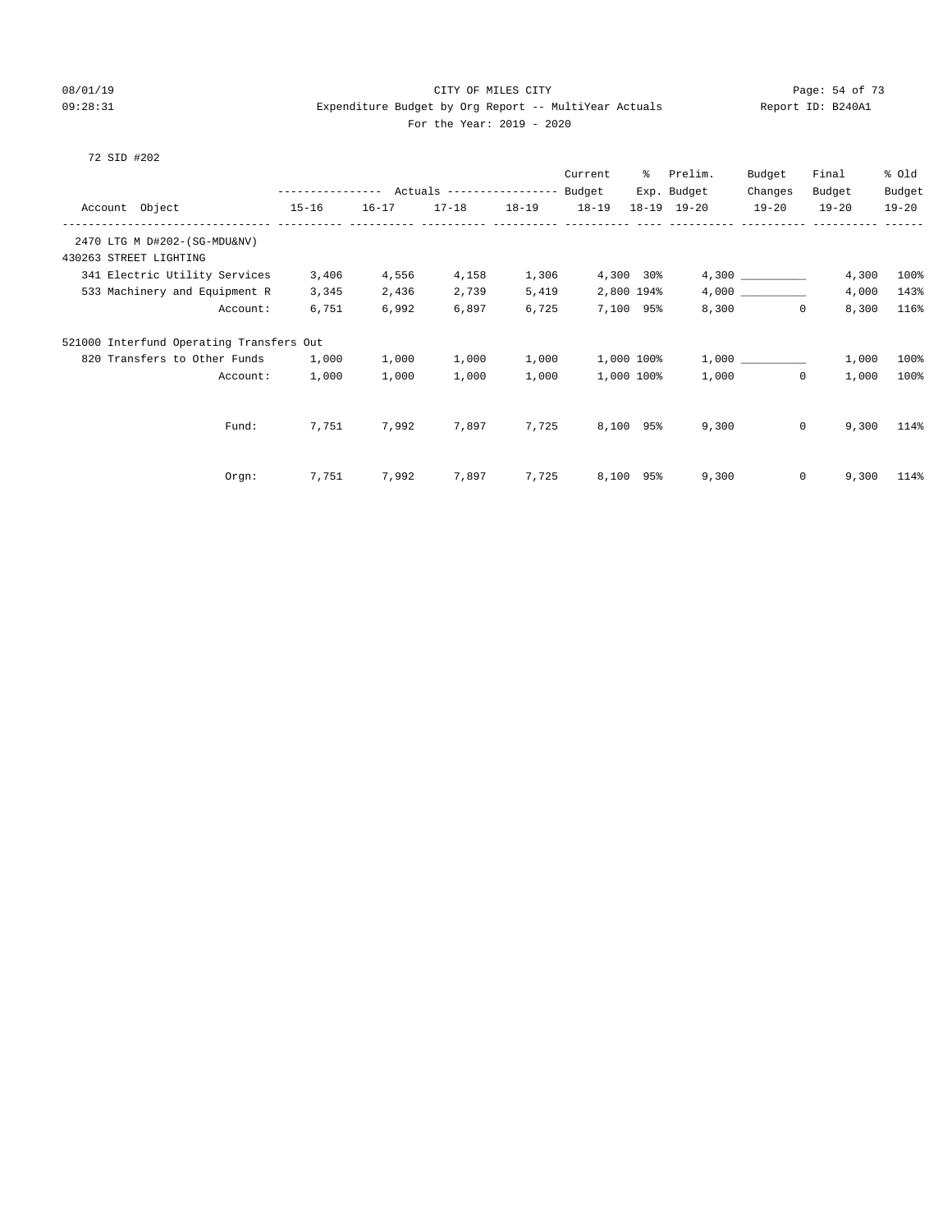CITY OF MILES CITY

Expenditure Budget by Org Report -- MultiYear Actuals

For the Year: 2019 - 2020

08/01/19 09:28:31 Report ID: B240A1

72 SID #202

| Account Object | Actuals 15-16 | Actuals 16-17 | Actuals 17-18 | Actuals 18-19 | Current Budget 18-19 | % Exp. 18-19 | Prelim. Budget 19-20 | Budget Changes 19-20 | Final Budget 19-20 | % Old Budget 19-20 |
|---|---|---|---|---|---|---|---|---|---|---|
| **2470 LTG M D#202-(SG-MDU&NV)** | | | | | | | | | | |
| **430263 STREET LIGHTING** | | | | | | | | | | |
| 341 Electric Utility Services | 3,406 | 4,556 | 4,158 | 1,306 | 4,300 | 30% | 4,300 | __________ | 4,300 | 100% |
| 533 Machinery and Equipment R | 3,345 | 2,436 | 2,739 | 5,419 | 2,800 | 194% | 4,000 | __________ | 4,000 | 143% |
| Account: | 6,751 | 6,992 | 6,897 | 6,725 | 7,100 | 95% | 8,300 | 0 | 8,300 | 116% |
| **521000 Interfund Operating Transfers Out** | | | | | | | | | | |
| 820 Transfers to Other Funds | 1,000 | 1,000 | 1,000 | 1,000 | 1,000 | 100% | 1,000 | __________ | 1,000 | 100% |
| Account: | 1,000 | 1,000 | 1,000 | 1,000 | 1,000 | 100% | 1,000 | 0 | 1,000 | 100% |
| Fund: | 7,751 | 7,992 | 7,897 | 7,725 | 8,100 | 95% | 9,300 | 0 | 9,300 | 114% |
| Orgn: | 7,751 | 7,992 | 7,897 | 7,725 | 8,100 | 95% | 9,300 | 0 | 9,300 | 114% |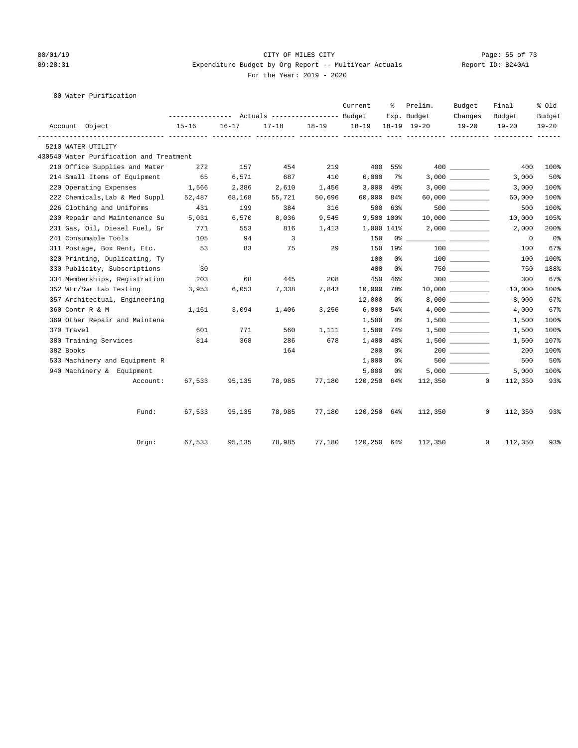CITY OF MILES CITY

Expenditure Budget by Org Report -- MultiYear Actuals

For the Year: 2019 - 2020

80 Water Purification

| Account Object | Actuals 15-16 | Actuals 16-17 | Actuals 17-18 | Actuals 18-19 | Current Budget 18-19 | % Exp. 18-19 | Prelim. Budget 19-20 | Budget Changes 19-20 | Final Budget 19-20 | % Old Budget 19-20 |
|---|---|---|---|---|---|---|---|---|---|---|
| 5210 WATER UTILITY | | | | | | | | | | |
| 430540 Water Purification and Treatment | | | | | | | | | | |
| 210 Office Supplies and Mater | 272 | 157 | 454 | 219 | 400 | 55% | 400 | __________ | 400 | 100% |
| 214 Small Items of Equipment | 65 | 6,571 | 687 | 410 | 6,000 | 7% | 3,000 | __________ | 3,000 | 50% |
| 220 Operating Expenses | 1,566 | 2,386 | 2,610 | 1,456 | 3,000 | 49% | 3,000 | __________ | 3,000 | 100% |
| 222 Chemicals,Lab & Med Suppl | 52,487 | 68,168 | 55,721 | 50,696 | 60,000 | 84% | 60,000 | __________ | 60,000 | 100% |
| 226 Clothing and Uniforms | 431 | 199 | 384 | 316 | 500 | 63% | 500 | __________ | 500 | 100% |
| 230 Repair and Maintenance Su | 5,031 | 6,570 | 8,036 | 9,545 | 9,500 | 100% | 10,000 | __________ | 10,000 | 105% |
| 231 Gas, Oil, Diesel Fuel, Gr | 771 | 553 | 816 | 1,413 | 1,000 | 141% | 2,000 | __________ | 2,000 | 200% |
| 241 Consumable Tools | 105 | 94 | 3 | | 150 | 0% | __________ | __________ | 0 | 0% |
| 311 Postage, Box Rent, Etc. | 53 | 83 | 75 | 29 | 150 | 19% | 100 | __________ | 100 | 67% |
| 320 Printing, Duplicating, Ty | | | | | 100 | 0% | 100 | __________ | 100 | 100% |
| 330 Publicity, Subscriptions | 30 | | | | 400 | 0% | 750 | __________ | 750 | 188% |
| 334 Memberships, Registration | 203 | 68 | 445 | 208 | 450 | 46% | 300 | __________ | 300 | 67% |
| 352 Wtr/Swr Lab Testing | 3,953 | 6,053 | 7,338 | 7,843 | 10,000 | 78% | 10,000 | __________ | 10,000 | 100% |
| 357 Architectual, Engineering | | | | | 12,000 | 0% | 8,000 | __________ | 8,000 | 67% |
| 360 Contr R & M | 1,151 | 3,094 | 1,406 | 3,256 | 6,000 | 54% | 4,000 | __________ | 4,000 | 67% |
| 369 Other Repair and Maintena | | | | | 1,500 | 0% | 1,500 | __________ | 1,500 | 100% |
| 370 Travel | 601 | 771 | 560 | 1,111 | 1,500 | 74% | 1,500 | __________ | 1,500 | 100% |
| 380 Training Services | 814 | 368 | 286 | 678 | 1,400 | 48% | 1,500 | __________ | 1,500 | 107% |
| 382 Books | | | 164 | | 200 | 0% | 200 | __________ | 200 | 100% |
| 533 Machinery and Equipment R | | | | | 1,000 | 0% | 500 | __________ | 500 | 50% |
| 940 Machinery & Equipment | | | | | 5,000 | 0% | 5,000 | __________ | 5,000 | 100% |
| Account: | 67,533 | 95,135 | 78,985 | 77,180 | 120,250 | 64% | 112,350 | 0 | 112,350 | 93% |
| Fund: | 67,533 | 95,135 | 78,985 | 77,180 | 120,250 | 64% | 112,350 | 0 | 112,350 | 93% |
| Orgn: | 67,533 | 95,135 | 78,985 | 77,180 | 120,250 | 64% | 112,350 | 0 | 112,350 | 93% |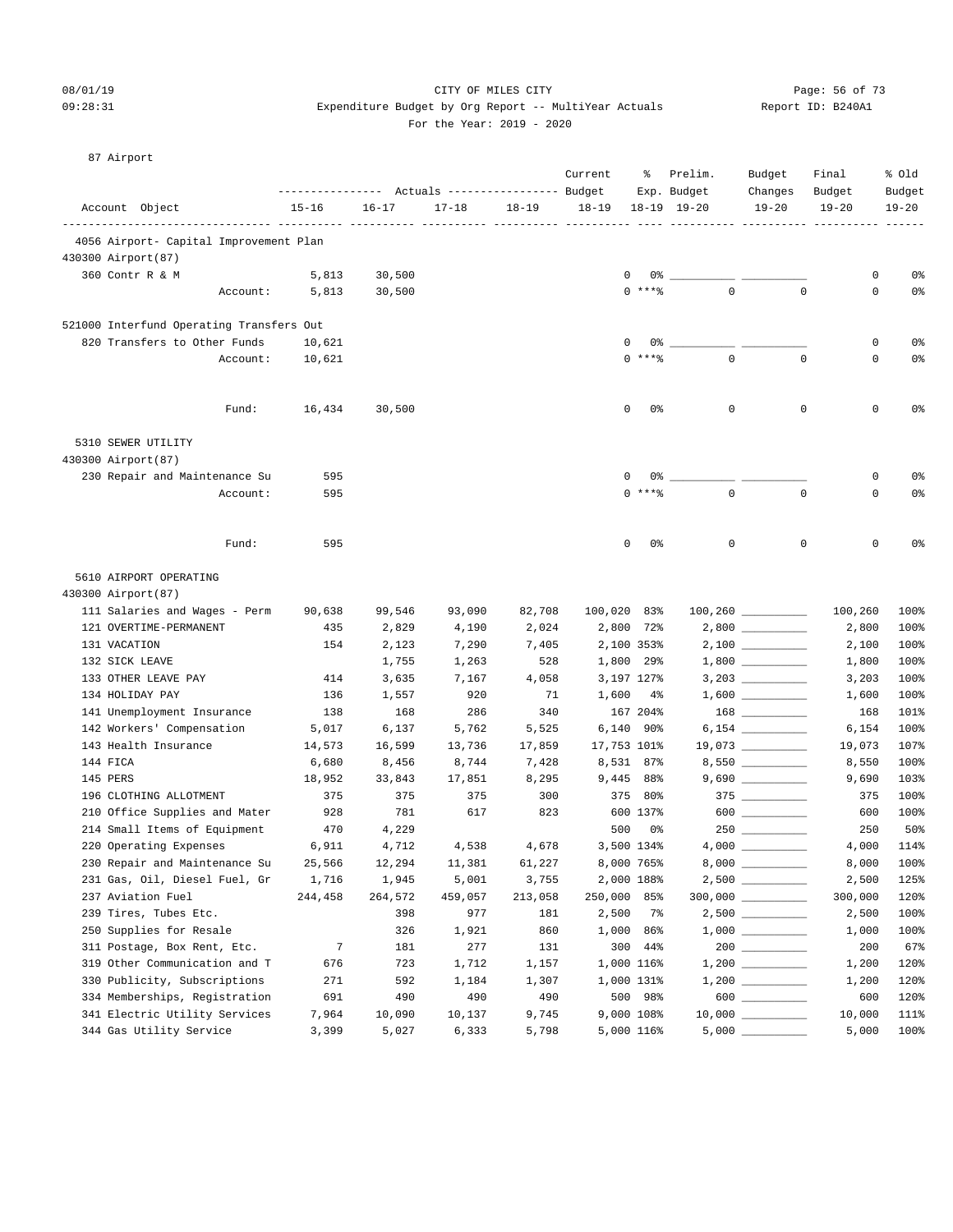CITY OF MILES CITY
Expenditure Budget by Org Report -- MultiYear Actuals
For the Year: 2019 - 2020

08/01/19 09:28:31 — Report ID: B240A1

87 Airport

| Account Object | Actuals 15-16 | Actuals 16-17 | Actuals 17-18 | Actuals 18-19 | Current Budget 18-19 | % Exp. 18-19 | Prelim. Budget 19-20 | Budget Changes 19-20 | Final Budget 19-20 | % Old Budget 19-20 |
|---|---|---|---|---|---|---|---|---|---|---|
| **4056 Airport- Capital Improvement Plan** | | | | | | | | | | |
| 430300 Airport(87) | | | | | | | | | | |
| 360 Contr R & M | 5,813 | 30,500 | | | 0 | 0% | | | 0 | 0% |
| Account: | 5,813 | 30,500 | | | 0 | ***% | 0 | 0 | 0 | 0% |
| 521000 Interfund Operating Transfers Out | | | | | | | | | | |
| 820 Transfers to Other Funds | 10,621 | | | | 0 | 0% | | | 0 | 0% |
| Account: | 10,621 | | | | 0 | ***% | 0 | 0 | 0 | 0% |
| Fund: | 16,434 | 30,500 | | | 0 | 0% | 0 | 0 | 0 | 0% |
| **5310 SEWER UTILITY** | | | | | | | | | | |
| 430300 Airport(87) | | | | | | | | | | |
| 230 Repair and Maintenance Su | 595 | | | | 0 | 0% | | | 0 | 0% |
| Account: | 595 | | | | 0 | ***% | 0 | 0 | 0 | 0% |
| Fund: | 595 | | | | 0 | 0% | 0 | 0 | 0 | 0% |
| **5610 AIRPORT OPERATING** | | | | | | | | | | |
| 430300 Airport(87) | | | | | | | | | | |
| 111 Salaries and Wages - Perm | 90,638 | 99,546 | 93,090 | 82,708 | 100,020 | 83% | 100,260 | | 100,260 | 100% |
| 121 OVERTIME-PERMANENT | 435 | 2,829 | 4,190 | 2,024 | 2,800 | 72% | 2,800 | | 2,800 | 100% |
| 131 VACATION | 154 | 2,123 | 7,290 | 7,405 | 2,100 | 353% | 2,100 | | 2,100 | 100% |
| 132 SICK LEAVE | | 1,755 | 1,263 | 528 | 1,800 | 29% | 1,800 | | 1,800 | 100% |
| 133 OTHER LEAVE PAY | 414 | 3,635 | 7,167 | 4,058 | 3,197 | 127% | 3,203 | | 3,203 | 100% |
| 134 HOLIDAY PAY | 136 | 1,557 | 920 | 71 | 1,600 | 4% | 1,600 | | 1,600 | 100% |
| 141 Unemployment Insurance | 138 | 168 | 286 | 340 | 167 | 204% | 168 | | 168 | 101% |
| 142 Workers' Compensation | 5,017 | 6,137 | 5,762 | 5,525 | 6,140 | 90% | 6,154 | | 6,154 | 100% |
| 143 Health Insurance | 14,573 | 16,599 | 13,736 | 17,859 | 17,753 | 101% | 19,073 | | 19,073 | 107% |
| 144 FICA | 6,680 | 8,456 | 8,744 | 7,428 | 8,531 | 87% | 8,550 | | 8,550 | 100% |
| 145 PERS | 18,952 | 33,843 | 17,851 | 8,295 | 9,445 | 88% | 9,690 | | 9,690 | 103% |
| 196 CLOTHING ALLOTMENT | 375 | 375 | 375 | 300 | 375 | 80% | 375 | | 375 | 100% |
| 210 Office Supplies and Mater | 928 | 781 | 617 | 823 | 600 | 137% | 600 | | 600 | 100% |
| 214 Small Items of Equipment | 470 | 4,229 | | | 500 | 0% | 250 | | 250 | 50% |
| 220 Operating Expenses | 6,911 | 4,712 | 4,538 | 4,678 | 3,500 | 134% | 4,000 | | 4,000 | 114% |
| 230 Repair and Maintenance Su | 25,566 | 12,294 | 11,381 | 61,227 | 8,000 | 765% | 8,000 | | 8,000 | 100% |
| 231 Gas, Oil, Diesel Fuel, Gr | 1,716 | 1,945 | 5,001 | 3,755 | 2,000 | 188% | 2,500 | | 2,500 | 125% |
| 237 Aviation Fuel | 244,458 | 264,572 | 459,057 | 213,058 | 250,000 | 85% | 300,000 | | 300,000 | 120% |
| 239 Tires, Tubes Etc. | | 398 | 977 | 181 | 2,500 | 7% | 2,500 | | 2,500 | 100% |
| 250 Supplies for Resale | | 326 | 1,921 | 860 | 1,000 | 86% | 1,000 | | 1,000 | 100% |
| 311 Postage, Box Rent, Etc. | 7 | 181 | 277 | 131 | 300 | 44% | 200 | | 200 | 67% |
| 319 Other Communication and T | 676 | 723 | 1,712 | 1,157 | 1,000 | 116% | 1,200 | | 1,200 | 120% |
| 330 Publicity, Subscriptions | 271 | 592 | 1,184 | 1,307 | 1,000 | 131% | 1,200 | | 1,200 | 120% |
| 334 Memberships, Registration | 691 | 490 | 490 | 490 | 500 | 98% | 600 | | 600 | 120% |
| 341 Electric Utility Services | 7,964 | 10,090 | 10,137 | 9,745 | 9,000 | 108% | 10,000 | | 10,000 | 111% |
| 344 Gas Utility Service | 3,399 | 5,027 | 6,333 | 5,798 | 5,000 | 116% | 5,000 | | 5,000 | 100% |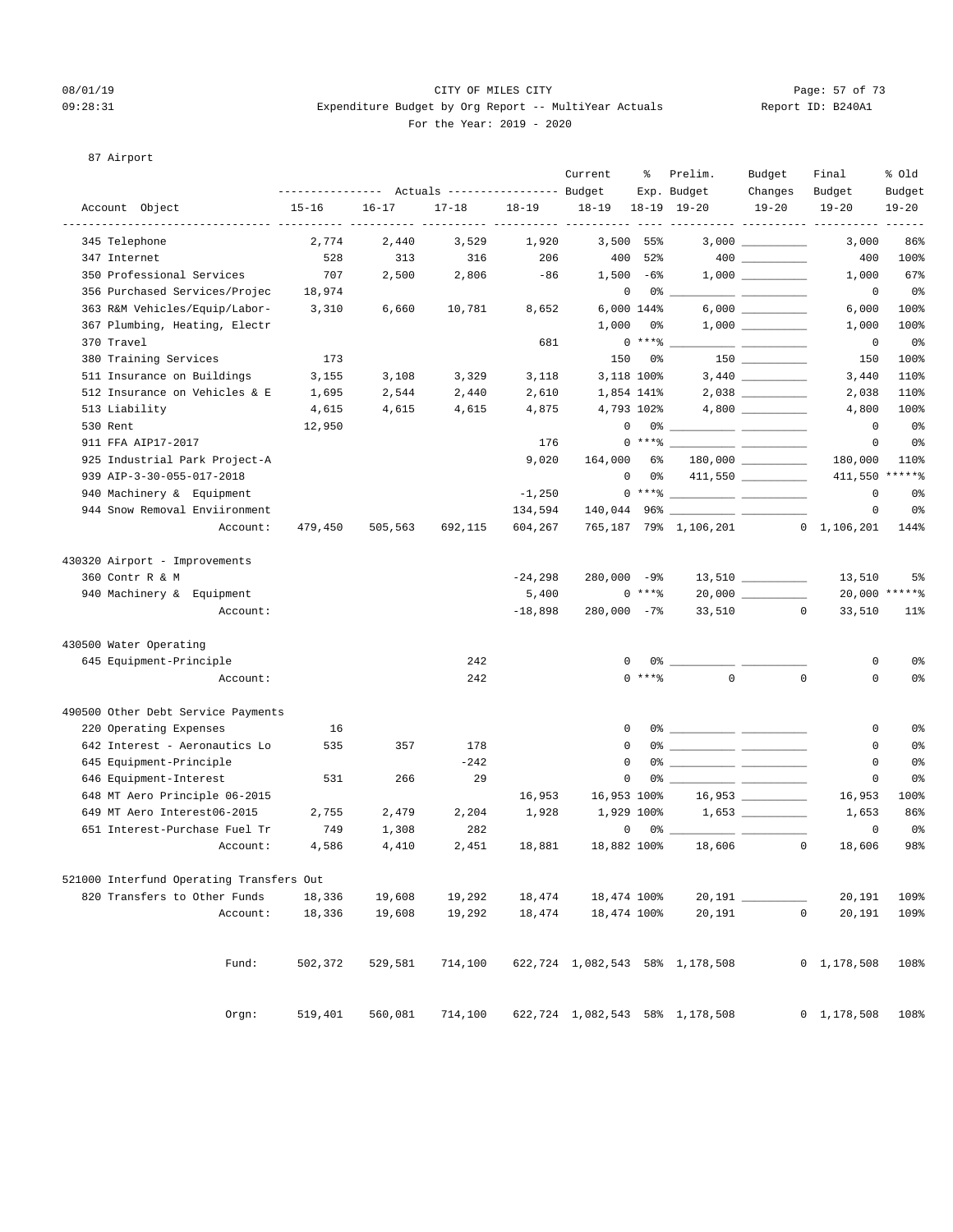CITY OF MILES CITY

Expenditure Budget by Org Report -- MultiYear Actuals

For the Year: 2019 - 2020

87 Airport

| Account Object | Actuals 15-16 | Actuals 16-17 | Actuals 17-18 | Actuals 18-19 | Current Budget 18-19 | % Exp. 18-19 | Prelim. Budget 19-20 | Budget Changes 19-20 | Final Budget 19-20 | % Old Budget 19-20 |
|---|---|---|---|---|---|---|---|---|---|---|
| 345 Telephone | 2,774 | 2,440 | 3,529 | 1,920 | 3,500 | 55% | 3,000 | | 3,000 | 86% |
| 347 Internet | 528 | 313 | 316 | 206 | 400 | 52% | 400 | | 400 | 100% |
| 350 Professional Services | 707 | 2,500 | 2,806 | -86 | 1,500 | -6% | 1,000 | | 1,000 | 67% |
| 356 Purchased Services/Projec | 18,974 | | | | 0 | 0% | | | 0 | 0% |
| 363 R&M Vehicles/Equip/Labor- | 3,310 | 6,660 | 10,781 | 8,652 | 6,000 | 144% | 6,000 | | 6,000 | 100% |
| 367 Plumbing, Heating, Electr | | | | | 1,000 | 0% | 1,000 | | 1,000 | 100% |
| 370 Travel | | | | 681 | 0 | ***% | | | 0 | 0% |
| 380 Training Services | 173 | | | | 150 | 0% | 150 | | 150 | 100% |
| 511 Insurance on Buildings | 3,155 | 3,108 | 3,329 | 3,118 | 3,118 | 100% | 3,440 | | 3,440 | 110% |
| 512 Insurance on Vehicles & E | 1,695 | 2,544 | 2,440 | 2,610 | 1,854 | 141% | 2,038 | | 2,038 | 110% |
| 513 Liability | 4,615 | 4,615 | 4,615 | 4,875 | 4,793 | 102% | 4,800 | | 4,800 | 100% |
| 530 Rent | 12,950 | | | | 0 | 0% | | | 0 | 0% |
| 911 FFA AIP17-2017 | | | | 176 | 0 | ***% | | | 0 | 0% |
| 925 Industrial Park Project-A | | | | 9,020 | 164,000 | 6% | 180,000 | | 180,000 | 110% |
| 939 AIP-3-30-055-017-2018 | | | | | 0 | 0% | 411,550 | | 411,550 | *****% |
| 940 Machinery & Equipment | | | | -1,250 | 0 | ***% | | | 0 | 0% |
| 944 Snow Removal Enviironment | | | | 134,594 | 140,044 | 96% | | | 0 | 0% |
| Account: | 479,450 | 505,563 | 692,115 | 604,267 | 765,187 | 79% | 1,106,201 | 0 | 1,106,201 | 144% |
| **430320 Airport - Improvements** | | | | | | | | | | |
| 360 Contr R & M | | | | -24,298 | 280,000 | -9% | 13,510 | | 13,510 | 5% |
| 940 Machinery & Equipment | | | | 5,400 | 0 | ***% | 20,000 | | 20,000 | *****% |
| Account: | | | | -18,898 | 280,000 | -7% | 33,510 | 0 | 33,510 | 11% |
| **430500 Water Operating** | | | | | | | | | | |
| 645 Equipment-Principle | | | 242 | | 0 | 0% | | | 0 | 0% |
| Account: | | | 242 | | 0 | ***% | 0 | 0 | 0 | 0% |
| **490500 Other Debt Service Payments** | | | | | | | | | | |
| 220 Operating Expenses | 16 | | | | 0 | 0% | | | 0 | 0% |
| 642 Interest - Aeronautics Lo | 535 | 357 | 178 | | 0 | 0% | | | 0 | 0% |
| 645 Equipment-Principle | | | -242 | | 0 | 0% | | | 0 | 0% |
| 646 Equipment-Interest | 531 | 266 | 29 | | 0 | 0% | | | 0 | 0% |
| 648 MT Aero Principle 06-2015 | | | | 16,953 | 16,953 | 100% | 16,953 | | 16,953 | 100% |
| 649 MT Aero Interest06-2015 | 2,755 | 2,479 | 2,204 | 1,928 | 1,929 | 100% | 1,653 | | 1,653 | 86% |
| 651 Interest-Purchase Fuel Tr | 749 | 1,308 | 282 | | 0 | 0% | | | 0 | 0% |
| Account: | 4,586 | 4,410 | 2,451 | 18,881 | 18,882 | 100% | 18,606 | 0 | 18,606 | 98% |
| **521000 Interfund Operating Transfers Out** | | | | | | | | | | |
| 820 Transfers to Other Funds | 18,336 | 19,608 | 19,292 | 18,474 | 18,474 | 100% | 20,191 | | 20,191 | 109% |
| Account: | 18,336 | 19,608 | 19,292 | 18,474 | 18,474 | 100% | 20,191 | 0 | 20,191 | 109% |
| Fund: | 502,372 | 529,581 | 714,100 | 622,724 | 1,082,543 | 58% | 1,178,508 | 0 | 1,178,508 | 108% |
| Orgn: | 519,401 | 560,081 | 714,100 | 622,724 | 1,082,543 | 58% | 1,178,508 | 0 | 1,178,508 | 108% |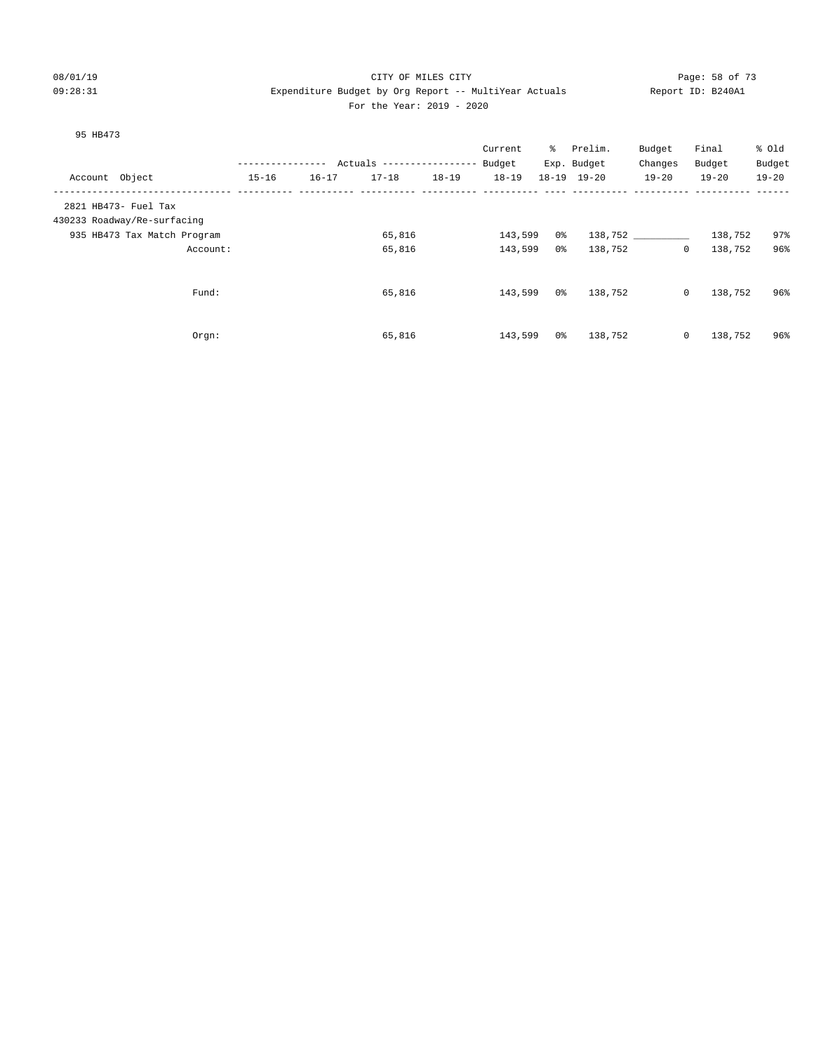CITY OF MILES CITY

Expenditure Budget by Org Report -- MultiYear Actuals

For the Year: 2019 - 2020

08/01/19 09:28:31 Report ID: B240A1

95 HB473

| Account Object | Actuals 15-16 | Actuals 16-17 | Actuals 17-18 | Actuals 18-19 | Current Budget 18-19 | % Exp. 18-19 | Prelim. Budget 19-20 | Budget Changes 19-20 | Final Budget 19-20 | % Old Budget 19-20 |
|---|---|---|---|---|---|---|---|---|---|---|
| 2821 HB473- Fuel Tax | | | | | | | | | | |
| 430233 Roadway/Re-surfacing | | | | | | | | | | |
| 935 HB473 Tax Match Program | | | 65,816 | | 143,599 | 0% | 138,752 | __________ | 138,752 | 97% |
| Account: | | | 65,816 | | 143,599 | 0% | 138,752 | 0 | 138,752 | 96% |
| Fund: | | | 65,816 | | 143,599 | 0% | 138,752 | 0 | 138,752 | 96% |
| Orgn: | | | 65,816 | | 143,599 | 0% | 138,752 | 0 | 138,752 | 96% |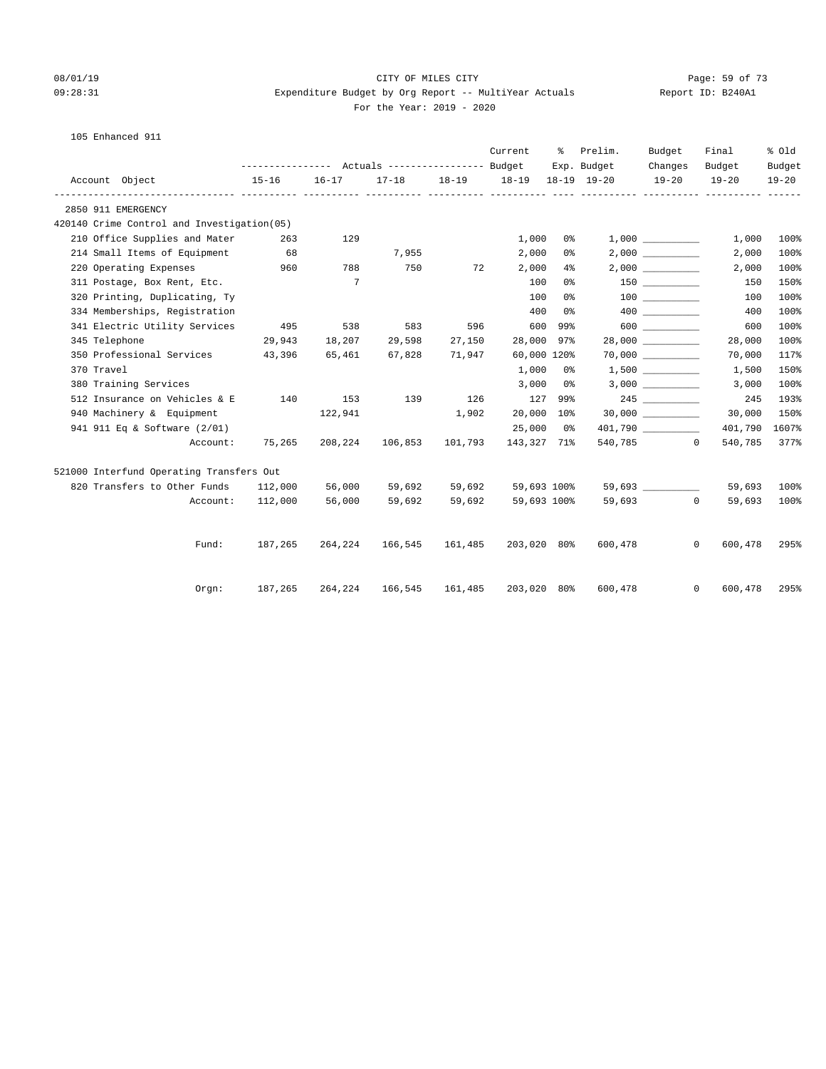CITY OF MILES CITY

Expenditure Budget by Org Report -- MultiYear Actuals

For the Year: 2019 - 2020

08/01/19 09:28:31 Report ID: B240A1

105 Enhanced 911

| Account Object | Actuals 15-16 | Actuals 16-17 | Actuals 17-18 | Actuals 18-19 | Current Budget 18-19 | % Exp. 18-19 | Prelim. Budget 19-20 | Budget Changes 19-20 | Final Budget 19-20 | % Old Budget 19-20 |
|---|---|---|---|---|---|---|---|---|---|---|
| **2850 911 EMERGENCY** | | | | | | | | | | |
| **420140 Crime Control and Investigation(05)** | | | | | | | | | | |
| 210 Office Supplies and Mater | 263 | 129 | | | 1,000 | 0% | 1,000 | __________ | 1,000 | 100% |
| 214 Small Items of Equipment | 68 | | 7,955 | | 2,000 | 0% | 2,000 | __________ | 2,000 | 100% |
| 220 Operating Expenses | 960 | 788 | 750 | 72 | 2,000 | 4% | 2,000 | __________ | 2,000 | 100% |
| 311 Postage, Box Rent, Etc. | | 7 | | | 100 | 0% | 150 | __________ | 150 | 150% |
| 320 Printing, Duplicating, Ty | | | | | 100 | 0% | 100 | __________ | 100 | 100% |
| 334 Memberships, Registration | | | | | 400 | 0% | 400 | __________ | 400 | 100% |
| 341 Electric Utility Services | 495 | 538 | 583 | 596 | 600 | 99% | 600 | __________ | 600 | 100% |
| 345 Telephone | 29,943 | 18,207 | 29,598 | 27,150 | 28,000 | 97% | 28,000 | __________ | 28,000 | 100% |
| 350 Professional Services | 43,396 | 65,461 | 67,828 | 71,947 | 60,000 | 120% | 70,000 | __________ | 70,000 | 117% |
| 370 Travel | | | | | 1,000 | 0% | 1,500 | __________ | 1,500 | 150% |
| 380 Training Services | | | | | 3,000 | 0% | 3,000 | __________ | 3,000 | 100% |
| 512 Insurance on Vehicles & E | 140 | 153 | 139 | 126 | 127 | 99% | 245 | __________ | 245 | 193% |
| 940 Machinery & Equipment | | 122,941 | | 1,902 | 20,000 | 10% | 30,000 | __________ | 30,000 | 150% |
| 941 911 Eq & Software (2/01) | | | | | 25,000 | 0% | 401,790 | __________ | 401,790 | 1607% |
| Account: | 75,265 | 208,224 | 106,853 | 101,793 | 143,327 | 71% | 540,785 | 0 | 540,785 | 377% |
| **521000 Interfund Operating Transfers Out** | | | | | | | | | | |
| 820 Transfers to Other Funds | 112,000 | 56,000 | 59,692 | 59,692 | 59,693 | 100% | 59,693 | __________ | 59,693 | 100% |
| Account: | 112,000 | 56,000 | 59,692 | 59,692 | 59,693 | 100% | 59,693 | 0 | 59,693 | 100% |
| Fund: | 187,265 | 264,224 | 166,545 | 161,485 | 203,020 | 80% | 600,478 | 0 | 600,478 | 295% |
| Orgn: | 187,265 | 264,224 | 166,545 | 161,485 | 203,020 | 80% | 600,478 | 0 | 600,478 | 295% |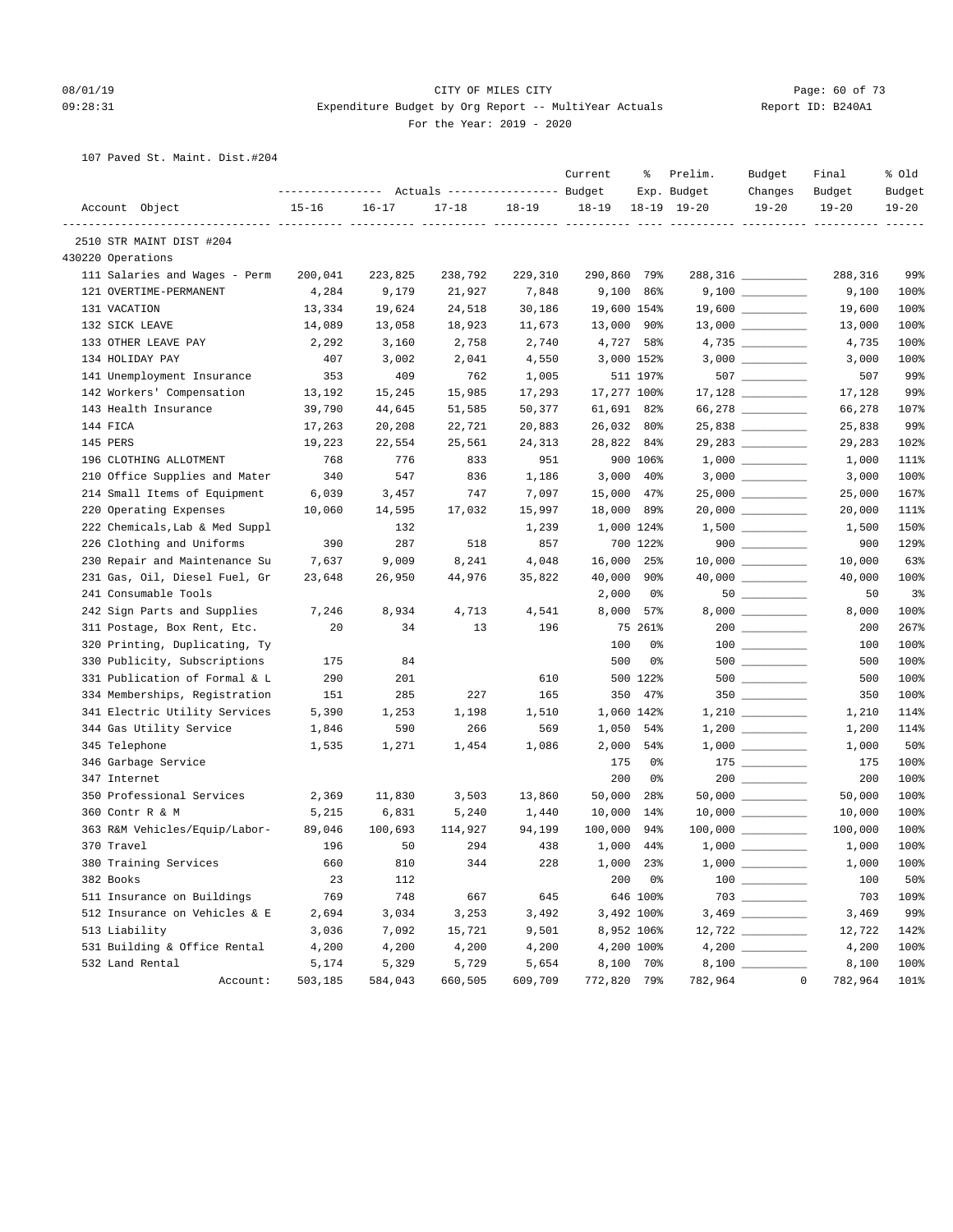CITY OF MILES CITY
Expenditure Budget by Org Report -- MultiYear Actuals
For the Year: 2019 - 2020

107 Paved St. Maint. Dist.#204

| Account Object | Actuals 15-16 | Actuals 16-17 | Actuals 17-18 | Actuals 18-19 | Current Budget 18-19 | % Exp. 18-19 | Prelim. Budget 19-20 | Budget Changes 19-20 | Final Budget 19-20 | % Old Budget 19-20 |
|---|---|---|---|---|---|---|---|---|---|---|
| 2510 STR MAINT DIST #204 | | | | | | | | | | |
| 430220 Operations | | | | | | | | | | |
| 111 Salaries and Wages - Perm | 200,041 | 223,825 | 238,792 | 229,310 | 290,860 | 79% | 288,316 | __________ | 288,316 | 99% |
| 121 OVERTIME-PERMANENT | 4,284 | 9,179 | 21,927 | 7,848 | 9,100 | 86% | 9,100 | __________ | 9,100 | 100% |
| 131 VACATION | 13,334 | 19,624 | 24,518 | 30,186 | 19,600 | 154% | 19,600 | __________ | 19,600 | 100% |
| 132 SICK LEAVE | 14,089 | 13,058 | 18,923 | 11,673 | 13,000 | 90% | 13,000 | __________ | 13,000 | 100% |
| 133 OTHER LEAVE PAY | 2,292 | 3,160 | 2,758 | 2,740 | 4,727 | 58% | 4,735 | __________ | 4,735 | 100% |
| 134 HOLIDAY PAY | 407 | 3,002 | 2,041 | 4,550 | 3,000 | 152% | 3,000 | __________ | 3,000 | 100% |
| 141 Unemployment Insurance | 353 | 409 | 762 | 1,005 | 511 | 197% | 507 | __________ | 507 | 99% |
| 142 Workers' Compensation | 13,192 | 15,245 | 15,985 | 17,293 | 17,277 | 100% | 17,128 | __________ | 17,128 | 99% |
| 143 Health Insurance | 39,790 | 44,645 | 51,585 | 50,377 | 61,691 | 82% | 66,278 | __________ | 66,278 | 107% |
| 144 FICA | 17,263 | 20,208 | 22,721 | 20,883 | 26,032 | 80% | 25,838 | __________ | 25,838 | 99% |
| 145 PERS | 19,223 | 22,554 | 25,561 | 24,313 | 28,822 | 84% | 29,283 | __________ | 29,283 | 102% |
| 196 CLOTHING ALLOTMENT | 768 | 776 | 833 | 951 | 900 | 106% | 1,000 | __________ | 1,000 | 111% |
| 210 Office Supplies and Mater | 340 | 547 | 836 | 1,186 | 3,000 | 40% | 3,000 | __________ | 3,000 | 100% |
| 214 Small Items of Equipment | 6,039 | 3,457 | 747 | 7,097 | 15,000 | 47% | 25,000 | __________ | 25,000 | 167% |
| 220 Operating Expenses | 10,060 | 14,595 | 17,032 | 15,997 | 18,000 | 89% | 20,000 | __________ | 20,000 | 111% |
| 222 Chemicals,Lab & Med Suppl | | 132 | | 1,239 | 1,000 | 124% | 1,500 | __________ | 1,500 | 150% |
| 226 Clothing and Uniforms | 390 | 287 | 518 | 857 | 700 | 122% | 900 | __________ | 900 | 129% |
| 230 Repair and Maintenance Su | 7,637 | 9,009 | 8,241 | 4,048 | 16,000 | 25% | 10,000 | __________ | 10,000 | 63% |
| 231 Gas, Oil, Diesel Fuel, Gr | 23,648 | 26,950 | 44,976 | 35,822 | 40,000 | 90% | 40,000 | __________ | 40,000 | 100% |
| 241 Consumable Tools | | | | | 2,000 | 0% | 50 | __________ | 50 | 3% |
| 242 Sign Parts and Supplies | 7,246 | 8,934 | 4,713 | 4,541 | 8,000 | 57% | 8,000 | __________ | 8,000 | 100% |
| 311 Postage, Box Rent, Etc. | 20 | 34 | 13 | 196 | 75 | 261% | 200 | __________ | 200 | 267% |
| 320 Printing, Duplicating, Ty | | | | | 100 | 0% | 100 | __________ | 100 | 100% |
| 330 Publicity, Subscriptions | 175 | 84 | | | 500 | 0% | 500 | __________ | 500 | 100% |
| 331 Publication of Formal & L | 290 | 201 | | 610 | 500 | 122% | 500 | __________ | 500 | 100% |
| 334 Memberships, Registration | 151 | 285 | 227 | 165 | 350 | 47% | 350 | __________ | 350 | 100% |
| 341 Electric Utility Services | 5,390 | 1,253 | 1,198 | 1,510 | 1,060 | 142% | 1,210 | __________ | 1,210 | 114% |
| 344 Gas Utility Service | 1,846 | 590 | 266 | 569 | 1,050 | 54% | 1,200 | __________ | 1,200 | 114% |
| 345 Telephone | 1,535 | 1,271 | 1,454 | 1,086 | 2,000 | 54% | 1,000 | __________ | 1,000 | 50% |
| 346 Garbage Service | | | | | 175 | 0% | 175 | __________ | 175 | 100% |
| 347 Internet | | | | | 200 | 0% | 200 | __________ | 200 | 100% |
| 350 Professional Services | 2,369 | 11,830 | 3,503 | 13,860 | 50,000 | 28% | 50,000 | __________ | 50,000 | 100% |
| 360 Contr R & M | 5,215 | 6,831 | 5,240 | 1,440 | 10,000 | 14% | 10,000 | __________ | 10,000 | 100% |
| 363 R&M Vehicles/Equip/Labor- | 89,046 | 100,693 | 114,927 | 94,199 | 100,000 | 94% | 100,000 | __________ | 100,000 | 100% |
| 370 Travel | 196 | 50 | 294 | 438 | 1,000 | 44% | 1,000 | __________ | 1,000 | 100% |
| 380 Training Services | 660 | 810 | 344 | 228 | 1,000 | 23% | 1,000 | __________ | 1,000 | 100% |
| 382 Books | 23 | 112 | | | 200 | 0% | 100 | __________ | 100 | 50% |
| 511 Insurance on Buildings | 769 | 748 | 667 | 645 | 646 | 100% | 703 | __________ | 703 | 109% |
| 512 Insurance on Vehicles & E | 2,694 | 3,034 | 3,253 | 3,492 | 3,492 | 100% | 3,469 | __________ | 3,469 | 99% |
| 513 Liability | 3,036 | 7,092 | 15,721 | 9,501 | 8,952 | 106% | 12,722 | __________ | 12,722 | 142% |
| 531 Building & Office Rental | 4,200 | 4,200 | 4,200 | 4,200 | 4,200 | 100% | 4,200 | __________ | 4,200 | 100% |
| 532 Land Rental | 5,174 | 5,329 | 5,729 | 5,654 | 8,100 | 70% | 8,100 | __________ | 8,100 | 100% |
| Account: | 503,185 | 584,043 | 660,505 | 609,709 | 772,820 | 79% | 782,964 | 0 | 782,964 | 101% |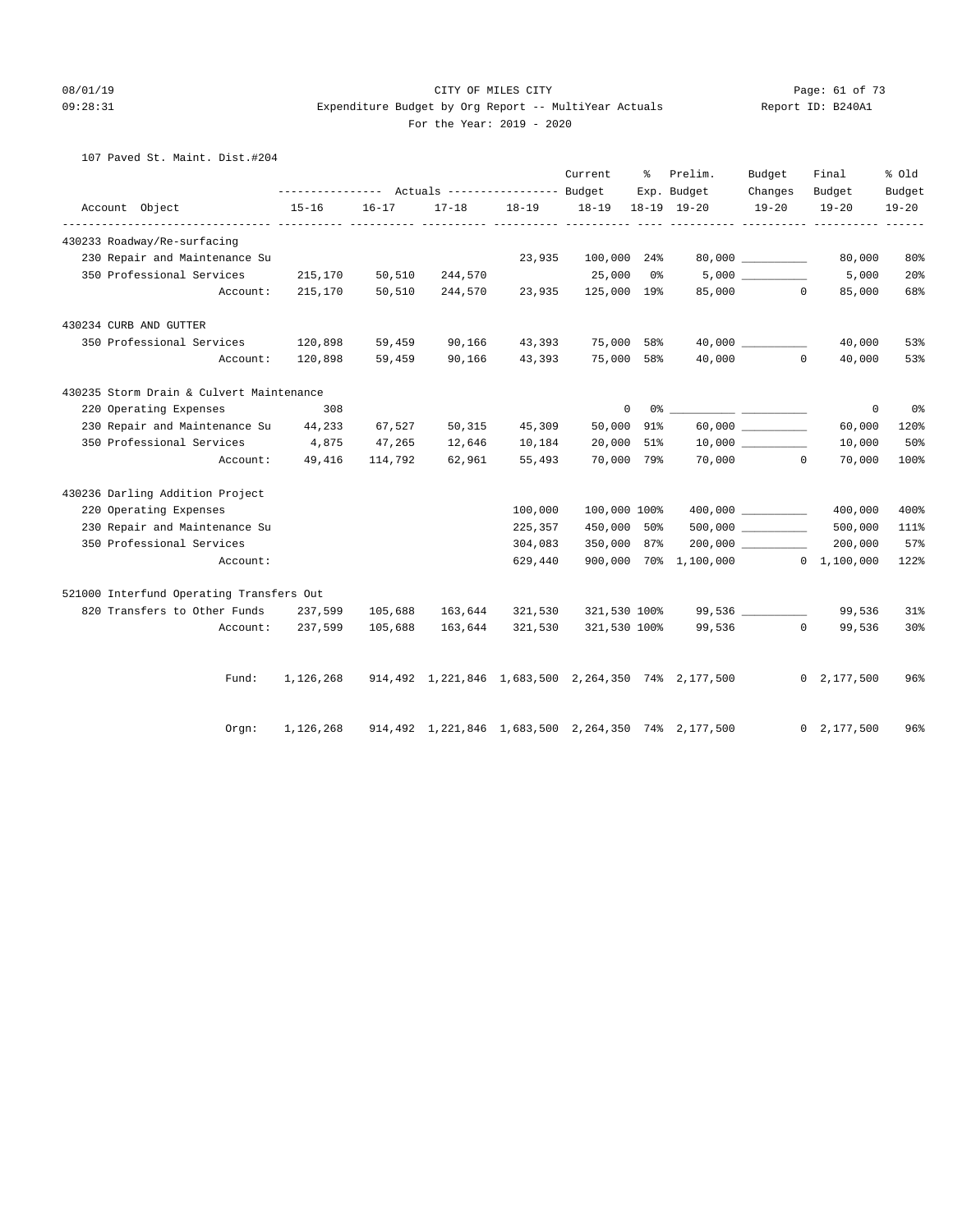08/01/19 CITY OF MILES CITY
09:28:31 Expenditure Budget by Org Report -- MultiYear Actuals Report ID: B240A1
For the Year: 2019 - 2020

107 Paved St. Maint. Dist.#204

| Account Object | 15-16 | 16-17 | 17-18 | 18-19 | Current Budget 18-19 | % Exp. 18-19 | Prelim. Budget 19-20 | Budget Changes 19-20 | Final Budget 19-20 | % Old Budget 19-20 |
|---|---|---|---|---|---|---|---|---|---|---|
| **430233 Roadway/Re-surfacing** | | | | | | | | | | |
| 230 Repair and Maintenance Su | | | | 23,935 | 100,000 | 24% | 80,000 | __________ | 80,000 | 80% |
| 350 Professional Services | 215,170 | 50,510 | 244,570 | | 25,000 | 0% | 5,000 | __________ | 5,000 | 20% |
| Account: | 215,170 | 50,510 | 244,570 | 23,935 | 125,000 | 19% | 85,000 | 0 | 85,000 | 68% |
| **430234 CURB AND GUTTER** | | | | | | | | | | |
| 350 Professional Services | 120,898 | 59,459 | 90,166 | 43,393 | 75,000 | 58% | 40,000 | __________ | 40,000 | 53% |
| Account: | 120,898 | 59,459 | 90,166 | 43,393 | 75,000 | 58% | 40,000 | 0 | 40,000 | 53% |
| **430235 Storm Drain & Culvert Maintenance** | | | | | | | | | | |
| 220 Operating Expenses | 308 | | | | 0 | 0% | __________ | __________ | 0 | 0% |
| 230 Repair and Maintenance Su | 44,233 | 67,527 | 50,315 | 45,309 | 50,000 | 91% | 60,000 | __________ | 60,000 | 120% |
| 350 Professional Services | 4,875 | 47,265 | 12,646 | 10,184 | 20,000 | 51% | 10,000 | __________ | 10,000 | 50% |
| Account: | 49,416 | 114,792 | 62,961 | 55,493 | 70,000 | 79% | 70,000 | 0 | 70,000 | 100% |
| **430236 Darling Addition Project** | | | | | | | | | | |
| 220 Operating Expenses | | | | 100,000 | 100,000 | 100% | 400,000 | __________ | 400,000 | 400% |
| 230 Repair and Maintenance Su | | | | 225,357 | 450,000 | 50% | 500,000 | __________ | 500,000 | 111% |
| 350 Professional Services | | | | 304,083 | 350,000 | 87% | 200,000 | __________ | 200,000 | 57% |
| Account: | | | | 629,440 | 900,000 | 70% | 1,100,000 | 0 | 1,100,000 | 122% |
| **521000 Interfund Operating Transfers Out** | | | | | | | | | | |
| 820 Transfers to Other Funds | 237,599 | 105,688 | 163,644 | 321,530 | 321,530 | 100% | 99,536 | __________ | 99,536 | 31% |
| Account: | 237,599 | 105,688 | 163,644 | 321,530 | 321,530 | 100% | 99,536 | 0 | 99,536 | 30% |
| Fund: | 1,126,268 | 914,492 | 1,221,846 | 1,683,500 | 2,264,350 | 74% | 2,177,500 | 0 | 2,177,500 | 96% |
| Orgn: | 1,126,268 | 914,492 | 1,221,846 | 1,683,500 | 2,264,350 | 74% | 2,177,500 | 0 | 2,177,500 | 96% |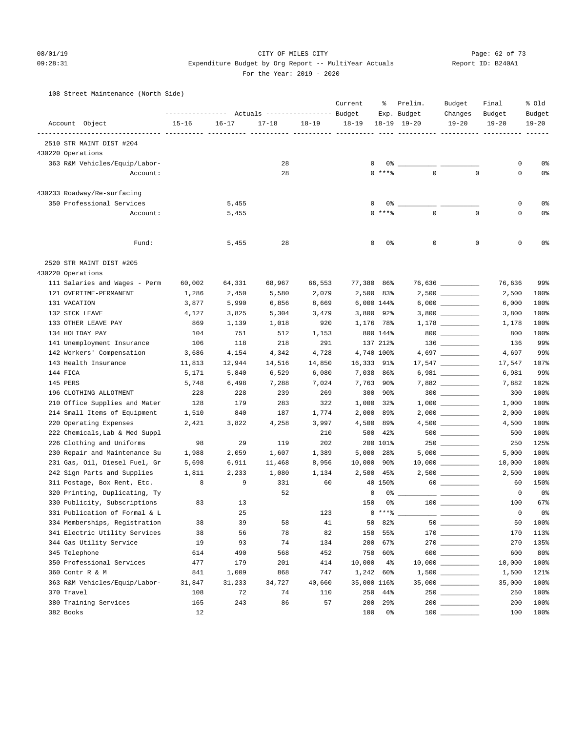CITY OF MILES CITY
Expenditure Budget by Org Report -- MultiYear Actuals
For the Year: 2019 - 2020

108 Street Maintenance (North Side)

| Account Object | Actuals 15-16 | Actuals 16-17 | Actuals 17-18 | Actuals 18-19 | Current Budget 18-19 | % Exp. 18-19 | Prelim. Budget 19-20 | Budget Changes 19-20 | Final Budget 19-20 | % Old Budget 19-20 |
|---|---|---|---|---|---|---|---|---|---|---|
| 2510 STR MAINT DIST #204 | | | | | | | | | | |
| 430220 Operations | | | | | | | | | | |
| 363 R&M Vehicles/Equip/Labor- | | | 28 | | 0 | 0% | | | 0 | 0% |
| Account: | | | 28 | | 0 | ***% | 0 | 0 | 0 | 0% |
| 430233 Roadway/Re-surfacing | | | | | | | | | | |
| 350 Professional Services | | 5,455 | | | 0 | 0% | | | 0 | 0% |
| Account: | | 5,455 | | | 0 | ***% | 0 | 0 | 0 | 0% |
| Fund: | | 5,455 | 28 | | 0 | 0% | 0 | 0 | 0 | 0% |
| 2520 STR MAINT DIST #205 | | | | | | | | | | |
| 430220 Operations | | | | | | | | | | |
| 111 Salaries and Wages - Perm | 60,002 | 64,331 | 68,967 | 66,553 | 77,380 | 86% | 76,636 | | 76,636 | 99% |
| 121 OVERTIME-PERMANENT | 1,286 | 2,450 | 5,580 | 2,079 | 2,500 | 83% | 2,500 | | 2,500 | 100% |
| 131 VACATION | 3,877 | 5,990 | 6,856 | 8,669 | 6,000 | 144% | 6,000 | | 6,000 | 100% |
| 132 SICK LEAVE | 4,127 | 3,825 | 5,304 | 3,479 | 3,800 | 92% | 3,800 | | 3,800 | 100% |
| 133 OTHER LEAVE PAY | 869 | 1,139 | 1,018 | 920 | 1,176 | 78% | 1,178 | | 1,178 | 100% |
| 134 HOLIDAY PAY | 104 | 751 | 512 | 1,153 | 800 | 144% | 800 | | 800 | 100% |
| 141 Unemployment Insurance | 106 | 118 | 218 | 291 | 137 | 212% | 136 | | 136 | 99% |
| 142 Workers' Compensation | 3,686 | 4,154 | 4,342 | 4,728 | 4,740 | 100% | 4,697 | | 4,697 | 99% |
| 143 Health Insurance | 11,813 | 12,944 | 14,516 | 14,850 | 16,333 | 91% | 17,547 | | 17,547 | 107% |
| 144 FICA | 5,171 | 5,840 | 6,529 | 6,080 | 7,038 | 86% | 6,981 | | 6,981 | 99% |
| 145 PERS | 5,748 | 6,498 | 7,288 | 7,024 | 7,763 | 90% | 7,882 | | 7,882 | 102% |
| 196 CLOTHING ALLOTMENT | 228 | 228 | 239 | 269 | 300 | 90% | 300 | | 300 | 100% |
| 210 Office Supplies and Mater | 128 | 179 | 283 | 322 | 1,000 | 32% | 1,000 | | 1,000 | 100% |
| 214 Small Items of Equipment | 1,510 | 840 | 187 | 1,774 | 2,000 | 89% | 2,000 | | 2,000 | 100% |
| 220 Operating Expenses | 2,421 | 3,822 | 4,258 | 3,997 | 4,500 | 89% | 4,500 | | 4,500 | 100% |
| 222 Chemicals,Lab & Med Suppl | | | | 210 | 500 | 42% | 500 | | 500 | 100% |
| 226 Clothing and Uniforms | 98 | 29 | 119 | 202 | 200 | 101% | 250 | | 250 | 125% |
| 230 Repair and Maintenance Su | 1,988 | 2,059 | 1,607 | 1,389 | 5,000 | 28% | 5,000 | | 5,000 | 100% |
| 231 Gas, Oil, Diesel Fuel, Gr | 5,698 | 6,911 | 11,468 | 8,956 | 10,000 | 90% | 10,000 | | 10,000 | 100% |
| 242 Sign Parts and Supplies | 1,811 | 2,233 | 1,080 | 1,134 | 2,500 | 45% | 2,500 | | 2,500 | 100% |
| 311 Postage, Box Rent, Etc. | 8 | 9 | 331 | 60 | 40 | 150% | 60 | | 60 | 150% |
| 320 Printing, Duplicating, Ty | | | 52 | | 0 | 0% | | | 0 | 0% |
| 330 Publicity, Subscriptions | 83 | 13 | | | 150 | 0% | 100 | | 100 | 67% |
| 331 Publication of Formal & L | | 25 | | 123 | 0 | ***% | | | 0 | 0% |
| 334 Memberships, Registration | 38 | 39 | 58 | 41 | 50 | 82% | 50 | | 50 | 100% |
| 341 Electric Utility Services | 38 | 56 | 78 | 82 | 150 | 55% | 170 | | 170 | 113% |
| 344 Gas Utility Service | 19 | 93 | 74 | 134 | 200 | 67% | 270 | | 270 | 135% |
| 345 Telephone | 614 | 490 | 568 | 452 | 750 | 60% | 600 | | 600 | 80% |
| 350 Professional Services | 477 | 179 | 201 | 414 | 10,000 | 4% | 10,000 | | 10,000 | 100% |
| 360 Contr R & M | 841 | 1,009 | 868 | 747 | 1,242 | 60% | 1,500 | | 1,500 | 121% |
| 363 R&M Vehicles/Equip/Labor- | 31,847 | 31,233 | 34,727 | 40,660 | 35,000 | 116% | 35,000 | | 35,000 | 100% |
| 370 Travel | 108 | 72 | 74 | 110 | 250 | 44% | 250 | | 250 | 100% |
| 380 Training Services | 165 | 243 | 86 | 57 | 200 | 29% | 200 | | 200 | 100% |
| 382 Books | 12 | | | | 100 | 0% | 100 | | 100 | 100% |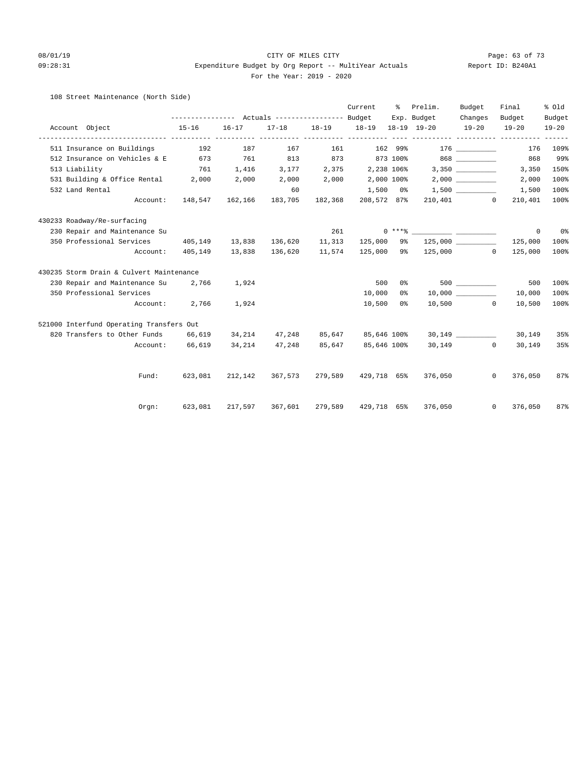CITY OF MILES CITY

Expenditure Budget by Org Report -- MultiYear Actuals

For the Year: 2019 - 2020

08/01/19 09:28:31 — Report ID: B240A1

108 Street Maintenance (North Side)

| Account Object | Actuals 15-16 | Actuals 16-17 | Actuals 17-18 | Actuals 18-19 | Current Budget 18-19 | % Exp. 18-19 | Prelim. Budget 19-20 | Budget Changes 19-20 | Final Budget 19-20 | % Old Budget 19-20 |
|---|---|---|---|---|---|---|---|---|---|---|
| 511 Insurance on Buildings | 192 | 187 | 167 | 161 | 162 | 99% | 176 | __________ | 176 | 109% |
| 512 Insurance on Vehicles & E | 673 | 761 | 813 | 873 | 873 | 100% | 868 | __________ | 868 | 99% |
| 513 Liability | 761 | 1,416 | 3,177 | 2,375 | 2,238 | 106% | 3,350 | __________ | 3,350 | 150% |
| 531 Building & Office Rental | 2,000 | 2,000 | 2,000 | 2,000 | 2,000 | 100% | 2,000 | __________ | 2,000 | 100% |
| 532 Land Rental | | | 60 | | 1,500 | 0% | 1,500 | __________ | 1,500 | 100% |
| Account: | 148,547 | 162,166 | 183,705 | 182,368 | 208,572 | 87% | 210,401 | 0 | 210,401 | 100% |
| **430233 Roadway/Re-surfacing** | | | | | | | | | | |
| 230 Repair and Maintenance Su | | | | 261 | 0 | ***% | __________ | __________ | 0 | 0% |
| 350 Professional Services | 405,149 | 13,838 | 136,620 | 11,313 | 125,000 | 9% | 125,000 | __________ | 125,000 | 100% |
| Account: | 405,149 | 13,838 | 136,620 | 11,574 | 125,000 | 9% | 125,000 | 0 | 125,000 | 100% |
| **430235 Storm Drain & Culvert Maintenance** | | | | | | | | | | |
| 230 Repair and Maintenance Su | 2,766 | 1,924 | | | 500 | 0% | 500 | __________ | 500 | 100% |
| 350 Professional Services | | | | | 10,000 | 0% | 10,000 | __________ | 10,000 | 100% |
| Account: | 2,766 | 1,924 | | | 10,500 | 0% | 10,500 | 0 | 10,500 | 100% |
| **521000 Interfund Operating Transfers Out** | | | | | | | | | | |
| 820 Transfers to Other Funds | 66,619 | 34,214 | 47,248 | 85,647 | 85,646 | 100% | 30,149 | __________ | 30,149 | 35% |
| Account: | 66,619 | 34,214 | 47,248 | 85,647 | 85,646 | 100% | 30,149 | 0 | 30,149 | 35% |
| Fund: | 623,081 | 212,142 | 367,573 | 279,589 | 429,718 | 65% | 376,050 | 0 | 376,050 | 87% |
| Orgn: | 623,081 | 217,597 | 367,601 | 279,589 | 429,718 | 65% | 376,050 | 0 | 376,050 | 87% |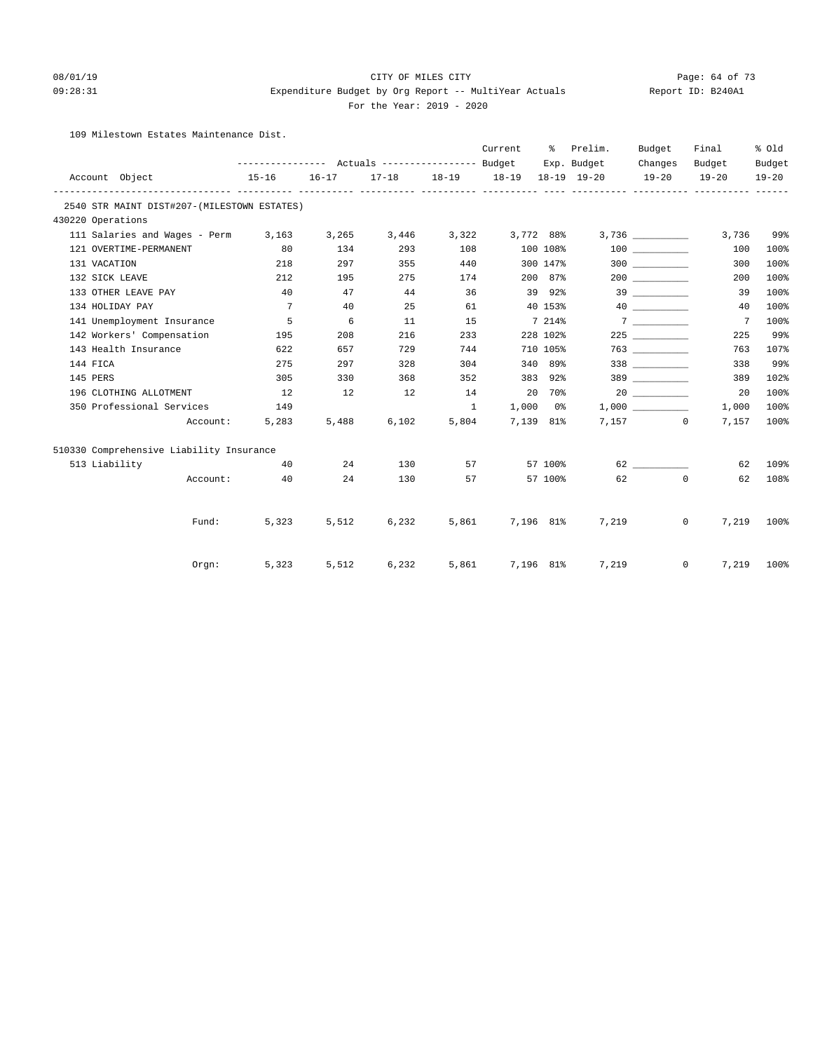CITY OF MILES CITY

Expenditure Budget by Org Report -- MultiYear Actuals

For the Year: 2019 - 2020

109 Milestown Estates Maintenance Dist.

| Account Object | Actuals 15-16 | Actuals 16-17 | Actuals 17-18 | Actuals 18-19 | Current Budget 18-19 | % Exp. 18-19 | Prelim. Budget 19-20 | Budget Changes 19-20 | Final Budget 19-20 | % Old Budget 19-20 |
|---|---|---|---|---|---|---|---|---|---|---|
| **2540 STR MAINT DIST#207-(MILESTOWN ESTATES)** | | | | | | | | | | |
| **430220 Operations** | | | | | | | | | | |
| 111 Salaries and Wages - Perm | 3,163 | 3,265 | 3,446 | 3,322 | 3,772 | 88% | 3,736 | __________ | 3,736 | 99% |
| 121 OVERTIME-PERMANENT | 80 | 134 | 293 | 108 | 100 | 108% | 100 | __________ | 100 | 100% |
| 131 VACATION | 218 | 297 | 355 | 440 | 300 | 147% | 300 | __________ | 300 | 100% |
| 132 SICK LEAVE | 212 | 195 | 275 | 174 | 200 | 87% | 200 | __________ | 200 | 100% |
| 133 OTHER LEAVE PAY | 40 | 47 | 44 | 36 | 39 | 92% | 39 | __________ | 39 | 100% |
| 134 HOLIDAY PAY | 7 | 40 | 25 | 61 | 40 | 153% | 40 | __________ | 40 | 100% |
| 141 Unemployment Insurance | 5 | 6 | 11 | 15 | 7 | 214% | 7 | __________ | 7 | 100% |
| 142 Workers' Compensation | 195 | 208 | 216 | 233 | 228 | 102% | 225 | __________ | 225 | 99% |
| 143 Health Insurance | 622 | 657 | 729 | 744 | 710 | 105% | 763 | __________ | 763 | 107% |
| 144 FICA | 275 | 297 | 328 | 304 | 340 | 89% | 338 | __________ | 338 | 99% |
| 145 PERS | 305 | 330 | 368 | 352 | 383 | 92% | 389 | __________ | 389 | 102% |
| 196 CLOTHING ALLOTMENT | 12 | 12 | 12 | 14 | 20 | 70% | 20 | __________ | 20 | 100% |
| 350 Professional Services | 149 | | | 1 | 1,000 | 0% | 1,000 | __________ | 1,000 | 100% |
| Account: | 5,283 | 5,488 | 6,102 | 5,804 | 7,139 | 81% | 7,157 | 0 | 7,157 | 100% |
| **510330 Comprehensive Liability Insurance** | | | | | | | | | | |
| 513 Liability | 40 | 24 | 130 | 57 | 57 | 100% | 62 | __________ | 62 | 109% |
| Account: | 40 | 24 | 130 | 57 | 57 | 100% | 62 | 0 | 62 | 108% |
| Fund: | 5,323 | 5,512 | 6,232 | 5,861 | 7,196 | 81% | 7,219 | 0 | 7,219 | 100% |
| Orgn: | 5,323 | 5,512 | 6,232 | 5,861 | 7,196 | 81% | 7,219 | 0 | 7,219 | 100% |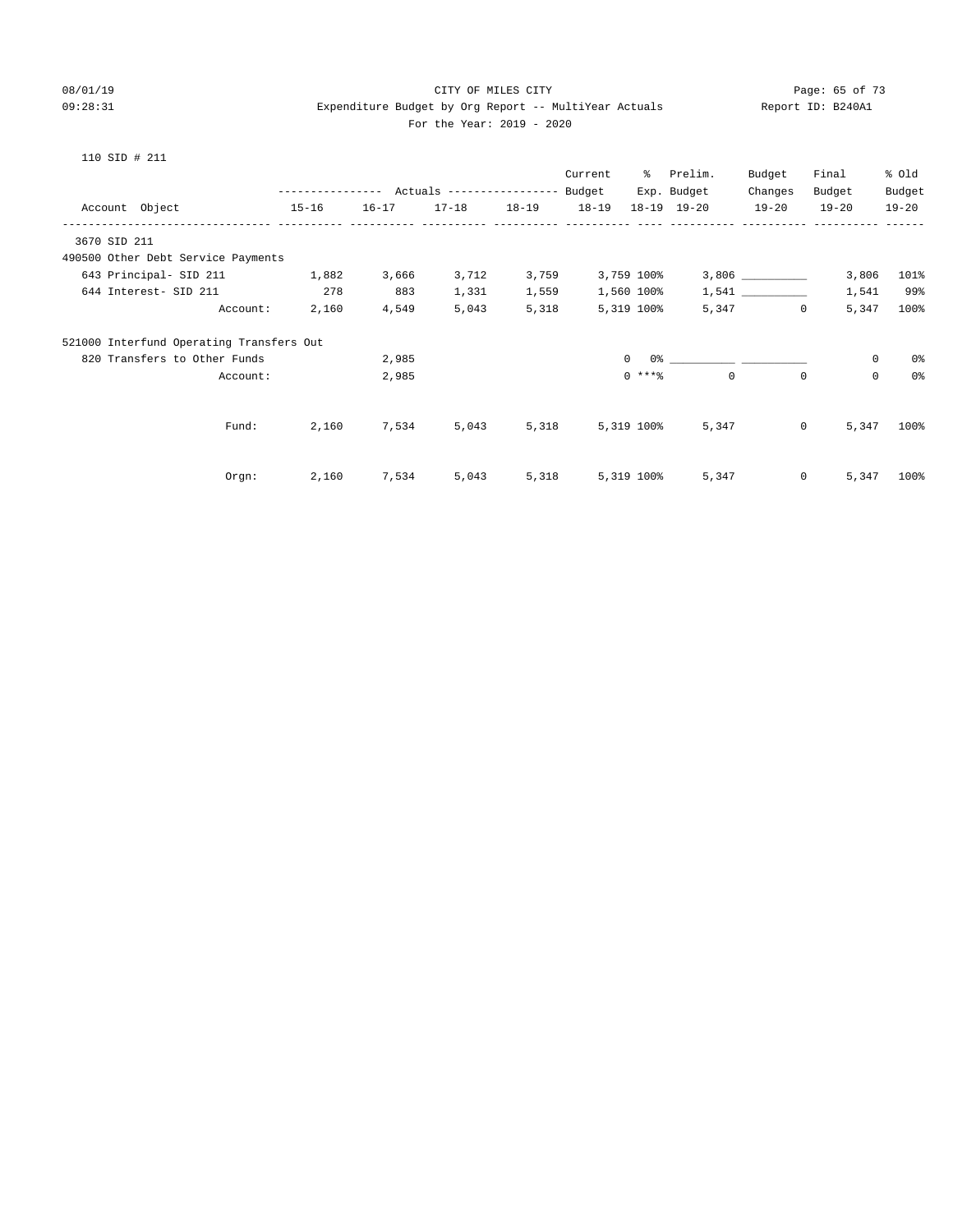CITY OF MILES CITY

Expenditure Budget by Org Report -- MultiYear Actuals

For the Year: 2019 - 2020

110 SID # 211

| Account Object | Actuals 15-16 | Actuals 16-17 | Actuals 17-18 | Actuals 18-19 | Current Budget 18-19 | % Exp. 18-19 | Prelim. Budget 19-20 | Budget Changes 19-20 | Final Budget 19-20 | % Old Budget 19-20 |
|---|---|---|---|---|---|---|---|---|---|---|
| **3670 SID 211** | | | | | | | | | | |
| **490500 Other Debt Service Payments** | | | | | | | | | | |
| 643 Principal- SID 211 | 1,882 | 3,666 | 3,712 | 3,759 | 3,759 | 100% | 3,806 | __________ | 3,806 | 101% |
| 644 Interest- SID 211 | 278 | 883 | 1,331 | 1,559 | 1,560 | 100% | 1,541 | __________ | 1,541 | 99% |
| Account: | 2,160 | 4,549 | 5,043 | 5,318 | 5,319 | 100% | 5,347 | 0 | 5,347 | 100% |
| **521000 Interfund Operating Transfers Out** | | | | | | | | | | |
| 820 Transfers to Other Funds | | 2,985 | | | 0 | 0% | __________ | __________ | 0 | 0% |
| Account: | | 2,985 | | | 0 | ***% | 0 | 0 | 0 | 0% |
| Fund: | 2,160 | 7,534 | 5,043 | 5,318 | 5,319 | 100% | 5,347 | 0 | 5,347 | 100% |
| Orgn: | 2,160 | 7,534 | 5,043 | 5,318 | 5,319 | 100% | 5,347 | 0 | 5,347 | 100% |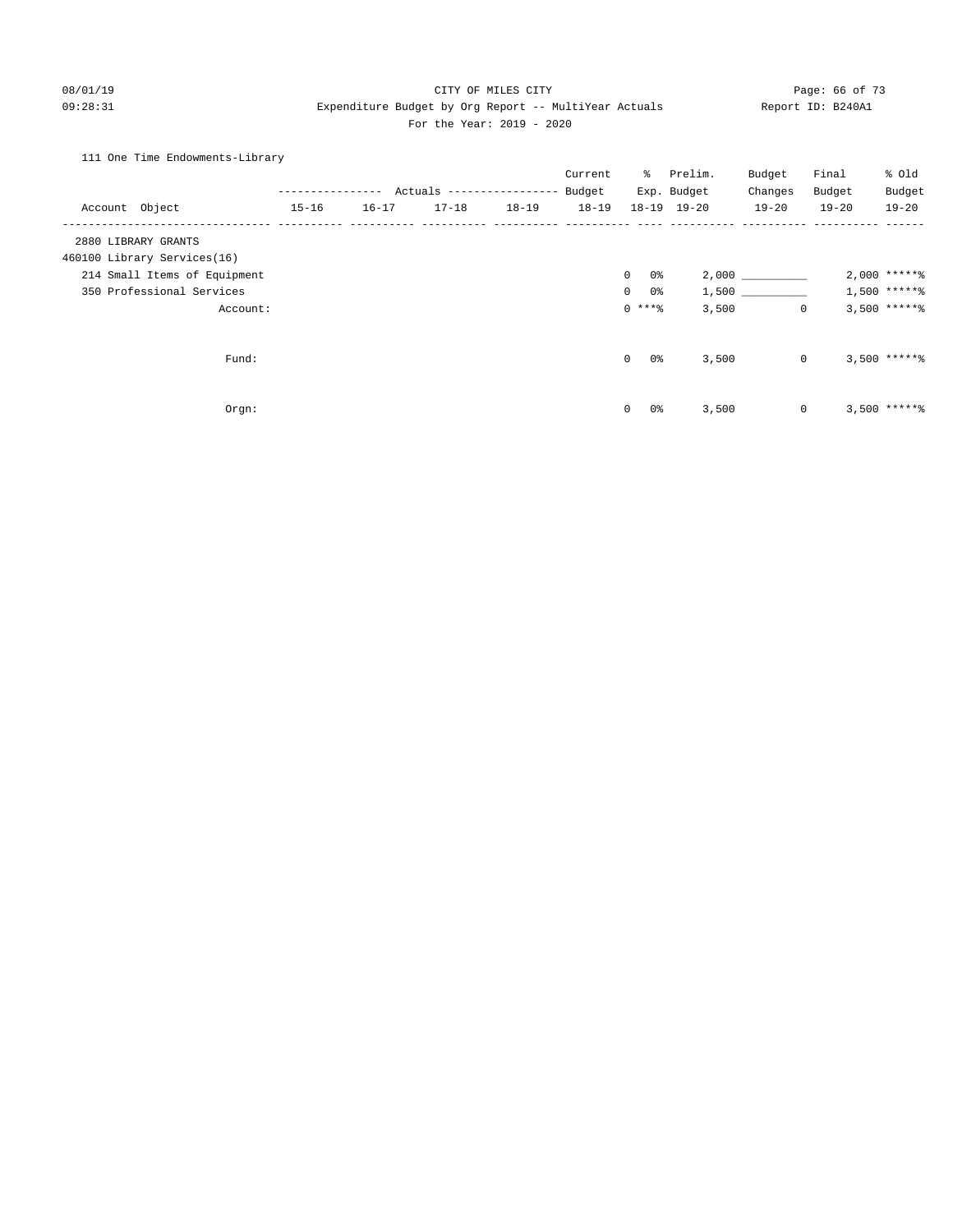CITY OF MILES CITY
Expenditure Budget by Org Report -- MultiYear Actuals
For the Year: 2019 - 2020

08/01/19 09:28:31 — Report ID: B240A1

111 One Time Endowments-Library

| Account Object | Actuals 15-16 | Actuals 16-17 | Actuals 17-18 | Actuals 18-19 | Current Budget 18-19 | % Exp. 18-19 | Prelim. Budget 19-20 | Budget Changes 19-20 | Final Budget 19-20 | % Old Budget 19-20 |
|---|---|---|---|---|---|---|---|---|---|---|
| 2880 LIBRARY GRANTS | | | | | | | | | | |
| 460100 Library Services(16) | | | | | | | | | | |
| 214 Small Items of Equipment | | | | | 0 | 0% | 2,000 | __________ | 2,000 | *****% |
| 350 Professional Services | | | | | 0 | 0% | 1,500 | __________ | 1,500 | *****% |
| Account: | | | | | 0 | ***% | 3,500 | 0 | 3,500 | *****% |
| Fund: | | | | | 0 | 0% | 3,500 | 0 | 3,500 | *****% |
| Orgn: | | | | | 0 | 0% | 3,500 | 0 | 3,500 | *****% |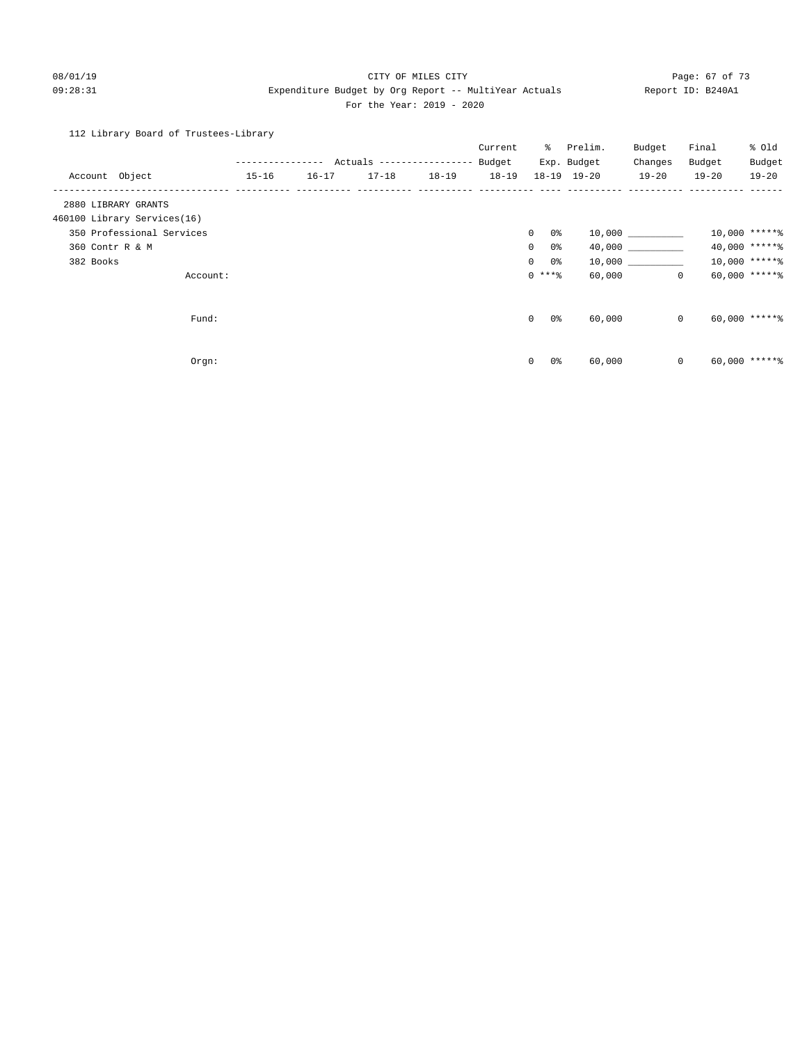CITY OF MILES CITY

Expenditure Budget by Org Report -- MultiYear Actuals

For the Year: 2019 - 2020

08/01/19 09:28:31 Report ID: B240A1

112 Library Board of Trustees-Library

| Account Object | Actuals 15-16 | Actuals 16-17 | Actuals 17-18 | Actuals 18-19 | Current Budget 18-19 | % Exp. 18-19 | Prelim. Budget 19-20 | Budget Changes 19-20 | Final Budget 19-20 | % Old Budget 19-20 |
|---|---|---|---|---|---|---|---|---|---|---|
| 2880 LIBRARY GRANTS | | | | | | | | | | |
| 460100 Library Services(16) | | | | | | | | | | |
| 350 Professional Services | | | | | 0 | 0% | 10,000 | __________ | 10,000 | *****% |
| 360 Contr R & M | | | | | 0 | 0% | 40,000 | __________ | 40,000 | *****% |
| 382 Books | | | | | 0 | 0% | 10,000 | __________ | 10,000 | *****% |
| Account: | | | | | 0 | ***% | 60,000 | 0 | 60,000 | *****% |
| Fund: | | | | | 0 | 0% | 60,000 | 0 | 60,000 | *****% |
| Orgn: | | | | | 0 | 0% | 60,000 | 0 | 60,000 | *****% |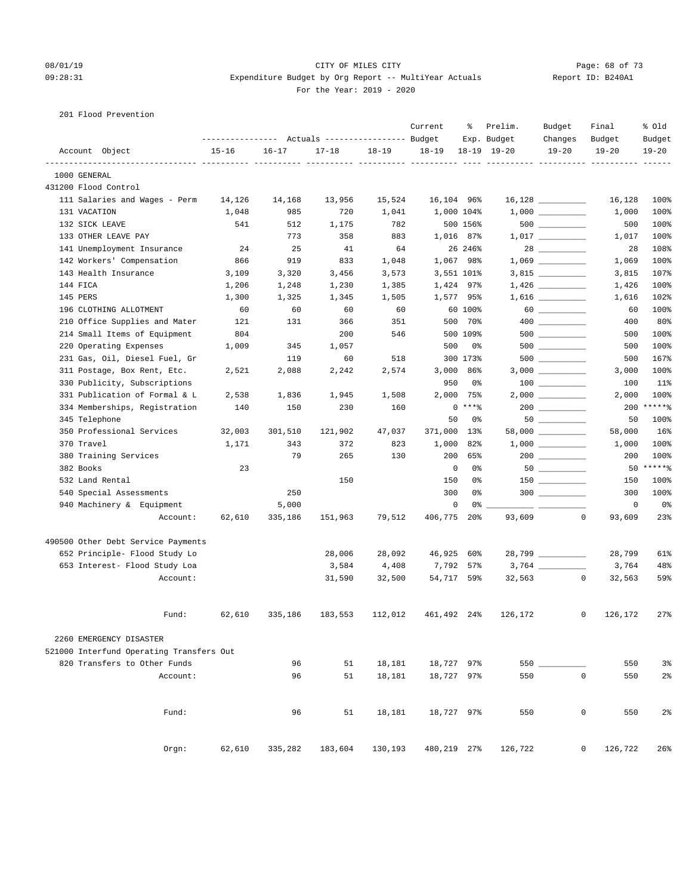CITY OF MILES CITY
Expenditure Budget by Org Report -- MultiYear Actuals
For the Year: 2019 - 2020

08/01/19 09:28:31 — Report ID: B240A1

201 Flood Prevention

| Account Object | Actuals 15-16 | Actuals 16-17 | Actuals 17-18 | Actuals 18-19 | Current Budget 18-19 | % Exp. 18-19 | Prelim. Budget 19-20 | Budget Changes 19-20 | Final Budget 19-20 | % Old Budget 19-20 |
|---|---|---|---|---|---|---|---|---|---|---|
| **1000 GENERAL** | | | | | | | | | | |
| **431200 Flood Control** | | | | | | | | | | |
| 111 Salaries and Wages - Perm | 14,126 | 14,168 | 13,956 | 15,524 | 16,104 | 96% | 16,128 | | 16,128 | 100% |
| 131 VACATION | 1,048 | 985 | 720 | 1,041 | 1,000 | 104% | 1,000 | | 1,000 | 100% |
| 132 SICK LEAVE | 541 | 512 | 1,175 | 782 | 500 | 156% | 500 | | 500 | 100% |
| 133 OTHER LEAVE PAY | | 773 | 358 | 883 | 1,016 | 87% | 1,017 | | 1,017 | 100% |
| 141 Unemployment Insurance | 24 | 25 | 41 | 64 | 26 | 246% | 28 | | 28 | 108% |
| 142 Workers' Compensation | 866 | 919 | 833 | 1,048 | 1,067 | 98% | 1,069 | | 1,069 | 100% |
| 143 Health Insurance | 3,109 | 3,320 | 3,456 | 3,573 | 3,551 | 101% | 3,815 | | 3,815 | 107% |
| 144 FICA | 1,206 | 1,248 | 1,230 | 1,385 | 1,424 | 97% | 1,426 | | 1,426 | 100% |
| 145 PERS | 1,300 | 1,325 | 1,345 | 1,505 | 1,577 | 95% | 1,616 | | 1,616 | 102% |
| 196 CLOTHING ALLOTMENT | 60 | 60 | 60 | 60 | 60 | 100% | 60 | | 60 | 100% |
| 210 Office Supplies and Mater | 121 | 131 | 366 | 351 | 500 | 70% | 400 | | 400 | 80% |
| 214 Small Items of Equipment | 804 | | 200 | 546 | 500 | 109% | 500 | | 500 | 100% |
| 220 Operating Expenses | 1,009 | 345 | 1,057 | | 500 | 0% | 500 | | 500 | 100% |
| 231 Gas, Oil, Diesel Fuel, Gr | | 119 | 60 | 518 | 300 | 173% | 500 | | 500 | 167% |
| 311 Postage, Box Rent, Etc. | 2,521 | 2,088 | 2,242 | 2,574 | 3,000 | 86% | 3,000 | | 3,000 | 100% |
| 330 Publicity, Subscriptions | | | | | 950 | 0% | 100 | | 100 | 11% |
| 331 Publication of Formal & L | 2,538 | 1,836 | 1,945 | 1,508 | 2,000 | 75% | 2,000 | | 2,000 | 100% |
| 334 Memberships, Registration | 140 | 150 | 230 | 160 | 0 | ***% | 200 | | 200 | *****% |
| 345 Telephone | | | | | 50 | 0% | 50 | | 50 | 100% |
| 350 Professional Services | 32,003 | 301,510 | 121,902 | 47,037 | 371,000 | 13% | 58,000 | | 58,000 | 16% |
| 370 Travel | 1,171 | 343 | 372 | 823 | 1,000 | 82% | 1,000 | | 1,000 | 100% |
| 380 Training Services | | 79 | 265 | 130 | 200 | 65% | 200 | | 200 | 100% |
| 382 Books | 23 | | | | 0 | 0% | 50 | | 50 | *****% |
| 532 Land Rental | | | 150 | | 150 | 0% | 150 | | 150 | 100% |
| 540 Special Assessments | | 250 | | | 300 | 0% | 300 | | 300 | 100% |
| 940 Machinery & Equipment | | 5,000 | | | 0 | 0% | | | 0 | 0% |
| Account: | 62,610 | 335,186 | 151,963 | 79,512 | 406,775 | 20% | 93,609 | 0 | 93,609 | 23% |
| **490500 Other Debt Service Payments** | | | | | | | | | | |
| 652 Principle- Flood Study Lo | | | 28,006 | 28,092 | 46,925 | 60% | 28,799 | | 28,799 | 61% |
| 653 Interest- Flood Study Loa | | | 3,584 | 4,408 | 7,792 | 57% | 3,764 | | 3,764 | 48% |
| Account: | | | 31,590 | 32,500 | 54,717 | 59% | 32,563 | 0 | 32,563 | 59% |
| Fund: | 62,610 | 335,186 | 183,553 | 112,012 | 461,492 | 24% | 126,172 | 0 | 126,172 | 27% |
| **2260 EMERGENCY DISASTER** | | | | | | | | | | |
| **521000 Interfund Operating Transfers Out** | | | | | | | | | | |
| 820 Transfers to Other Funds | | 96 | 51 | 18,181 | 18,727 | 97% | 550 | | 550 | 3% |
| Account: | | 96 | 51 | 18,181 | 18,727 | 97% | 550 | 0 | 550 | 2% |
| Fund: | | 96 | 51 | 18,181 | 18,727 | 97% | 550 | 0 | 550 | 2% |
| Orgn: | 62,610 | 335,282 | 183,604 | 130,193 | 480,219 | 27% | 126,722 | 0 | 126,722 | 26% |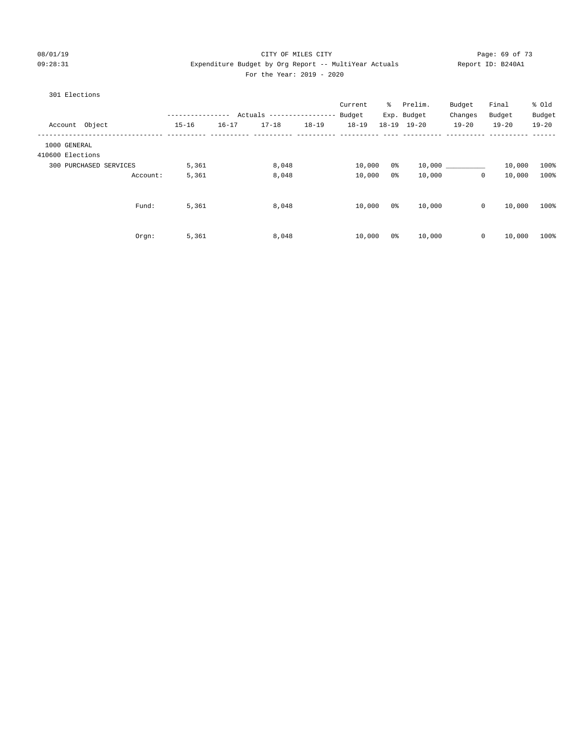CITY OF MILES CITY

Expenditure Budget by Org Report -- MultiYear Actuals

For the Year: 2019 - 2020

301 Elections

| Account Object | Actuals 15-16 | Actuals 16-17 | Actuals 17-18 | Actuals 18-19 | Current Budget 18-19 | % Exp. 18-19 | Prelim. Budget 19-20 | Budget Changes 19-20 | Final Budget 19-20 | % Old Budget 19-20 |
|---|---|---|---|---|---|---|---|---|---|---|
| 1000 GENERAL | | | | | | | | | | |
| 410600 Elections | | | | | | | | | | |
| 300 PURCHASED SERVICES | 5,361 | | 8,048 | | 10,000 | 0% | 10,000 | __________ | 10,000 | 100% |
| Account: | 5,361 | | 8,048 | | 10,000 | 0% | 10,000 | 0 | 10,000 | 100% |
| Fund: | 5,361 | | 8,048 | | 10,000 | 0% | 10,000 | 0 | 10,000 | 100% |
| Orgn: | 5,361 | | 8,048 | | 10,000 | 0% | 10,000 | 0 | 10,000 | 100% |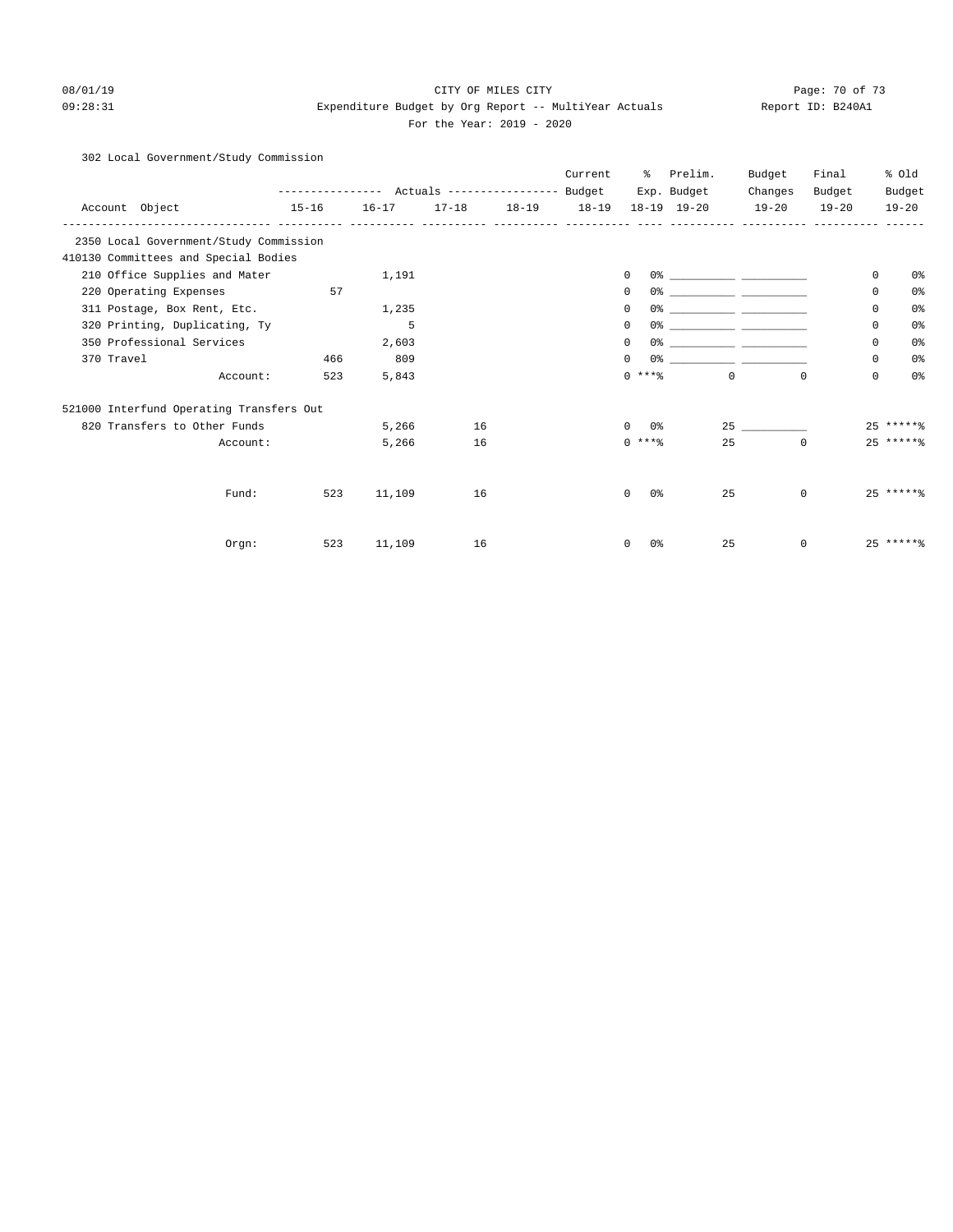CITY OF MILES CITY

Expenditure Budget by Org Report -- MultiYear Actuals

For the Year: 2019 - 2020

08/01/19 09:28:31 Report ID: B240A1

302 Local Government/Study Commission

| Account Object | Actuals 15-16 | Actuals 16-17 | Actuals 17-18 | Actuals 18-19 | Current Budget 18-19 | % Exp. 18-19 | Prelim. Budget 19-20 | Budget Changes 19-20 | Final Budget 19-20 | % Old Budget 19-20 |
|---|---|---|---|---|---|---|---|---|---|---|
| 2350 Local Government/Study Commission | | | | | | | | | | |
| 410130 Committees and Special Bodies | | | | | | | | | | |
| 210 Office Supplies and Mater | | 1,191 | | | 0 | 0% | ___________ | ___________ | 0 | 0% |
| 220 Operating Expenses | 57 | | | | 0 | 0% | ___________ | ___________ | 0 | 0% |
| 311 Postage, Box Rent, Etc. | | 1,235 | | | 0 | 0% | ___________ | ___________ | 0 | 0% |
| 320 Printing, Duplicating, Ty | | 5 | | | 0 | 0% | ___________ | ___________ | 0 | 0% |
| 350 Professional Services | | 2,603 | | | 0 | 0% | ___________ | ___________ | 0 | 0% |
| 370 Travel | 466 | 809 | | | 0 | 0% | ___________ | ___________ | 0 | 0% |
| Account: | 523 | 5,843 | | | 0 | ***% | 0 | 0 | 0 | 0% |
| 521000 Interfund Operating Transfers Out | | | | | | | | | | |
| 820 Transfers to Other Funds | | 5,266 | 16 | | 0 | 0% | 25 | ___________ | 25 | *****% |
| Account: | | 5,266 | 16 | | 0 | ***% | 25 | 0 | 25 | *****% |
| Fund: | 523 | 11,109 | 16 | | 0 | 0% | 25 | 0 | 25 | *****% |
| Orgn: | 523 | 11,109 | 16 | | 0 | 0% | 25 | 0 | 25 | *****% |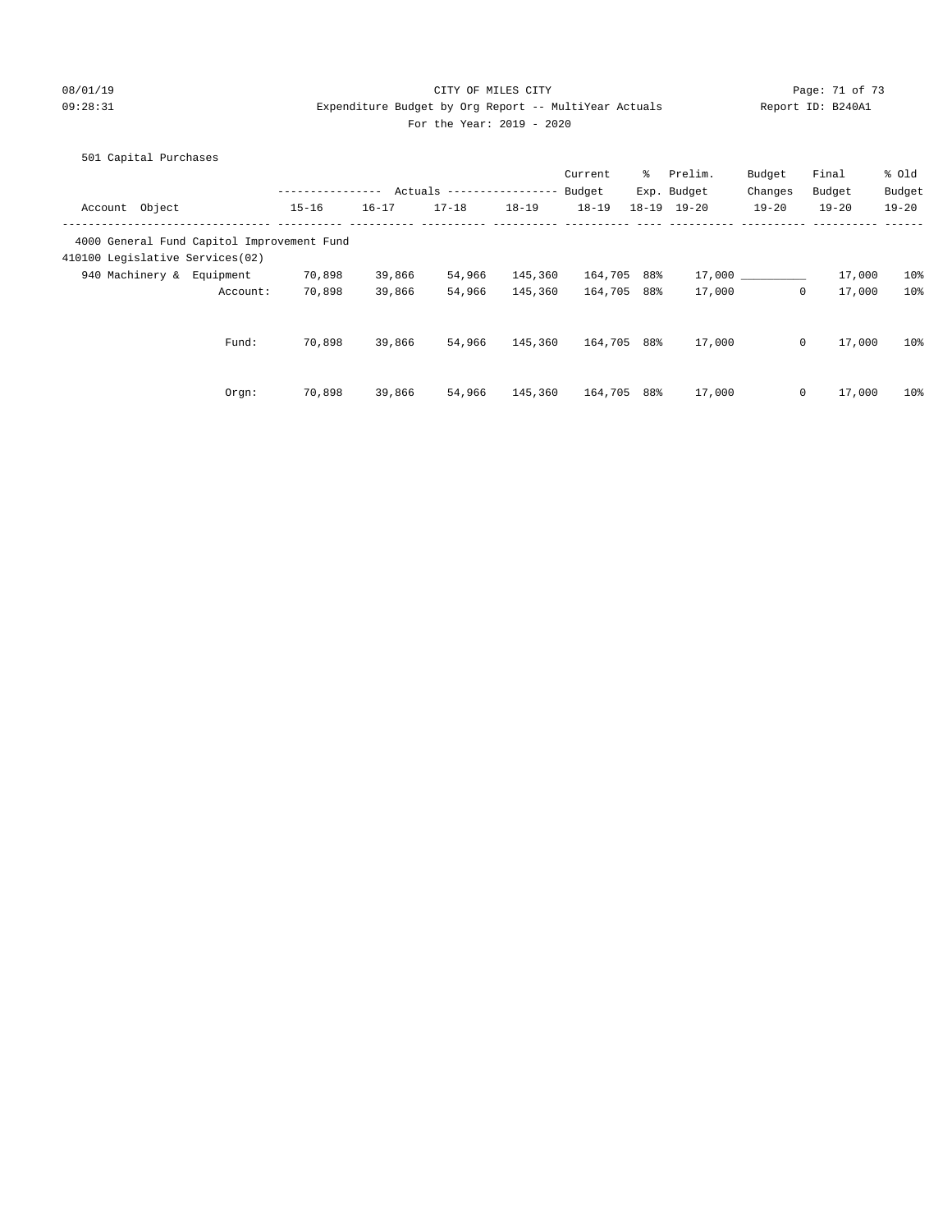CITY OF MILES CITY
Expenditure Budget by Org Report -- MultiYear Actuals
For the Year: 2019 - 2020

08/01/19
09:28:31
Report ID: B240A1

501 Capital Purchases

| Account Object | Actuals 15-16 | Actuals 16-17 | Actuals 17-18 | Actuals 18-19 | Current Budget 18-19 | % Exp. 18-19 | Prelim. Budget 19-20 | Budget Changes 19-20 | Final Budget 19-20 | % Old Budget 19-20 |
|---|---|---|---|---|---|---|---|---|---|---|
| 4000 General Fund Capitol Improvement Fund | | | | | | | | | | |
| 410100 Legislative Services(02) | | | | | | | | | | |
| 940 Machinery & Equipment | 70,898 | 39,866 | 54,966 | 145,360 | 164,705 | 88% | 17,000 | __________ | 17,000 | 10% |
| Account: | 70,898 | 39,866 | 54,966 | 145,360 | 164,705 | 88% | 17,000 | 0 | 17,000 | 10% |
| Fund: | 70,898 | 39,866 | 54,966 | 145,360 | 164,705 | 88% | 17,000 | 0 | 17,000 | 10% |
| Orgn: | 70,898 | 39,866 | 54,966 | 145,360 | 164,705 | 88% | 17,000 | 0 | 17,000 | 10% |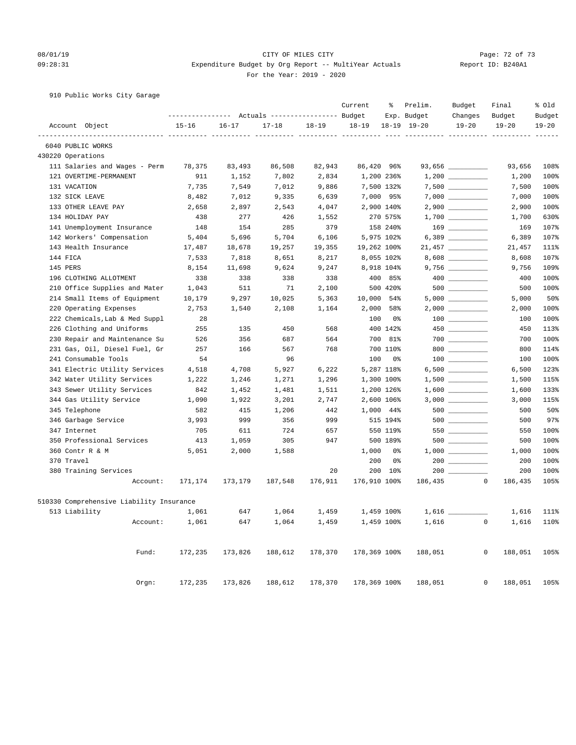CITY OF MILES CITY

Expenditure Budget by Org Report -- MultiYear Actuals

For the Year: 2019 - 2020

08/01/19 09:28:31 — Report ID: B240A1

910 Public Works City Garage

| Account Object | Actuals 15-16 | Actuals 16-17 | Actuals 17-18 | Actuals 18-19 | Current Budget 18-19 | % Exp. 18-19 | Prelim. Budget 19-20 | Budget Changes 19-20 | Final Budget 19-20 | % Old Budget 19-20 |
|---|---|---|---|---|---|---|---|---|---|---|
| 6040 PUBLIC WORKS | | | | | | | | | | |
| 430220 Operations | | | | | | | | | | |
| 111 Salaries and Wages - Perm | 78,375 | 83,493 | 86,508 | 82,943 | 86,420 | 96% | 93,656 | __________ | 93,656 | 108% |
| 121 OVERTIME-PERMANENT | 911 | 1,152 | 7,802 | 2,834 | 1,200 | 236% | 1,200 | __________ | 1,200 | 100% |
| 131 VACATION | 7,735 | 7,549 | 7,012 | 9,886 | 7,500 | 132% | 7,500 | __________ | 7,500 | 100% |
| 132 SICK LEAVE | 8,482 | 7,012 | 9,335 | 6,639 | 7,000 | 95% | 7,000 | __________ | 7,000 | 100% |
| 133 OTHER LEAVE PAY | 2,658 | 2,897 | 2,543 | 4,047 | 2,900 | 140% | 2,900 | __________ | 2,900 | 100% |
| 134 HOLIDAY PAY | 438 | 277 | 426 | 1,552 | 270 | 575% | 1,700 | __________ | 1,700 | 630% |
| 141 Unemployment Insurance | 148 | 154 | 285 | 379 | 158 | 240% | 169 | __________ | 169 | 107% |
| 142 Workers' Compensation | 5,404 | 5,696 | 5,704 | 6,106 | 5,975 | 102% | 6,389 | __________ | 6,389 | 107% |
| 143 Health Insurance | 17,487 | 18,678 | 19,257 | 19,355 | 19,262 | 100% | 21,457 | __________ | 21,457 | 111% |
| 144 FICA | 7,533 | 7,818 | 8,651 | 8,217 | 8,055 | 102% | 8,608 | __________ | 8,608 | 107% |
| 145 PERS | 8,154 | 11,698 | 9,624 | 9,247 | 8,918 | 104% | 9,756 | __________ | 9,756 | 109% |
| 196 CLOTHING ALLOTMENT | 338 | 338 | 338 | 338 | 400 | 85% | 400 | __________ | 400 | 100% |
| 210 Office Supplies and Mater | 1,043 | 511 | 71 | 2,100 | 500 | 420% | 500 | __________ | 500 | 100% |
| 214 Small Items of Equipment | 10,179 | 9,297 | 10,025 | 5,363 | 10,000 | 54% | 5,000 | __________ | 5,000 | 50% |
| 220 Operating Expenses | 2,753 | 1,540 | 2,108 | 1,164 | 2,000 | 58% | 2,000 | __________ | 2,000 | 100% |
| 222 Chemicals,Lab & Med Suppl | 28 | | | | 100 | 0% | 100 | __________ | 100 | 100% |
| 226 Clothing and Uniforms | 255 | 135 | 450 | 568 | 400 | 142% | 450 | __________ | 450 | 113% |
| 230 Repair and Maintenance Su | 526 | 356 | 687 | 564 | 700 | 81% | 700 | __________ | 700 | 100% |
| 231 Gas, Oil, Diesel Fuel, Gr | 257 | 166 | 567 | 768 | 700 | 110% | 800 | __________ | 800 | 114% |
| 241 Consumable Tools | 54 | | 96 | | 100 | 0% | 100 | __________ | 100 | 100% |
| 341 Electric Utility Services | 4,518 | 4,708 | 5,927 | 6,222 | 5,287 | 118% | 6,500 | __________ | 6,500 | 123% |
| 342 Water Utility Services | 1,222 | 1,246 | 1,271 | 1,296 | 1,300 | 100% | 1,500 | __________ | 1,500 | 115% |
| 343 Sewer Utility Services | 842 | 1,452 | 1,481 | 1,511 | 1,200 | 126% | 1,600 | __________ | 1,600 | 133% |
| 344 Gas Utility Service | 1,090 | 1,922 | 3,201 | 2,747 | 2,600 | 106% | 3,000 | __________ | 3,000 | 115% |
| 345 Telephone | 582 | 415 | 1,206 | 442 | 1,000 | 44% | 500 | __________ | 500 | 50% |
| 346 Garbage Service | 3,993 | 999 | 356 | 999 | 515 | 194% | 500 | __________ | 500 | 97% |
| 347 Internet | 705 | 611 | 724 | 657 | 550 | 119% | 550 | __________ | 550 | 100% |
| 350 Professional Services | 413 | 1,059 | 305 | 947 | 500 | 189% | 500 | __________ | 500 | 100% |
| 360 Contr R & M | 5,051 | 2,000 | 1,588 | | 1,000 | 0% | 1,000 | __________ | 1,000 | 100% |
| 370 Travel | | | | | 200 | 0% | 200 | __________ | 200 | 100% |
| 380 Training Services | | | | 20 | 200 | 10% | 200 | __________ | 200 | 100% |
| Account: | 171,174 | 173,179 | 187,548 | 176,911 | 176,910 | 100% | 186,435 | 0 | 186,435 | 105% |
| 510330 Comprehensive Liability Insurance | | | | | | | | | | |
| 513 Liability | 1,061 | 647 | 1,064 | 1,459 | 1,459 | 100% | 1,616 | __________ | 1,616 | 111% |
| Account: | 1,061 | 647 | 1,064 | 1,459 | 1,459 | 100% | 1,616 | 0 | 1,616 | 110% |
| Fund: | 172,235 | 173,826 | 188,612 | 178,370 | 178,369 | 100% | 188,051 | 0 | 188,051 | 105% |
| Orgn: | 172,235 | 173,826 | 188,612 | 178,370 | 178,369 | 100% | 188,051 | 0 | 188,051 | 105% |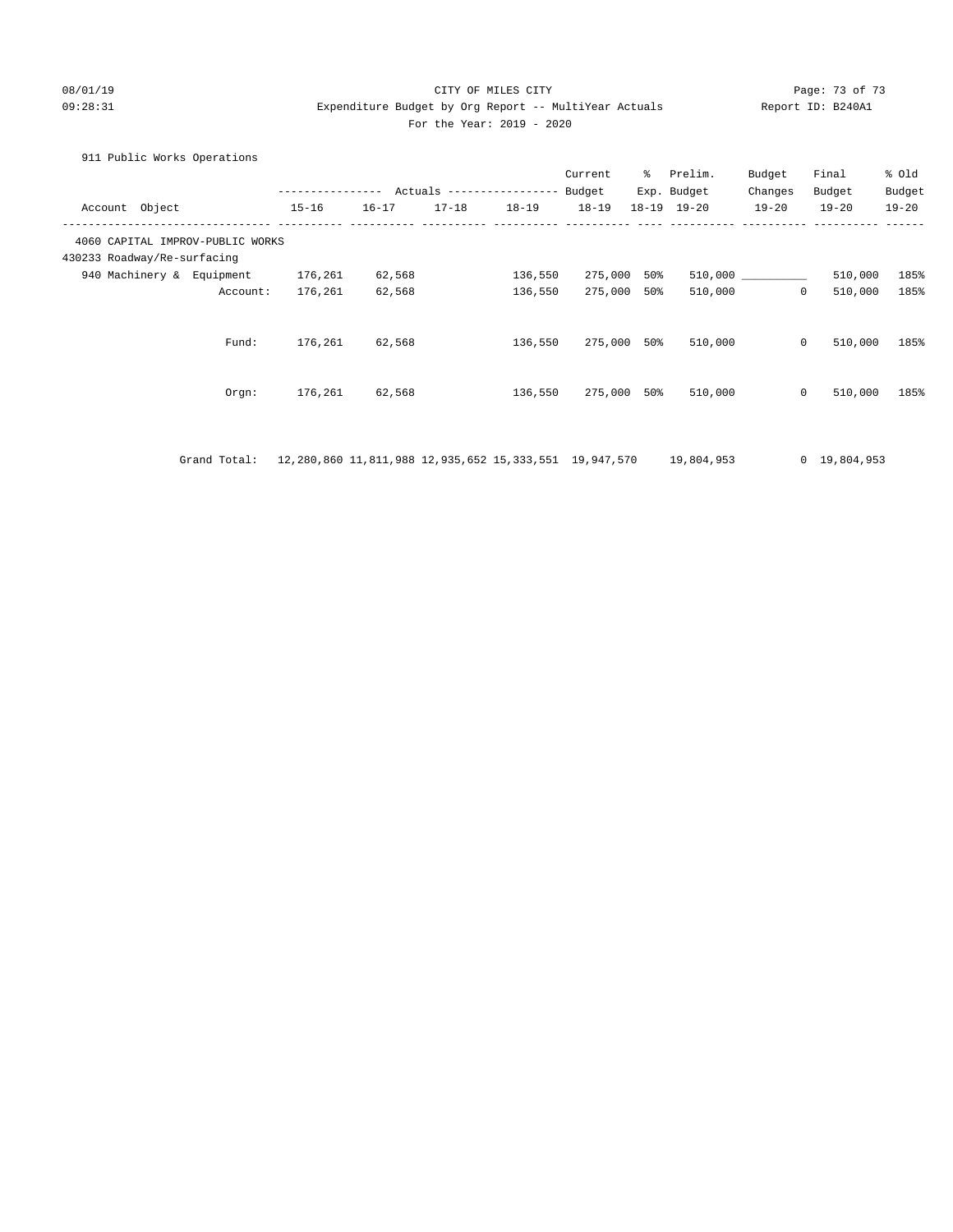CITY OF MILES CITY

Expenditure Budget by Org Report -- MultiYear Actuals

For the Year: 2019 - 2020

911 Public Works Operations

| Account Object | Actuals 15-16 | Actuals 16-17 | Actuals 17-18 | Actuals 18-19 | Current Budget 18-19 | % Exp. 18-19 | Prelim. Budget 19-20 | Budget Changes 19-20 | Final Budget 19-20 | % Old Budget 19-20 |
|---|---|---|---|---|---|---|---|---|---|---|
| 4060 CAPITAL IMPROV-PUBLIC WORKS | | | | | | | | | | |
| 430233 Roadway/Re-surfacing | | | | | | | | | | |
| 940 Machinery & Equipment | 176,261 | 62,568 | | 136,550 | 275,000 | 50% | 510,000 | __________ | 510,000 | 185% |
| Account: | 176,261 | 62,568 | | 136,550 | 275,000 | 50% | 510,000 | 0 | 510,000 | 185% |
| Fund: | 176,261 | 62,568 | | 136,550 | 275,000 | 50% | 510,000 | 0 | 510,000 | 185% |
| Orgn: | 176,261 | 62,568 | | 136,550 | 275,000 | 50% | 510,000 | 0 | 510,000 | 185% |
| Grand Total: | 12,280,860 | 11,811,988 | 12,935,652 | 15,333,551 | 19,947,570 | | 19,804,953 | 0 | 19,804,953 | |